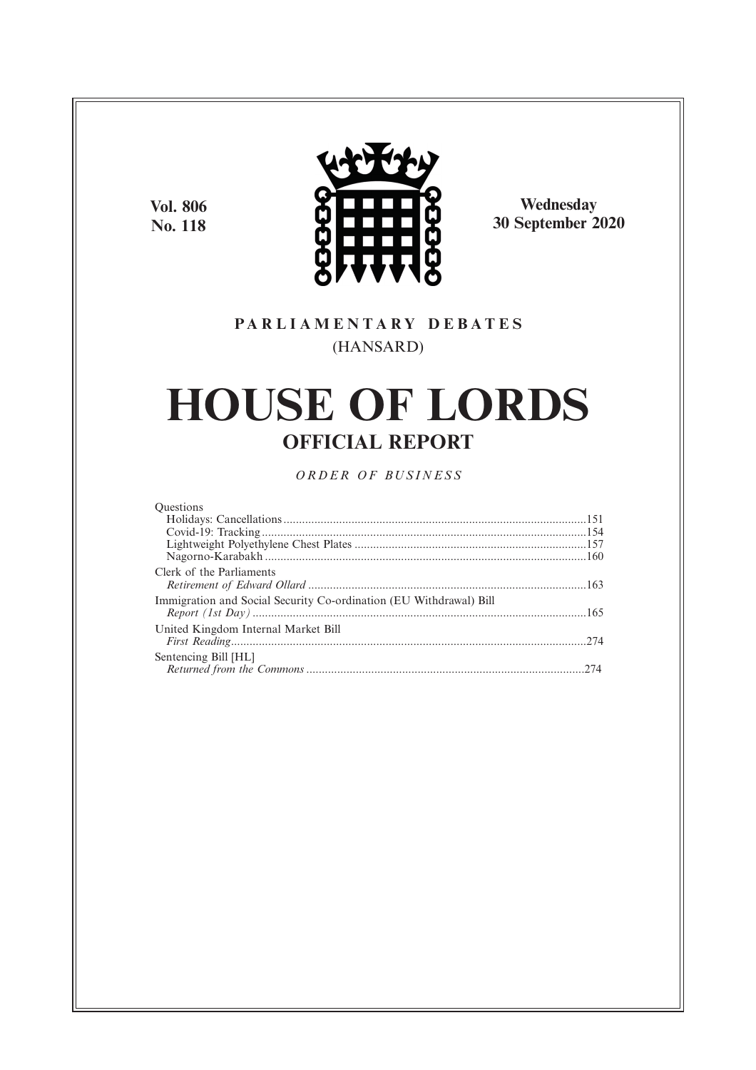Vol. 806
No. 118

Wednesday
30 September 2020

**PARLIAMENTARY DEBATES**

(HANSARD)

# HOUSE OF LORDS

## OFFICIAL REPORT

*ORDER OF BUSINESS*

Questions
- Holidays: Cancellations ....................151
- Covid-19: Tracking ....................154
- Lightweight Polyethylene Chest Plates ....................157
- Nagorno-Karabakh ....................160

Clerk of the Parliaments
- *Retirement of Edward Ollard* ....................163

Immigration and Social Security Co-ordination (EU Withdrawal) Bill
- *Report (1st Day)* ....................165

United Kingdom Internal Market Bill
- *First Reading* ....................274

Sentencing Bill [HL]
- *Returned from the Commons* ....................274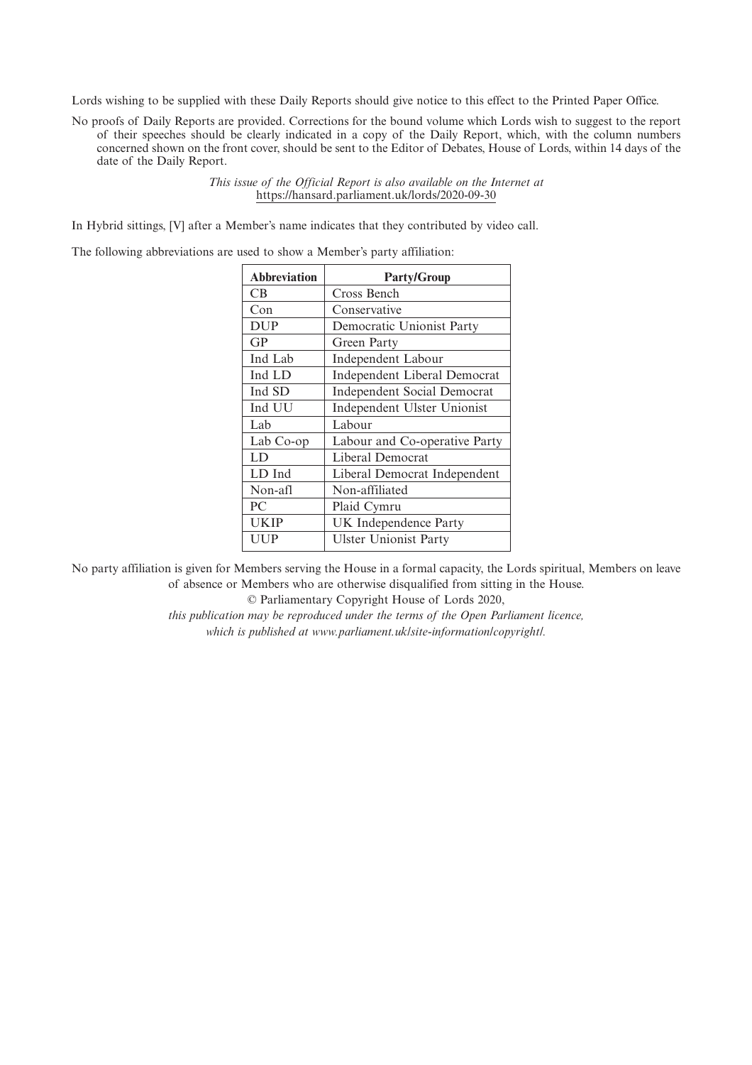Lords wishing to be supplied with these Daily Reports should give notice to this effect to the Printed Paper Office.

No proofs of Daily Reports are provided. Corrections for the bound volume which Lords wish to suggest to the report of their speeches should be clearly indicated in a copy of the Daily Report, which, with the column numbers concerned shown on the front cover, should be sent to the Editor of Debates, House of Lords, within 14 days of the date of the Daily Report.

*This issue of the Official Report is also available on the Internet at*
https://hansard.parliament.uk/lords/2020-09-30

In Hybrid sittings, [V] after a Member's name indicates that they contributed by video call.

The following abbreviations are used to show a Member's party affiliation:

| Abbreviation | Party/Group |
|---|---|
| CB | Cross Bench |
| Con | Conservative |
| DUP | Democratic Unionist Party |
| GP | Green Party |
| Ind Lab | Independent Labour |
| Ind LD | Independent Liberal Democrat |
| Ind SD | Independent Social Democrat |
| Ind UU | Independent Ulster Unionist |
| Lab | Labour |
| Lab Co-op | Labour and Co-operative Party |
| LD | Liberal Democrat |
| LD Ind | Liberal Democrat Independent |
| Non-afl | Non-affiliated |
| PC | Plaid Cymru |
| UKIP | UK Independence Party |
| UUP | Ulster Unionist Party |

No party affiliation is given for Members serving the House in a formal capacity, the Lords spiritual, Members on leave of absence or Members who are otherwise disqualified from sitting in the House.

© Parliamentary Copyright House of Lords 2020,

*this publication may be reproduced under the terms of the Open Parliament licence, which is published at www.parliament.uk/site-information/copyright/.*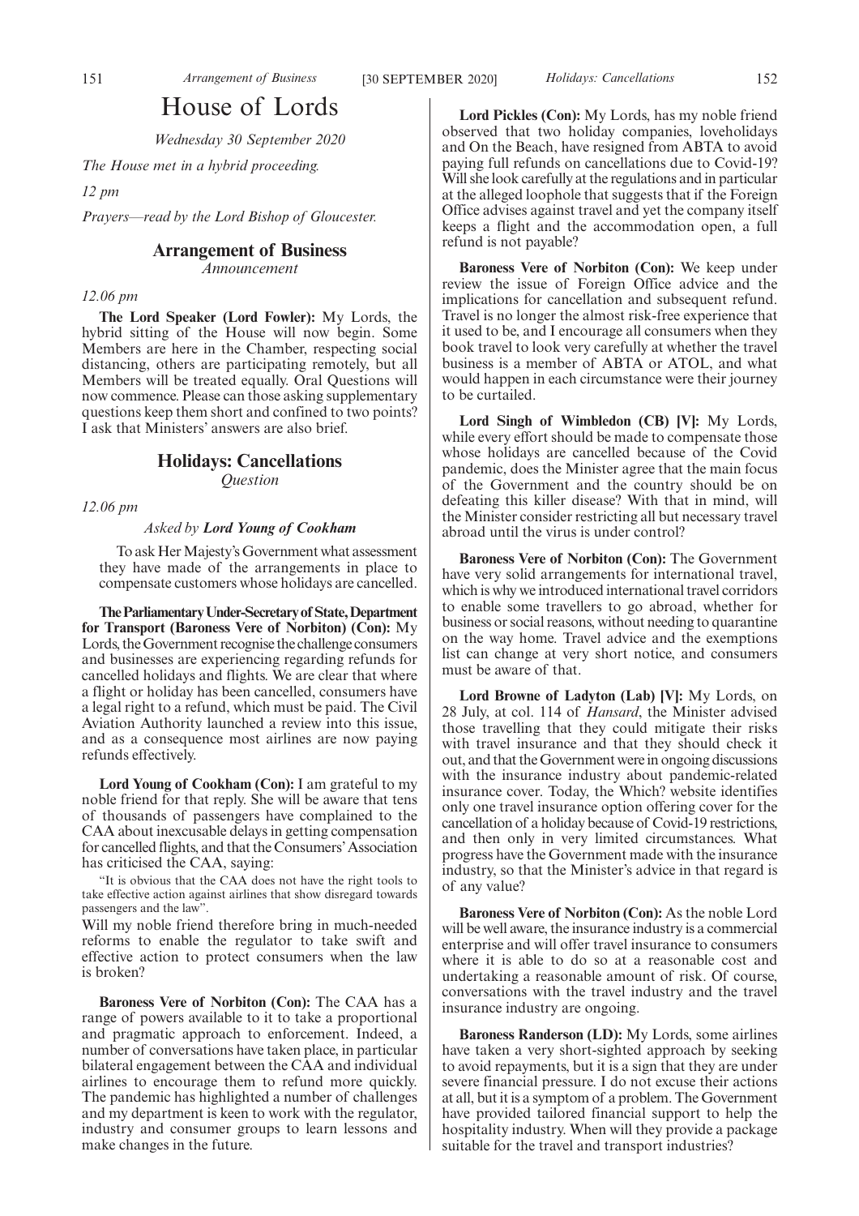# House of Lords

*Wednesday 30 September 2020*

*The House met in a hybrid proceeding.*

*12 pm*

*Prayers—read by the Lord Bishop of Gloucester.*

## Arrangement of Business

*Announcement*

*12.06 pm*

**The Lord Speaker (Lord Fowler):** My Lords, the hybrid sitting of the House will now begin. Some Members are here in the Chamber, respecting social distancing, others are participating remotely, but all Members will be treated equally. Oral Questions will now commence. Please can those asking supplementary questions keep them short and confined to two points? I ask that Ministers' answers are also brief.

## Holidays: Cancellations

*Question*

*12.06 pm*

*Asked by* ***Lord Young of Cookham***

To ask Her Majesty's Government what assessment they have made of the arrangements in place to compensate customers whose holidays are cancelled.

**The Parliamentary Under-Secretary of State, Department for Transport (Baroness Vere of Norbiton) (Con):** My Lords, the Government recognise the challenge consumers and businesses are experiencing regarding refunds for cancelled holidays and flights. We are clear that where a flight or holiday has been cancelled, consumers have a legal right to a refund, which must be paid. The Civil Aviation Authority launched a review into this issue, and as a consequence most airlines are now paying refunds effectively.

**Lord Young of Cookham (Con):** I am grateful to my noble friend for that reply. She will be aware that tens of thousands of passengers have complained to the CAA about inexcusable delays in getting compensation for cancelled flights, and that the Consumers' Association has criticised the CAA, saying:

"It is obvious that the CAA does not have the right tools to take effective action against airlines that show disregard towards passengers and the law".

Will my noble friend therefore bring in much-needed reforms to enable the regulator to take swift and effective action to protect consumers when the law is broken?

**Baroness Vere of Norbiton (Con):** The CAA has a range of powers available to it to take a proportional and pragmatic approach to enforcement. Indeed, a number of conversations have taken place, in particular bilateral engagement between the CAA and individual airlines to encourage them to refund more quickly. The pandemic has highlighted a number of challenges and my department is keen to work with the regulator, industry and consumer groups to learn lessons and make changes in the future.

**Lord Pickles (Con):** My Lords, has my noble friend observed that two holiday companies, loveholidays and On the Beach, have resigned from ABTA to avoid paying full refunds on cancellations due to Covid-19? Will she look carefully at the regulations and in particular at the alleged loophole that suggests that if the Foreign Office advises against travel and yet the company itself keeps a flight and the accommodation open, a full refund is not payable?

**Baroness Vere of Norbiton (Con):** We keep under review the issue of Foreign Office advice and the implications for cancellation and subsequent refund. Travel is no longer the almost risk-free experience that it used to be, and I encourage all consumers when they book travel to look very carefully at whether the travel business is a member of ABTA or ATOL, and what would happen in each circumstance were their journey to be curtailed.

**Lord Singh of Wimbledon (CB) [V]:** My Lords, while every effort should be made to compensate those whose holidays are cancelled because of the Covid pandemic, does the Minister agree that the main focus of the Government and the country should be on defeating this killer disease? With that in mind, will the Minister consider restricting all but necessary travel abroad until the virus is under control?

**Baroness Vere of Norbiton (Con):** The Government have very solid arrangements for international travel, which is why we introduced international travel corridors to enable some travellers to go abroad, whether for business or social reasons, without needing to quarantine on the way home. Travel advice and the exemptions list can change at very short notice, and consumers must be aware of that.

**Lord Browne of Ladyton (Lab) [V]:** My Lords, on 28 July, at col. 114 of *Hansard*, the Minister advised those travelling that they could mitigate their risks with travel insurance and that they should check it out, and that the Government were in ongoing discussions with the insurance industry about pandemic-related insurance cover. Today, the Which? website identifies only one travel insurance option offering cover for the cancellation of a holiday because of Covid-19 restrictions, and then only in very limited circumstances. What progress have the Government made with the insurance industry, so that the Minister's advice in that regard is of any value?

**Baroness Vere of Norbiton (Con):** As the noble Lord will be well aware, the insurance industry is a commercial enterprise and will offer travel insurance to consumers where it is able to do so at a reasonable cost and undertaking a reasonable amount of risk. Of course, conversations with the travel industry and the travel insurance industry are ongoing.

**Baroness Randerson (LD):** My Lords, some airlines have taken a very short-sighted approach by seeking to avoid repayments, but it is a sign that they are under severe financial pressure. I do not excuse their actions at all, but it is a symptom of a problem. The Government have provided tailored financial support to help the hospitality industry. When will they provide a package suitable for the travel and transport industries?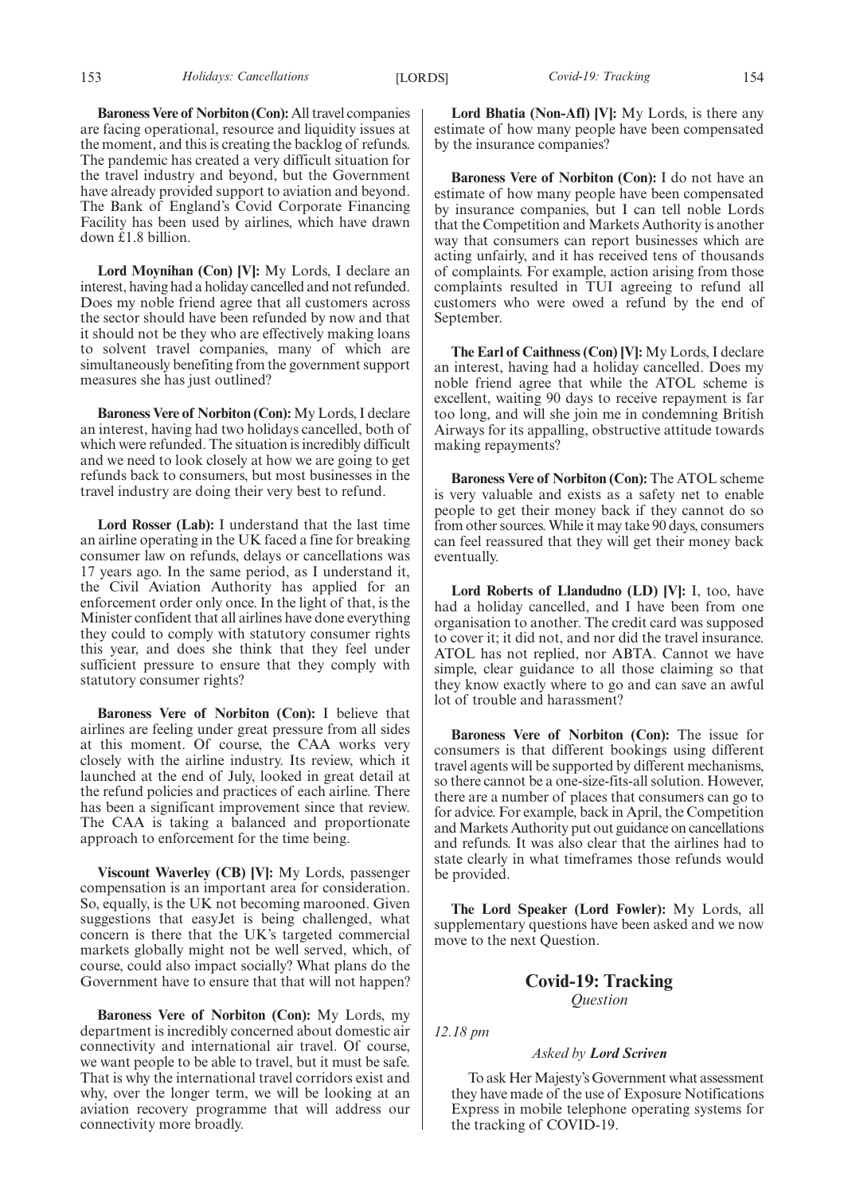**Baroness Vere of Norbiton (Con):** All travel companies are facing operational, resource and liquidity issues at the moment, and this is creating the backlog of refunds. The pandemic has created a very difficult situation for the travel industry and beyond, but the Government have already provided support to aviation and beyond. The Bank of England's Covid Corporate Financing Facility has been used by airlines, which have drawn down £1.8 billion.

**Lord Moynihan (Con) [V]:** My Lords, I declare an interest, having had a holiday cancelled and not refunded. Does my noble friend agree that all customers across the sector should have been refunded by now and that it should not be they who are effectively making loans to solvent travel companies, many of which are simultaneously benefiting from the government support measures she has just outlined?

**Baroness Vere of Norbiton (Con):** My Lords, I declare an interest, having had two holidays cancelled, both of which were refunded. The situation is incredibly difficult and we need to look closely at how we are going to get refunds back to consumers, but most businesses in the travel industry are doing their very best to refund.

**Lord Rosser (Lab):** I understand that the last time an airline operating in the UK faced a fine for breaking consumer law on refunds, delays or cancellations was 17 years ago. In the same period, as I understand it, the Civil Aviation Authority has applied for an enforcement order only once. In the light of that, is the Minister confident that all airlines have done everything they could to comply with statutory consumer rights this year, and does she think that they feel under sufficient pressure to ensure that they comply with statutory consumer rights?

**Baroness Vere of Norbiton (Con):** I believe that airlines are feeling under great pressure from all sides at this moment. Of course, the CAA works very closely with the airline industry. Its review, which it launched at the end of July, looked in great detail at the refund policies and practices of each airline. There has been a significant improvement since that review. The CAA is taking a balanced and proportionate approach to enforcement for the time being.

**Viscount Waverley (CB) [V]:** My Lords, passenger compensation is an important area for consideration. So, equally, is the UK not becoming marooned. Given suggestions that easyJet is being challenged, what concern is there that the UK's targeted commercial markets globally might not be well served, which, of course, could also impact socially? What plans do the Government have to ensure that that will not happen?

**Baroness Vere of Norbiton (Con):** My Lords, my department is incredibly concerned about domestic air connectivity and international air travel. Of course, we want people to be able to travel, but it must be safe. That is why the international travel corridors exist and why, over the longer term, we will be looking at an aviation recovery programme that will address our connectivity more broadly.

**Lord Bhatia (Non-Afl) [V]:** My Lords, is there any estimate of how many people have been compensated by the insurance companies?

**Baroness Vere of Norbiton (Con):** I do not have an estimate of how many people have been compensated by insurance companies, but I can tell noble Lords that the Competition and Markets Authority is another way that consumers can report businesses which are acting unfairly, and it has received tens of thousands of complaints. For example, action arising from those complaints resulted in TUI agreeing to refund all customers who were owed a refund by the end of September.

**The Earl of Caithness (Con) [V]:** My Lords, I declare an interest, having had a holiday cancelled. Does my noble friend agree that while the ATOL scheme is excellent, waiting 90 days to receive repayment is far too long, and will she join me in condemning British Airways for its appalling, obstructive attitude towards making repayments?

**Baroness Vere of Norbiton (Con):** The ATOL scheme is very valuable and exists as a safety net to enable people to get their money back if they cannot do so from other sources. While it may take 90 days, consumers can feel reassured that they will get their money back eventually.

**Lord Roberts of Llandudno (LD) [V]:** I, too, have had a holiday cancelled, and I have been from one organisation to another. The credit card was supposed to cover it; it did not, and nor did the travel insurance. ATOL has not replied, nor ABTA. Cannot we have simple, clear guidance to all those claiming so that they know exactly where to go and can save an awful lot of trouble and harassment?

**Baroness Vere of Norbiton (Con):** The issue for consumers is that different bookings using different travel agents will be supported by different mechanisms, so there cannot be a one-size-fits-all solution. However, there are a number of places that consumers can go to for advice. For example, back in April, the Competition and Markets Authority put out guidance on cancellations and refunds. It was also clear that the airlines had to state clearly in what timeframes those refunds would be provided.

**The Lord Speaker (Lord Fowler):** My Lords, all supplementary questions have been asked and we now move to the next Question.

## Covid-19: Tracking

*Question*

*12.18 pm*

*Asked by* ***Lord Scriven***

To ask Her Majesty's Government what assessment they have made of the use of Exposure Notifications Express in mobile telephone operating systems for the tracking of COVID-19.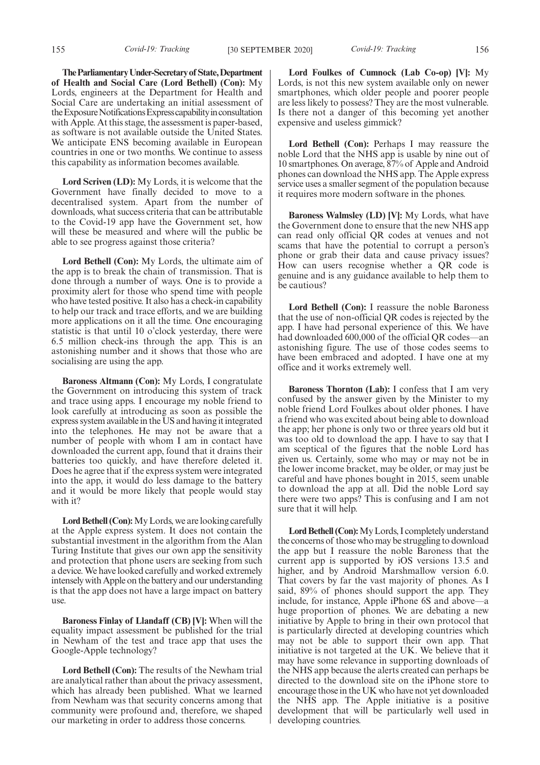**The Parliamentary Under-Secretary of State, Department of Health and Social Care (Lord Bethell) (Con):** My Lords, engineers at the Department for Health and Social Care are undertaking an initial assessment of the Exposure Notifications Express capability in consultation with Apple. At this stage, the assessment is paper-based, as software is not available outside the United States. We anticipate ENS becoming available in European countries in one or two months. We continue to assess this capability as information becomes available.

**Lord Scriven (LD):** My Lords, it is welcome that the Government have finally decided to move to a decentralised system. Apart from the number of downloads, what success criteria that can be attributable to the Covid-19 app have the Government set, how will these be measured and where will the public be able to see progress against those criteria?

**Lord Bethell (Con):** My Lords, the ultimate aim of the app is to break the chain of transmission. That is done through a number of ways. One is to provide a proximity alert for those who spend time with people who have tested positive. It also has a check-in capability to help our track and trace efforts, and we are building more applications on it all the time. One encouraging statistic is that until 10 o'clock yesterday, there were 6.5 million check-ins through the app. This is an astonishing number and it shows that those who are socialising are using the app.

**Baroness Altmann (Con):** My Lords, I congratulate the Government on introducing this system of track and trace using apps. I encourage my noble friend to look carefully at introducing as soon as possible the express system available in the US and having it integrated into the telephones. He may not be aware that a number of people with whom I am in contact have downloaded the current app, found that it drains their batteries too quickly, and have therefore deleted it. Does he agree that if the express system were integrated into the app, it would do less damage to the battery and it would be more likely that people would stay with it?

**Lord Bethell (Con):** My Lords, we are looking carefully at the Apple express system. It does not contain the substantial investment in the algorithm from the Alan Turing Institute that gives our own app the sensitivity and protection that phone users are seeking from such a device. We have looked carefully and worked extremely intensely with Apple on the battery and our understanding is that the app does not have a large impact on battery use.

**Baroness Finlay of Llandaff (CB) [V]:** When will the equality impact assessment be published for the trial in Newham of the test and trace app that uses the Google-Apple technology?

**Lord Bethell (Con):** The results of the Newham trial are analytical rather than about the privacy assessment, which has already been published. What we learned from Newham was that security concerns among that community were profound and, therefore, we shaped our marketing in order to address those concerns.

**Lord Foulkes of Cumnock (Lab Co-op) [V]:** My Lords, is not this new system available only on newer smartphones, which older people and poorer people are less likely to possess? They are the most vulnerable. Is there not a danger of this becoming yet another expensive and useless gimmick?

**Lord Bethell (Con):** Perhaps I may reassure the noble Lord that the NHS app is usable by nine out of 10 smartphones. On average, 87% of Apple and Android phones can download the NHS app. The Apple express service uses a smaller segment of the population because it requires more modern software in the phones.

**Baroness Walmsley (LD) [V]:** My Lords, what have the Government done to ensure that the new NHS app can read only official QR codes at venues and not scams that have the potential to corrupt a person's phone or grab their data and cause privacy issues? How can users recognise whether a QR code is genuine and is any guidance available to help them to be cautious?

**Lord Bethell (Con):** I reassure the noble Baroness that the use of non-official QR codes is rejected by the app. I have had personal experience of this. We have had downloaded 600,000 of the official QR codes—an astonishing figure. The use of those codes seems to have been embraced and adopted. I have one at my office and it works extremely well.

**Baroness Thornton (Lab):** I confess that I am very confused by the answer given by the Minister to my noble friend Lord Foulkes about older phones. I have a friend who was excited about being able to download the app; her phone is only two or three years old but it was too old to download the app. I have to say that I am sceptical of the figures that the noble Lord has given us. Certainly, some who may or may not be in the lower income bracket, may be older, or may just be careful and have phones bought in 2015, seem unable to download the app at all. Did the noble Lord say there were two apps? This is confusing and I am not sure that it will help.

**Lord Bethell (Con):** My Lords, I completely understand the concerns of those who may be struggling to download the app but I reassure the noble Baroness that the current app is supported by iOS versions 13.5 and higher, and by Android Marshmallow version 6.0. That covers by far the vast majority of phones. As I said, 89% of phones should support the app. They include, for instance, Apple iPhone 6S and above—a huge proportion of phones. We are debating a new initiative by Apple to bring in their own protocol that is particularly directed at developing countries which may not be able to support their own app. That initiative is not targeted at the UK. We believe that it may have some relevance in supporting downloads of the NHS app because the alerts created can perhaps be directed to the download site on the iPhone store to encourage those in the UK who have not yet downloaded the NHS app. The Apple initiative is a positive development that will be particularly well used in developing countries.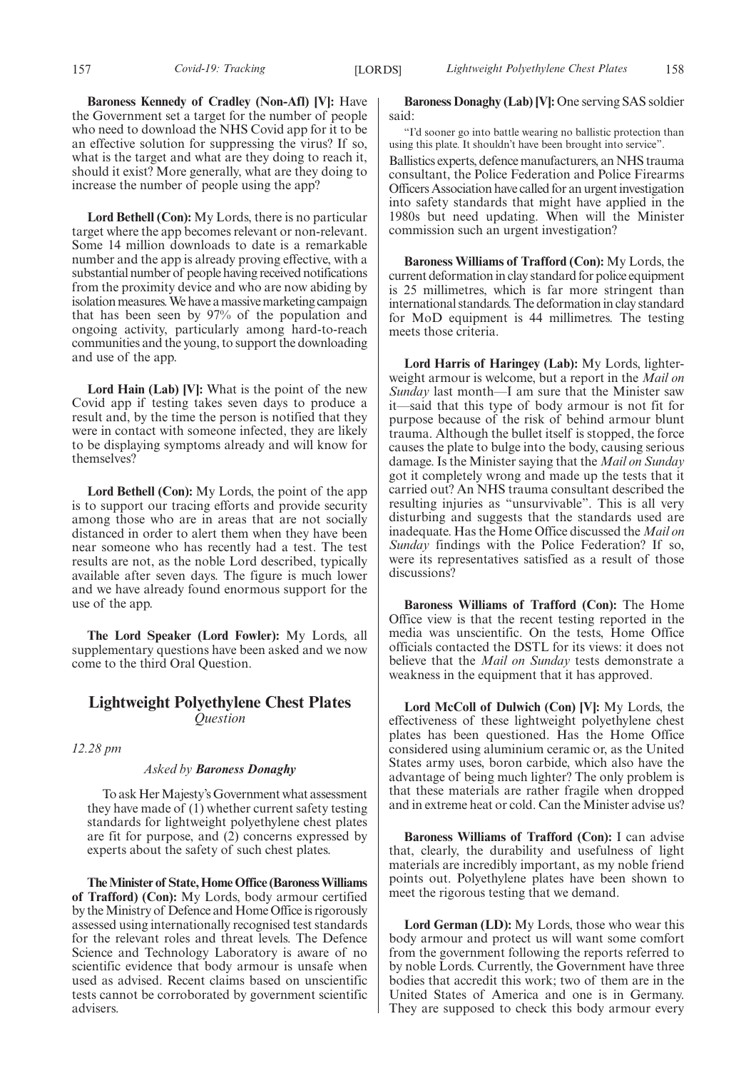**Baroness Kennedy of Cradley (Non-Afl) [V]:** Have the Government set a target for the number of people who need to download the NHS Covid app for it to be an effective solution for suppressing the virus? If so, what is the target and what are they doing to reach it, should it exist? More generally, what are they doing to increase the number of people using the app?

**Lord Bethell (Con):** My Lords, there is no particular target where the app becomes relevant or non-relevant. Some 14 million downloads to date is a remarkable number and the app is already proving effective, with a substantial number of people having received notifications from the proximity device and who are now abiding by isolation measures. We have a massive marketing campaign that has been seen by 97% of the population and ongoing activity, particularly among hard-to-reach communities and the young, to support the downloading and use of the app.

**Lord Hain (Lab) [V]:** What is the point of the new Covid app if testing takes seven days to produce a result and, by the time the person is notified that they were in contact with someone infected, they are likely to be displaying symptoms already and will know for themselves?

**Lord Bethell (Con):** My Lords, the point of the app is to support our tracing efforts and provide security among those who are in areas that are not socially distanced in order to alert them when they have been near someone who has recently had a test. The test results are not, as the noble Lord described, typically available after seven days. The figure is much lower and we have already found enormous support for the use of the app.

**The Lord Speaker (Lord Fowler):** My Lords, all supplementary questions have been asked and we now come to the third Oral Question.

## Lightweight Polyethylene Chest Plates

*Question*

*12.28 pm*

*Asked by* ***Baroness Donaghy***

To ask Her Majesty's Government what assessment they have made of (1) whether current safety testing standards for lightweight polyethylene chest plates are fit for purpose, and (2) concerns expressed by experts about the safety of such chest plates.

**The Minister of State, Home Office (Baroness Williams of Trafford) (Con):** My Lords, body armour certified by the Ministry of Defence and Home Office is rigorously assessed using internationally recognised test standards for the relevant roles and threat levels. The Defence Science and Technology Laboratory is aware of no scientific evidence that body armour is unsafe when used as advised. Recent claims based on unscientific tests cannot be corroborated by government scientific advisers.

**Baroness Donaghy (Lab) [V]:** One serving SAS soldier said:

"I'd sooner go into battle wearing no ballistic protection than using this plate. It shouldn't have been brought into service".

Ballistics experts, defence manufacturers, an NHS trauma consultant, the Police Federation and Police Firearms Officers Association have called for an urgent investigation into safety standards that might have applied in the 1980s but need updating. When will the Minister commission such an urgent investigation?

**Baroness Williams of Trafford (Con):** My Lords, the current deformation in clay standard for police equipment is 25 millimetres, which is far more stringent than international standards. The deformation in clay standard for MoD equipment is 44 millimetres. The testing meets those criteria.

**Lord Harris of Haringey (Lab):** My Lords, lighter-weight armour is welcome, but a report in the *Mail on Sunday* last month—I am sure that the Minister saw it—said that this type of body armour is not fit for purpose because of the risk of behind armour blunt trauma. Although the bullet itself is stopped, the force causes the plate to bulge into the body, causing serious damage. Is the Minister saying that the *Mail on Sunday* got it completely wrong and made up the tests that it carried out? An NHS trauma consultant described the resulting injuries as "unsurvivable". This is all very disturbing and suggests that the standards used are inadequate. Has the Home Office discussed the *Mail on Sunday* findings with the Police Federation? If so, were its representatives satisfied as a result of those discussions?

**Baroness Williams of Trafford (Con):** The Home Office view is that the recent testing reported in the media was unscientific. On the tests, Home Office officials contacted the DSTL for its views: it does not believe that the *Mail on Sunday* tests demonstrate a weakness in the equipment that it has approved.

**Lord McColl of Dulwich (Con) [V]:** My Lords, the effectiveness of these lightweight polyethylene chest plates has been questioned. Has the Home Office considered using aluminium ceramic or, as the United States army uses, boron carbide, which also have the advantage of being much lighter? The only problem is that these materials are rather fragile when dropped and in extreme heat or cold. Can the Minister advise us?

**Baroness Williams of Trafford (Con):** I can advise that, clearly, the durability and usefulness of light materials are incredibly important, as my noble friend points out. Polyethylene plates have been shown to meet the rigorous testing that we demand.

**Lord German (LD):** My Lords, those who wear this body armour and protect us will want some comfort from the government following the reports referred to by noble Lords. Currently, the Government have three bodies that accredit this work; two of them are in the United States of America and one is in Germany. They are supposed to check this body armour every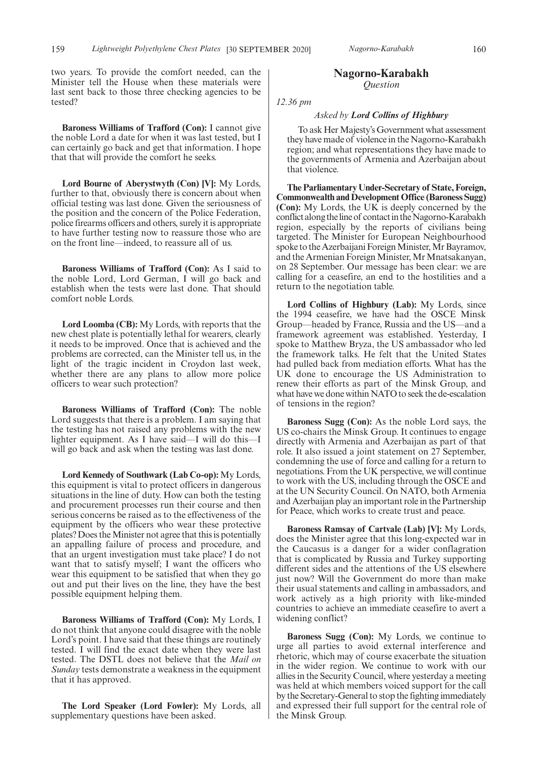two years. To provide the comfort needed, can the Minister tell the House when these materials were last sent back to those three checking agencies to be tested?

**Baroness Williams of Trafford (Con):** I cannot give the noble Lord a date for when it was last tested, but I can certainly go back and get that information. I hope that that will provide the comfort he seeks.

**Lord Bourne of Aberystwyth (Con) [V]:** My Lords, further to that, obviously there is concern about when official testing was last done. Given the seriousness of the position and the concern of the Police Federation, police firearms officers and others, surely it is appropriate to have further testing now to reassure those who are on the front line—indeed, to reassure all of us.

**Baroness Williams of Trafford (Con):** As I said to the noble Lord, Lord German, I will go back and establish when the tests were last done. That should comfort noble Lords.

**Lord Loomba (CB):** My Lords, with reports that the new chest plate is potentially lethal for wearers, clearly it needs to be improved. Once that is achieved and the problems are corrected, can the Minister tell us, in the light of the tragic incident in Croydon last week, whether there are any plans to allow more police officers to wear such protection?

**Baroness Williams of Trafford (Con):** The noble Lord suggests that there is a problem. I am saying that the testing has not raised any problems with the new lighter equipment. As I have said—I will do this—I will go back and ask when the testing was last done.

**Lord Kennedy of Southwark (Lab Co-op):** My Lords, this equipment is vital to protect officers in dangerous situations in the line of duty. How can both the testing and procurement processes run their course and then serious concerns be raised as to the effectiveness of the equipment by the officers who wear these protective plates? Does the Minister not agree that this is potentially an appalling failure of process and procedure, and that an urgent investigation must take place? I do not want that to satisfy myself; I want the officers who wear this equipment to be satisfied that when they go out and put their lives on the line, they have the best possible equipment helping them.

**Baroness Williams of Trafford (Con):** My Lords, I do not think that anyone could disagree with the noble Lord's point. I have said that these things are routinely tested. I will find the exact date when they were last tested. The DSTL does not believe that the *Mail on Sunday* tests demonstrate a weakness in the equipment that it has approved.

**The Lord Speaker (Lord Fowler):** My Lords, all supplementary questions have been asked.

## Nagorno-Karabakh

*Question*

*12.36 pm*

*Asked by* ***Lord Collins of Highbury***

To ask Her Majesty's Government what assessment they have made of violence in the Nagorno-Karabakh region; and what representations they have made to the governments of Armenia and Azerbaijan about that violence.

**The Parliamentary Under-Secretary of State, Foreign, Commonwealth and Development Office (Baroness Sugg) (Con):** My Lords, the UK is deeply concerned by the conflict along the line of contact in the Nagorno-Karabakh region, especially by the reports of civilians being targeted. The Minister for European Neighbourhood spoke to the Azerbaijani Foreign Minister, Mr Bayramov, and the Armenian Foreign Minister, Mr Mnatsakanyan, on 28 September. Our message has been clear: we are calling for a ceasefire, an end to the hostilities and a return to the negotiation table.

**Lord Collins of Highbury (Lab):** My Lords, since the 1994 ceasefire, we have had the OSCE Minsk Group—headed by France, Russia and the US—and a framework agreement was established. Yesterday, I spoke to Matthew Bryza, the US ambassador who led the framework talks. He felt that the United States had pulled back from mediation efforts. What has the UK done to encourage the US Administration to renew their efforts as part of the Minsk Group, and what have we done within NATO to seek the de-escalation of tensions in the region?

**Baroness Sugg (Con):** As the noble Lord says, the US co-chairs the Minsk Group. It continues to engage directly with Armenia and Azerbaijan as part of that role. It also issued a joint statement on 27 September, condemning the use of force and calling for a return to negotiations. From the UK perspective, we will continue to work with the US, including through the OSCE and at the UN Security Council. On NATO, both Armenia and Azerbaijan play an important role in the Partnership for Peace, which works to create trust and peace.

**Baroness Ramsay of Cartvale (Lab) [V]:** My Lords, does the Minister agree that this long-expected war in the Caucasus is a danger for a wider conflagration that is complicated by Russia and Turkey supporting different sides and the attentions of the US elsewhere just now? Will the Government do more than make their usual statements and calling in ambassadors, and work actively as a high priority with like-minded countries to achieve an immediate ceasefire to avert a widening conflict?

**Baroness Sugg (Con):** My Lords, we continue to urge all parties to avoid external interference and rhetoric, which may of course exacerbate the situation in the wider region. We continue to work with our allies in the Security Council, where yesterday a meeting was held at which members voiced support for the call by the Secretary-General to stop the fighting immediately and expressed their full support for the central role of the Minsk Group.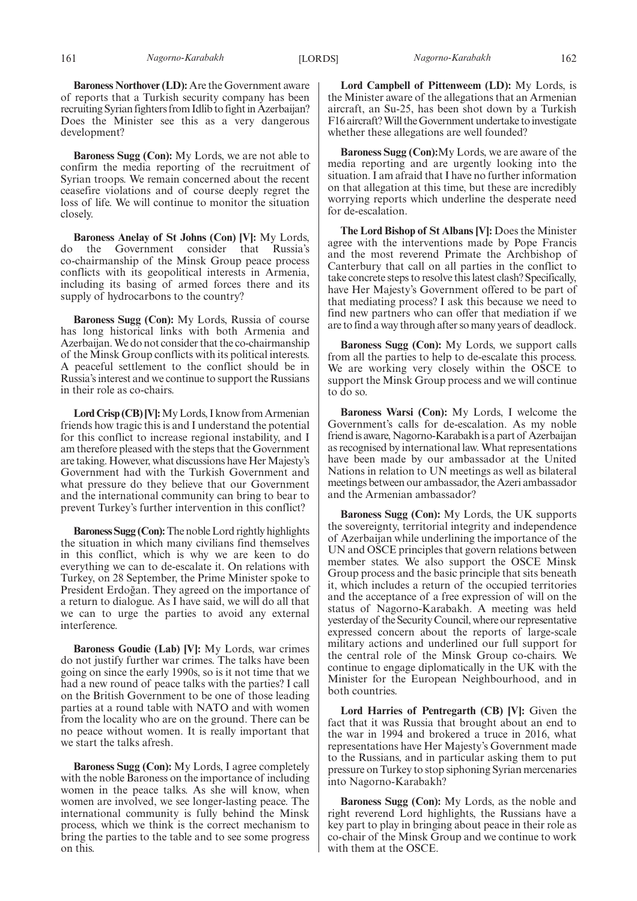**Baroness Northover (LD):** Are the Government aware of reports that a Turkish security company has been recruiting Syrian fighters from Idlib to fight in Azerbaijan? Does the Minister see this as a very dangerous development?

**Baroness Sugg (Con):** My Lords, we are not able to confirm the media reporting of the recruitment of Syrian troops. We remain concerned about the recent ceasefire violations and of course deeply regret the loss of life. We will continue to monitor the situation closely.

**Baroness Anelay of St Johns (Con) [V]:** My Lords, do the Government consider that Russia's co-chairmanship of the Minsk Group peace process conflicts with its geopolitical interests in Armenia, including its basing of armed forces there and its supply of hydrocarbons to the country?

**Baroness Sugg (Con):** My Lords, Russia of course has long historical links with both Armenia and Azerbaijan. We do not consider that the co-chairmanship of the Minsk Group conflicts with its political interests. A peaceful settlement to the conflict should be in Russia's interest and we continue to support the Russians in their role as co-chairs.

**Lord Crisp (CB) [V]:** My Lords, I know from Armenian friends how tragic this is and I understand the potential for this conflict to increase regional instability, and I am therefore pleased with the steps that the Government are taking. However, what discussions have Her Majesty's Government had with the Turkish Government and what pressure do they believe that our Government and the international community can bring to bear to prevent Turkey's further intervention in this conflict?

**Baroness Sugg (Con):** The noble Lord rightly highlights the situation in which many civilians find themselves in this conflict, which is why we are keen to do everything we can to de-escalate it. On relations with Turkey, on 28 September, the Prime Minister spoke to President Erdoğan. They agreed on the importance of a return to dialogue. As I have said, we will do all that we can to urge the parties to avoid any external interference.

**Baroness Goudie (Lab) [V]:** My Lords, war crimes do not justify further war crimes. The talks have been going on since the early 1990s, so is it not time that we had a new round of peace talks with the parties? I call on the British Government to be one of those leading parties at a round table with NATO and with women from the locality who are on the ground. There can be no peace without women. It is really important that we start the talks afresh.

**Baroness Sugg (Con):** My Lords, I agree completely with the noble Baroness on the importance of including women in the peace talks. As she will know, when women are involved, we see longer-lasting peace. The international community is fully behind the Minsk process, which we think is the correct mechanism to bring the parties to the table and to see some progress on this.

**Lord Campbell of Pittenweem (LD):** My Lords, is the Minister aware of the allegations that an Armenian aircraft, an Su-25, has been shot down by a Turkish F16 aircraft? Will the Government undertake to investigate whether these allegations are well founded?

**Baroness Sugg (Con):** My Lords, we are aware of the media reporting and are urgently looking into the situation. I am afraid that I have no further information on that allegation at this time, but these are incredibly worrying reports which underline the desperate need for de-escalation.

**The Lord Bishop of St Albans [V]:** Does the Minister agree with the interventions made by Pope Francis and the most reverend Primate the Archbishop of Canterbury that call on all parties in the conflict to take concrete steps to resolve this latest clash? Specifically, have Her Majesty's Government offered to be part of that mediating process? I ask this because we need to find new partners who can offer that mediation if we are to find a way through after so many years of deadlock.

**Baroness Sugg (Con):** My Lords, we support calls from all the parties to help to de-escalate this process. We are working very closely within the OSCE to support the Minsk Group process and we will continue to do so.

**Baroness Warsi (Con):** My Lords, I welcome the Government's calls for de-escalation. As my noble friend is aware, Nagorno-Karabakh is a part of Azerbaijan as recognised by international law. What representations have been made by our ambassador at the United Nations in relation to UN meetings as well as bilateral meetings between our ambassador, the Azeri ambassador and the Armenian ambassador?

**Baroness Sugg (Con):** My Lords, the UK supports the sovereignty, territorial integrity and independence of Azerbaijan while underlining the importance of the UN and OSCE principles that govern relations between member states. We also support the OSCE Minsk Group process and the basic principle that sits beneath it, which includes a return of the occupied territories and the acceptance of a free expression of will on the status of Nagorno-Karabakh. A meeting was held yesterday of the Security Council, where our representative expressed concern about the reports of large-scale military actions and underlined our full support for the central role of the Minsk Group co-chairs. We continue to engage diplomatically in the UK with the Minister for the European Neighbourhood, and in both countries.

**Lord Harries of Pentregarth (CB) [V]:** Given the fact that it was Russia that brought about an end to the war in 1994 and brokered a truce in 2016, what representations have Her Majesty's Government made to the Russians, and in particular asking them to put pressure on Turkey to stop siphoning Syrian mercenaries into Nagorno-Karabakh?

**Baroness Sugg (Con):** My Lords, as the noble and right reverend Lord highlights, the Russians have a key part to play in bringing about peace in their role as co-chair of the Minsk Group and we continue to work with them at the OSCE.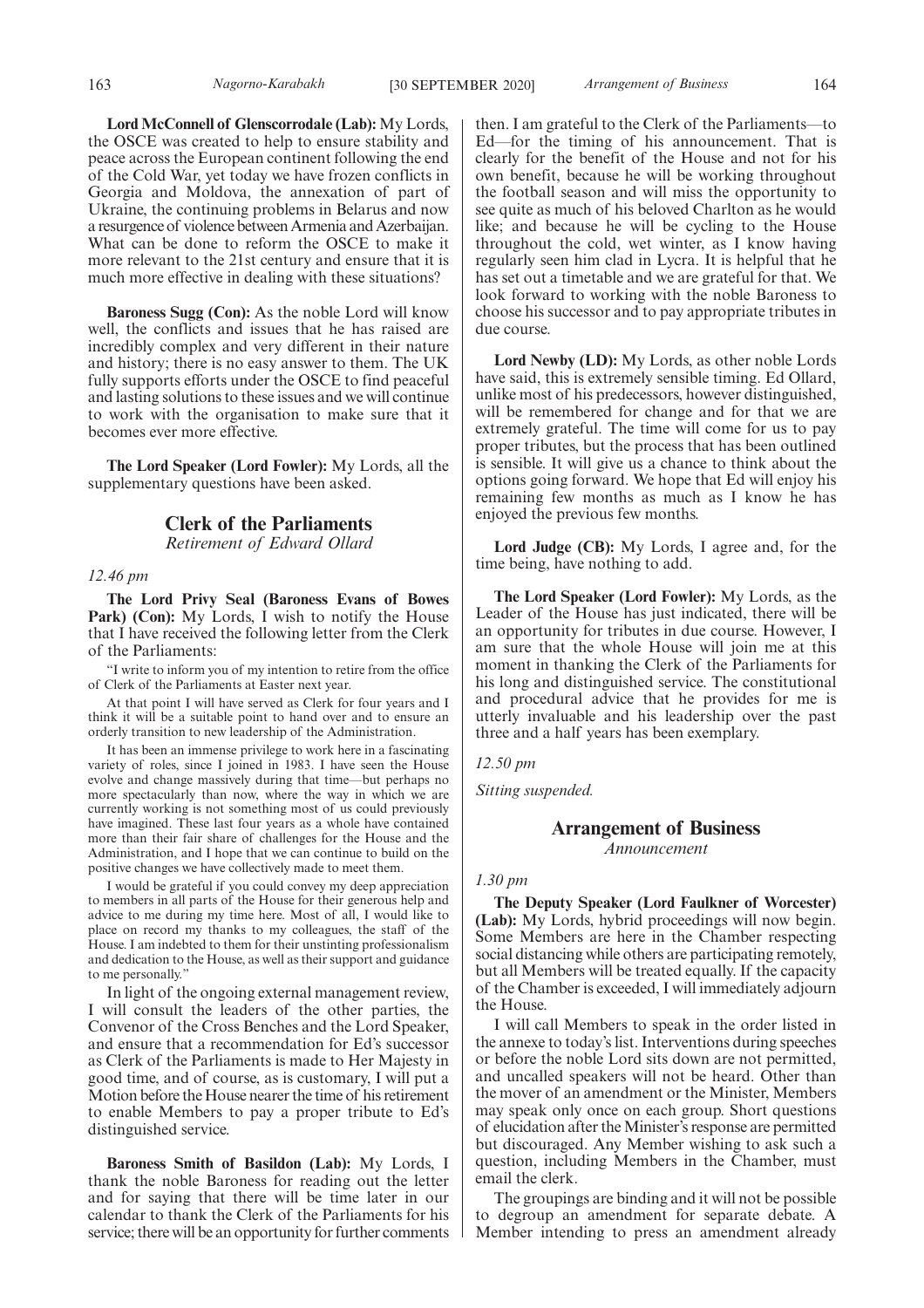**Lord McConnell of Glenscorrodale (Lab):** My Lords, the OSCE was created to help to ensure stability and peace across the European continent following the end of the Cold War, yet today we have frozen conflicts in Georgia and Moldova, the annexation of part of Ukraine, the continuing problems in Belarus and now a resurgence of violence between Armenia and Azerbaijan. What can be done to reform the OSCE to make it more relevant to the 21st century and ensure that it is much more effective in dealing with these situations?

**Baroness Sugg (Con):** As the noble Lord will know well, the conflicts and issues that he has raised are incredibly complex and very different in their nature and history; there is no easy answer to them. The UK fully supports efforts under the OSCE to find peaceful and lasting solutions to these issues and we will continue to work with the organisation to make sure that it becomes ever more effective.

**The Lord Speaker (Lord Fowler):** My Lords, all the supplementary questions have been asked.

## Clerk of the Parliaments

*Retirement of Edward Ollard*

*12.46 pm*

**The Lord Privy Seal (Baroness Evans of Bowes Park) (Con):** My Lords, I wish to notify the House that I have received the following letter from the Clerk of the Parliaments:

"I write to inform you of my intention to retire from the office of Clerk of the Parliaments at Easter next year.

At that point I will have served as Clerk for four years and I think it will be a suitable point to hand over and to ensure an orderly transition to new leadership of the Administration.

It has been an immense privilege to work here in a fascinating variety of roles, since I joined in 1983. I have seen the House evolve and change massively during that time—but perhaps no more spectacularly than now, where the way in which we are currently working is not something most of us could previously have imagined. These last four years as a whole have contained more than their fair share of challenges for the House and the Administration, and I hope that we can continue to build on the positive changes we have collectively made to meet them.

I would be grateful if you could convey my deep appreciation to members in all parts of the House for their generous help and advice to me during my time here. Most of all, I would like to place on record my thanks to my colleagues, the staff of the House. I am indebted to them for their unstinting professionalism and dedication to the House, as well as their support and guidance to me personally."

In light of the ongoing external management review, I will consult the leaders of the other parties, the Convenor of the Cross Benches and the Lord Speaker, and ensure that a recommendation for Ed's successor as Clerk of the Parliaments is made to Her Majesty in good time, and of course, as is customary, I will put a Motion before the House nearer the time of his retirement to enable Members to pay a proper tribute to Ed's distinguished service.

**Baroness Smith of Basildon (Lab):** My Lords, I thank the noble Baroness for reading out the letter and for saying that there will be time later in our calendar to thank the Clerk of the Parliaments for his service; there will be an opportunity for further comments then. I am grateful to the Clerk of the Parliaments—to Ed—for the timing of his announcement. That is clearly for the benefit of the House and not for his own benefit, because he will be working throughout the football season and will miss the opportunity to see quite as much of his beloved Charlton as he would like; and because he will be cycling to the House throughout the cold, wet winter, as I know having regularly seen him clad in Lycra. It is helpful that he has set out a timetable and we are grateful for that. We look forward to working with the noble Baroness to choose his successor and to pay appropriate tributes in due course.

**Lord Newby (LD):** My Lords, as other noble Lords have said, this is extremely sensible timing. Ed Ollard, unlike most of his predecessors, however distinguished, will be remembered for change and for that we are extremely grateful. The time will come for us to pay proper tributes, but the process that has been outlined is sensible. It will give us a chance to think about the options going forward. We hope that Ed will enjoy his remaining few months as much as I know he has enjoyed the previous few months.

**Lord Judge (CB):** My Lords, I agree and, for the time being, have nothing to add.

**The Lord Speaker (Lord Fowler):** My Lords, as the Leader of the House has just indicated, there will be an opportunity for tributes in due course. However, I am sure that the whole House will join me at this moment in thanking the Clerk of the Parliaments for his long and distinguished service. The constitutional and procedural advice that he provides for me is utterly invaluable and his leadership over the past three and a half years has been exemplary.

*12.50 pm*

*Sitting suspended.*

## Arrangement of Business

*Announcement*

*1.30 pm*

**The Deputy Speaker (Lord Faulkner of Worcester) (Lab):** My Lords, hybrid proceedings will now begin. Some Members are here in the Chamber respecting social distancing while others are participating remotely, but all Members will be treated equally. If the capacity of the Chamber is exceeded, I will immediately adjourn the House.

I will call Members to speak in the order listed in the annexe to today's list. Interventions during speeches or before the noble Lord sits down are not permitted, and uncalled speakers will not be heard. Other than the mover of an amendment or the Minister, Members may speak only once on each group. Short questions of elucidation after the Minister's response are permitted but discouraged. Any Member wishing to ask such a question, including Members in the Chamber, must email the clerk.

The groupings are binding and it will not be possible to degroup an amendment for separate debate. A Member intending to press an amendment already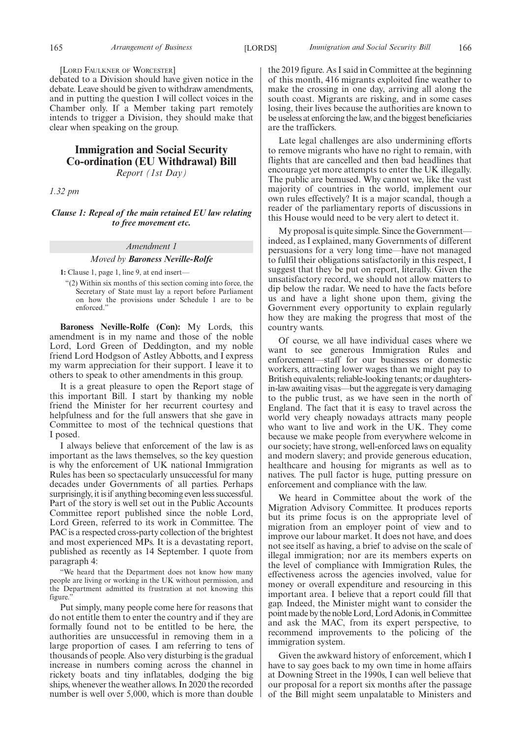[LORD FAULKNER OF WORCESTER]

debated to a Division should have given notice in the debate. Leave should be given to withdraw amendments, and in putting the question I will collect voices in the Chamber only. If a Member taking part remotely intends to trigger a Division, they should make that clear when speaking on the group.

## Immigration and Social Security Co-ordination (EU Withdrawal) Bill

*Report (1st Day)*

*1.32 pm*

***Clause 1: Repeal of the main retained EU law relating to free movement etc.***

*Amendment 1*

*Moved by* ***Baroness Neville-Rolfe***

**1:** Clause 1, page 1, line 9, at end insert—

"(2) Within six months of this section coming into force, the Secretary of State must lay a report before Parliament on how the provisions under Schedule 1 are to be enforced."

**Baroness Neville-Rolfe (Con):** My Lords, this amendment is in my name and those of the noble Lord, Lord Green of Deddington, and my noble friend Lord Hodgson of Astley Abbotts, and I express my warm appreciation for their support. I leave it to others to speak to other amendments in this group.

It is a great pleasure to open the Report stage of this important Bill. I start by thanking my noble friend the Minister for her recurrent courtesy and helpfulness and for the full answers that she gave in Committee to most of the technical questions that I posed.

I always believe that enforcement of the law is as important as the laws themselves, so the key question is why the enforcement of UK national Immigration Rules has been so spectacularly unsuccessful for many decades under Governments of all parties. Perhaps surprisingly, it is if anything becoming even less successful. Part of the story is well set out in the Public Accounts Committee report published since the noble Lord, Lord Green, referred to its work in Committee. The PAC is a respected cross-party collection of the brightest and most experienced MPs. It is a devastating report, published as recently as 14 September. I quote from paragraph 4:

"We heard that the Department does not know how many people are living or working in the UK without permission, and the Department admitted its frustration at not knowing this figure."

Put simply, many people come here for reasons that do not entitle them to enter the country and if they are formally found not to be entitled to be here, the authorities are unsuccessful in removing them in a large proportion of cases. I am referring to tens of thousands of people. Also very disturbing is the gradual increase in numbers coming across the channel in rickety boats and tiny inflatables, dodging the big ships, whenever the weather allows. In 2020 the recorded number is well over 5,000, which is more than double the 2019 figure. As I said in Committee at the beginning of this month, 416 migrants exploited fine weather to make the crossing in one day, arriving all along the south coast. Migrants are risking, and in some cases losing, their lives because the authorities are known to be useless at enforcing the law, and the biggest beneficiaries are the traffickers.

Late legal challenges are also undermining efforts to remove migrants who have no right to remain, with flights that are cancelled and then bad headlines that encourage yet more attempts to enter the UK illegally. The public are bemused. Why cannot we, like the vast majority of countries in the world, implement our own rules effectively? It is a major scandal, though a reader of the parliamentary reports of discussions in this House would need to be very alert to detect it.

My proposal is quite simple. Since the Government—indeed, as I explained, many Governments of different persuasions for a very long time—have not managed to fulfil their obligations satisfactorily in this respect, I suggest that they be put on report, literally. Given the unsatisfactory record, we should not allow matters to dip below the radar. We need to have the facts before us and have a light shone upon them, giving the Government every opportunity to explain regularly how they are making the progress that most of the country wants.

Of course, we all have individual cases where we want to see generous Immigration Rules and enforcement—staff for our businesses or domestic workers, attracting lower wages than we might pay to British equivalents; reliable-looking tenants; or daughters-in-law awaiting visas—but the aggregate is very damaging to the public trust, as we have seen in the north of England. The fact that it is easy to travel across the world very cheaply nowadays attracts many people who want to live and work in the UK. They come because we make people from everywhere welcome in our society; have strong, well-enforced laws on equality and modern slavery; and provide generous education, healthcare and housing for migrants as well as to natives. The pull factor is huge, putting pressure on enforcement and compliance with the law.

We heard in Committee about the work of the Migration Advisory Committee. It produces reports but its prime focus is on the appropriate level of migration from an employer point of view and to improve our labour market. It does not have, and does not see itself as having, a brief to advise on the scale of illegal immigration; nor are its members experts on the level of compliance with Immigration Rules, the effectiveness across the agencies involved, value for money or overall expenditure and resourcing in this important area. I believe that a report could fill that gap. Indeed, the Minister might want to consider the point made by the noble Lord, Lord Adonis, in Committee and ask the MAC, from its expert perspective, to recommend improvements to the policing of the immigration system.

Given the awkward history of enforcement, which I have to say goes back to my own time in home affairs at Downing Street in the 1990s, I can well believe that our proposal for a report six months after the passage of the Bill might seem unpalatable to Ministers and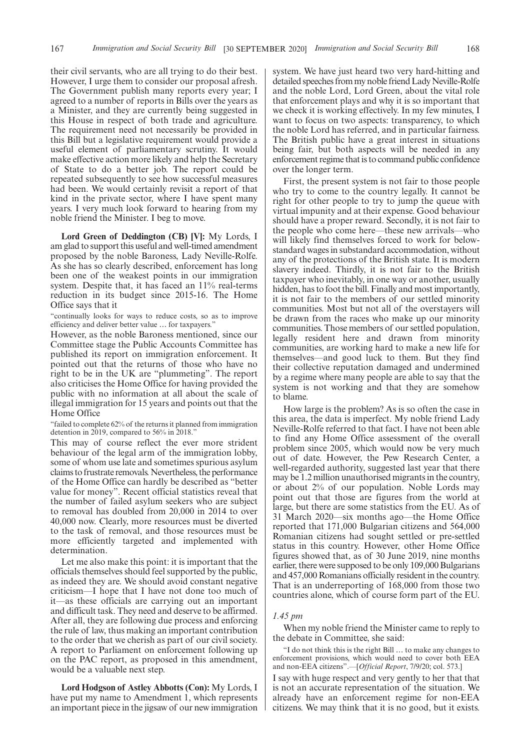their civil servants, who are all trying to do their best. However, I urge them to consider our proposal afresh. The Government publish many reports every year; I agreed to a number of reports in Bills over the years as a Minister, and they are currently being suggested in this House in respect of both trade and agriculture. The requirement need not necessarily be provided in this Bill but a legislative requirement would provide a useful element of parliamentary scrutiny. It would make effective action more likely and help the Secretary of State to do a better job. The report could be repeated subsequently to see how successful measures had been. We would certainly revisit a report of that kind in the private sector, where I have spent many years. I very much look forward to hearing from my noble friend the Minister. I beg to move.

**Lord Green of Deddington (CB) [V]:** My Lords, I am glad to support this useful and well-timed amendment proposed by the noble Baroness, Lady Neville-Rolfe. As she has so clearly described, enforcement has long been one of the weakest points in our immigration system. Despite that, it has faced an 11% real-terms reduction in its budget since 2015-16. The Home Office says that it

"continually looks for ways to reduce costs, so as to improve efficiency and deliver better value … for taxpayers."

However, as the noble Baroness mentioned, since our Committee stage the Public Accounts Committee has published its report on immigration enforcement. It pointed out that the returns of those who have no right to be in the UK are "plummeting". The report also criticises the Home Office for having provided the public with no information at all about the scale of illegal immigration for 15 years and points out that the Home Office

"failed to complete 62% of the returns it planned from immigration detention in 2019, compared to 56% in 2018."

This may of course reflect the ever more strident behaviour of the legal arm of the immigration lobby, some of whom use late and sometimes spurious asylum claims to frustrate removals. Nevertheless, the performance of the Home Office can hardly be described as "better value for money". Recent official statistics reveal that the number of failed asylum seekers who are subject to removal has doubled from 20,000 in 2014 to over 40,000 now. Clearly, more resources must be diverted to the task of removal, and those resources must be more efficiently targeted and implemented with determination.

Let me also make this point: it is important that the officials themselves should feel supported by the public, as indeed they are. We should avoid constant negative criticism—I hope that I have not done too much of it—as these officials are carrying out an important and difficult task. They need and deserve to be affirmed. After all, they are following due process and enforcing the rule of law, thus making an important contribution to the order that we cherish as part of our civil society. A report to Parliament on enforcement following up on the PAC report, as proposed in this amendment, would be a valuable next step.

**Lord Hodgson of Astley Abbotts (Con):** My Lords, I have put my name to Amendment 1, which represents an important piece in the jigsaw of our new immigration system. We have just heard two very hard-hitting and detailed speeches from my noble friend Lady Neville-Rolfe and the noble Lord, Lord Green, about the vital role that enforcement plays and why it is so important that we check it is working effectively. In my few minutes, I want to focus on two aspects: transparency, to which the noble Lord has referred, and in particular fairness. The British public have a great interest in situations being fair, but both aspects will be needed in any enforcement regime that is to command public confidence over the longer term.

First, the present system is not fair to those people who try to come to the country legally. It cannot be right for other people to try to jump the queue with virtual impunity and at their expense. Good behaviour should have a proper reward. Secondly, it is not fair to the people who come here—these new arrivals—who will likely find themselves forced to work for below-standard wages in substandard accommodation, without any of the protections of the British state. It is modern slavery indeed. Thirdly, it is not fair to the British taxpayer who inevitably, in one way or another, usually hidden, has to foot the bill. Finally and most importantly, it is not fair to the members of our settled minority communities. Most but not all of the overstayers will be drawn from the races who make up our minority communities. Those members of our settled population, legally resident here and drawn from minority communities, are working hard to make a new life for themselves—and good luck to them. But they find their collective reputation damaged and undermined by a regime where many people are able to say that the system is not working and that they are somehow to blame.

How large is the problem? As is so often the case in this area, the data is imperfect. My noble friend Lady Neville-Rolfe referred to that fact. I have not been able to find any Home Office assessment of the overall problem since 2005, which would now be very much out of date. However, the Pew Research Center, a well-regarded authority, suggested last year that there may be 1.2 million unauthorised migrants in the country, or about 2% of our population. Noble Lords may point out that those are figures from the world at large, but there are some statistics from the EU. As of 31 March 2020—six months ago—the Home Office reported that 171,000 Bulgarian citizens and 564,000 Romanian citizens had sought settled or pre-settled status in this country. However, other Home Office figures showed that, as of 30 June 2019, nine months earlier, there were supposed to be only 109,000 Bulgarians and 457,000 Romanians officially resident in the country. That is an underreporting of 168,000 from those two countries alone, which of course form part of the EU.

*1.45 pm*

When my noble friend the Minister came to reply to the debate in Committee, she said:

"I do not think this is the right Bill … to make any changes to enforcement provisions, which would need to cover both EEA and non-EEA citizens".—[*Official Report*, 7/9/20; col. 573.]

I say with huge respect and very gently to her that that is not an accurate representation of the situation. We already have an enforcement regime for non-EEA citizens. We may think that it is no good, but it exists.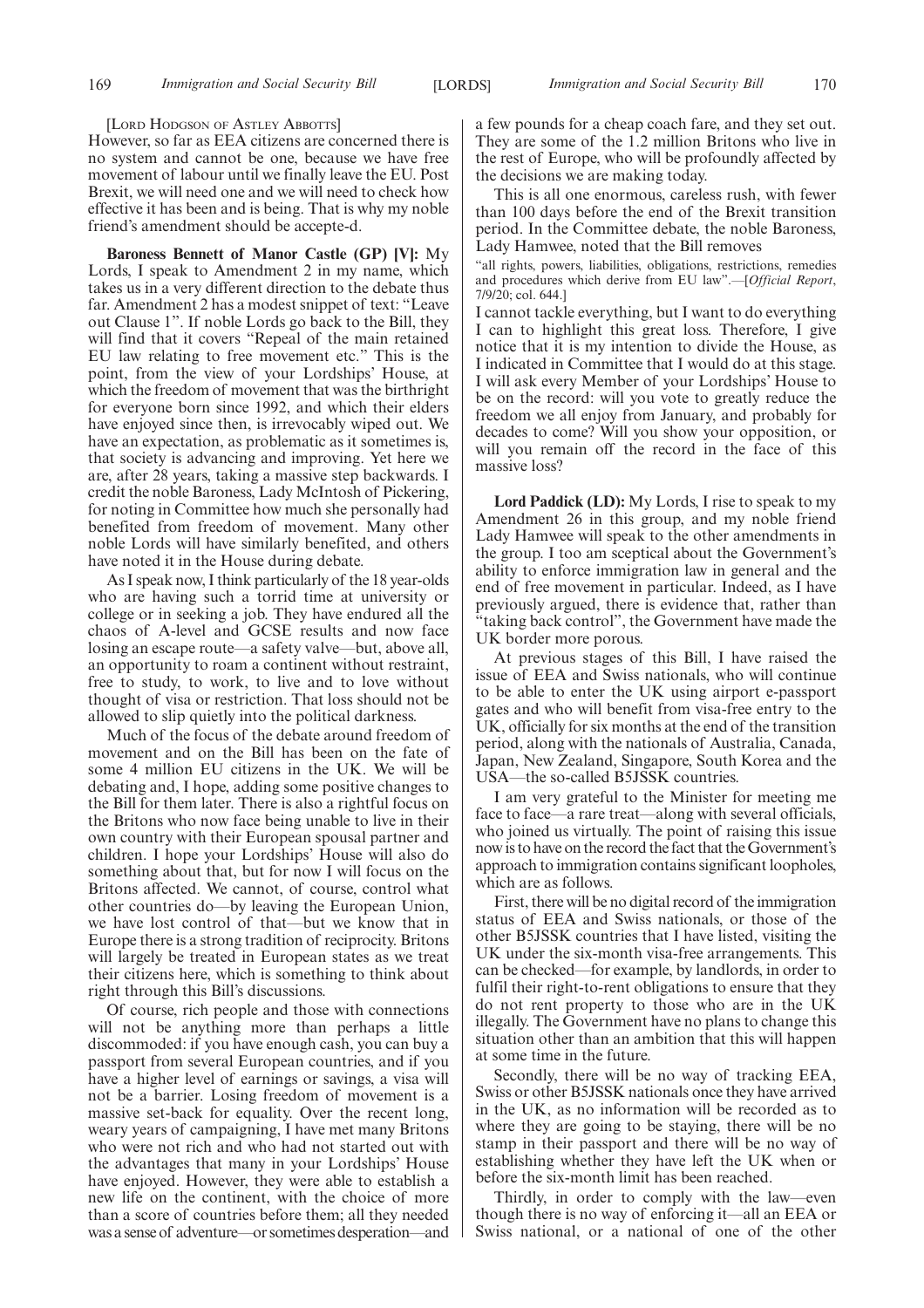[Lord Hodgson of Astley Abbotts]

However, so far as EEA citizens are concerned there is no system and cannot be one, because we have free movement of labour until we finally leave the EU. Post Brexit, we will need one and we will need to check how effective it has been and is being. That is why my noble friend's amendment should be accepte-d.

**Baroness Bennett of Manor Castle (GP) [V]:** My Lords, I speak to Amendment 2 in my name, which takes us in a very different direction to the debate thus far. Amendment 2 has a modest snippet of text: "Leave out Clause 1". If noble Lords go back to the Bill, they will find that it covers "Repeal of the main retained EU law relating to free movement etc." This is the point, from the view of your Lordships' House, at which the freedom of movement that was the birthright for everyone born since 1992, and which their elders have enjoyed since then, is irrevocably wiped out. We have an expectation, as problematic as it sometimes is, that society is advancing and improving. Yet here we are, after 28 years, taking a massive step backwards. I credit the noble Baroness, Lady McIntosh of Pickering, for noting in Committee how much she personally had benefited from freedom of movement. Many other noble Lords will have similarly benefited, and others have noted it in the House during debate.

As I speak now, I think particularly of the 18 year-olds who are having such a torrid time at university or college or in seeking a job. They have endured all the chaos of A-level and GCSE results and now face losing an escape route—a safety valve—but, above all, an opportunity to roam a continent without restraint, free to study, to work, to live and to love without thought of visa or restriction. That loss should not be allowed to slip quietly into the political darkness.

Much of the focus of the debate around freedom of movement and on the Bill has been on the fate of some 4 million EU citizens in the UK. We will be debating and, I hope, adding some positive changes to the Bill for them later. There is also a rightful focus on the Britons who now face being unable to live in their own country with their European spousal partner and children. I hope your Lordships' House will also do something about that, but for now I will focus on the Britons affected. We cannot, of course, control what other countries do—by leaving the European Union, we have lost control of that—but we know that in Europe there is a strong tradition of reciprocity. Britons will largely be treated in European states as we treat their citizens here, which is something to think about right through this Bill's discussions.

Of course, rich people and those with connections will not be anything more than perhaps a little discommoded: if you have enough cash, you can buy a passport from several European countries, and if you have a higher level of earnings or savings, a visa will not be a barrier. Losing freedom of movement is a massive set-back for equality. Over the recent long, weary years of campaigning, I have met many Britons who were not rich and who had not started out with the advantages that many in your Lordships' House have enjoyed. However, they were able to establish a new life on the continent, with the choice of more than a score of countries before them; all they needed was a sense of adventure—or sometimes desperation—and a few pounds for a cheap coach fare, and they set out. They are some of the 1.2 million Britons who live in the rest of Europe, who will be profoundly affected by the decisions we are making today.

This is all one enormous, careless rush, with fewer than 100 days before the end of the Brexit transition period. In the Committee debate, the noble Baroness, Lady Hamwee, noted that the Bill removes

"all rights, powers, liabilities, obligations, restrictions, remedies and procedures which derive from EU law".—[*Official Report*, 7/9/20; col. 644.]

I cannot tackle everything, but I want to do everything I can to highlight this great loss. Therefore, I give notice that it is my intention to divide the House, as I indicated in Committee that I would do at this stage. I will ask every Member of your Lordships' House to be on the record: will you vote to greatly reduce the freedom we all enjoy from January, and probably for decades to come? Will you show your opposition, or will you remain off the record in the face of this massive loss?

**Lord Paddick (LD):** My Lords, I rise to speak to my Amendment 26 in this group, and my noble friend Lady Hamwee will speak to the other amendments in the group. I too am sceptical about the Government's ability to enforce immigration law in general and the end of free movement in particular. Indeed, as I have previously argued, there is evidence that, rather than "taking back control", the Government have made the UK border more porous.

At previous stages of this Bill, I have raised the issue of EEA and Swiss nationals, who will continue to be able to enter the UK using airport e-passport gates and who will benefit from visa-free entry to the UK, officially for six months at the end of the transition period, along with the nationals of Australia, Canada, Japan, New Zealand, Singapore, South Korea and the USA—the so-called B5JSSK countries.

I am very grateful to the Minister for meeting me face to face—a rare treat—along with several officials, who joined us virtually. The point of raising this issue now is to have on the record the fact that the Government's approach to immigration contains significant loopholes, which are as follows.

First, there will be no digital record of the immigration status of EEA and Swiss nationals, or those of the other B5JSSK countries that I have listed, visiting the UK under the six-month visa-free arrangements. This can be checked—for example, by landlords, in order to fulfil their right-to-rent obligations to ensure that they do not rent property to those who are in the UK illegally. The Government have no plans to change this situation other than an ambition that this will happen at some time in the future.

Secondly, there will be no way of tracking EEA, Swiss or other B5JSSK nationals once they have arrived in the UK, as no information will be recorded as to where they are going to be staying, there will be no stamp in their passport and there will be no way of establishing whether they have left the UK when or before the six-month limit has been reached.

Thirdly, in order to comply with the law—even though there is no way of enforcing it—all an EEA or Swiss national, or a national of one of the other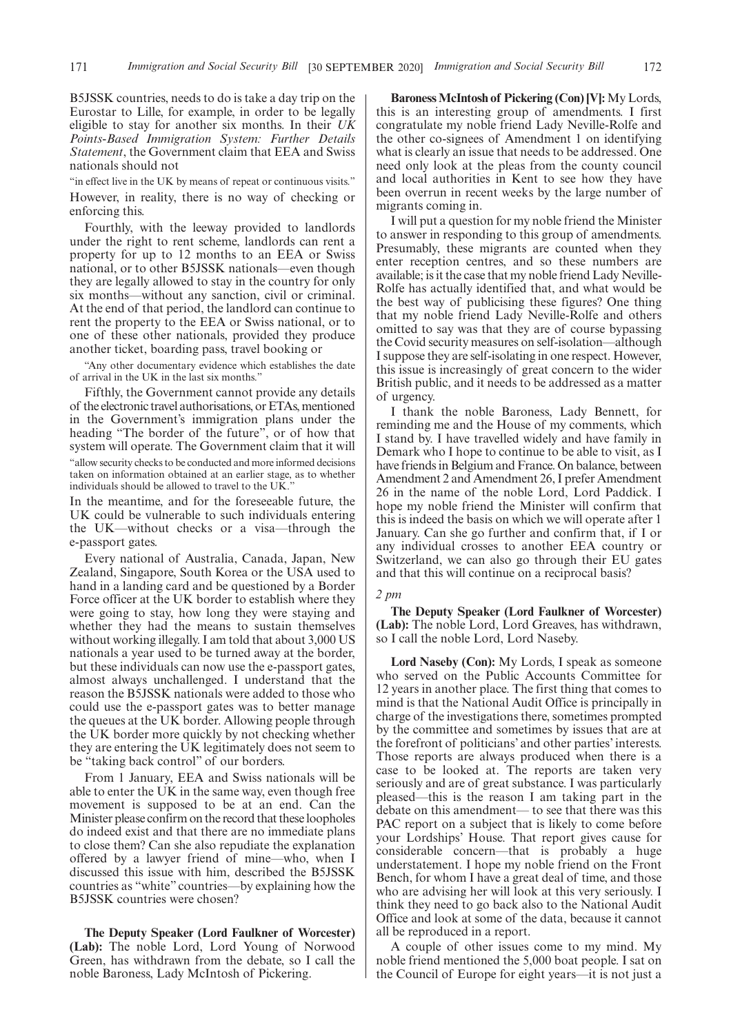B5JSSK countries, needs to do is take a day trip on the Eurostar to Lille, for example, in order to be legally eligible to stay for another six months. In their *UK Points-Based Immigration System: Further Details Statement*, the Government claim that EEA and Swiss nationals should not

"in effect live in the UK by means of repeat or continuous visits."

However, in reality, there is no way of checking or enforcing this.

Fourthly, with the leeway provided to landlords under the right to rent scheme, landlords can rent a property for up to 12 months to an EEA or Swiss national, or to other B5JSSK nationals—even though they are legally allowed to stay in the country for only six months—without any sanction, civil or criminal. At the end of that period, the landlord can continue to rent the property to the EEA or Swiss national, or to one of these other nationals, provided they produce another ticket, boarding pass, travel booking or

"Any other documentary evidence which establishes the date of arrival in the UK in the last six months."

Fifthly, the Government cannot provide any details of the electronic travel authorisations, or ETAs, mentioned in the Government's immigration plans under the heading "The border of the future", or of how that system will operate. The Government claim that it will

"allow security checks to be conducted and more informed decisions taken on information obtained at an earlier stage, as to whether individuals should be allowed to travel to the UK."

In the meantime, and for the foreseeable future, the UK could be vulnerable to such individuals entering the UK—without checks or a visa—through the e-passport gates.

Every national of Australia, Canada, Japan, New Zealand, Singapore, South Korea or the USA used to hand in a landing card and be questioned by a Border Force officer at the UK border to establish where they were going to stay, how long they were staying and whether they had the means to sustain themselves without working illegally. I am told that about 3,000 US nationals a year used to be turned away at the border, but these individuals can now use the e-passport gates, almost always unchallenged. I understand that the reason the B5JSSK nationals were added to those who could use the e-passport gates was to better manage the queues at the UK border. Allowing people through the UK border more quickly by not checking whether they are entering the UK legitimately does not seem to be "taking back control" of our borders.

From 1 January, EEA and Swiss nationals will be able to enter the UK in the same way, even though free movement is supposed to be at an end. Can the Minister please confirm on the record that these loopholes do indeed exist and that there are no immediate plans to close them? Can she also repudiate the explanation offered by a lawyer friend of mine—who, when I discussed this issue with him, described the B5JSSK countries as "white" countries—by explaining how the B5JSSK countries were chosen?

**The Deputy Speaker (Lord Faulkner of Worcester) (Lab):** The noble Lord, Lord Young of Norwood Green, has withdrawn from the debate, so I call the noble Baroness, Lady McIntosh of Pickering.

**Baroness McIntosh of Pickering (Con) [V]:** My Lords, this is an interesting group of amendments. I first congratulate my noble friend Lady Neville-Rolfe and the other co-signees of Amendment 1 on identifying what is clearly an issue that needs to be addressed. One need only look at the pleas from the county council and local authorities in Kent to see how they have been overrun in recent weeks by the large number of migrants coming in.

I will put a question for my noble friend the Minister to answer in responding to this group of amendments. Presumably, these migrants are counted when they enter reception centres, and so these numbers are available; is it the case that my noble friend Lady Neville-Rolfe has actually identified that, and what would be the best way of publicising these figures? One thing that my noble friend Lady Neville-Rolfe and others omitted to say was that they are of course bypassing the Covid security measures on self-isolation—although I suppose they are self-isolating in one respect. However, this issue is increasingly of great concern to the wider British public, and it needs to be addressed as a matter of urgency.

I thank the noble Baroness, Lady Bennett, for reminding me and the House of my comments, which I stand by. I have travelled widely and have family in Demark who I hope to continue to be able to visit, as I have friends in Belgium and France. On balance, between Amendment 2 and Amendment 26, I prefer Amendment 26 in the name of the noble Lord, Lord Paddick. I hope my noble friend the Minister will confirm that this is indeed the basis on which we will operate after 1 January. Can she go further and confirm that, if I or any individual crosses to another EEA country or Switzerland, we can also go through their EU gates and that this will continue on a reciprocal basis?

*2 pm*

**The Deputy Speaker (Lord Faulkner of Worcester) (Lab):** The noble Lord, Lord Greaves, has withdrawn, so I call the noble Lord, Lord Naseby.

**Lord Naseby (Con):** My Lords, I speak as someone who served on the Public Accounts Committee for 12 years in another place. The first thing that comes to mind is that the National Audit Office is principally in charge of the investigations there, sometimes prompted by the committee and sometimes by issues that are at the forefront of politicians' and other parties' interests. Those reports are always produced when there is a case to be looked at. The reports are taken very seriously and are of great substance. I was particularly pleased—this is the reason I am taking part in the debate on this amendment— to see that there was this PAC report on a subject that is likely to come before your Lordships' House. That report gives cause for considerable concern—that is probably a huge understatement. I hope my noble friend on the Front Bench, for whom I have a great deal of time, and those who are advising her will look at this very seriously. I think they need to go back also to the National Audit Office and look at some of the data, because it cannot all be reproduced in a report.

A couple of other issues come to my mind. My noble friend mentioned the 5,000 boat people. I sat on the Council of Europe for eight years—it is not just a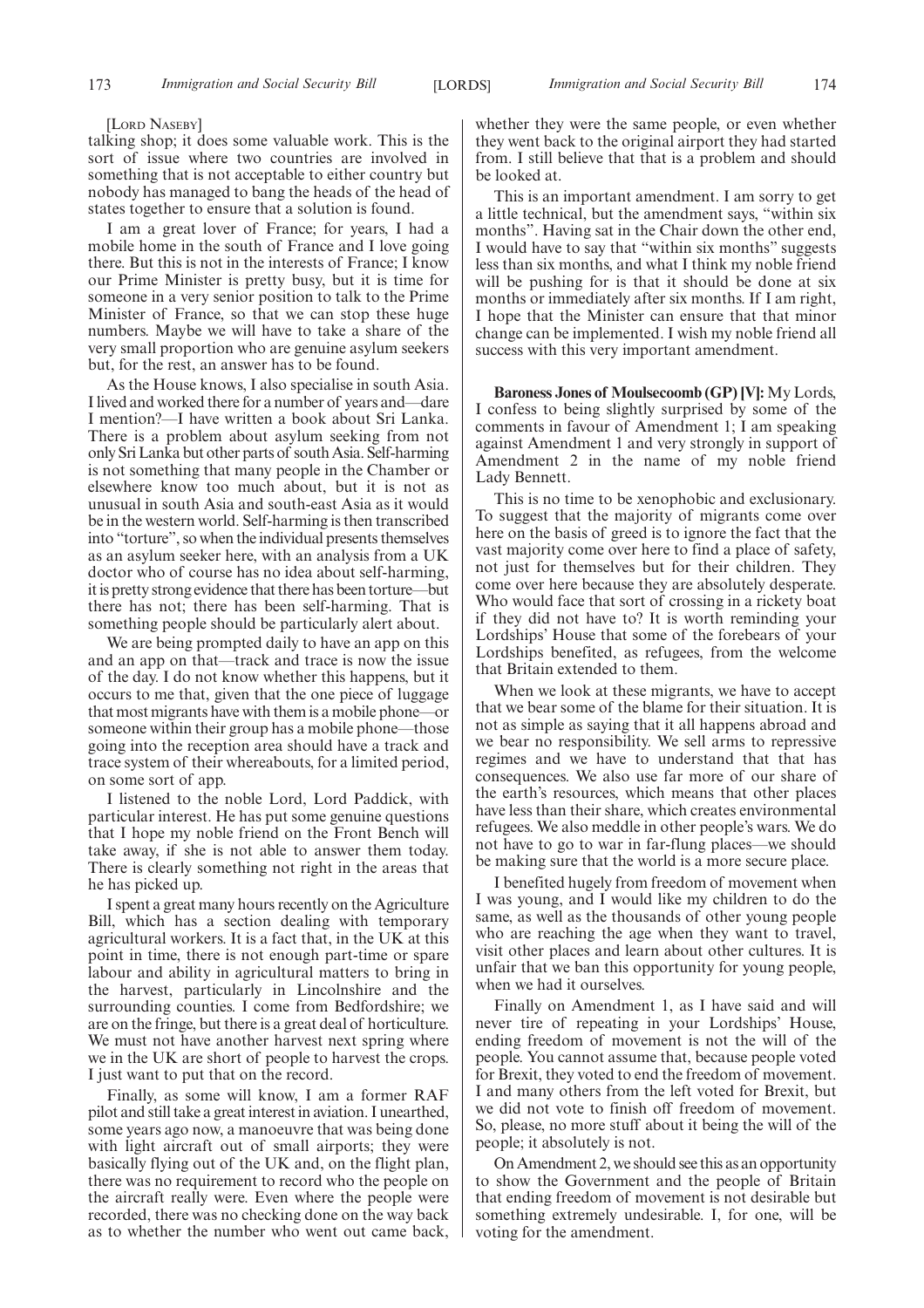[Lord Naseby]

talking shop; it does some valuable work. This is the sort of issue where two countries are involved in something that is not acceptable to either country but nobody has managed to bang the heads of the head of states together to ensure that a solution is found.

I am a great lover of France; for years, I had a mobile home in the south of France and I love going there. But this is not in the interests of France; I know our Prime Minister is pretty busy, but it is time for someone in a very senior position to talk to the Prime Minister of France, so that we can stop these huge numbers. Maybe we will have to take a share of the very small proportion who are genuine asylum seekers but, for the rest, an answer has to be found.

As the House knows, I also specialise in south Asia. I lived and worked there for a number of years and—dare I mention?—I have written a book about Sri Lanka. There is a problem about asylum seeking from not only Sri Lanka but other parts of south Asia. Self-harming is not something that many people in the Chamber or elsewhere know too much about, but it is not as unusual in south Asia and south-east Asia as it would be in the western world. Self-harming is then transcribed into "torture", so when the individual presents themselves as an asylum seeker here, with an analysis from a UK doctor who of course has no idea about self-harming, it is pretty strong evidence that there has been torture—but there has not; there has been self-harming. That is something people should be particularly alert about.

We are being prompted daily to have an app on this and an app on that—track and trace is now the issue of the day. I do not know whether this happens, but it occurs to me that, given that the one piece of luggage that most migrants have with them is a mobile phone—or someone within their group has a mobile phone—those going into the reception area should have a track and trace system of their whereabouts, for a limited period, on some sort of app.

I listened to the noble Lord, Lord Paddick, with particular interest. He has put some genuine questions that I hope my noble friend on the Front Bench will take away, if she is not able to answer them today. There is clearly something not right in the areas that he has picked up.

I spent a great many hours recently on the Agriculture Bill, which has a section dealing with temporary agricultural workers. It is a fact that, in the UK at this point in time, there is not enough part-time or spare labour and ability in agricultural matters to bring in the harvest, particularly in Lincolnshire and the surrounding counties. I come from Bedfordshire; we are on the fringe, but there is a great deal of horticulture. We must not have another harvest next spring where we in the UK are short of people to harvest the crops. I just want to put that on the record.

Finally, as some will know, I am a former RAF pilot and still take a great interest in aviation. I unearthed, some years ago now, a manoeuvre that was being done with light aircraft out of small airports; they were basically flying out of the UK and, on the flight plan, there was no requirement to record who the people on the aircraft really were. Even where the people were recorded, there was no checking done on the way back as to whether the number who went out came back, whether they were the same people, or even whether they went back to the original airport they had started from. I still believe that that is a problem and should be looked at.

This is an important amendment. I am sorry to get a little technical, but the amendment says, "within six months". Having sat in the Chair down the other end, I would have to say that "within six months" suggests less than six months, and what I think my noble friend will be pushing for is that it should be done at six months or immediately after six months. If I am right, I hope that the Minister can ensure that that minor change can be implemented. I wish my noble friend all success with this very important amendment.

**Baroness Jones of Moulsecoomb (GP) [V]:** My Lords, I confess to being slightly surprised by some of the comments in favour of Amendment 1; I am speaking against Amendment 1 and very strongly in support of Amendment 2 in the name of my noble friend Lady Bennett.

This is no time to be xenophobic and exclusionary. To suggest that the majority of migrants come over here on the basis of greed is to ignore the fact that the vast majority come over here to find a place of safety, not just for themselves but for their children. They come over here because they are absolutely desperate. Who would face that sort of crossing in a rickety boat if they did not have to? It is worth reminding your Lordships' House that some of the forebears of your Lordships benefited, as refugees, from the welcome that Britain extended to them.

When we look at these migrants, we have to accept that we bear some of the blame for their situation. It is not as simple as saying that it all happens abroad and we bear no responsibility. We sell arms to repressive regimes and we have to understand that that has consequences. We also use far more of our share of the earth's resources, which means that other places have less than their share, which creates environmental refugees. We also meddle in other people's wars. We do not have to go to war in far-flung places—we should be making sure that the world is a more secure place.

I benefited hugely from freedom of movement when I was young, and I would like my children to do the same, as well as the thousands of other young people who are reaching the age when they want to travel, visit other places and learn about other cultures. It is unfair that we ban this opportunity for young people, when we had it ourselves.

Finally on Amendment 1, as I have said and will never tire of repeating in your Lordships' House, ending freedom of movement is not the will of the people. You cannot assume that, because people voted for Brexit, they voted to end the freedom of movement. I and many others from the left voted for Brexit, but we did not vote to finish off freedom of movement. So, please, no more stuff about it being the will of the people; it absolutely is not.

On Amendment 2, we should see this as an opportunity to show the Government and the people of Britain that ending freedom of movement is not desirable but something extremely undesirable. I, for one, will be voting for the amendment.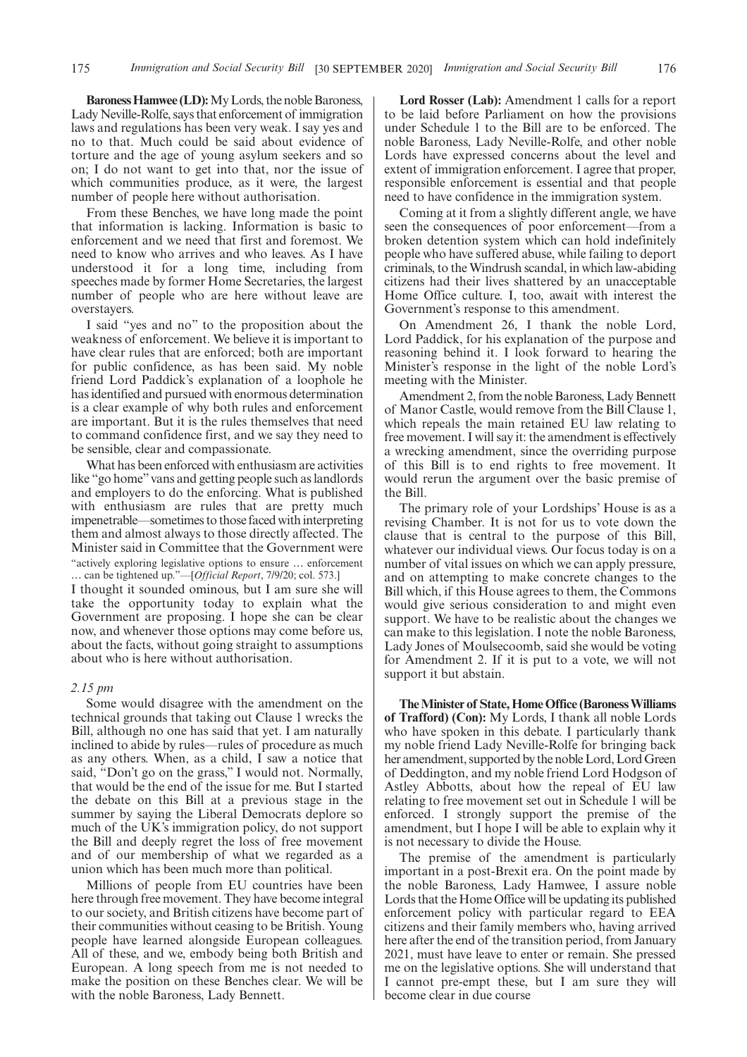**Baroness Hamwee (LD):** My Lords, the noble Baroness, Lady Neville-Rolfe, says that enforcement of immigration laws and regulations has been very weak. I say yes and no to that. Much could be said about evidence of torture and the age of young asylum seekers and so on; I do not want to get into that, nor the issue of which communities produce, as it were, the largest number of people here without authorisation.

From these Benches, we have long made the point that information is lacking. Information is basic to enforcement and we need that first and foremost. We need to know who arrives and who leaves. As I have understood it for a long time, including from speeches made by former Home Secretaries, the largest number of people who are here without leave are overstayers.

I said "yes and no" to the proposition about the weakness of enforcement. We believe it is important to have clear rules that are enforced; both are important for public confidence, as has been said. My noble friend Lord Paddick's explanation of a loophole he has identified and pursued with enormous determination is a clear example of why both rules and enforcement are important. But it is the rules themselves that need to command confidence first, and we say they need to be sensible, clear and compassionate.

What has been enforced with enthusiasm are activities like "go home" vans and getting people such as landlords and employers to do the enforcing. What is published with enthusiasm are rules that are pretty much impenetrable—sometimes to those faced with interpreting them and almost always to those directly affected. The Minister said in Committee that the Government were

"actively exploring legislative options to ensure … enforcement … can be tightened up."—[*Official Report*, 7/9/20; col. 573.]

I thought it sounded ominous, but I am sure she will take the opportunity today to explain what the Government are proposing. I hope she can be clear now, and whenever those options may come before us, about the facts, without going straight to assumptions about who is here without authorisation.

*2.15 pm*

Some would disagree with the amendment on the technical grounds that taking out Clause 1 wrecks the Bill, although no one has said that yet. I am naturally inclined to abide by rules—rules of procedure as much as any others. When, as a child, I saw a notice that said, "Don't go on the grass," I would not. Normally, that would be the end of the issue for me. But I started the debate on this Bill at a previous stage in the summer by saying the Liberal Democrats deplore so much of the UK's immigration policy, do not support the Bill and deeply regret the loss of free movement and of our membership of what we regarded as a union which has been much more than political.

Millions of people from EU countries have been here through free movement. They have become integral to our society, and British citizens have become part of their communities without ceasing to be British. Young people have learned alongside European colleagues. All of these, and we, embody being both British and European. A long speech from me is not needed to make the position on these Benches clear. We will be with the noble Baroness, Lady Bennett.

**Lord Rosser (Lab):** Amendment 1 calls for a report to be laid before Parliament on how the provisions under Schedule 1 to the Bill are to be enforced. The noble Baroness, Lady Neville-Rolfe, and other noble Lords have expressed concerns about the level and extent of immigration enforcement. I agree that proper, responsible enforcement is essential and that people need to have confidence in the immigration system.

Coming at it from a slightly different angle, we have seen the consequences of poor enforcement—from a broken detention system which can hold indefinitely people who have suffered abuse, while failing to deport criminals, to the Windrush scandal, in which law-abiding citizens had their lives shattered by an unacceptable Home Office culture. I, too, await with interest the Government's response to this amendment.

On Amendment 26, I thank the noble Lord, Lord Paddick, for his explanation of the purpose and reasoning behind it. I look forward to hearing the Minister's response in the light of the noble Lord's meeting with the Minister.

Amendment 2, from the noble Baroness, Lady Bennett of Manor Castle, would remove from the Bill Clause 1, which repeals the main retained EU law relating to free movement. I will say it: the amendment is effectively a wrecking amendment, since the overriding purpose of this Bill is to end rights to free movement. It would rerun the argument over the basic premise of the Bill.

The primary role of your Lordships' House is as a revising Chamber. It is not for us to vote down the clause that is central to the purpose of this Bill, whatever our individual views. Our focus today is on a number of vital issues on which we can apply pressure, and on attempting to make concrete changes to the Bill which, if this House agrees to them, the Commons would give serious consideration to and might even support. We have to be realistic about the changes we can make to this legislation. I note the noble Baroness, Lady Jones of Moulsecoomb, said she would be voting for Amendment 2. If it is put to a vote, we will not support it but abstain.

**The Minister of State, Home Office (Baroness Williams of Trafford) (Con):** My Lords, I thank all noble Lords who have spoken in this debate. I particularly thank my noble friend Lady Neville-Rolfe for bringing back her amendment, supported by the noble Lord, Lord Green of Deddington, and my noble friend Lord Hodgson of Astley Abbotts, about how the repeal of EU law relating to free movement set out in Schedule 1 will be enforced. I strongly support the premise of the amendment, but I hope I will be able to explain why it is not necessary to divide the House.

The premise of the amendment is particularly important in a post-Brexit era. On the point made by the noble Baroness, Lady Hamwee, I assure noble Lords that the Home Office will be updating its published enforcement policy with particular regard to EEA citizens and their family members who, having arrived here after the end of the transition period, from January 2021, must have leave to enter or remain. She pressed me on the legislative options. She will understand that I cannot pre-empt these, but I am sure they will become clear in due course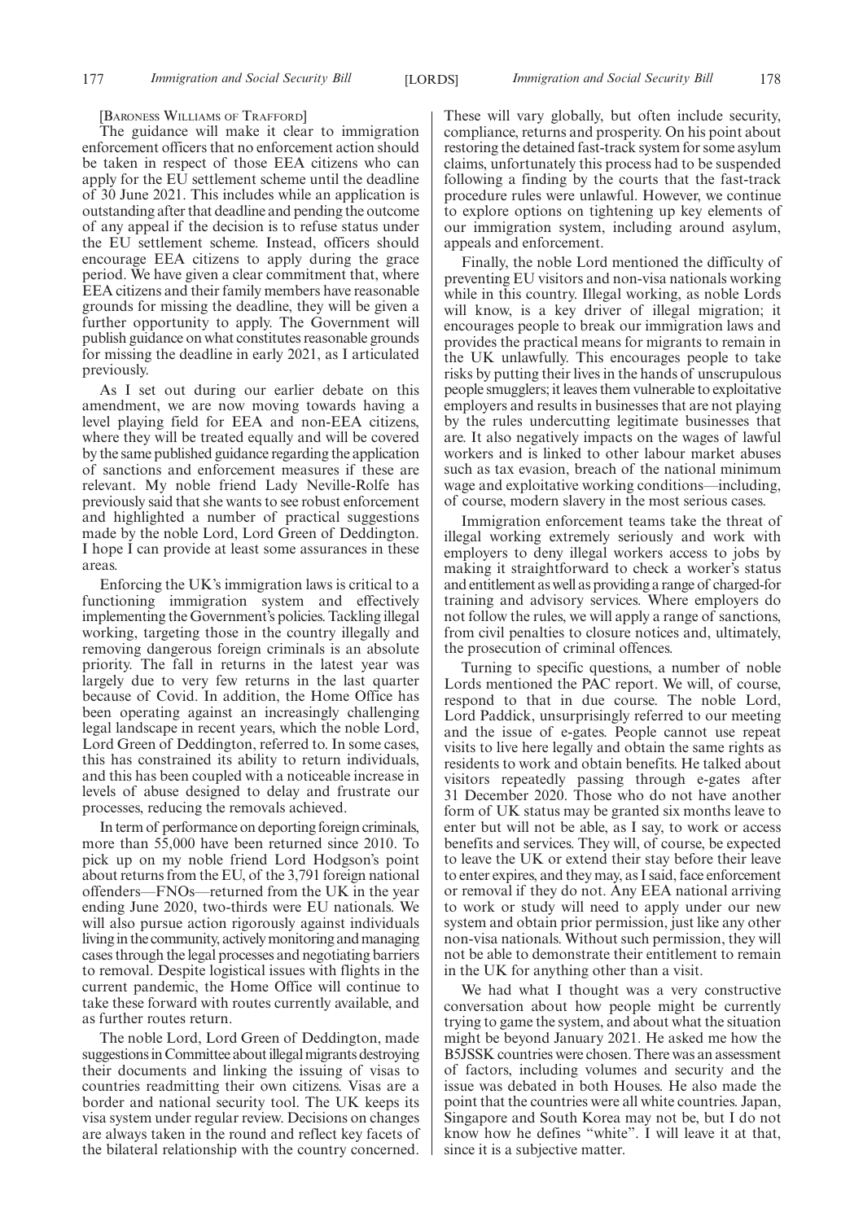[Baroness Williams of Trafford]

The guidance will make it clear to immigration enforcement officers that no enforcement action should be taken in respect of those EEA citizens who can apply for the EU settlement scheme until the deadline of 30 June 2021. This includes while an application is outstanding after that deadline and pending the outcome of any appeal if the decision is to refuse status under the EU settlement scheme. Instead, officers should encourage EEA citizens to apply during the grace period. We have given a clear commitment that, where EEA citizens and their family members have reasonable grounds for missing the deadline, they will be given a further opportunity to apply. The Government will publish guidance on what constitutes reasonable grounds for missing the deadline in early 2021, as I articulated previously.

As I set out during our earlier debate on this amendment, we are now moving towards having a level playing field for EEA and non-EEA citizens, where they will be treated equally and will be covered by the same published guidance regarding the application of sanctions and enforcement measures if these are relevant. My noble friend Lady Neville-Rolfe has previously said that she wants to see robust enforcement and highlighted a number of practical suggestions made by the noble Lord, Lord Green of Deddington. I hope I can provide at least some assurances in these areas.

Enforcing the UK's immigration laws is critical to a functioning immigration system and effectively implementing the Government's policies. Tackling illegal working, targeting those in the country illegally and removing dangerous foreign criminals is an absolute priority. The fall in returns in the latest year was largely due to very few returns in the last quarter because of Covid. In addition, the Home Office has been operating against an increasingly challenging legal landscape in recent years, which the noble Lord, Lord Green of Deddington, referred to. In some cases, this has constrained its ability to return individuals, and this has been coupled with a noticeable increase in levels of abuse designed to delay and frustrate our processes, reducing the removals achieved.

In term of performance on deporting foreign criminals, more than 55,000 have been returned since 2010. To pick up on my noble friend Lord Hodgson's point about returns from the EU, of the 3,791 foreign national offenders—FNOs—returned from the UK in the year ending June 2020, two-thirds were EU nationals. We will also pursue action rigorously against individuals living in the community, actively monitoring and managing cases through the legal processes and negotiating barriers to removal. Despite logistical issues with flights in the current pandemic, the Home Office will continue to take these forward with routes currently available, and as further routes return.

The noble Lord, Lord Green of Deddington, made suggestions in Committee about illegal migrants destroying their documents and linking the issuing of visas to countries readmitting their own citizens. Visas are a border and national security tool. The UK keeps its visa system under regular review. Decisions on changes are always taken in the round and reflect key facets of the bilateral relationship with the country concerned. These will vary globally, but often include security, compliance, returns and prosperity. On his point about restoring the detained fast-track system for some asylum claims, unfortunately this process had to be suspended following a finding by the courts that the fast-track procedure rules were unlawful. However, we continue to explore options on tightening up key elements of our immigration system, including around asylum, appeals and enforcement.

Finally, the noble Lord mentioned the difficulty of preventing EU visitors and non-visa nationals working while in this country. Illegal working, as noble Lords will know, is a key driver of illegal migration; it encourages people to break our immigration laws and provides the practical means for migrants to remain in the UK unlawfully. This encourages people to take risks by putting their lives in the hands of unscrupulous people smugglers; it leaves them vulnerable to exploitative employers and results in businesses that are not playing by the rules undercutting legitimate businesses that are. It also negatively impacts on the wages of lawful workers and is linked to other labour market abuses such as tax evasion, breach of the national minimum wage and exploitative working conditions—including, of course, modern slavery in the most serious cases.

Immigration enforcement teams take the threat of illegal working extremely seriously and work with employers to deny illegal workers access to jobs by making it straightforward to check a worker's status and entitlement as well as providing a range of charged-for training and advisory services. Where employers do not follow the rules, we will apply a range of sanctions, from civil penalties to closure notices and, ultimately, the prosecution of criminal offences.

Turning to specific questions, a number of noble Lords mentioned the PAC report. We will, of course, respond to that in due course. The noble Lord, Lord Paddick, unsurprisingly referred to our meeting and the issue of e-gates. People cannot use repeat visits to live here legally and obtain the same rights as residents to work and obtain benefits. He talked about visitors repeatedly passing through e-gates after 31 December 2020. Those who do not have another form of UK status may be granted six months leave to enter but will not be able, as I say, to work or access benefits and services. They will, of course, be expected to leave the UK or extend their stay before their leave to enter expires, and they may, as I said, face enforcement or removal if they do not. Any EEA national arriving to work or study will need to apply under our new system and obtain prior permission, just like any other non-visa nationals. Without such permission, they will not be able to demonstrate their entitlement to remain in the UK for anything other than a visit.

We had what I thought was a very constructive conversation about how people might be currently trying to game the system, and about what the situation might be beyond January 2021. He asked me how the B5JSSK countries were chosen. There was an assessment of factors, including volumes and security and the issue was debated in both Houses. He also made the point that the countries were all white countries. Japan, Singapore and South Korea may not be, but I do not know how he defines "white". I will leave it at that, since it is a subjective matter.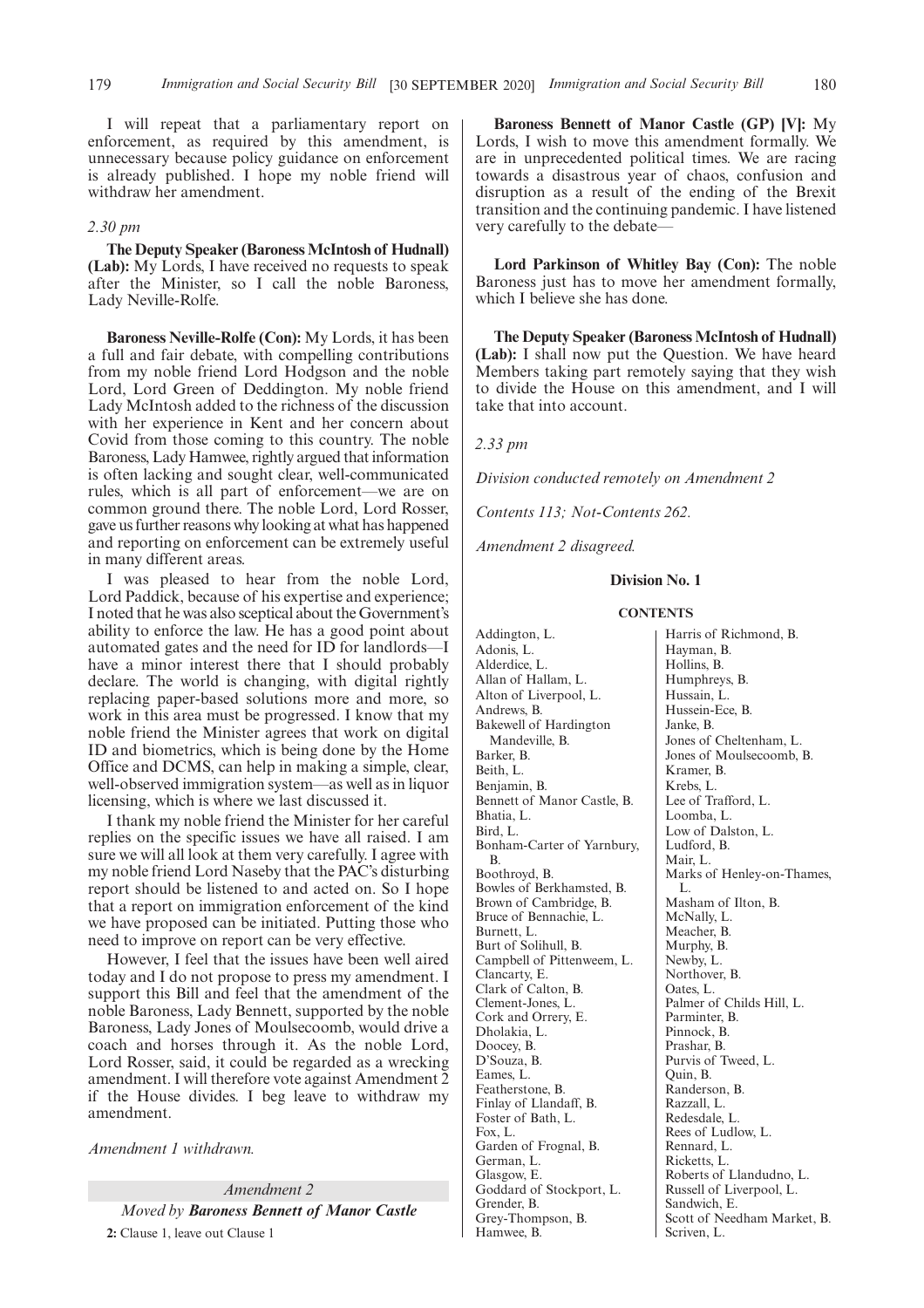I will repeat that a parliamentary report on enforcement, as required by this amendment, is unnecessary because policy guidance on enforcement is already published. I hope my noble friend will withdraw her amendment.

*2.30 pm*

**The Deputy Speaker (Baroness McIntosh of Hudnall) (Lab):** My Lords, I have received no requests to speak after the Minister, so I call the noble Baroness, Lady Neville-Rolfe.

**Baroness Neville-Rolfe (Con):** My Lords, it has been a full and fair debate, with compelling contributions from my noble friend Lord Hodgson and the noble Lord, Lord Green of Deddington. My noble friend Lady McIntosh added to the richness of the discussion with her experience in Kent and her concern about Covid from those coming to this country. The noble Baroness, Lady Hamwee, rightly argued that information is often lacking and sought clear, well-communicated rules, which is all part of enforcement—we are on common ground there. The noble Lord, Lord Rosser, gave us further reasons why looking at what has happened and reporting on enforcement can be extremely useful in many different areas.

I was pleased to hear from the noble Lord, Lord Paddick, because of his expertise and experience; I noted that he was also sceptical about the Government's ability to enforce the law. He has a good point about automated gates and the need for ID for landlords—I have a minor interest there that I should probably declare. The world is changing, with digital rightly replacing paper-based solutions more and more, so work in this area must be progressed. I know that my noble friend the Minister agrees that work on digital ID and biometrics, which is being done by the Home Office and DCMS, can help in making a simple, clear, well-observed immigration system—as well as in liquor licensing, which is where we last discussed it.

I thank my noble friend the Minister for her careful replies on the specific issues we have all raised. I am sure we will all look at them very carefully. I agree with my noble friend Lord Naseby that the PAC's disturbing report should be listened to and acted on. So I hope that a report on immigration enforcement of the kind we have proposed can be initiated. Putting those who need to improve on report can be very effective.

However, I feel that the issues have been well aired today and I do not propose to press my amendment. I support this Bill and feel that the amendment of the noble Baroness, Lady Bennett, supported by the noble Baroness, Lady Jones of Moulsecoomb, would drive a coach and horses through it. As the noble Lord, Lord Rosser, said, it could be regarded as a wrecking amendment. I will therefore vote against Amendment 2 if the House divides. I beg leave to withdraw my amendment.

*Amendment 1 withdrawn.*

*Amendment 2*

*Moved by* ***Baroness Bennett of Manor Castle***

**2:** Clause 1, leave out Clause 1

**Baroness Bennett of Manor Castle (GP) [V]:** My Lords, I wish to move this amendment formally. We are in unprecedented political times. We are racing towards a disastrous year of chaos, confusion and disruption as a result of the ending of the Brexit transition and the continuing pandemic. I have listened very carefully to the debate—

**Lord Parkinson of Whitley Bay (Con):** The noble Baroness just has to move her amendment formally, which I believe she has done.

**The Deputy Speaker (Baroness McIntosh of Hudnall) (Lab):** I shall now put the Question. We have heard Members taking part remotely saying that they wish to divide the House on this amendment, and I will take that into account.

*2.33 pm*

*Division conducted remotely on Amendment 2*

*Contents 113; Not-Contents 262.*

*Amendment 2 disagreed.*

**Division No. 1**

**CONTENTS**

Addington, L.
Adonis, L.
Alderdice, L.
Allan of Hallam, L.
Alton of Liverpool, L.
Andrews, B.
Bakewell of Hardington Mandeville, B.
Barker, B.
Beith, L.
Benjamin, B.
Bennett of Manor Castle, B.
Bhatia, L.
Bird, L.
Bonham-Carter of Yarnbury, B.
Boothroyd, B.
Bowles of Berkhamsted, B.
Brown of Cambridge, B.
Bruce of Bennachie, L.
Burnett, L.
Burt of Solihull, B.
Campbell of Pittenweem, L.
Clancarty, E.
Clark of Calton, B.
Clement-Jones, L.
Cork and Orrery, E.
Dholakia, L.
Doocey, B.
D'Souza, B.
Eames, L.
Featherstone, B.
Finlay of Llandaff, B.
Foster of Bath, L.
Fox, L.
Garden of Frognal, B.
German, L.
Glasgow, E.
Goddard of Stockport, L.
Grender, B.
Grey-Thompson, B.
Hamwee, B.
Harris of Richmond, B.
Hayman, B.
Hollins, B.
Humphreys, B.
Hussain, L.
Hussein-Ece, B.
Janke, B.
Jones of Cheltenham, L.
Jones of Moulsecoomb, B.
Kramer, B.
Krebs, L.
Lee of Trafford, L.
Loomba, L.
Low of Dalston, L.
Ludford, B.
Mair, L.
Marks of Henley-on-Thames, L.
Masham of Ilton, B.
McNally, L.
Meacher, B.
Murphy, B.
Newby, L.
Northover, B.
Oates, L.
Palmer of Childs Hill, L.
Parminter, B.
Pinnock, B.
Prashar, B.
Purvis of Tweed, L.
Quin, B.
Randerson, B.
Razzall, L.
Redesdale, L.
Rees of Ludlow, L.
Rennard, L.
Ricketts, L.
Roberts of Llandudno, L.
Russell of Liverpool, L.
Sandwich, E.
Scott of Needham Market, B.
Scriven, L.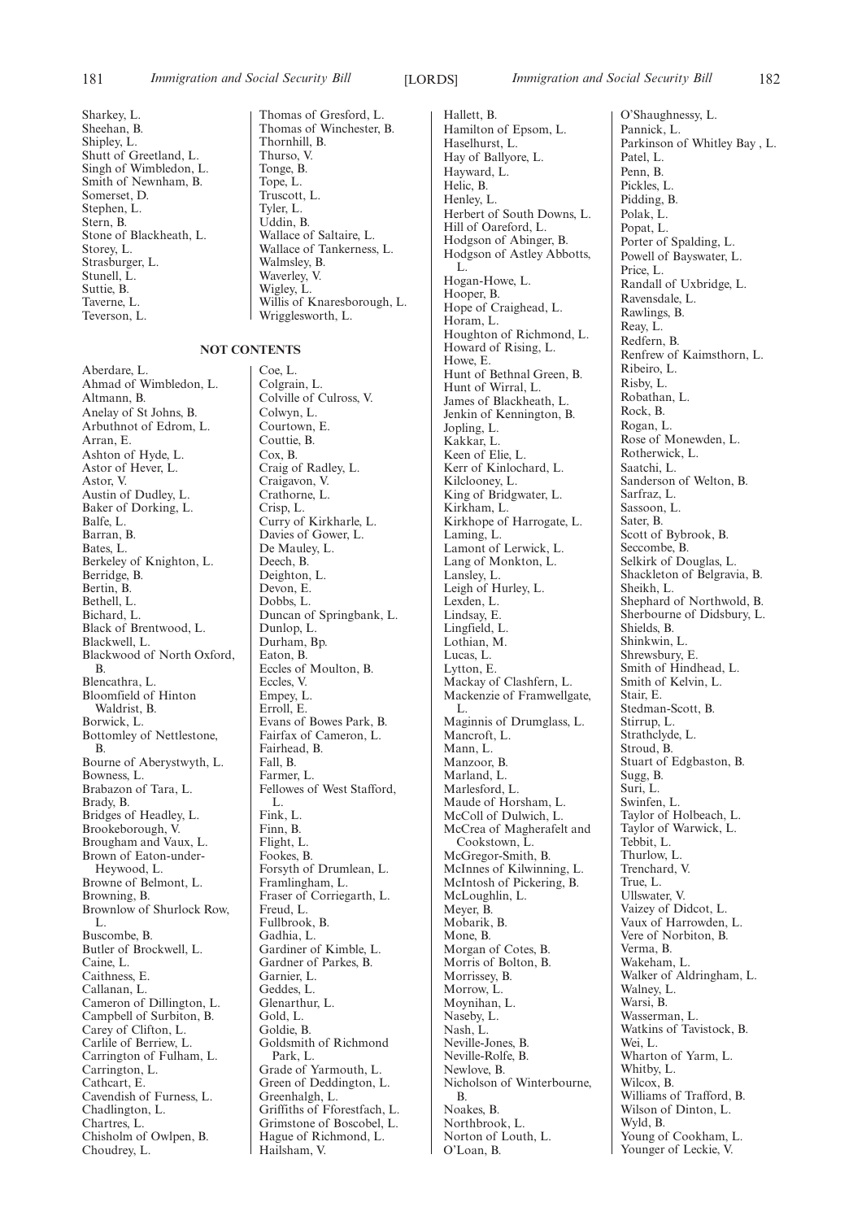Sharkey, L.
Sheehan, B.
Shipley, L.
Shutt of Greetland, L.
Singh of Wimbledon, L.
Smith of Newnham, B.
Somerset, D.
Stephen, L.
Stern, B.
Stone of Blackheath, L.
Storey, L.
Strasburger, L.
Stunell, L.
Suttie, B.
Taverne, L.
Teverson, L.
Thomas of Gresford, L.
Thomas of Winchester, B.
Thornhill, B.
Thurso, V.
Tonge, B.
Tope, L.
Truscott, L.
Tyler, L.
Uddin, B.
Wallace of Saltaire, L.
Wallace of Tankerness, L.
Walmsley, B.
Waverley, V.
Wigley, L.
Willis of Knaresborough, L.
Wrigglesworth, L.

## NOT CONTENTS

Aberdare, L.
Ahmad of Wimbledon, L.
Altmann, B.
Anelay of St Johns, B.
Arbuthnot of Edrom, L.
Arran, E.
Ashton of Hyde, L.
Astor of Hever, L.
Astor, V.
Austin of Dudley, L.
Baker of Dorking, L.
Balfe, L.
Barran, B.
Bates, L.
Berkeley of Knighton, L.
Berridge, B.
Bertin, B.
Bethell, L.
Bichard, L.
Black of Brentwood, L.
Blackwell, L.
Blackwood of North Oxford, B.
Blencathra, L.
Bloomfield of Hinton Waldrist, B.
Borwick, L.
Bottomley of Nettlestone, B.
Bourne of Aberystwyth, L.
Bowness, L.
Brabazon of Tara, L.
Brady, B.
Bridges of Headley, L.
Brookeborough, V.
Brougham and Vaux, L.
Brown of Eaton-under-Heywood, L.
Browne of Belmont, L.
Browning, B.
Brownlow of Shurlock Row, L.
Buscombe, B.
Butler of Brockwell, L.
Caine, L.
Caithness, E.
Callanan, L.
Cameron of Dillington, L.
Campbell of Surbiton, B.
Carey of Clifton, L.
Carlile of Berriew, L.
Carrington of Fulham, L.
Carrington, L.
Cathcart, E.
Cavendish of Furness, L.
Chadlington, L.
Chartres, L.
Chisholm of Owlpen, B.
Choudrey, L.
Coe, L.
Colgrain, L.
Colville of Culross, V.
Colwyn, L.
Courtown, E.
Couttie, B.
Cox, B.
Craig of Radley, L.
Craigavon, V.
Crathorne, L.
Crisp, L.
Curry of Kirkharle, L.
Davies of Gower, L.
De Mauley, L.
Deech, B.
Deighton, L.
Devon, E.
Dobbs, L.
Duncan of Springbank, L.
Dunlop, L.
Durham, Bp.
Eaton, B.
Eccles of Moulton, B.
Eccles, V.
Empey, L.
Erroll, E.
Evans of Bowes Park, B.
Fairfax of Cameron, L.
Fairhead, B.
Fall, B.
Farmer, L.
Fellowes of West Stafford, L.
Fink, L.
Finn, B.
Flight, L.
Fookes, B.
Forsyth of Drumlean, L.
Framlingham, L.
Fraser of Corriegarth, L.
Freud, L.
Fullbrook, B.
Gadhia, L.
Gardiner of Kimble, L.
Gardner of Parkes, B.
Garnier, L.
Geddes, L.
Glenarthur, L.
Gold, L.
Goldie, B.
Goldsmith of Richmond Park, L.
Grade of Yarmouth, L.
Green of Deddington, L.
Greenhalgh, L.
Griffiths of Fforestfach, L.
Grimstone of Boscobel, L.
Hague of Richmond, L.
Hailsham, V.
Hallett, B.
Hamilton of Epsom, L.
Haselhurst, L.
Hay of Ballyore, L.
Hayward, L.
Helic, B.
Henley, L.
Herbert of South Downs, L.
Hill of Oareford, L.
Hodgson of Abinger, B.
Hodgson of Astley Abbotts, L.
Hogan-Howe, L.
Hooper, B.
Hope of Craighead, L.
Horam, L.
Houghton of Richmond, L.
Howard of Rising, L.
Howe, E.
Hunt of Bethnal Green, B.
Hunt of Wirral, L.
James of Blackheath, L.
Jenkin of Kennington, B.
Jopling, L.
Kakkar, L.
Keen of Elie, L.
Kerr of Kinlochard, L.
Kilclooney, L.
King of Bridgwater, L.
Kirkham, L.
Kirkhope of Harrogate, L.
Laming, L.
Lamont of Lerwick, L.
Lang of Monkton, L.
Lansley, L.
Leigh of Hurley, L.
Lexden, L.
Lindsay, E.
Lingfield, L.
Lothian, M.
Lucas, L.
Lytton, E.
Mackay of Clashfern, L.
Mackenzie of Framwellgate, L.
Maginnis of Drumglass, L.
Mancroft, L.
Mann, L.
Manzoor, B.
Marland, L.
Marlesford, L.
Maude of Horsham, L.
McColl of Dulwich, L.
McCrea of Magherafelt and Cookstown, L.
McGregor-Smith, B.
McInnes of Kilwinning, L.
McIntosh of Pickering, B.
McLoughlin, L.
Meyer, B.
Mobarik, B.
Mone, B.
Morgan of Cotes, B.
Morris of Bolton, B.
Morrissey, B.
Morrow, L.
Moynihan, L.
Naseby, L.
Nash, L.
Neville-Jones, B.
Neville-Rolfe, B.
Newlove, B.
Nicholson of Winterbourne, B.
Noakes, B.
Northbrook, L.
Norton of Louth, L.
O'Loan, B.
O'Shaughnessy, L.
Pannick, L.
Parkinson of Whitley Bay , L.
Patel, L.
Penn, B.
Pickles, L.
Pidding, B.
Polak, L.
Popat, L.
Porter of Spalding, L.
Powell of Bayswater, L.
Price, L.
Randall of Uxbridge, L.
Ravensdale, L.
Rawlings, B.
Reay, L.
Redfern, B.
Renfrew of Kaimsthorn, L.
Ribeiro, L.
Risby, L.
Robathan, L.
Rock, B.
Rogan, L.
Rose of Monewden, L.
Rotherwick, L.
Saatchi, L.
Sanderson of Welton, B.
Sarfraz, L.
Sassoon, L.
Sater, B.
Scott of Bybrook, B.
Seccombe, B.
Selkirk of Douglas, L.
Shackleton of Belgravia, B.
Sheikh, L.
Shephard of Northwold, B.
Sherbourne of Didsbury, L.
Shields, B.
Shinkwin, L.
Shrewsbury, E.
Smith of Hindhead, L.
Smith of Kelvin, L.
Stair, E.
Stedman-Scott, B.
Stirrup, L.
Strathclyde, L.
Stroud, B.
Stuart of Edgbaston, B.
Sugg, B.
Suri, L.
Swinfen, L.
Taylor of Holbeach, L.
Taylor of Warwick, L.
Tebbit, L.
Thurlow, L.
Trenchard, V.
True, L.
Ullswater, V.
Vaizey of Didcot, L.
Vaux of Harrowden, L.
Vere of Norbiton, B.
Verma, B.
Wakeham, L.
Walker of Aldringham, L.
Walney, L.
Warsi, B.
Wasserman, L.
Watkins of Tavistock, B.
Wei, L.
Wharton of Yarm, L.
Whitby, L.
Wilcox, B.
Williams of Trafford, B.
Wilson of Dinton, L.
Wyld, B.
Young of Cookham, L.
Younger of Leckie, V.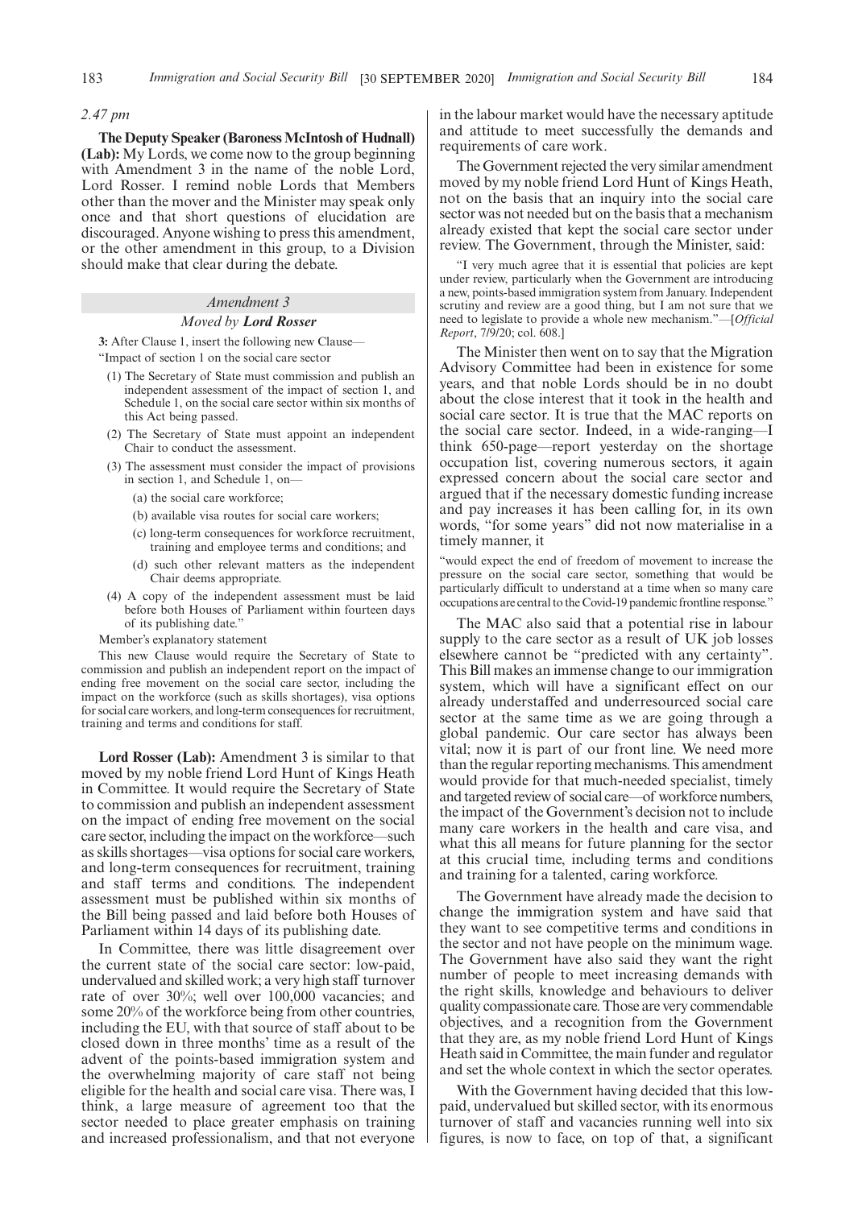*2.47 pm*

**The Deputy Speaker (Baroness McIntosh of Hudnall) (Lab):** My Lords, we come now to the group beginning with Amendment 3 in the name of the noble Lord, Lord Rosser. I remind noble Lords that Members other than the mover and the Minister may speak only once and that short questions of elucidation are discouraged. Anyone wishing to press this amendment, or the other amendment in this group, to a Division should make that clear during the debate.

*Amendment 3*

*Moved by* ***Lord Rosser***

**3:** After Clause 1, insert the following new Clause—

"Impact of section 1 on the social care sector

(1) The Secretary of State must commission and publish an independent assessment of the impact of section 1, and Schedule 1, on the social care sector within six months of this Act being passed.

(2) The Secretary of State must appoint an independent Chair to conduct the assessment.

(3) The assessment must consider the impact of provisions in section 1, and Schedule 1, on—

(a) the social care workforce;

(b) available visa routes for social care workers;

(c) long-term consequences for workforce recruitment, training and employee terms and conditions; and

(d) such other relevant matters as the independent Chair deems appropriate.

(4) A copy of the independent assessment must be laid before both Houses of Parliament within fourteen days of its publishing date."

Member's explanatory statement

This new Clause would require the Secretary of State to commission and publish an independent report on the impact of ending free movement on the social care sector, including the impact on the workforce (such as skills shortages), visa options for social care workers, and long-term consequences for recruitment, training and terms and conditions for staff.

**Lord Rosser (Lab):** Amendment 3 is similar to that moved by my noble friend Lord Hunt of Kings Heath in Committee. It would require the Secretary of State to commission and publish an independent assessment on the impact of ending free movement on the social care sector, including the impact on the workforce—such as skills shortages—visa options for social care workers, and long-term consequences for recruitment, training and staff terms and conditions. The independent assessment must be published within six months of the Bill being passed and laid before both Houses of Parliament within 14 days of its publishing date.

In Committee, there was little disagreement over the current state of the social care sector: low-paid, undervalued and skilled work; a very high staff turnover rate of over 30%; well over 100,000 vacancies; and some 20% of the workforce being from other countries, including the EU, with that source of staff about to be closed down in three months' time as a result of the advent of the points-based immigration system and the overwhelming majority of care staff not being eligible for the health and social care visa. There was, I think, a large measure of agreement too that the sector needed to place greater emphasis on training and increased professionalism, and that not everyone in the labour market would have the necessary aptitude and attitude to meet successfully the demands and requirements of care work.

The Government rejected the very similar amendment moved by my noble friend Lord Hunt of Kings Heath, not on the basis that an inquiry into the social care sector was not needed but on the basis that a mechanism already existed that kept the social care sector under review. The Government, through the Minister, said:

"I very much agree that it is essential that policies are kept under review, particularly when the Government are introducing a new, points-based immigration system from January. Independent scrutiny and review are a good thing, but I am not sure that we need to legislate to provide a whole new mechanism."—[*Official Report*, 7/9/20; col. 608.]

The Minister then went on to say that the Migration Advisory Committee had been in existence for some years, and that noble Lords should be in no doubt about the close interest that it took in the health and social care sector. It is true that the MAC reports on the social care sector. Indeed, in a wide-ranging—I think 650-page—report yesterday on the shortage occupation list, covering numerous sectors, it again expressed concern about the social care sector and argued that if the necessary domestic funding increase and pay increases it has been calling for, in its own words, "for some years" did not now materialise in a timely manner, it

"would expect the end of freedom of movement to increase the pressure on the social care sector, something that would be particularly difficult to understand at a time when so many care occupations are central to the Covid-19 pandemic frontline response."

The MAC also said that a potential rise in labour supply to the care sector as a result of UK job losses elsewhere cannot be "predicted with any certainty". This Bill makes an immense change to our immigration system, which will have a significant effect on our already understaffed and underresourced social care sector at the same time as we are going through a global pandemic. Our care sector has always been vital; now it is part of our front line. We need more than the regular reporting mechanisms. This amendment would provide for that much-needed specialist, timely and targeted review of social care—of workforce numbers, the impact of the Government's decision not to include many care workers in the health and care visa, and what this all means for future planning for the sector at this crucial time, including terms and conditions and training for a talented, caring workforce.

The Government have already made the decision to change the immigration system and have said that they want to see competitive terms and conditions in the sector and not have people on the minimum wage. The Government have also said they want the right number of people to meet increasing demands with the right skills, knowledge and behaviours to deliver quality compassionate care. Those are very commendable objectives, and a recognition from the Government that they are, as my noble friend Lord Hunt of Kings Heath said in Committee, the main funder and regulator and set the whole context in which the sector operates.

With the Government having decided that this low-paid, undervalued but skilled sector, with its enormous turnover of staff and vacancies running well into six figures, is now to face, on top of that, a significant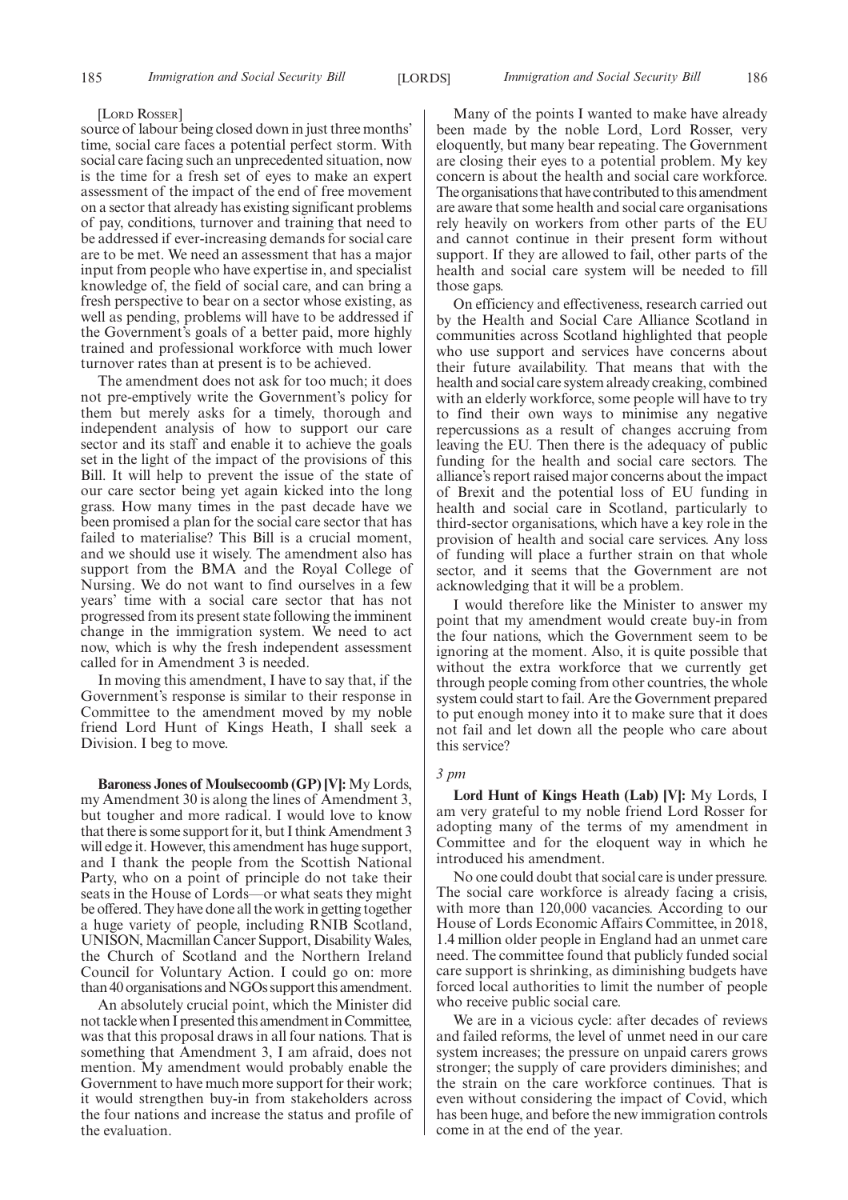[LORD ROSSER]

source of labour being closed down in just three months' time, social care faces a potential perfect storm. With social care facing such an unprecedented situation, now is the time for a fresh set of eyes to make an expert assessment of the impact of the end of free movement on a sector that already has existing significant problems of pay, conditions, turnover and training that need to be addressed if ever-increasing demands for social care are to be met. We need an assessment that has a major input from people who have expertise in, and specialist knowledge of, the field of social care, and can bring a fresh perspective to bear on a sector whose existing, as well as pending, problems will have to be addressed if the Government's goals of a better paid, more highly trained and professional workforce with much lower turnover rates than at present is to be achieved.

The amendment does not ask for too much; it does not pre-emptively write the Government's policy for them but merely asks for a timely, thorough and independent analysis of how to support our care sector and its staff and enable it to achieve the goals set in the light of the impact of the provisions of this Bill. It will help to prevent the issue of the state of our care sector being yet again kicked into the long grass. How many times in the past decade have we been promised a plan for the social care sector that has failed to materialise? This Bill is a crucial moment, and we should use it wisely. The amendment also has support from the BMA and the Royal College of Nursing. We do not want to find ourselves in a few years' time with a social care sector that has not progressed from its present state following the imminent change in the immigration system. We need to act now, which is why the fresh independent assessment called for in Amendment 3 is needed.

In moving this amendment, I have to say that, if the Government's response is similar to their response in Committee to the amendment moved by my noble friend Lord Hunt of Kings Heath, I shall seek a Division. I beg to move.

**Baroness Jones of Moulsecoomb (GP) [V]:** My Lords, my Amendment 30 is along the lines of Amendment 3, but tougher and more radical. I would love to know that there is some support for it, but I think Amendment 3 will edge it. However, this amendment has huge support, and I thank the people from the Scottish National Party, who on a point of principle do not take their seats in the House of Lords—or what seats they might be offered. They have done all the work in getting together a huge variety of people, including RNIB Scotland, UNISON, Macmillan Cancer Support, Disability Wales, the Church of Scotland and the Northern Ireland Council for Voluntary Action. I could go on: more than 40 organisations and NGOs support this amendment.

An absolutely crucial point, which the Minister did not tackle when I presented this amendment in Committee, was that this proposal draws in all four nations. That is something that Amendment 3, I am afraid, does not mention. My amendment would probably enable the Government to have much more support for their work; it would strengthen buy-in from stakeholders across the four nations and increase the status and profile of the evaluation.

Many of the points I wanted to make have already been made by the noble Lord, Lord Rosser, very eloquently, but many bear repeating. The Government are closing their eyes to a potential problem. My key concern is about the health and social care workforce. The organisations that have contributed to this amendment are aware that some health and social care organisations rely heavily on workers from other parts of the EU and cannot continue in their present form without support. If they are allowed to fail, other parts of the health and social care system will be needed to fill those gaps.

On efficiency and effectiveness, research carried out by the Health and Social Care Alliance Scotland in communities across Scotland highlighted that people who use support and services have concerns about their future availability. That means that with the health and social care system already creaking, combined with an elderly workforce, some people will have to try to find their own ways to minimise any negative repercussions as a result of changes accruing from leaving the EU. Then there is the adequacy of public funding for the health and social care sectors. The alliance's report raised major concerns about the impact of Brexit and the potential loss of EU funding in health and social care in Scotland, particularly to third-sector organisations, which have a key role in the provision of health and social care services. Any loss of funding will place a further strain on that whole sector, and it seems that the Government are not acknowledging that it will be a problem.

I would therefore like the Minister to answer my point that my amendment would create buy-in from the four nations, which the Government seem to be ignoring at the moment. Also, it is quite possible that without the extra workforce that we currently get through people coming from other countries, the whole system could start to fail. Are the Government prepared to put enough money into it to make sure that it does not fail and let down all the people who care about this service?

*3 pm*

**Lord Hunt of Kings Heath (Lab) [V]:** My Lords, I am very grateful to my noble friend Lord Rosser for adopting many of the terms of my amendment in Committee and for the eloquent way in which he introduced his amendment.

No one could doubt that social care is under pressure. The social care workforce is already facing a crisis, with more than 120,000 vacancies. According to our House of Lords Economic Affairs Committee, in 2018, 1.4 million older people in England had an unmet care need. The committee found that publicly funded social care support is shrinking, as diminishing budgets have forced local authorities to limit the number of people who receive public social care.

We are in a vicious cycle: after decades of reviews and failed reforms, the level of unmet need in our care system increases; the pressure on unpaid carers grows stronger; the supply of care providers diminishes; and the strain on the care workforce continues. That is even without considering the impact of Covid, which has been huge, and before the new immigration controls come in at the end of the year.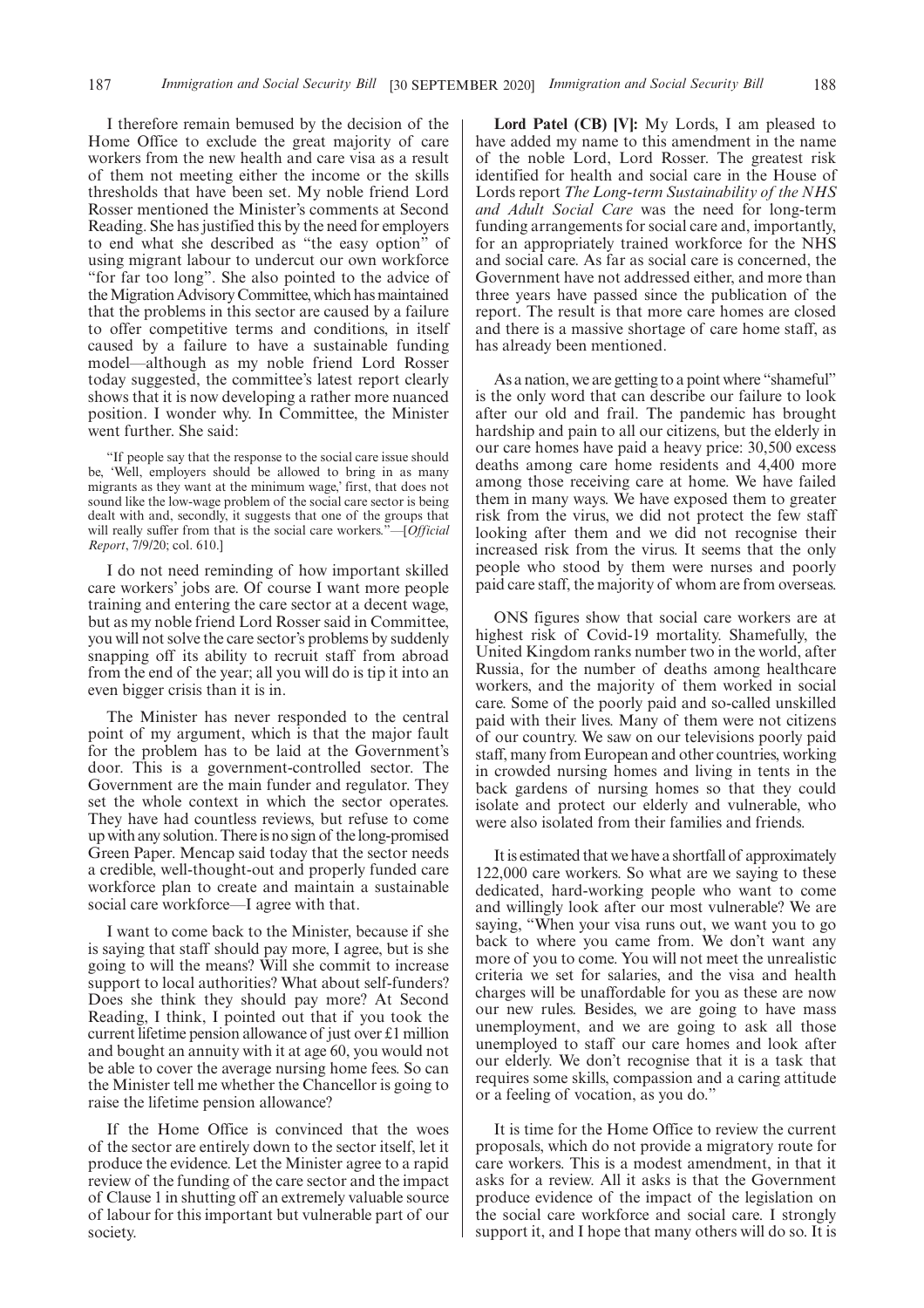I therefore remain bemused by the decision of the Home Office to exclude the great majority of care workers from the new health and care visa as a result of them not meeting either the income or the skills thresholds that have been set. My noble friend Lord Rosser mentioned the Minister's comments at Second Reading. She has justified this by the need for employers to end what she described as "the easy option" of using migrant labour to undercut our own workforce "for far too long". She also pointed to the advice of the Migration Advisory Committee, which has maintained that the problems in this sector are caused by a failure to offer competitive terms and conditions, in itself caused by a failure to have a sustainable funding model—although as my noble friend Lord Rosser today suggested, the committee's latest report clearly shows that it is now developing a rather more nuanced position. I wonder why. In Committee, the Minister went further. She said:

"If people say that the response to the social care issue should be, 'Well, employers should be allowed to bring in as many migrants as they want at the minimum wage,' first, that does not sound like the low-wage problem of the social care sector is being dealt with and, secondly, it suggests that one of the groups that will really suffer from that is the social care workers."—[*Official Report*, 7/9/20; col. 610.]

I do not need reminding of how important skilled care workers' jobs are. Of course I want more people training and entering the care sector at a decent wage, but as my noble friend Lord Rosser said in Committee, you will not solve the care sector's problems by suddenly snapping off its ability to recruit staff from abroad from the end of the year; all you will do is tip it into an even bigger crisis than it is in.

The Minister has never responded to the central point of my argument, which is that the major fault for the problem has to be laid at the Government's door. This is a government-controlled sector. The Government are the main funder and regulator. They set the whole context in which the sector operates. They have had countless reviews, but refuse to come up with any solution. There is no sign of the long-promised Green Paper. Mencap said today that the sector needs a credible, well-thought-out and properly funded care workforce plan to create and maintain a sustainable social care workforce—I agree with that.

I want to come back to the Minister, because if she is saying that staff should pay more, I agree, but is she going to will the means? Will she commit to increase support to local authorities? What about self-funders? Does she think they should pay more? At Second Reading, I think, I pointed out that if you took the current lifetime pension allowance of just over £1 million and bought an annuity with it at age 60, you would not be able to cover the average nursing home fees. So can the Minister tell me whether the Chancellor is going to raise the lifetime pension allowance?

If the Home Office is convinced that the woes of the sector are entirely down to the sector itself, let it produce the evidence. Let the Minister agree to a rapid review of the funding of the care sector and the impact of Clause 1 in shutting off an extremely valuable source of labour for this important but vulnerable part of our society.

**Lord Patel (CB) [V]:** My Lords, I am pleased to have added my name to this amendment in the name of the noble Lord, Lord Rosser. The greatest risk identified for health and social care in the House of Lords report *The Long-term Sustainability of the NHS and Adult Social Care* was the need for long-term funding arrangements for social care and, importantly, for an appropriately trained workforce for the NHS and social care. As far as social care is concerned, the Government have not addressed either, and more than three years have passed since the publication of the report. The result is that more care homes are closed and there is a massive shortage of care home staff, as has already been mentioned.

As a nation, we are getting to a point where "shameful" is the only word that can describe our failure to look after our old and frail. The pandemic has brought hardship and pain to all our citizens, but the elderly in our care homes have paid a heavy price: 30,500 excess deaths among care home residents and 4,400 more among those receiving care at home. We have failed them in many ways. We have exposed them to greater risk from the virus, we did not protect the few staff looking after them and we did not recognise their increased risk from the virus. It seems that the only people who stood by them were nurses and poorly paid care staff, the majority of whom are from overseas.

ONS figures show that social care workers are at highest risk of Covid-19 mortality. Shamefully, the United Kingdom ranks number two in the world, after Russia, for the number of deaths among healthcare workers, and the majority of them worked in social care. Some of the poorly paid and so-called unskilled paid with their lives. Many of them were not citizens of our country. We saw on our televisions poorly paid staff, many from European and other countries, working in crowded nursing homes and living in tents in the back gardens of nursing homes so that they could isolate and protect our elderly and vulnerable, who were also isolated from their families and friends.

It is estimated that we have a shortfall of approximately 122,000 care workers. So what are we saying to these dedicated, hard-working people who want to come and willingly look after our most vulnerable? We are saying, "When your visa runs out, we want you to go back to where you came from. We don't want any more of you to come. You will not meet the unrealistic criteria we set for salaries, and the visa and health charges will be unaffordable for you as these are now our new rules. Besides, we are going to have mass unemployment, and we are going to ask all those unemployed to staff our care homes and look after our elderly. We don't recognise that it is a task that requires some skills, compassion and a caring attitude or a feeling of vocation, as you do."

It is time for the Home Office to review the current proposals, which do not provide a migratory route for care workers. This is a modest amendment, in that it asks for a review. All it asks is that the Government produce evidence of the impact of the legislation on the social care workforce and social care. I strongly support it, and I hope that many others will do so. It is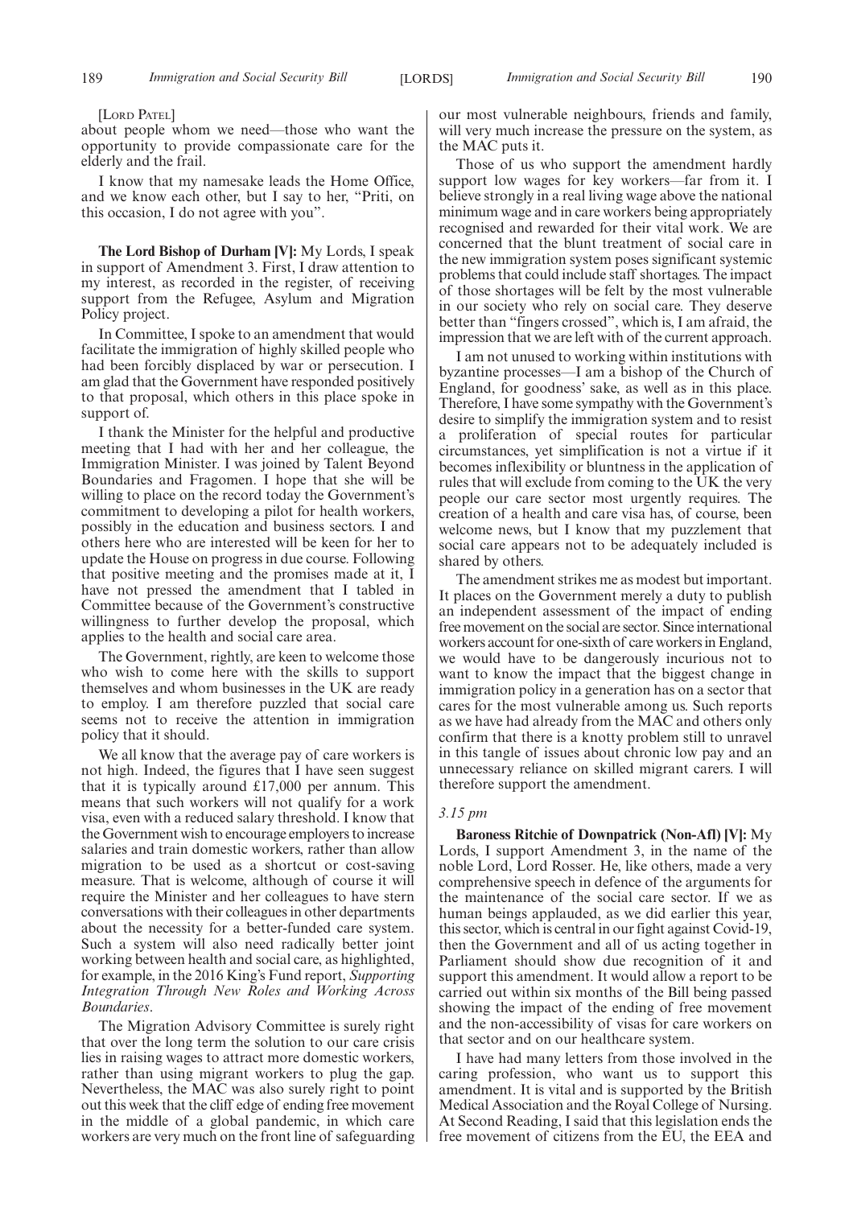[LORD PATEL]

about people whom we need—those who want the opportunity to provide compassionate care for the elderly and the frail.

I know that my namesake leads the Home Office, and we know each other, but I say to her, "Priti, on this occasion, I do not agree with you".

**The Lord Bishop of Durham [V]:** My Lords, I speak in support of Amendment 3. First, I draw attention to my interest, as recorded in the register, of receiving support from the Refugee, Asylum and Migration Policy project.

In Committee, I spoke to an amendment that would facilitate the immigration of highly skilled people who had been forcibly displaced by war or persecution. I am glad that the Government have responded positively to that proposal, which others in this place spoke in support of.

I thank the Minister for the helpful and productive meeting that I had with her and her colleague, the Immigration Minister. I was joined by Talent Beyond Boundaries and Fragomen. I hope that she will be willing to place on the record today the Government's commitment to developing a pilot for health workers, possibly in the education and business sectors. I and others here who are interested will be keen for her to update the House on progress in due course. Following that positive meeting and the promises made at it, I have not pressed the amendment that I tabled in Committee because of the Government's constructive willingness to further develop the proposal, which applies to the health and social care area.

The Government, rightly, are keen to welcome those who wish to come here with the skills to support themselves and whom businesses in the UK are ready to employ. I am therefore puzzled that social care seems not to receive the attention in immigration policy that it should.

We all know that the average pay of care workers is not high. Indeed, the figures that I have seen suggest that it is typically around £17,000 per annum. This means that such workers will not qualify for a work visa, even with a reduced salary threshold. I know that the Government wish to encourage employers to increase salaries and train domestic workers, rather than allow migration to be used as a shortcut or cost-saving measure. That is welcome, although of course it will require the Minister and her colleagues to have stern conversations with their colleagues in other departments about the necessity for a better-funded care system. Such a system will also need radically better joint working between health and social care, as highlighted, for example, in the 2016 King's Fund report, *Supporting Integration Through New Roles and Working Across Boundaries*.

The Migration Advisory Committee is surely right that over the long term the solution to our care crisis lies in raising wages to attract more domestic workers, rather than using migrant workers to plug the gap. Nevertheless, the MAC was also surely right to point out this week that the cliff edge of ending free movement in the middle of a global pandemic, in which care workers are very much on the front line of safeguarding our most vulnerable neighbours, friends and family, will very much increase the pressure on the system, as the MAC puts it.

Those of us who support the amendment hardly support low wages for key workers—far from it. I believe strongly in a real living wage above the national minimum wage and in care workers being appropriately recognised and rewarded for their vital work. We are concerned that the blunt treatment of social care in the new immigration system poses significant systemic problems that could include staff shortages. The impact of those shortages will be felt by the most vulnerable in our society who rely on social care. They deserve better than "fingers crossed", which is, I am afraid, the impression that we are left with of the current approach.

I am not unused to working within institutions with byzantine processes—I am a bishop of the Church of England, for goodness' sake, as well as in this place. Therefore, I have some sympathy with the Government's desire to simplify the immigration system and to resist a proliferation of special routes for particular circumstances, yet simplification is not a virtue if it becomes inflexibility or bluntness in the application of rules that will exclude from coming to the UK the very people our care sector most urgently requires. The creation of a health and care visa has, of course, been welcome news, but I know that my puzzlement that social care appears not to be adequately included is shared by others.

The amendment strikes me as modest but important. It places on the Government merely a duty to publish an independent assessment of the impact of ending free movement on the social are sector. Since international workers account for one-sixth of care workers in England, we would have to be dangerously incurious not to want to know the impact that the biggest change in immigration policy in a generation has on a sector that cares for the most vulnerable among us. Such reports as we have had already from the MAC and others only confirm that there is a knotty problem still to unravel in this tangle of issues about chronic low pay and an unnecessary reliance on skilled migrant carers. I will therefore support the amendment.

*3.15 pm*

**Baroness Ritchie of Downpatrick (Non-Afl) [V]:** My Lords, I support Amendment 3, in the name of the noble Lord, Lord Rosser. He, like others, made a very comprehensive speech in defence of the arguments for the maintenance of the social care sector. If we as human beings applauded, as we did earlier this year, this sector, which is central in our fight against Covid-19, then the Government and all of us acting together in Parliament should show due recognition of it and support this amendment. It would allow a report to be carried out within six months of the Bill being passed showing the impact of the ending of free movement and the non-accessibility of visas for care workers on that sector and on our healthcare system.

I have had many letters from those involved in the caring profession, who want us to support this amendment. It is vital and is supported by the British Medical Association and the Royal College of Nursing. At Second Reading, I said that this legislation ends the free movement of citizens from the EU, the EEA and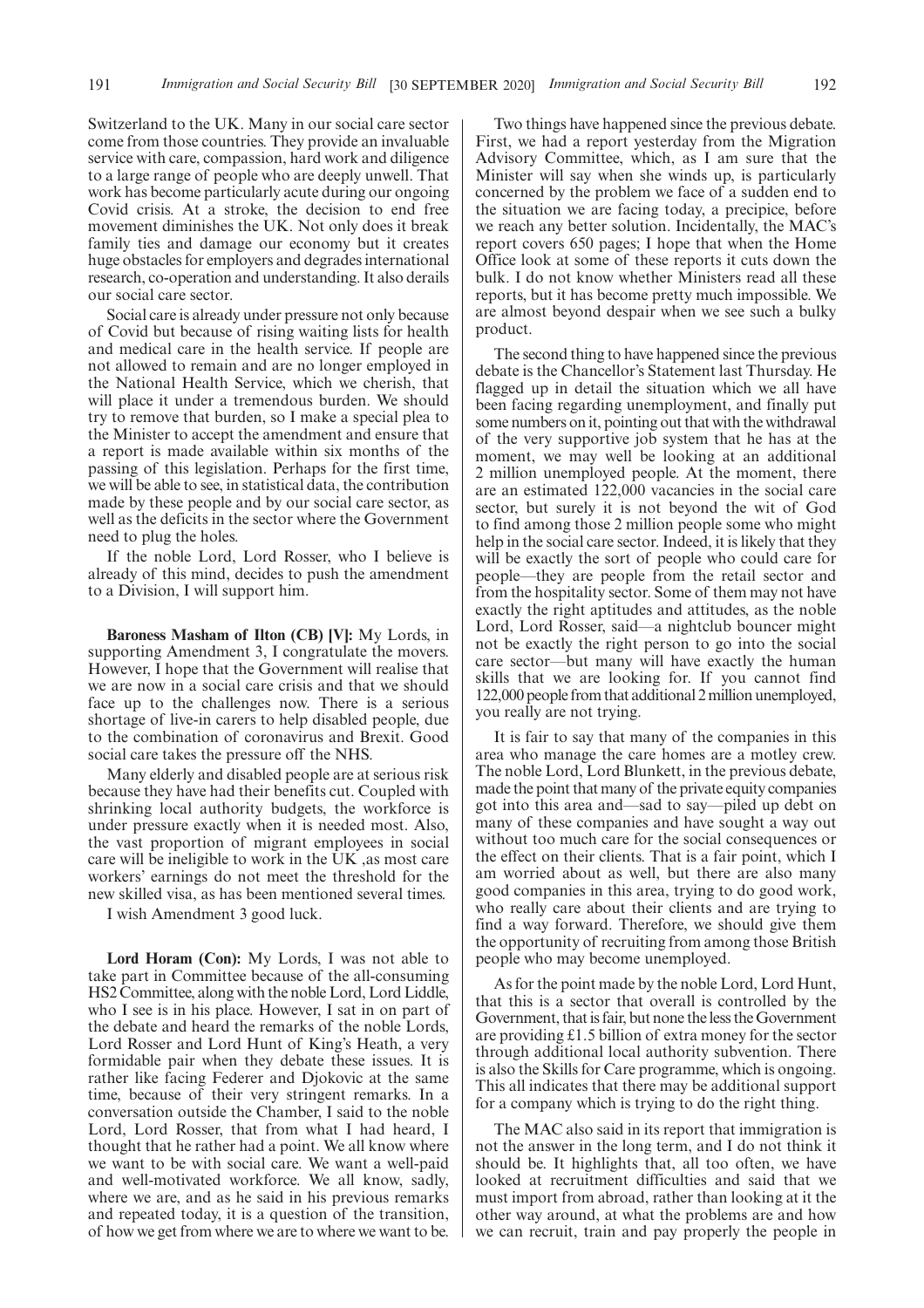Switzerland to the UK. Many in our social care sector come from those countries. They provide an invaluable service with care, compassion, hard work and diligence to a large range of people who are deeply unwell. That work has become particularly acute during our ongoing Covid crisis. At a stroke, the decision to end free movement diminishes the UK. Not only does it break family ties and damage our economy but it creates huge obstacles for employers and degrades international research, co-operation and understanding. It also derails our social care sector.

Social care is already under pressure not only because of Covid but because of rising waiting lists for health and medical care in the health service. If people are not allowed to remain and are no longer employed in the National Health Service, which we cherish, that will place it under a tremendous burden. We should try to remove that burden, so I make a special plea to the Minister to accept the amendment and ensure that a report is made available within six months of the passing of this legislation. Perhaps for the first time, we will be able to see, in statistical data, the contribution made by these people and by our social care sector, as well as the deficits in the sector where the Government need to plug the holes.

If the noble Lord, Lord Rosser, who I believe is already of this mind, decides to push the amendment to a Division, I will support him.

**Baroness Masham of Ilton (CB) [V]:** My Lords, in supporting Amendment 3, I congratulate the movers. However, I hope that the Government will realise that we are now in a social care crisis and that we should face up to the challenges now. There is a serious shortage of live-in carers to help disabled people, due to the combination of coronavirus and Brexit. Good social care takes the pressure off the NHS.

Many elderly and disabled people are at serious risk because they have had their benefits cut. Coupled with shrinking local authority budgets, the workforce is under pressure exactly when it is needed most. Also, the vast proportion of migrant employees in social care will be ineligible to work in the UK ,as most care workers' earnings do not meet the threshold for the new skilled visa, as has been mentioned several times.

I wish Amendment 3 good luck.

**Lord Horam (Con):** My Lords, I was not able to take part in Committee because of the all-consuming HS2 Committee, along with the noble Lord, Lord Liddle, who I see is in his place. However, I sat in on part of the debate and heard the remarks of the noble Lords, Lord Rosser and Lord Hunt of King's Heath, a very formidable pair when they debate these issues. It is rather like facing Federer and Djokovic at the same time, because of their very stringent remarks. In a conversation outside the Chamber, I said to the noble Lord, Lord Rosser, that from what I had heard, I thought that he rather had a point. We all know where we want to be with social care. We want a well-paid and well-motivated workforce. We all know, sadly, where we are, and as he said in his previous remarks and repeated today, it is a question of the transition, of how we get from where we are to where we want to be.

Two things have happened since the previous debate. First, we had a report yesterday from the Migration Advisory Committee, which, as I am sure that the Minister will say when she winds up, is particularly concerned by the problem we face of a sudden end to the situation we are facing today, a precipice, before we reach any better solution. Incidentally, the MAC's report covers 650 pages; I hope that when the Home Office look at some of these reports it cuts down the bulk. I do not know whether Ministers read all these reports, but it has become pretty much impossible. We are almost beyond despair when we see such a bulky product.

The second thing to have happened since the previous debate is the Chancellor's Statement last Thursday. He flagged up in detail the situation which we all have been facing regarding unemployment, and finally put some numbers on it, pointing out that with the withdrawal of the very supportive job system that he has at the moment, we may well be looking at an additional 2 million unemployed people. At the moment, there are an estimated 122,000 vacancies in the social care sector, but surely it is not beyond the wit of God to find among those 2 million people some who might help in the social care sector. Indeed, it is likely that they will be exactly the sort of people who could care for people—they are people from the retail sector and from the hospitality sector. Some of them may not have exactly the right aptitudes and attitudes, as the noble Lord, Lord Rosser, said—a nightclub bouncer might not be exactly the right person to go into the social care sector—but many will have exactly the human skills that we are looking for. If you cannot find 122,000 people from that additional 2 million unemployed, you really are not trying.

It is fair to say that many of the companies in this area who manage the care homes are a motley crew. The noble Lord, Lord Blunkett, in the previous debate, made the point that many of the private equity companies got into this area and—sad to say—piled up debt on many of these companies and have sought a way out without too much care for the social consequences or the effect on their clients. That is a fair point, which I am worried about as well, but there are also many good companies in this area, trying to do good work, who really care about their clients and are trying to find a way forward. Therefore, we should give them the opportunity of recruiting from among those British people who may become unemployed.

As for the point made by the noble Lord, Lord Hunt, that this is a sector that overall is controlled by the Government, that is fair, but none the less the Government are providing £1.5 billion of extra money for the sector through additional local authority subvention. There is also the Skills for Care programme, which is ongoing. This all indicates that there may be additional support for a company which is trying to do the right thing.

The MAC also said in its report that immigration is not the answer in the long term, and I do not think it should be. It highlights that, all too often, we have looked at recruitment difficulties and said that we must import from abroad, rather than looking at it the other way around, at what the problems are and how we can recruit, train and pay properly the people in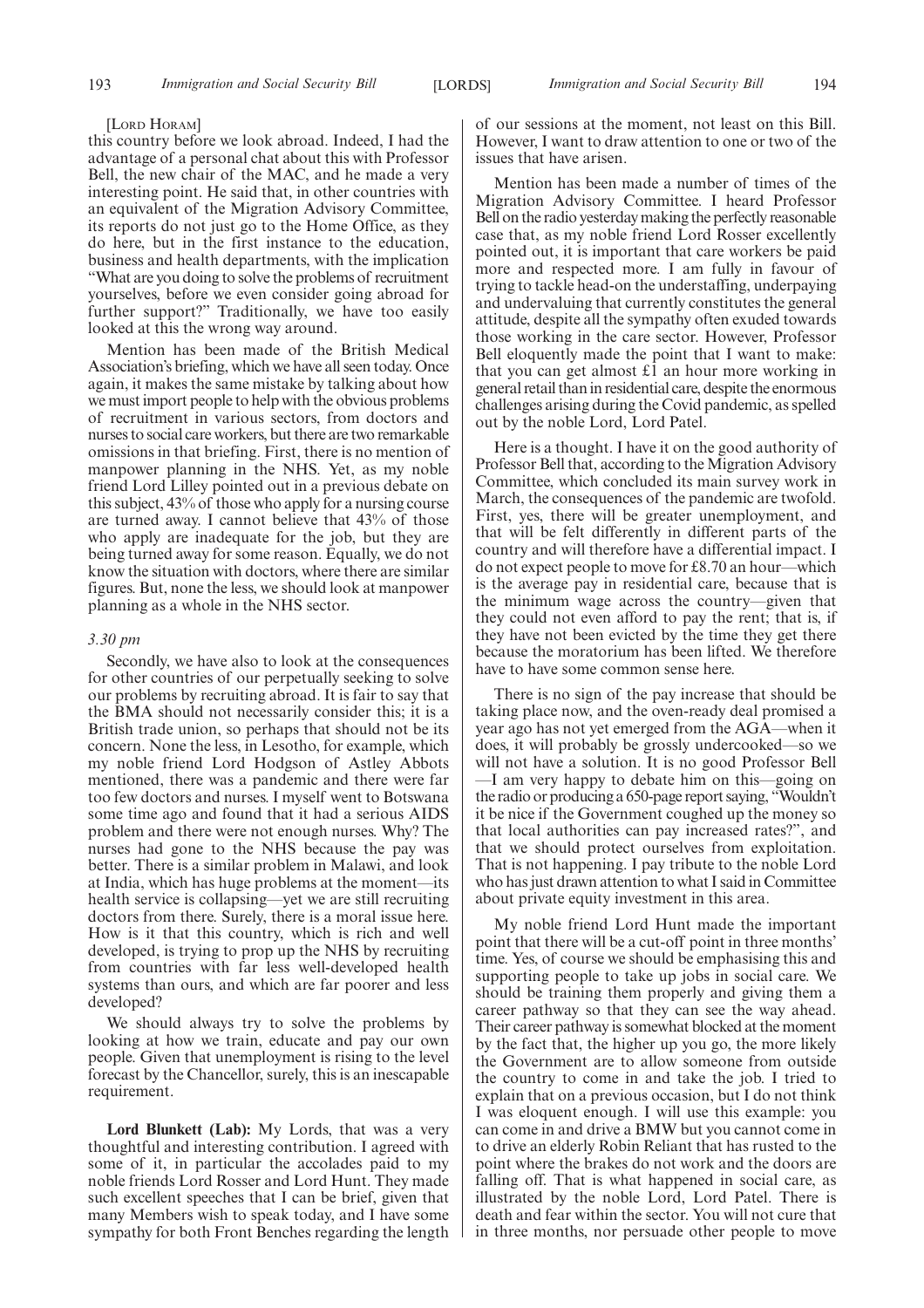[Lord Horam]

this country before we look abroad. Indeed, I had the advantage of a personal chat about this with Professor Bell, the new chair of the MAC, and he made a very interesting point. He said that, in other countries with an equivalent of the Migration Advisory Committee, its reports do not just go to the Home Office, as they do here, but in the first instance to the education, business and health departments, with the implication "What are you doing to solve the problems of recruitment yourselves, before we even consider going abroad for further support?" Traditionally, we have too easily looked at this the wrong way around.

Mention has been made of the British Medical Association's briefing, which we have all seen today. Once again, it makes the same mistake by talking about how we must import people to help with the obvious problems of recruitment in various sectors, from doctors and nurses to social care workers, but there are two remarkable omissions in that briefing. First, there is no mention of manpower planning in the NHS. Yet, as my noble friend Lord Lilley pointed out in a previous debate on this subject, 43% of those who apply for a nursing course are turned away. I cannot believe that 43% of those who apply are inadequate for the job, but they are being turned away for some reason. Equally, we do not know the situation with doctors, where there are similar figures. But, none the less, we should look at manpower planning as a whole in the NHS sector.

*3.30 pm*

Secondly, we have also to look at the consequences for other countries of our perpetually seeking to solve our problems by recruiting abroad. It is fair to say that the BMA should not necessarily consider this; it is a British trade union, so perhaps that should not be its concern. None the less, in Lesotho, for example, which my noble friend Lord Hodgson of Astley Abbots mentioned, there was a pandemic and there were far too few doctors and nurses. I myself went to Botswana some time ago and found that it had a serious AIDS problem and there were not enough nurses. Why? The nurses had gone to the NHS because the pay was better. There is a similar problem in Malawi, and look at India, which has huge problems at the moment—its health service is collapsing—yet we are still recruiting doctors from there. Surely, there is a moral issue here. How is it that this country, which is rich and well developed, is trying to prop up the NHS by recruiting from countries with far less well-developed health systems than ours, and which are far poorer and less developed?

We should always try to solve the problems by looking at how we train, educate and pay our own people. Given that unemployment is rising to the level forecast by the Chancellor, surely, this is an inescapable requirement.

**Lord Blunkett (Lab):** My Lords, that was a very thoughtful and interesting contribution. I agreed with some of it, in particular the accolades paid to my noble friends Lord Rosser and Lord Hunt. They made such excellent speeches that I can be brief, given that many Members wish to speak today, and I have some sympathy for both Front Benches regarding the length of our sessions at the moment, not least on this Bill. However, I want to draw attention to one or two of the issues that have arisen.

Mention has been made a number of times of the Migration Advisory Committee. I heard Professor Bell on the radio yesterday making the perfectly reasonable case that, as my noble friend Lord Rosser excellently pointed out, it is important that care workers be paid more and respected more. I am fully in favour of trying to tackle head-on the understaffing, underpaying and undervaluing that currently constitutes the general attitude, despite all the sympathy often exuded towards those working in the care sector. However, Professor Bell eloquently made the point that I want to make: that you can get almost £1 an hour more working in general retail than in residential care, despite the enormous challenges arising during the Covid pandemic, as spelled out by the noble Lord, Lord Patel.

Here is a thought. I have it on the good authority of Professor Bell that, according to the Migration Advisory Committee, which concluded its main survey work in March, the consequences of the pandemic are twofold. First, yes, there will be greater unemployment, and that will be felt differently in different parts of the country and will therefore have a differential impact. I do not expect people to move for £8.70 an hour—which is the average pay in residential care, because that is the minimum wage across the country—given that they could not even afford to pay the rent; that is, if they have not been evicted by the time they get there because the moratorium has been lifted. We therefore have to have some common sense here.

There is no sign of the pay increase that should be taking place now, and the oven-ready deal promised a year ago has not yet emerged from the AGA—when it does, it will probably be grossly undercooked—so we will not have a solution. It is no good Professor Bell—I am very happy to debate him on this—going on the radio or producing a 650-page report saying, "Wouldn't it be nice if the Government coughed up the money so that local authorities can pay increased rates?", and that we should protect ourselves from exploitation. That is not happening. I pay tribute to the noble Lord who has just drawn attention to what I said in Committee about private equity investment in this area.

My noble friend Lord Hunt made the important point that there will be a cut-off point in three months' time. Yes, of course we should be emphasising this and supporting people to take up jobs in social care. We should be training them properly and giving them a career pathway so that they can see the way ahead. Their career pathway is somewhat blocked at the moment by the fact that, the higher up you go, the more likely the Government are to allow someone from outside the country to come in and take the job. I tried to explain that on a previous occasion, but I do not think I was eloquent enough. I will use this example: you can come in and drive a BMW but you cannot come in to drive an elderly Robin Reliant that has rusted to the point where the brakes do not work and the doors are falling off. That is what happened in social care, as illustrated by the noble Lord, Lord Patel. There is death and fear within the sector. You will not cure that in three months, nor persuade other people to move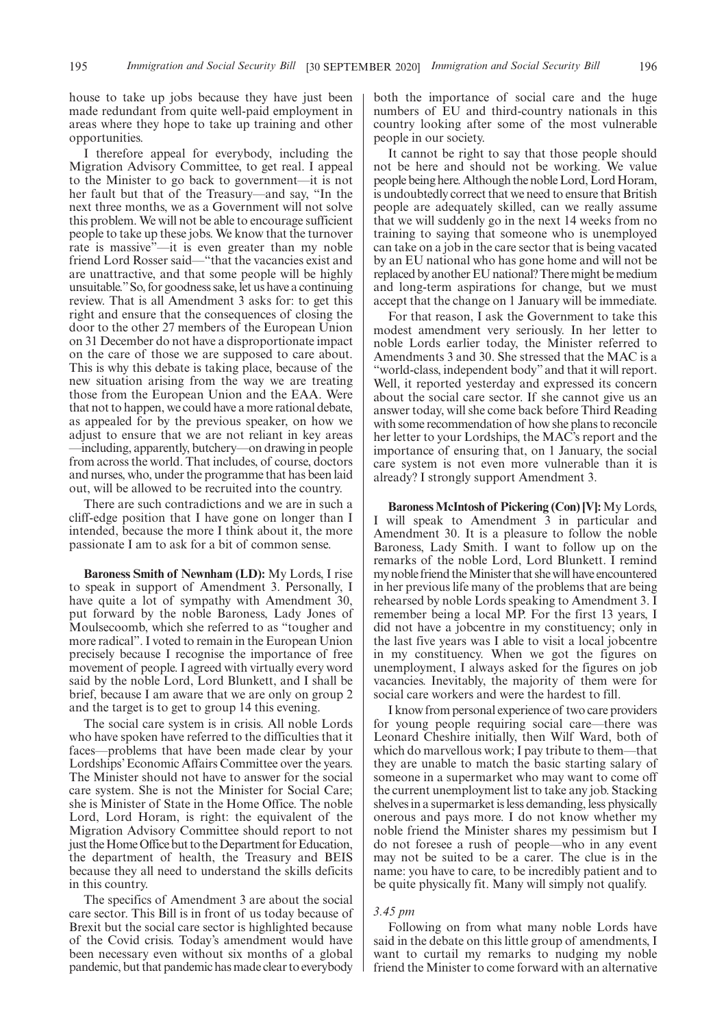house to take up jobs because they have just been made redundant from quite well-paid employment in areas where they hope to take up training and other opportunities.

I therefore appeal for everybody, including the Migration Advisory Committee, to get real. I appeal to the Minister to go back to government—it is not her fault but that of the Treasury—and say, "In the next three months, we as a Government will not solve this problem. We will not be able to encourage sufficient people to take up these jobs. We know that the turnover rate is massive"—it is even greater than my noble friend Lord Rosser said—"that the vacancies exist and are unattractive, and that some people will be highly unsuitable." So, for goodness sake, let us have a continuing review. That is all Amendment 3 asks for: to get this right and ensure that the consequences of closing the door to the other 27 members of the European Union on 31 December do not have a disproportionate impact on the care of those we are supposed to care about. This is why this debate is taking place, because of the new situation arising from the way we are treating those from the European Union and the EAA. Were that not to happen, we could have a more rational debate, as appealed for by the previous speaker, on how we adjust to ensure that we are not reliant in key areas—including, apparently, butchery—on drawing in people from across the world. That includes, of course, doctors and nurses, who, under the programme that has been laid out, will be allowed to be recruited into the country.

There are such contradictions and we are in such a cliff-edge position that I have gone on longer than I intended, because the more I think about it, the more passionate I am to ask for a bit of common sense.

**Baroness Smith of Newnham (LD):** My Lords, I rise to speak in support of Amendment 3. Personally, I have quite a lot of sympathy with Amendment 30, put forward by the noble Baroness, Lady Jones of Moulsecoomb, which she referred to as "tougher and more radical". I voted to remain in the European Union precisely because I recognise the importance of free movement of people. I agreed with virtually every word said by the noble Lord, Lord Blunkett, and I shall be brief, because I am aware that we are only on group 2 and the target is to get to group 14 this evening.

The social care system is in crisis. All noble Lords who have spoken have referred to the difficulties that it faces—problems that have been made clear by your Lordships' Economic Affairs Committee over the years. The Minister should not have to answer for the social care system. She is not the Minister for Social Care; she is Minister of State in the Home Office. The noble Lord, Lord Horam, is right: the equivalent of the Migration Advisory Committee should report to not just the Home Office but to the Department for Education, the department of health, the Treasury and BEIS because they all need to understand the skills deficits in this country.

The specifics of Amendment 3 are about the social care sector. This Bill is in front of us today because of Brexit but the social care sector is highlighted because of the Covid crisis. Today's amendment would have been necessary even without six months of a global pandemic, but that pandemic has made clear to everybody both the importance of social care and the huge numbers of EU and third-country nationals in this country looking after some of the most vulnerable people in our society.

It cannot be right to say that those people should not be here and should not be working. We value people being here. Although the noble Lord, Lord Horam, is undoubtedly correct that we need to ensure that British people are adequately skilled, can we really assume that we will suddenly go in the next 14 weeks from no training to saying that someone who is unemployed can take on a job in the care sector that is being vacated by an EU national who has gone home and will not be replaced by another EU national? There might be medium and long-term aspirations for change, but we must accept that the change on 1 January will be immediate.

For that reason, I ask the Government to take this modest amendment very seriously. In her letter to noble Lords earlier today, the Minister referred to Amendments 3 and 30. She stressed that the MAC is a "world-class, independent body" and that it will report. Well, it reported yesterday and expressed its concern about the social care sector. If she cannot give us an answer today, will she come back before Third Reading with some recommendation of how she plans to reconcile her letter to your Lordships, the MAC's report and the importance of ensuring that, on 1 January, the social care system is not even more vulnerable than it is already? I strongly support Amendment 3.

**Baroness McIntosh of Pickering (Con) [V]:** My Lords, I will speak to Amendment 3 in particular and Amendment 30. It is a pleasure to follow the noble Baroness, Lady Smith. I want to follow up on the remarks of the noble Lord, Lord Blunkett. I remind my noble friend the Minister that she will have encountered in her previous life many of the problems that are being rehearsed by noble Lords speaking to Amendment 3. I remember being a local MP. For the first 13 years, I did not have a jobcentre in my constituency; only in the last five years was I able to visit a local jobcentre in my constituency. When we got the figures on unemployment, I always asked for the figures on job vacancies. Inevitably, the majority of them were for social care workers and were the hardest to fill.

I know from personal experience of two care providers for young people requiring social care—there was Leonard Cheshire initially, then Wilf Ward, both of which do marvellous work; I pay tribute to them—that they are unable to match the basic starting salary of someone in a supermarket who may want to come off the current unemployment list to take any job. Stacking shelves in a supermarket is less demanding, less physically onerous and pays more. I do not know whether my noble friend the Minister shares my pessimism but I do not foresee a rush of people—who in any event may not be suited to be a carer. The clue is in the name: you have to care, to be incredibly patient and to be quite physically fit. Many will simply not qualify.

*3.45 pm*

Following on from what many noble Lords have said in the debate on this little group of amendments, I want to curtail my remarks to nudging my noble friend the Minister to come forward with an alternative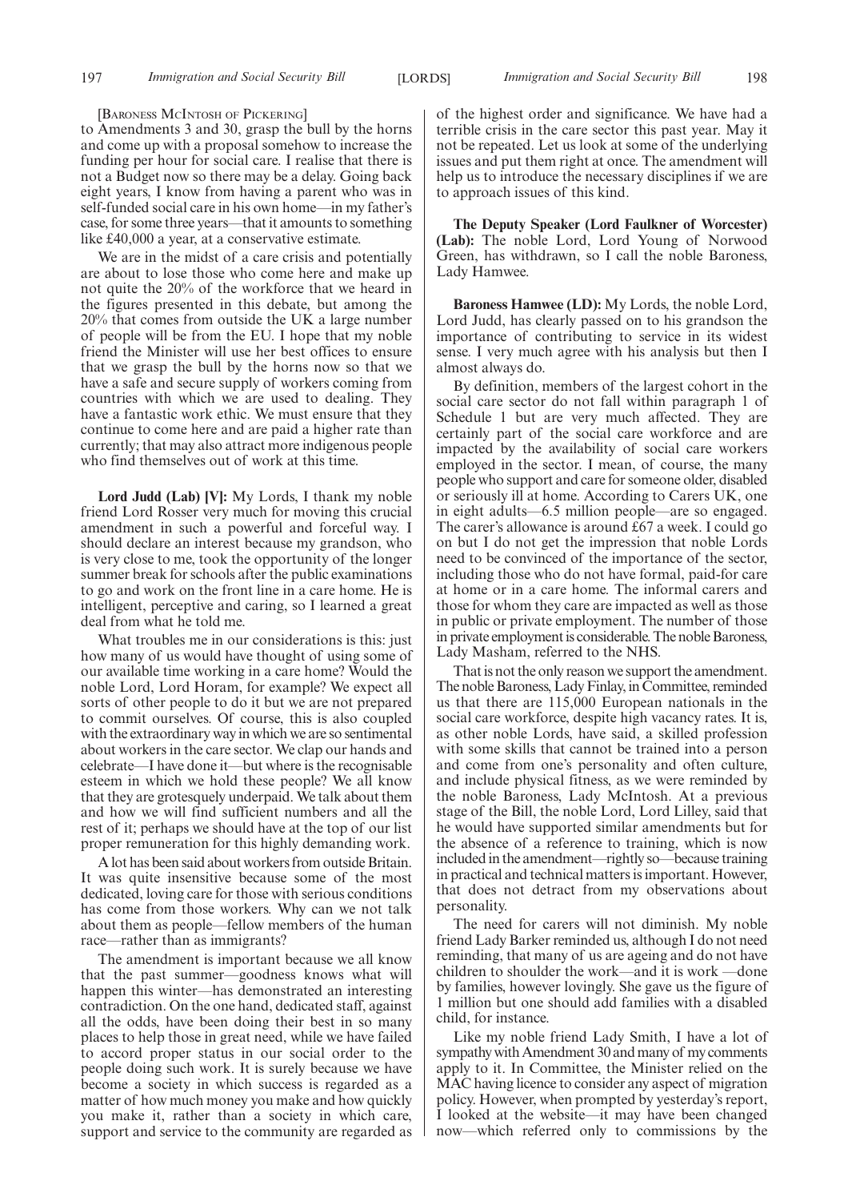[Baroness McIntosh of Pickering]

to Amendments 3 and 30, grasp the bull by the horns and come up with a proposal somehow to increase the funding per hour for social care. I realise that there is not a Budget now so there may be a delay. Going back eight years, I know from having a parent who was in self-funded social care in his own home—in my father's case, for some three years—that it amounts to something like £40,000 a year, at a conservative estimate.

We are in the midst of a care crisis and potentially are about to lose those who come here and make up not quite the 20% of the workforce that we heard in the figures presented in this debate, but among the 20% that comes from outside the UK a large number of people will be from the EU. I hope that my noble friend the Minister will use her best offices to ensure that we grasp the bull by the horns now so that we have a safe and secure supply of workers coming from countries with which we are used to dealing. They have a fantastic work ethic. We must ensure that they continue to come here and are paid a higher rate than currently; that may also attract more indigenous people who find themselves out of work at this time.

**Lord Judd (Lab) [V]:** My Lords, I thank my noble friend Lord Rosser very much for moving this crucial amendment in such a powerful and forceful way. I should declare an interest because my grandson, who is very close to me, took the opportunity of the longer summer break for schools after the public examinations to go and work on the front line in a care home. He is intelligent, perceptive and caring, so I learned a great deal from what he told me.

What troubles me in our considerations is this: just how many of us would have thought of using some of our available time working in a care home? Would the noble Lord, Lord Horam, for example? We expect all sorts of other people to do it but we are not prepared to commit ourselves. Of course, this is also coupled with the extraordinary way in which we are so sentimental about workers in the care sector. We clap our hands and celebrate—I have done it—but where is the recognisable esteem in which we hold these people? We all know that they are grotesquely underpaid. We talk about them and how we will find sufficient numbers and all the rest of it; perhaps we should have at the top of our list proper remuneration for this highly demanding work.

A lot has been said about workers from outside Britain. It was quite insensitive because some of the most dedicated, loving care for those with serious conditions has come from those workers. Why can we not talk about them as people—fellow members of the human race—rather than as immigrants?

The amendment is important because we all know that the past summer—goodness knows what will happen this winter—has demonstrated an interesting contradiction. On the one hand, dedicated staff, against all the odds, have been doing their best in so many places to help those in great need, while we have failed to accord proper status in our social order to the people doing such work. It is surely because we have become a society in which success is regarded as a matter of how much money you make and how quickly you make it, rather than a society in which care, support and service to the community are regarded as of the highest order and significance. We have had a terrible crisis in the care sector this past year. May it not be repeated. Let us look at some of the underlying issues and put them right at once. The amendment will help us to introduce the necessary disciplines if we are to approach issues of this kind.

**The Deputy Speaker (Lord Faulkner of Worcester) (Lab):** The noble Lord, Lord Young of Norwood Green, has withdrawn, so I call the noble Baroness, Lady Hamwee.

**Baroness Hamwee (LD):** My Lords, the noble Lord, Lord Judd, has clearly passed on to his grandson the importance of contributing to service in its widest sense. I very much agree with his analysis but then I almost always do.

By definition, members of the largest cohort in the social care sector do not fall within paragraph 1 of Schedule 1 but are very much affected. They are certainly part of the social care workforce and are impacted by the availability of social care workers employed in the sector. I mean, of course, the many people who support and care for someone older, disabled or seriously ill at home. According to Carers UK, one in eight adults—6.5 million people—are so engaged. The carer's allowance is around £67 a week. I could go on but I do not get the impression that noble Lords need to be convinced of the importance of the sector, including those who do not have formal, paid-for care at home or in a care home. The informal carers and those for whom they care are impacted as well as those in public or private employment. The number of those in private employment is considerable. The noble Baroness, Lady Masham, referred to the NHS.

That is not the only reason we support the amendment. The noble Baroness, Lady Finlay, in Committee, reminded us that there are 115,000 European nationals in the social care workforce, despite high vacancy rates. It is, as other noble Lords, have said, a skilled profession with some skills that cannot be trained into a person and come from one's personality and often culture, and include physical fitness, as we were reminded by the noble Baroness, Lady McIntosh. At a previous stage of the Bill, the noble Lord, Lord Lilley, said that he would have supported similar amendments but for the absence of a reference to training, which is now included in the amendment—rightly so—because training in practical and technical matters is important. However, that does not detract from my observations about personality.

The need for carers will not diminish. My noble friend Lady Barker reminded us, although I do not need reminding, that many of us are ageing and do not have children to shoulder the work—and it is work —done by families, however lovingly. She gave us the figure of 1 million but one should add families with a disabled child, for instance.

Like my noble friend Lady Smith, I have a lot of sympathy with Amendment 30 and many of my comments apply to it. In Committee, the Minister relied on the MAC having licence to consider any aspect of migration policy. However, when prompted by yesterday's report, I looked at the website—it may have been changed now—which referred only to commissions by the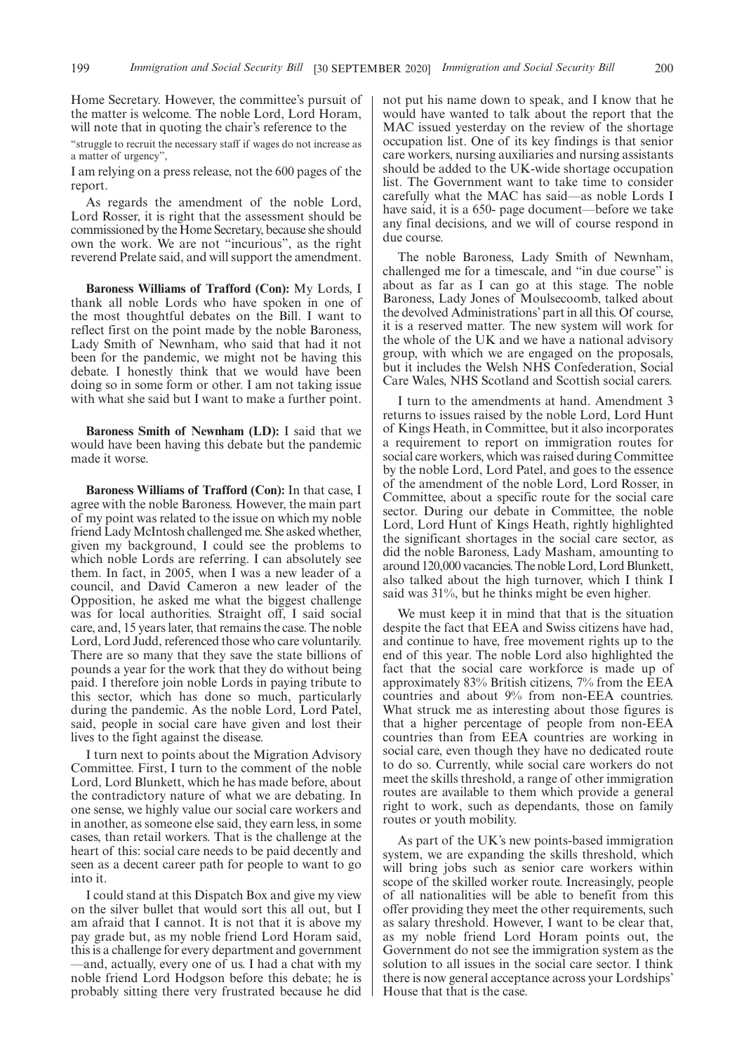Home Secretary. However, the committee's pursuit of the matter is welcome. The noble Lord, Lord Horam, will note that in quoting the chair's reference to the

"struggle to recruit the necessary staff if wages do not increase as a matter of urgency",

I am relying on a press release, not the 600 pages of the report.

As regards the amendment of the noble Lord, Lord Rosser, it is right that the assessment should be commissioned by the Home Secretary, because she should own the work. We are not "incurious", as the right reverend Prelate said, and will support the amendment.

**Baroness Williams of Trafford (Con):** My Lords, I thank all noble Lords who have spoken in one of the most thoughtful debates on the Bill. I want to reflect first on the point made by the noble Baroness, Lady Smith of Newnham, who said that had it not been for the pandemic, we might not be having this debate. I honestly think that we would have been doing so in some form or other. I am not taking issue with what she said but I want to make a further point.

**Baroness Smith of Newnham (LD):** I said that we would have been having this debate but the pandemic made it worse.

**Baroness Williams of Trafford (Con):** In that case, I agree with the noble Baroness. However, the main part of my point was related to the issue on which my noble friend Lady McIntosh challenged me. She asked whether, given my background, I could see the problems to which noble Lords are referring. I can absolutely see them. In fact, in 2005, when I was a new leader of a council, and David Cameron a new leader of the Opposition, he asked me what the biggest challenge was for local authorities. Straight off, I said social care, and, 15 years later, that remains the case. The noble Lord, Lord Judd, referenced those who care voluntarily. There are so many that they save the state billions of pounds a year for the work that they do without being paid. I therefore join noble Lords in paying tribute to this sector, which has done so much, particularly during the pandemic. As the noble Lord, Lord Patel, said, people in social care have given and lost their lives to the fight against the disease.

I turn next to points about the Migration Advisory Committee. First, I turn to the comment of the noble Lord, Lord Blunkett, which he has made before, about the contradictory nature of what we are debating. In one sense, we highly value our social care workers and in another, as someone else said, they earn less, in some cases, than retail workers. That is the challenge at the heart of this: social care needs to be paid decently and seen as a decent career path for people to want to go into it.

I could stand at this Dispatch Box and give my view on the silver bullet that would sort this all out, but I am afraid that I cannot. It is not that it is above my pay grade but, as my noble friend Lord Horam said, this is a challenge for every department and government —and, actually, every one of us. I had a chat with my noble friend Lord Hodgson before this debate; he is probably sitting there very frustrated because he did not put his name down to speak, and I know that he would have wanted to talk about the report that the MAC issued yesterday on the review of the shortage occupation list. One of its key findings is that senior care workers, nursing auxiliaries and nursing assistants should be added to the UK-wide shortage occupation list. The Government want to take time to consider carefully what the MAC has said—as noble Lords I have said, it is a 650- page document—before we take any final decisions, and we will of course respond in due course.

The noble Baroness, Lady Smith of Newnham, challenged me for a timescale, and "in due course" is about as far as I can go at this stage. The noble Baroness, Lady Jones of Moulsecoomb, talked about the devolved Administrations' part in all this. Of course, it is a reserved matter. The new system will work for the whole of the UK and we have a national advisory group, with which we are engaged on the proposals, but it includes the Welsh NHS Confederation, Social Care Wales, NHS Scotland and Scottish social carers.

I turn to the amendments at hand. Amendment 3 returns to issues raised by the noble Lord, Lord Hunt of Kings Heath, in Committee, but it also incorporates a requirement to report on immigration routes for social care workers, which was raised during Committee by the noble Lord, Lord Patel, and goes to the essence of the amendment of the noble Lord, Lord Rosser, in Committee, about a specific route for the social care sector. During our debate in Committee, the noble Lord, Lord Hunt of Kings Heath, rightly highlighted the significant shortages in the social care sector, as did the noble Baroness, Lady Masham, amounting to around 120,000 vacancies. The noble Lord, Lord Blunkett, also talked about the high turnover, which I think I said was 31%, but he thinks might be even higher.

We must keep it in mind that that is the situation despite the fact that EEA and Swiss citizens have had, and continue to have, free movement rights up to the end of this year. The noble Lord also highlighted the fact that the social care workforce is made up of approximately 83% British citizens, 7% from the EEA countries and about 9% from non-EEA countries. What struck me as interesting about those figures is that a higher percentage of people from non-EEA countries than from EEA countries are working in social care, even though they have no dedicated route to do so. Currently, while social care workers do not meet the skills threshold, a range of other immigration routes are available to them which provide a general right to work, such as dependants, those on family routes or youth mobility.

As part of the UK's new points-based immigration system, we are expanding the skills threshold, which will bring jobs such as senior care workers within scope of the skilled worker route. Increasingly, people of all nationalities will be able to benefit from this offer providing they meet the other requirements, such as salary threshold. However, I want to be clear that, as my noble friend Lord Horam points out, the Government do not see the immigration system as the solution to all issues in the social care sector. I think there is now general acceptance across your Lordships' House that that is the case.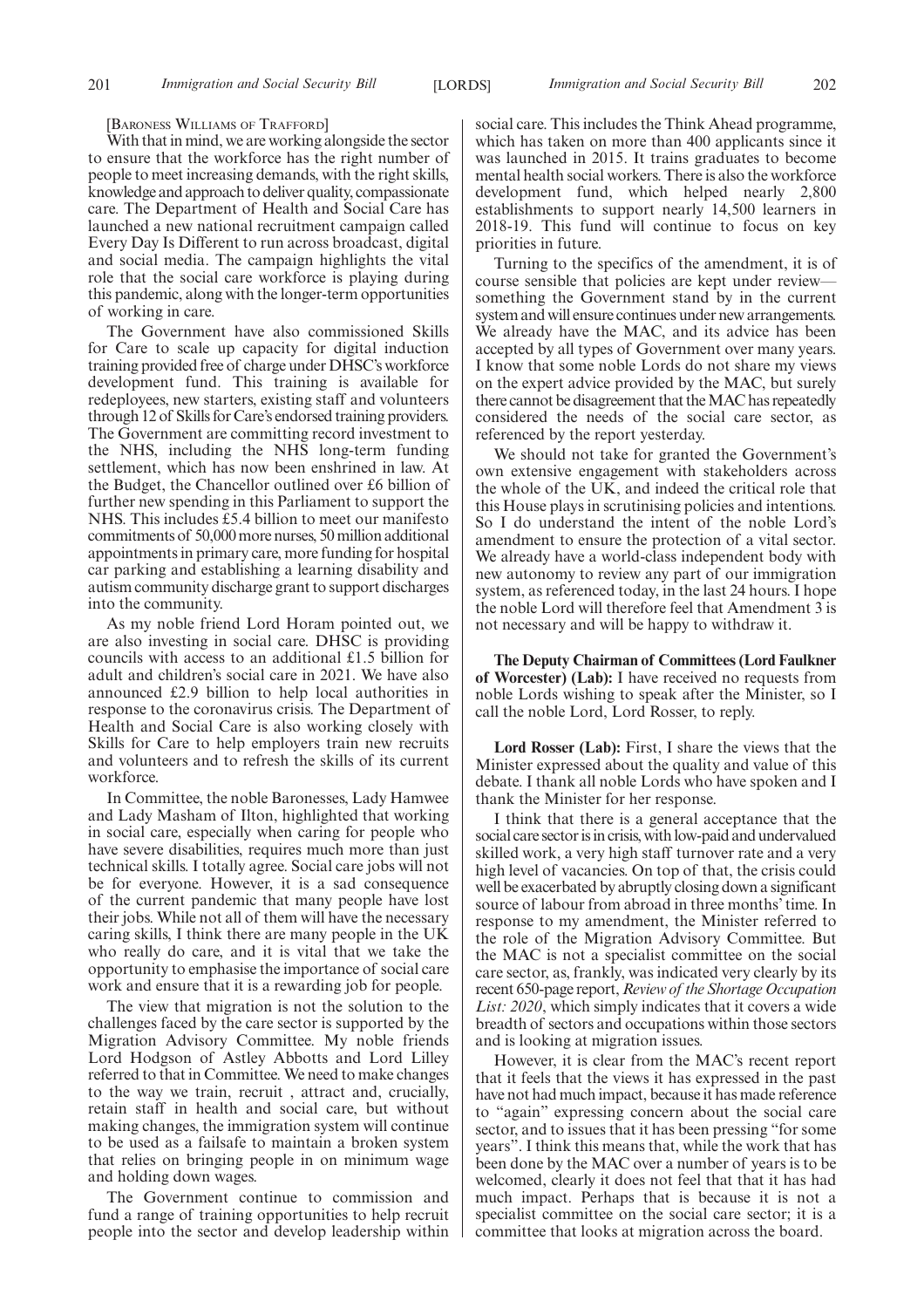[BARONESS WILLIAMS OF TRAFFORD]

With that in mind, we are working alongside the sector to ensure that the workforce has the right number of people to meet increasing demands, with the right skills, knowledge and approach to deliver quality, compassionate care. The Department of Health and Social Care has launched a new national recruitment campaign called Every Day Is Different to run across broadcast, digital and social media. The campaign highlights the vital role that the social care workforce is playing during this pandemic, along with the longer-term opportunities of working in care.

The Government have also commissioned Skills for Care to scale up capacity for digital induction training provided free of charge under DHSC's workforce development fund. This training is available for redeployees, new starters, existing staff and volunteers through 12 of Skills for Care's endorsed training providers. The Government are committing record investment to the NHS, including the NHS long-term funding settlement, which has now been enshrined in law. At the Budget, the Chancellor outlined over £6 billion of further new spending in this Parliament to support the NHS. This includes £5.4 billion to meet our manifesto commitments of 50,000 more nurses, 50 million additional appointments in primary care, more funding for hospital car parking and establishing a learning disability and autism community discharge grant to support discharges into the community.

As my noble friend Lord Horam pointed out, we are also investing in social care. DHSC is providing councils with access to an additional £1.5 billion for adult and children's social care in 2021. We have also announced £2.9 billion to help local authorities in response to the coronavirus crisis. The Department of Health and Social Care is also working closely with Skills for Care to help employers train new recruits and volunteers and to refresh the skills of its current workforce.

In Committee, the noble Baronesses, Lady Hamwee and Lady Masham of Ilton, highlighted that working in social care, especially when caring for people who have severe disabilities, requires much more than just technical skills. I totally agree. Social care jobs will not be for everyone. However, it is a sad consequence of the current pandemic that many people have lost their jobs. While not all of them will have the necessary caring skills, I think there are many people in the UK who really do care, and it is vital that we take the opportunity to emphasise the importance of social care work and ensure that it is a rewarding job for people.

The view that migration is not the solution to the challenges faced by the care sector is supported by the Migration Advisory Committee. My noble friends Lord Hodgson of Astley Abbotts and Lord Lilley referred to that in Committee. We need to make changes to the way we train, recruit , attract and, crucially, retain staff in health and social care, but without making changes, the immigration system will continue to be used as a failsafe to maintain a broken system that relies on bringing people in on minimum wage and holding down wages.

The Government continue to commission and fund a range of training opportunities to help recruit people into the sector and develop leadership within social care. This includes the Think Ahead programme, which has taken on more than 400 applicants since it was launched in 2015. It trains graduates to become mental health social workers. There is also the workforce development fund, which helped nearly 2,800 establishments to support nearly 14,500 learners in 2018-19. This fund will continue to focus on key priorities in future.

Turning to the specifics of the amendment, it is of course sensible that policies are kept under review—something the Government stand by in the current system and will ensure continues under new arrangements. We already have the MAC, and its advice has been accepted by all types of Government over many years. I know that some noble Lords do not share my views on the expert advice provided by the MAC, but surely there cannot be disagreement that the MAC has repeatedly considered the needs of the social care sector, as referenced by the report yesterday.

We should not take for granted the Government's own extensive engagement with stakeholders across the whole of the UK, and indeed the critical role that this House plays in scrutinising policies and intentions. So I do understand the intent of the noble Lord's amendment to ensure the protection of a vital sector. We already have a world-class independent body with new autonomy to review any part of our immigration system, as referenced today, in the last 24 hours. I hope the noble Lord will therefore feel that Amendment 3 is not necessary and will be happy to withdraw it.

**The Deputy Chairman of Committees (Lord Faulkner of Worcester) (Lab):** I have received no requests from noble Lords wishing to speak after the Minister, so I call the noble Lord, Lord Rosser, to reply.

**Lord Rosser (Lab):** First, I share the views that the Minister expressed about the quality and value of this debate. I thank all noble Lords who have spoken and I thank the Minister for her response.

I think that there is a general acceptance that the social care sector is in crisis, with low-paid and undervalued skilled work, a very high staff turnover rate and a very high level of vacancies. On top of that, the crisis could well be exacerbated by abruptly closing down a significant source of labour from abroad in three months' time. In response to my amendment, the Minister referred to the role of the Migration Advisory Committee. But the MAC is not a specialist committee on the social care sector, as, frankly, was indicated very clearly by its recent 650-page report, *Review of the Shortage Occupation List: 2020*, which simply indicates that it covers a wide breadth of sectors and occupations within those sectors and is looking at migration issues.

However, it is clear from the MAC's recent report that it feels that the views it has expressed in the past have not had much impact, because it has made reference to "again" expressing concern about the social care sector, and to issues that it has been pressing "for some years". I think this means that, while the work that has been done by the MAC over a number of years is to be welcomed, clearly it does not feel that that it has had much impact. Perhaps that is because it is not a specialist committee on the social care sector; it is a committee that looks at migration across the board.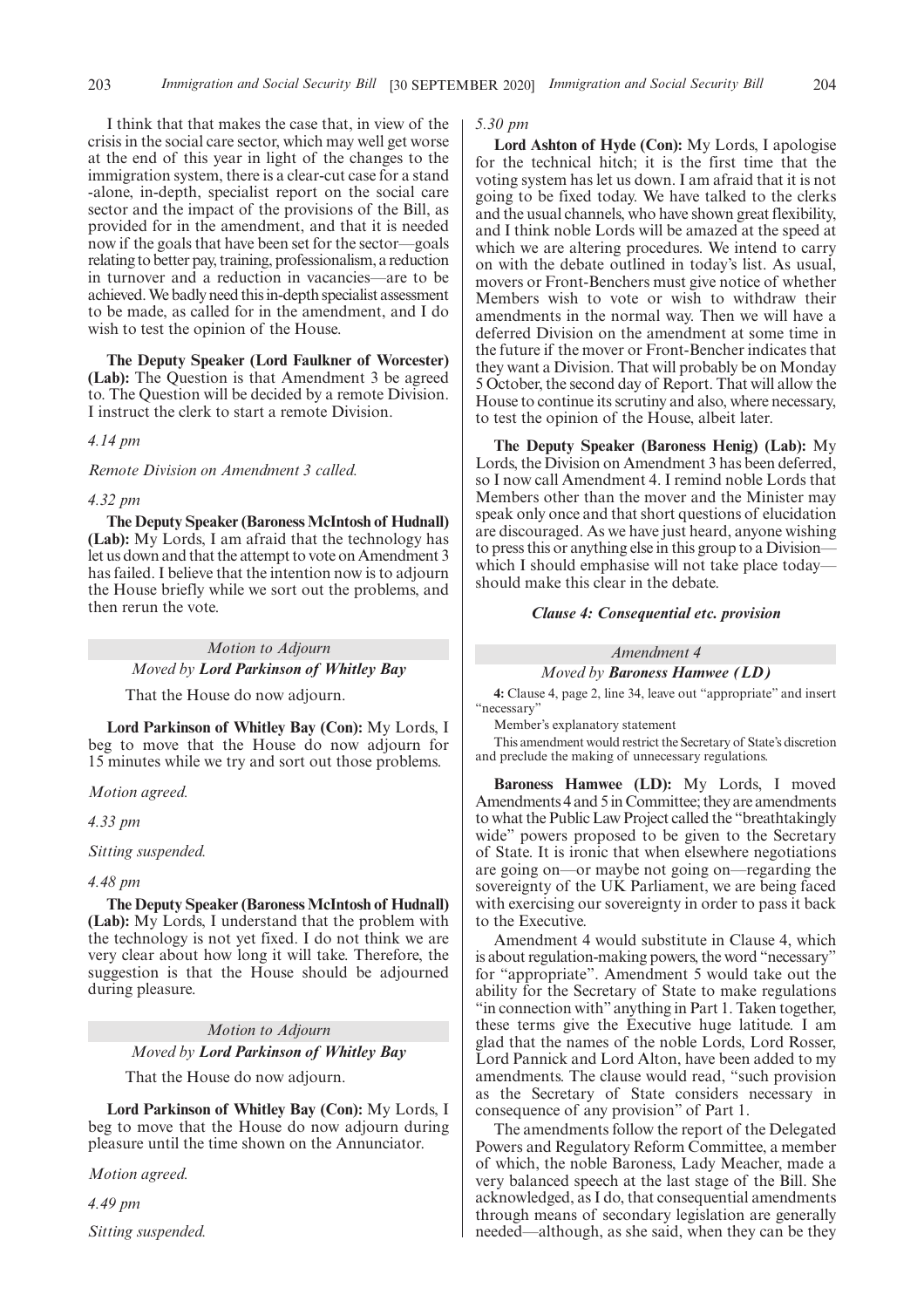I think that that makes the case that, in view of the crisis in the social care sector, which may well get worse at the end of this year in light of the changes to the immigration system, there is a clear-cut case for a stand-alone, in-depth, specialist report on the social care sector and the impact of the provisions of the Bill, as provided for in the amendment, and that it is needed now if the goals that have been set for the sector—goals relating to better pay, training, professionalism, a reduction in turnover and a reduction in vacancies—are to be achieved. We badly need this in-depth specialist assessment to be made, as called for in the amendment, and I do wish to test the opinion of the House.

**The Deputy Speaker (Lord Faulkner of Worcester) (Lab):** The Question is that Amendment 3 be agreed to. The Question will be decided by a remote Division. I instruct the clerk to start a remote Division.

*4.14 pm*

*Remote Division on Amendment 3 called.*

*4.32 pm*

**The Deputy Speaker (Baroness McIntosh of Hudnall) (Lab):** My Lords, I am afraid that the technology has let us down and that the attempt to vote on Amendment 3 has failed. I believe that the intention now is to adjourn the House briefly while we sort out the problems, and then rerun the vote.

*Motion to Adjourn*

*Moved by **Lord Parkinson of Whitley Bay***

That the House do now adjourn.

**Lord Parkinson of Whitley Bay (Con):** My Lords, I beg to move that the House do now adjourn for 15 minutes while we try and sort out those problems.

*Motion agreed.*

*4.33 pm*

*Sitting suspended.*

*4.48 pm*

**The Deputy Speaker (Baroness McIntosh of Hudnall) (Lab):** My Lords, I understand that the problem with the technology is not yet fixed. I do not think we are very clear about how long it will take. Therefore, the suggestion is that the House should be adjourned during pleasure.

*Motion to Adjourn*

*Moved by **Lord Parkinson of Whitley Bay***

That the House do now adjourn.

**Lord Parkinson of Whitley Bay (Con):** My Lords, I beg to move that the House do now adjourn during pleasure until the time shown on the Annunciator.

*Motion agreed.*

*4.49 pm*

*Sitting suspended.*

*5.30 pm*

**Lord Ashton of Hyde (Con):** My Lords, I apologise for the technical hitch; it is the first time that the voting system has let us down. I am afraid that it is not going to be fixed today. We have talked to the clerks and the usual channels, who have shown great flexibility, and I think noble Lords will be amazed at the speed at which we are altering procedures. We intend to carry on with the debate outlined in today's list. As usual, movers or Front-Benchers must give notice of whether Members wish to vote or wish to withdraw their amendments in the normal way. Then we will have a deferred Division on the amendment at some time in the future if the mover or Front-Bencher indicates that they want a Division. That will probably be on Monday 5 October, the second day of Report. That will allow the House to continue its scrutiny and also, where necessary, to test the opinion of the House, albeit later.

**The Deputy Speaker (Baroness Henig) (Lab):** My Lords, the Division on Amendment 3 has been deferred, so I now call Amendment 4. I remind noble Lords that Members other than the mover and the Minister may speak only once and that short questions of elucidation are discouraged. As we have just heard, anyone wishing to press this or anything else in this group to a Division—which I should emphasise will not take place today—should make this clear in the debate.

***Clause 4: Consequential etc. provision***

*Amendment 4*

*Moved by **Baroness Hamwee (LD)***

**4:** Clause 4, page 2, line 34, leave out "appropriate" and insert "necessary"

Member's explanatory statement

This amendment would restrict the Secretary of State's discretion and preclude the making of unnecessary regulations.

**Baroness Hamwee (LD):** My Lords, I moved Amendments 4 and 5 in Committee; they are amendments to what the Public Law Project called the "breathtakingly wide" powers proposed to be given to the Secretary of State. It is ironic that when elsewhere negotiations are going on—or maybe not going on—regarding the sovereignty of the UK Parliament, we are being faced with exercising our sovereignty in order to pass it back to the Executive.

Amendment 4 would substitute in Clause 4, which is about regulation-making powers, the word "necessary" for "appropriate". Amendment 5 would take out the ability for the Secretary of State to make regulations "in connection with" anything in Part 1. Taken together, these terms give the Executive huge latitude. I am glad that the names of the noble Lords, Lord Rosser, Lord Pannick and Lord Alton, have been added to my amendments. The clause would read, "such provision as the Secretary of State considers necessary in consequence of any provision" of Part 1.

The amendments follow the report of the Delegated Powers and Regulatory Reform Committee, a member of which, the noble Baroness, Lady Meacher, made a very balanced speech at the last stage of the Bill. She acknowledged, as I do, that consequential amendments through means of secondary legislation are generally needed—although, as she said, when they can be they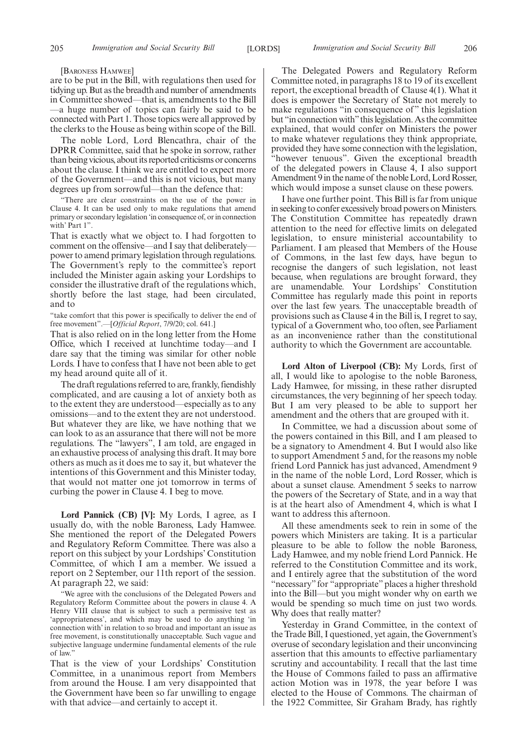[Baroness Hamwee]

are to be put in the Bill, with regulations then used for tidying up. But as the breadth and number of amendments in Committee showed—that is, amendments to the Bill—a huge number of topics can fairly be said to be connected with Part 1. Those topics were all approved by the clerks to the House as being within scope of the Bill.

The noble Lord, Lord Blencathra, chair of the DPRR Committee, said that he spoke in sorrow, rather than being vicious, about its reported criticisms or concerns about the clause. I think we are entitled to expect more of the Government—and this is not vicious, but many degrees up from sorrowful—than the defence that:

"There are clear constraints on the use of the power in Clause 4. It can be used only to make regulations that amend primary or secondary legislation 'in consequence of, or in connection with' Part 1".

That is exactly what we object to. I had forgotten to comment on the offensive—and I say that deliberately—power to amend primary legislation through regulations. The Government's reply to the committee's report included the Minister again asking your Lordships to consider the illustrative draft of the regulations which, shortly before the last stage, had been circulated, and to

"take comfort that this power is specifically to deliver the end of free movement".—[*Official Report*, 7/9/20; col. 641.]

That is also relied on in the long letter from the Home Office, which I received at lunchtime today—and I dare say that the timing was similar for other noble Lords. I have to confess that I have not been able to get my head around quite all of it.

The draft regulations referred to are, frankly, fiendishly complicated, and are causing a lot of anxiety both as to the extent they are understood—especially as to any omissions—and to the extent they are not understood. But whatever they are like, we have nothing that we can look to as an assurance that there will not be more regulations. The "lawyers", I am told, are engaged in an exhaustive process of analysing this draft. It may bore others as much as it does me to say it, but whatever the intentions of this Government and this Minister today, that would not matter one jot tomorrow in terms of curbing the power in Clause 4. I beg to move.

**Lord Pannick (CB) [V]:** My Lords, I agree, as I usually do, with the noble Baroness, Lady Hamwee. She mentioned the report of the Delegated Powers and Regulatory Reform Committee. There was also a report on this subject by your Lordships' Constitution Committee, of which I am a member. We issued a report on 2 September, our 11th report of the session. At paragraph 22, we said:

"We agree with the conclusions of the Delegated Powers and Regulatory Reform Committee about the powers in clause 4. A Henry VIII clause that is subject to such a permissive test as 'appropriateness', and which may be used to do anything 'in connection with' in relation to so broad and important an issue as free movement, is constitutionally unacceptable. Such vague and subjective language undermine fundamental elements of the rule of law."

That is the view of your Lordships' Constitution Committee, in a unanimous report from Members from around the House. I am very disappointed that the Government have been so far unwilling to engage with that advice—and certainly to accept it.

The Delegated Powers and Regulatory Reform Committee noted, in paragraphs 18 to 19 of its excellent report, the exceptional breadth of Clause 4(1). What it does is empower the Secretary of State not merely to make regulations "in consequence of" this legislation but "in connection with" this legislation. As the committee explained, that would confer on Ministers the power to make whatever regulations they think appropriate, provided they have some connection with the legislation, "however tenuous". Given the exceptional breadth of the delegated powers in Clause 4, I also support Amendment 9 in the name of the noble Lord, Lord Rosser, which would impose a sunset clause on these powers.

I have one further point. This Bill is far from unique in seeking to confer excessively broad powers on Ministers. The Constitution Committee has repeatedly drawn attention to the need for effective limits on delegated legislation, to ensure ministerial accountability to Parliament. I am pleased that Members of the House of Commons, in the last few days, have begun to recognise the dangers of such legislation, not least because, when regulations are brought forward, they are unamendable. Your Lordships' Constitution Committee has regularly made this point in reports over the last few years. The unacceptable breadth of provisions such as Clause 4 in the Bill is, I regret to say, typical of a Government who, too often, see Parliament as an inconvenience rather than the constitutional authority to which the Government are accountable.

**Lord Alton of Liverpool (CB):** My Lords, first of all, I would like to apologise to the noble Baroness, Lady Hamwee, for missing, in these rather disrupted circumstances, the very beginning of her speech today. But I am very pleased to be able to support her amendment and the others that are grouped with it.

In Committee, we had a discussion about some of the powers contained in this Bill, and I am pleased to be a signatory to Amendment 4. But I would also like to support Amendment 5 and, for the reasons my noble friend Lord Pannick has just advanced, Amendment 9 in the name of the noble Lord, Lord Rosser, which is about a sunset clause. Amendment 5 seeks to narrow the powers of the Secretary of State, and in a way that is at the heart also of Amendment 4, which is what I want to address this afternoon.

All these amendments seek to rein in some of the powers which Ministers are taking. It is a particular pleasure to be able to follow the noble Baroness, Lady Hamwee, and my noble friend Lord Pannick. He referred to the Constitution Committee and its work, and I entirely agree that the substitution of the word "necessary" for "appropriate" places a higher threshold into the Bill—but you might wonder why on earth we would be spending so much time on just two words. Why does that really matter?

Yesterday in Grand Committee, in the context of the Trade Bill, I questioned, yet again, the Government's overuse of secondary legislation and their unconvincing assertion that this amounts to effective parliamentary scrutiny and accountability. I recall that the last time the House of Commons failed to pass an affirmative action Motion was in 1978, the year before I was elected to the House of Commons. The chairman of the 1922 Committee, Sir Graham Brady, has rightly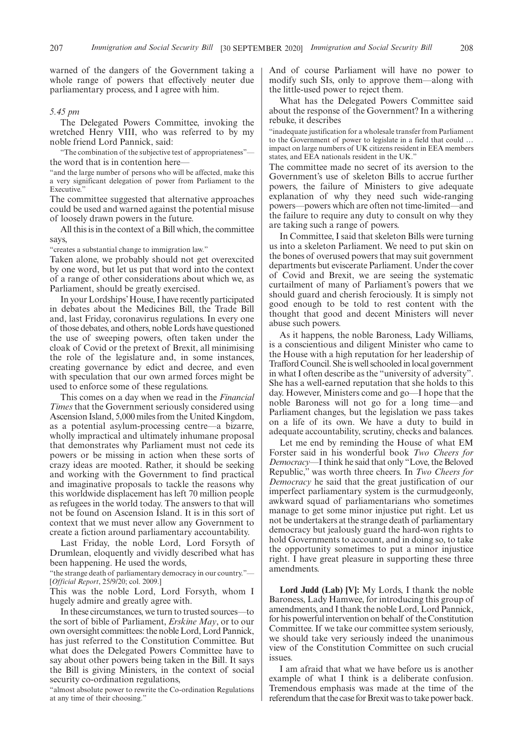warned of the dangers of the Government taking a whole range of powers that effectively neuter due parliamentary process, and I agree with him.

*5.45 pm*

The Delegated Powers Committee, invoking the wretched Henry VIII, who was referred to by my noble friend Lord Pannick, said:

"The combination of the subjective test of appropriateness"—

the word that is in contention here—

"and the large number of persons who will be affected, make this a very significant delegation of power from Parliament to the Executive."

The committee suggested that alternative approaches could be used and warned against the potential misuse of loosely drawn powers in the future.

All this is in the context of a Bill which, the committee says,

"creates a substantial change to immigration law."

Taken alone, we probably should not get overexcited by one word, but let us put that word into the context of a range of other considerations about which we, as Parliament, should be greatly exercised.

In your Lordships' House, I have recently participated in debates about the Medicines Bill, the Trade Bill and, last Friday, coronavirus regulations. In every one of those debates, and others, noble Lords have questioned the use of sweeping powers, often taken under the cloak of Covid or the pretext of Brexit, all minimising the role of the legislature and, in some instances, creating governance by edict and decree, and even with speculation that our own armed forces might be used to enforce some of these regulations.

This comes on a day when we read in the *Financial Times* that the Government seriously considered using Ascension Island, 5,000 miles from the United Kingdom, as a potential asylum-processing centre—a bizarre, wholly impractical and ultimately inhumane proposal that demonstrates why Parliament must not cede its powers or be missing in action when these sorts of crazy ideas are mooted. Rather, it should be seeking and working with the Government to find practical and imaginative proposals to tackle the reasons why this worldwide displacement has left 70 million people as refugees in the world today. The answers to that will not be found on Ascension Island. It is in this sort of context that we must never allow any Government to create a fiction around parliamentary accountability.

Last Friday, the noble Lord, Lord Forsyth of Drumlean, eloquently and vividly described what has been happening. He used the words,

"the strange death of parliamentary democracy in our country."—[*Official Report*, 25/9/20; col. 2009.]

This was the noble Lord, Lord Forsyth, whom I hugely admire and greatly agree with.

In these circumstances, we turn to trusted sources—to the sort of bible of Parliament, *Erskine May*, or to our own oversight committees: the noble Lord, Lord Pannick, has just referred to the Constitution Committee. But what does the Delegated Powers Committee have to say about other powers being taken in the Bill. It says the Bill is giving Ministers, in the context of social security co-ordination regulations,

"almost absolute power to rewrite the Co-ordination Regulations at any time of their choosing."

And of course Parliament will have no power to modify such SIs, only to approve them—along with the little-used power to reject them.

What has the Delegated Powers Committee said about the response of the Government? In a withering rebuke, it describes

"inadequate justification for a wholesale transfer from Parliament to the Government of power to legislate in a field that could … impact on large numbers of UK citizens resident in EEA members states, and EEA nationals resident in the UK."

The committee made no secret of its aversion to the Government's use of skeleton Bills to accrue further powers, the failure of Ministers to give adequate explanation of why they need such wide-ranging powers—powers which are often not time-limited—and the failure to require any duty to consult on why they are taking such a range of powers.

In Committee, I said that skeleton Bills were turning us into a skeleton Parliament. We need to put skin on the bones of overused powers that may suit government departments but eviscerate Parliament. Under the cover of Covid and Brexit, we are seeing the systematic curtailment of many of Parliament's powers that we should guard and cherish ferociously. It is simply not good enough to be told to rest content with the thought that good and decent Ministers will never abuse such powers.

As it happens, the noble Baroness, Lady Williams, is a conscientious and diligent Minister who came to the House with a high reputation for her leadership of Trafford Council. She is well schooled in local government in what I often describe as the "university of adversity". She has a well-earned reputation that she holds to this day. However, Ministers come and go—I hope that the noble Baroness will not go for a long time—and Parliament changes, but the legislation we pass takes on a life of its own. We have a duty to build in adequate accountability, scrutiny, checks and balances.

Let me end by reminding the House of what EM Forster said in his wonderful book *Two Cheers for Democracy*—I think he said that only "Love, the Beloved Republic," was worth three cheers. In *Two Cheers for Democracy* he said that the great justification of our imperfect parliamentary system is the curmudgeonly, awkward squad of parliamentarians who sometimes manage to get some minor injustice put right. Let us not be undertakers at the strange death of parliamentary democracy but jealously guard the hard-won rights to hold Governments to account, and in doing so, to take the opportunity sometimes to put a minor injustice right. I have great pleasure in supporting these three amendments.

**Lord Judd (Lab) [V]:** My Lords, I thank the noble Baroness, Lady Hamwee, for introducing this group of amendments, and I thank the noble Lord, Lord Pannick, for his powerful intervention on behalf of the Constitution Committee. If we take our committee system seriously, we should take very seriously indeed the unanimous view of the Constitution Committee on such crucial issues.

I am afraid that what we have before us is another example of what I think is a deliberate confusion. Tremendous emphasis was made at the time of the referendum that the case for Brexit was to take power back.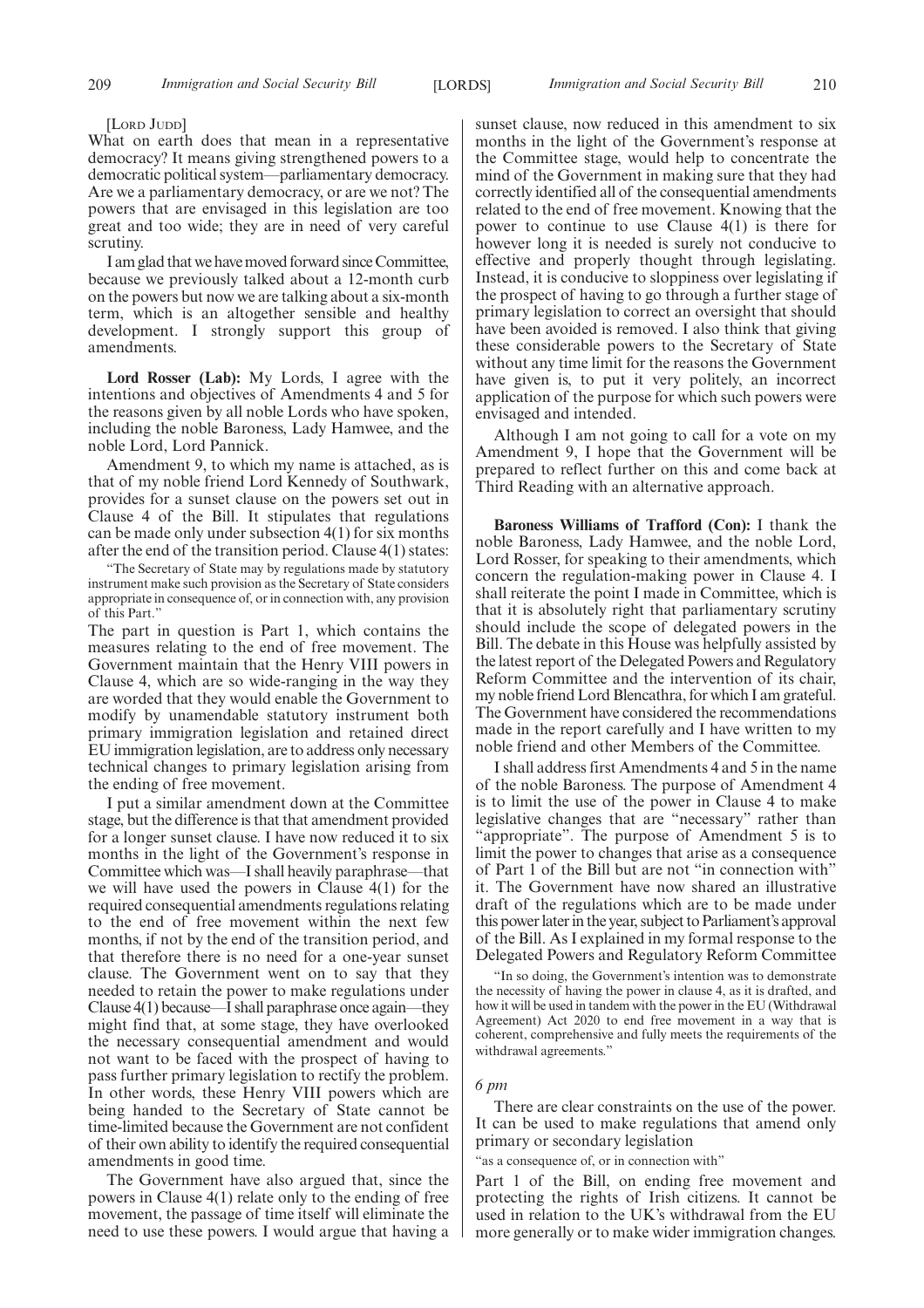[Lord Judd]

What on earth does that mean in a representative democracy? It means giving strengthened powers to a democratic political system—parliamentary democracy. Are we a parliamentary democracy, or are we not? The powers that are envisaged in this legislation are too great and too wide; they are in need of very careful scrutiny.

I am glad that we have moved forward since Committee, because we previously talked about a 12-month curb on the powers but now we are talking about a six-month term, which is an altogether sensible and healthy development. I strongly support this group of amendments.

**Lord Rosser (Lab):** My Lords, I agree with the intentions and objectives of Amendments 4 and 5 for the reasons given by all noble Lords who have spoken, including the noble Baroness, Lady Hamwee, and the noble Lord, Lord Pannick.

Amendment 9, to which my name is attached, as is that of my noble friend Lord Kennedy of Southwark, provides for a sunset clause on the powers set out in Clause 4 of the Bill. It stipulates that regulations can be made only under subsection 4(1) for six months after the end of the transition period. Clause 4(1) states:

"The Secretary of State may by regulations made by statutory instrument make such provision as the Secretary of State considers appropriate in consequence of, or in connection with, any provision of this Part."

The part in question is Part 1, which contains the measures relating to the end of free movement. The Government maintain that the Henry VIII powers in Clause 4, which are so wide-ranging in the way they are worded that they would enable the Government to modify by unamendable statutory instrument both primary immigration legislation and retained direct EU immigration legislation, are to address only necessary technical changes to primary legislation arising from the ending of free movement.

I put a similar amendment down at the Committee stage, but the difference is that that amendment provided for a longer sunset clause. I have now reduced it to six months in the light of the Government's response in Committee which was—I shall heavily paraphrase—that we will have used the powers in Clause 4(1) for the required consequential amendments regulations relating to the end of free movement within the next few months, if not by the end of the transition period, and that therefore there is no need for a one-year sunset clause. The Government went on to say that they needed to retain the power to make regulations under Clause 4(1) because—I shall paraphrase once again—they might find that, at some stage, they have overlooked the necessary consequential amendment and would not want to be faced with the prospect of having to pass further primary legislation to rectify the problem. In other words, these Henry VIII powers which are being handed to the Secretary of State cannot be time-limited because the Government are not confident of their own ability to identify the required consequential amendments in good time.

The Government have also argued that, since the powers in Clause 4(1) relate only to the ending of free movement, the passage of time itself will eliminate the need to use these powers. I would argue that having a sunset clause, now reduced in this amendment to six months in the light of the Government's response at the Committee stage, would help to concentrate the mind of the Government in making sure that they had correctly identified all of the consequential amendments related to the end of free movement. Knowing that the power to continue to use Clause 4(1) is there for however long it is needed is surely not conducive to effective and properly thought through legislating. Instead, it is conducive to sloppiness over legislating if the prospect of having to go through a further stage of primary legislation to correct an oversight that should have been avoided is removed. I also think that giving these considerable powers to the Secretary of State without any time limit for the reasons the Government have given is, to put it very politely, an incorrect application of the purpose for which such powers were envisaged and intended.

Although I am not going to call for a vote on my Amendment 9, I hope that the Government will be prepared to reflect further on this and come back at Third Reading with an alternative approach.

**Baroness Williams of Trafford (Con):** I thank the noble Baroness, Lady Hamwee, and the noble Lord, Lord Rosser, for speaking to their amendments, which concern the regulation-making power in Clause 4. I shall reiterate the point I made in Committee, which is that it is absolutely right that parliamentary scrutiny should include the scope of delegated powers in the Bill. The debate in this House was helpfully assisted by the latest report of the Delegated Powers and Regulatory Reform Committee and the intervention of its chair, my noble friend Lord Blencathra, for which I am grateful. The Government have considered the recommendations made in the report carefully and I have written to my noble friend and other Members of the Committee.

I shall address first Amendments 4 and 5 in the name of the noble Baroness. The purpose of Amendment 4 is to limit the use of the power in Clause 4 to make legislative changes that are "necessary" rather than "appropriate". The purpose of Amendment 5 is to limit the power to changes that arise as a consequence of Part 1 of the Bill but are not "in connection with" it. The Government have now shared an illustrative draft of the regulations which are to be made under this power later in the year, subject to Parliament's approval of the Bill. As I explained in my formal response to the Delegated Powers and Regulatory Reform Committee

"In so doing, the Government's intention was to demonstrate the necessity of having the power in clause 4, as it is drafted, and how it will be used in tandem with the power in the EU (Withdrawal Agreement) Act 2020 to end free movement in a way that is coherent, comprehensive and fully meets the requirements of the withdrawal agreements."

*6 pm*

There are clear constraints on the use of the power. It can be used to make regulations that amend only primary or secondary legislation

"as a consequence of, or in connection with"

Part 1 of the Bill, on ending free movement and protecting the rights of Irish citizens. It cannot be used in relation to the UK's withdrawal from the EU more generally or to make wider immigration changes.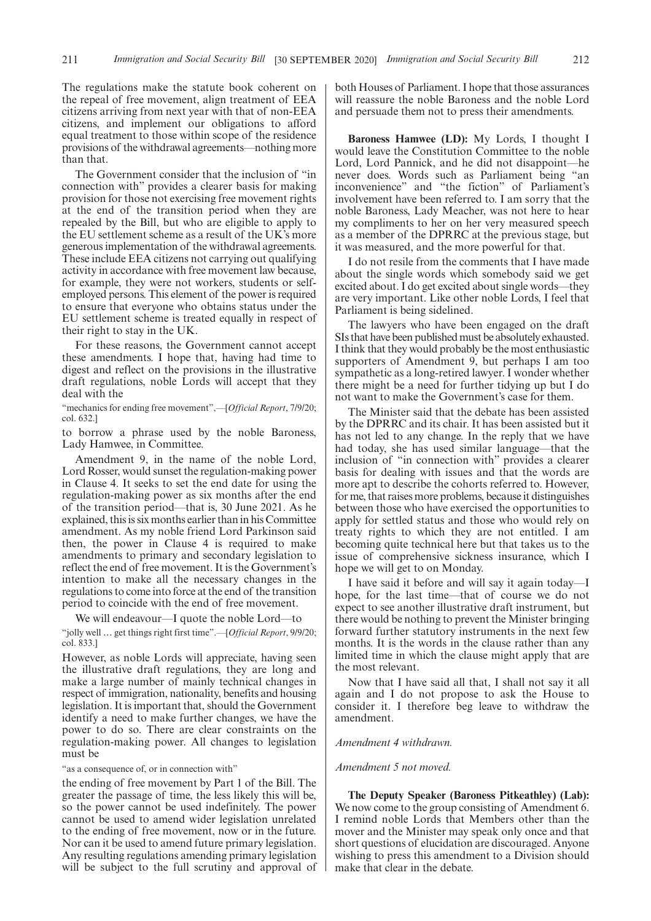The regulations make the statute book coherent on the repeal of free movement, align treatment of EEA citizens arriving from next year with that of non-EEA citizens, and implement our obligations to afford equal treatment to those within scope of the residence provisions of the withdrawal agreements—nothing more than that.

The Government consider that the inclusion of "in connection with" provides a clearer basis for making provision for those not exercising free movement rights at the end of the transition period when they are repealed by the Bill, but who are eligible to apply to the EU settlement scheme as a result of the UK's more generous implementation of the withdrawal agreements. These include EEA citizens not carrying out qualifying activity in accordance with free movement law because, for example, they were not workers, students or self-employed persons. This element of the power is required to ensure that everyone who obtains status under the EU settlement scheme is treated equally in respect of their right to stay in the UK.

For these reasons, the Government cannot accept these amendments. I hope that, having had time to digest and reflect on the provisions in the illustrative draft regulations, noble Lords will accept that they deal with the

"mechanics for ending free movement",—[*Official Report*, 7/9/20; col. 632.]

to borrow a phrase used by the noble Baroness, Lady Hamwee, in Committee.

Amendment 9, in the name of the noble Lord, Lord Rosser, would sunset the regulation-making power in Clause 4. It seeks to set the end date for using the regulation-making power as six months after the end of the transition period—that is, 30 June 2021. As he explained, this is six months earlier than in his Committee amendment. As my noble friend Lord Parkinson said then, the power in Clause 4 is required to make amendments to primary and secondary legislation to reflect the end of free movement. It is the Government's intention to make all the necessary changes in the regulations to come into force at the end of the transition period to coincide with the end of free movement.

We will endeavour—I quote the noble Lord—to

"jolly well ... get things right first time".—[*Official Report*, 9/9/20; col. 833.]

However, as noble Lords will appreciate, having seen the illustrative draft regulations, they are long and make a large number of mainly technical changes in respect of immigration, nationality, benefits and housing legislation. It is important that, should the Government identify a need to make further changes, we have the power to do so. There are clear constraints on the regulation-making power. All changes to legislation must be

"as a consequence of, or in connection with"

the ending of free movement by Part 1 of the Bill. The greater the passage of time, the less likely this will be, so the power cannot be used indefinitely. The power cannot be used to amend wider legislation unrelated to the ending of free movement, now or in the future. Nor can it be used to amend future primary legislation. Any resulting regulations amending primary legislation will be subject to the full scrutiny and approval of both Houses of Parliament. I hope that those assurances will reassure the noble Baroness and the noble Lord and persuade them not to press their amendments.

**Baroness Hamwee (LD):** My Lords, I thought I would leave the Constitution Committee to the noble Lord, Lord Pannick, and he did not disappoint—he never does. Words such as Parliament being "an inconvenience" and "the fiction" of Parliament's involvement have been referred to. I am sorry that the noble Baroness, Lady Meacher, was not here to hear my compliments to her on her very measured speech as a member of the DPRRC at the previous stage, but it was measured, and the more powerful for that.

I do not resile from the comments that I have made about the single words which somebody said we get excited about. I do get excited about single words—they are very important. Like other noble Lords, I feel that Parliament is being sidelined.

The lawyers who have been engaged on the draft SIs that have been published must be absolutely exhausted. I think that they would probably be the most enthusiastic supporters of Amendment 9, but perhaps I am too sympathetic as a long-retired lawyer. I wonder whether there might be a need for further tidying up but I do not want to make the Government's case for them.

The Minister said that the debate has been assisted by the DPRRC and its chair. It has been assisted but it has not led to any change. In the reply that we have had today, she has used similar language—that the inclusion of "in connection with" provides a clearer basis for dealing with issues and that the words are more apt to describe the cohorts referred to. However, for me, that raises more problems, because it distinguishes between those who have exercised the opportunities to apply for settled status and those who would rely on treaty rights to which they are not entitled. I am becoming quite technical here but that takes us to the issue of comprehensive sickness insurance, which I hope we will get to on Monday.

I have said it before and will say it again today—I hope, for the last time—that of course we do not expect to see another illustrative draft instrument, but there would be nothing to prevent the Minister bringing forward further statutory instruments in the next few months. It is the words in the clause rather than any limited time in which the clause might apply that are the most relevant.

Now that I have said all that, I shall not say it all again and I do not propose to ask the House to consider it. I therefore beg leave to withdraw the amendment.

*Amendment 4 withdrawn.*

*Amendment 5 not moved.*

**The Deputy Speaker (Baroness Pitkeathley) (Lab):** We now come to the group consisting of Amendment 6. I remind noble Lords that Members other than the mover and the Minister may speak only once and that short questions of elucidation are discouraged. Anyone wishing to press this amendment to a Division should make that clear in the debate.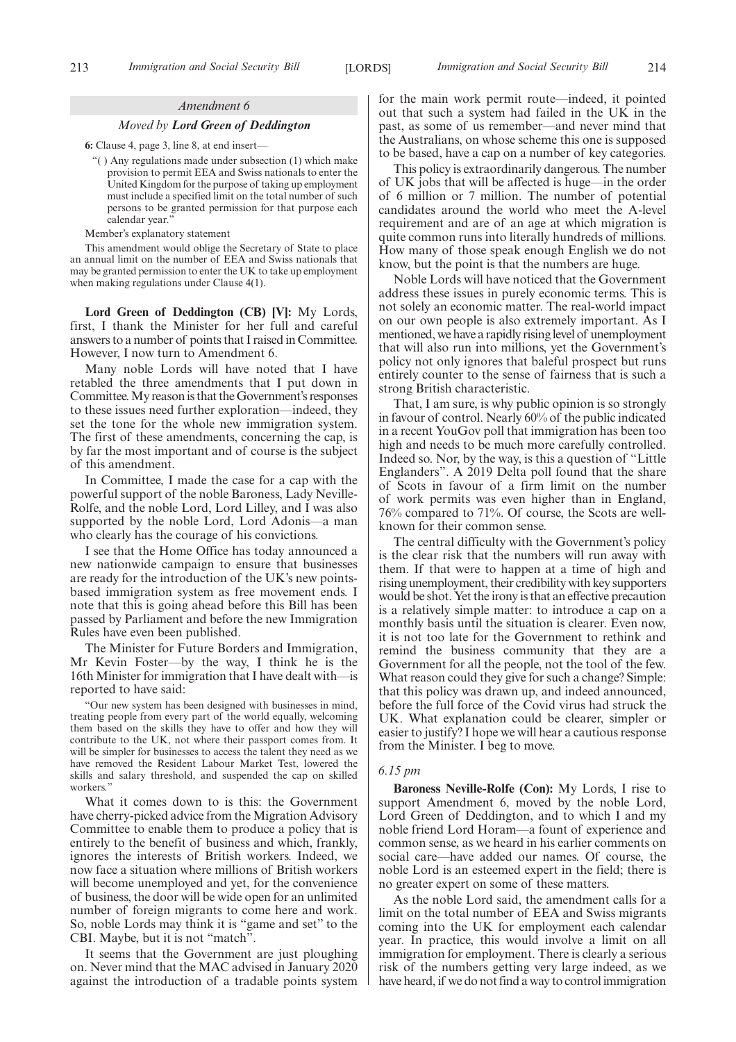*Amendment 6*

*Moved by* **Lord Green of Deddington**

**6:** Clause 4, page 3, line 8, at end insert—

"( ) Any regulations made under subsection (1) which make provision to permit EEA and Swiss nationals to enter the United Kingdom for the purpose of taking up employment must include a specified limit on the total number of such persons to be granted permission for that purpose each calendar year."

Member's explanatory statement

This amendment would oblige the Secretary of State to place an annual limit on the number of EEA and Swiss nationals that may be granted permission to enter the UK to take up employment when making regulations under Clause 4(1).

**Lord Green of Deddington (CB) [V]:** My Lords, first, I thank the Minister for her full and careful answers to a number of points that I raised in Committee. However, I now turn to Amendment 6.

Many noble Lords will have noted that I have retabled the three amendments that I put down in Committee. My reason is that the Government's responses to these issues need further exploration—indeed, they set the tone for the whole new immigration system. The first of these amendments, concerning the cap, is by far the most important and of course is the subject of this amendment.

In Committee, I made the case for a cap with the powerful support of the noble Baroness, Lady Neville-Rolfe, and the noble Lord, Lord Lilley, and I was also supported by the noble Lord, Lord Adonis—a man who clearly has the courage of his convictions.

I see that the Home Office has today announced a new nationwide campaign to ensure that businesses are ready for the introduction of the UK's new points-based immigration system as free movement ends. I note that this is going ahead before this Bill has been passed by Parliament and before the new Immigration Rules have even been published.

The Minister for Future Borders and Immigration, Mr Kevin Foster—by the way, I think he is the 16th Minister for immigration that I have dealt with—is reported to have said:

"Our new system has been designed with businesses in mind, treating people from every part of the world equally, welcoming them based on the skills they have to offer and how they will contribute to the UK, not where their passport comes from. It will be simpler for businesses to access the talent they need as we have removed the Resident Labour Market Test, lowered the skills and salary threshold, and suspended the cap on skilled workers."

What it comes down to is this: the Government have cherry-picked advice from the Migration Advisory Committee to enable them to produce a policy that is entirely to the benefit of business and which, frankly, ignores the interests of British workers. Indeed, we now face a situation where millions of British workers will become unemployed and yet, for the convenience of business, the door will be wide open for an unlimited number of foreign migrants to come here and work. So, noble Lords may think it is "game and set" to the CBI. Maybe, but it is not "match".

It seems that the Government are just ploughing on. Never mind that the MAC advised in January 2020 against the introduction of a tradable points system for the main work permit route—indeed, it pointed out that such a system had failed in the UK in the past, as some of us remember—and never mind that the Australians, on whose scheme this one is supposed to be based, have a cap on a number of key categories.

This policy is extraordinarily dangerous. The number of UK jobs that will be affected is huge—in the order of 6 million or 7 million. The number of potential candidates around the world who meet the A-level requirement and are of an age at which migration is quite common runs into literally hundreds of millions. How many of those speak enough English we do not know, but the point is that the numbers are huge.

Noble Lords will have noticed that the Government address these issues in purely economic terms. This is not solely an economic matter. The real-world impact on our own people is also extremely important. As I mentioned, we have a rapidly rising level of unemployment that will also run into millions, yet the Government's policy not only ignores that baleful prospect but runs entirely counter to the sense of fairness that is such a strong British characteristic.

That, I am sure, is why public opinion is so strongly in favour of control. Nearly 60% of the public indicated in a recent YouGov poll that immigration has been too high and needs to be much more carefully controlled. Indeed so. Nor, by the way, is this a question of "Little Englanders". A 2019 Delta poll found that the share of Scots in favour of a firm limit on the number of work permits was even higher than in England, 76% compared to 71%. Of course, the Scots are well-known for their common sense.

The central difficulty with the Government's policy is the clear risk that the numbers will run away with them. If that were to happen at a time of high and rising unemployment, their credibility with key supporters would be shot. Yet the irony is that an effective precaution is a relatively simple matter: to introduce a cap on a monthly basis until the situation is clearer. Even now, it is not too late for the Government to rethink and remind the business community that they are a Government for all the people, not the tool of the few. What reason could they give for such a change? Simple: that this policy was drawn up, and indeed announced, before the full force of the Covid virus had struck the UK. What explanation could be clearer, simpler or easier to justify? I hope we will hear a cautious response from the Minister. I beg to move.

*6.15 pm*

**Baroness Neville-Rolfe (Con):** My Lords, I rise to support Amendment 6, moved by the noble Lord, Lord Green of Deddington, and to which I and my noble friend Lord Horam—a fount of experience and common sense, as we heard in his earlier comments on social care—have added our names. Of course, the noble Lord is an esteemed expert in the field; there is no greater expert on some of these matters.

As the noble Lord said, the amendment calls for a limit on the total number of EEA and Swiss migrants coming into the UK for employment each calendar year. In practice, this would involve a limit on all immigration for employment. There is clearly a serious risk of the numbers getting very large indeed, as we have heard, if we do not find a way to control immigration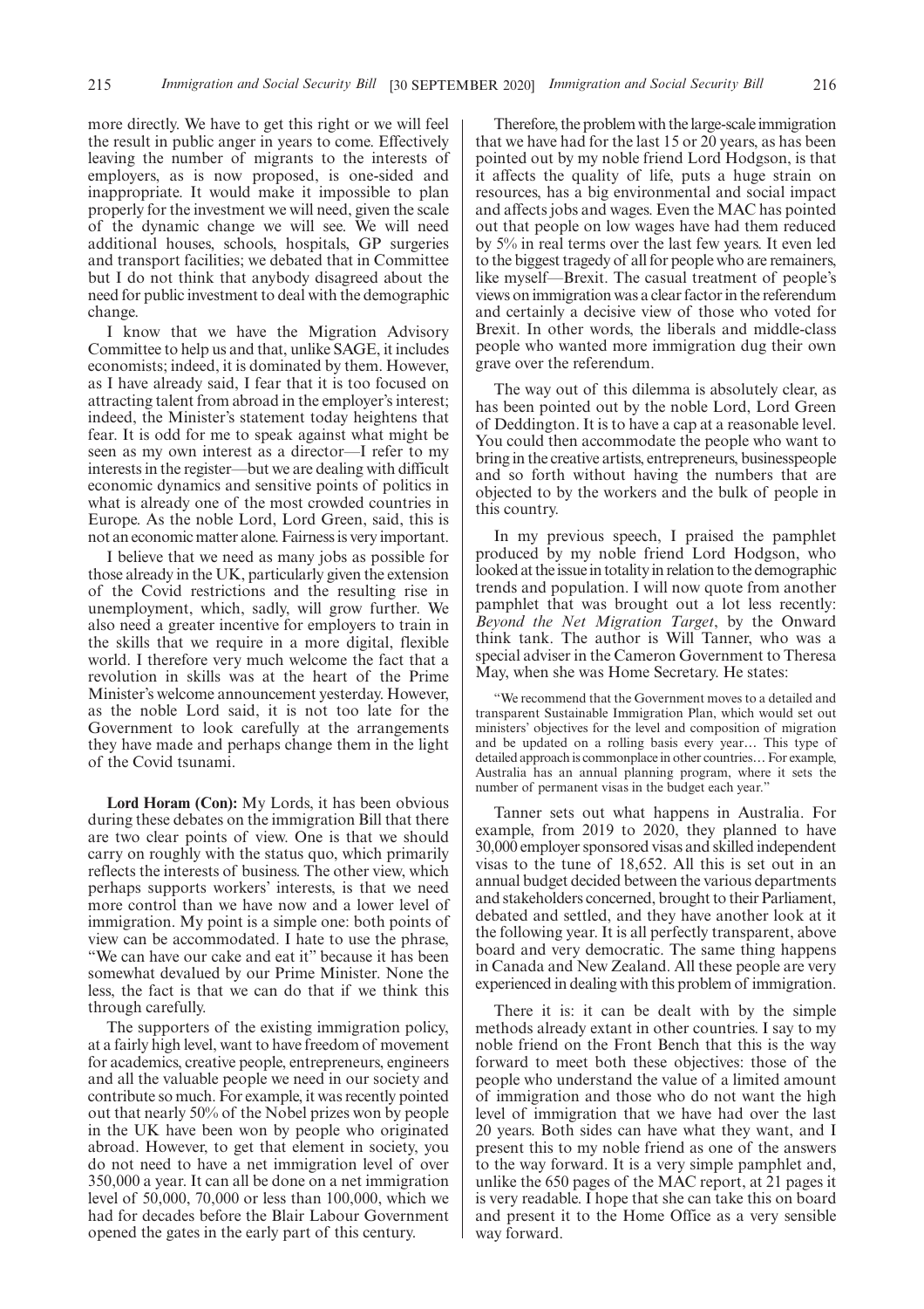more directly. We have to get this right or we will feel the result in public anger in years to come. Effectively leaving the number of migrants to the interests of employers, as is now proposed, is one-sided and inappropriate. It would make it impossible to plan properly for the investment we will need, given the scale of the dynamic change we will see. We will need additional houses, schools, hospitals, GP surgeries and transport facilities; we debated that in Committee but I do not think that anybody disagreed about the need for public investment to deal with the demographic change.

I know that we have the Migration Advisory Committee to help us and that, unlike SAGE, it includes economists; indeed, it is dominated by them. However, as I have already said, I fear that it is too focused on attracting talent from abroad in the employer's interest; indeed, the Minister's statement today heightens that fear. It is odd for me to speak against what might be seen as my own interest as a director—I refer to my interests in the register—but we are dealing with difficult economic dynamics and sensitive points of politics in what is already one of the most crowded countries in Europe. As the noble Lord, Lord Green, said, this is not an economic matter alone. Fairness is very important.

I believe that we need as many jobs as possible for those already in the UK, particularly given the extension of the Covid restrictions and the resulting rise in unemployment, which, sadly, will grow further. We also need a greater incentive for employers to train in the skills that we require in a more digital, flexible world. I therefore very much welcome the fact that a revolution in skills was at the heart of the Prime Minister's welcome announcement yesterday. However, as the noble Lord said, it is not too late for the Government to look carefully at the arrangements they have made and perhaps change them in the light of the Covid tsunami.

**Lord Horam (Con):** My Lords, it has been obvious during these debates on the immigration Bill that there are two clear points of view. One is that we should carry on roughly with the status quo, which primarily reflects the interests of business. The other view, which perhaps supports workers' interests, is that we need more control than we have now and a lower level of immigration. My point is a simple one: both points of view can be accommodated. I hate to use the phrase, "We can have our cake and eat it" because it has been somewhat devalued by our Prime Minister. None the less, the fact is that we can do that if we think this through carefully.

The supporters of the existing immigration policy, at a fairly high level, want to have freedom of movement for academics, creative people, entrepreneurs, engineers and all the valuable people we need in our society and contribute so much. For example, it was recently pointed out that nearly 50% of the Nobel prizes won by people in the UK have been won by people who originated abroad. However, to get that element in society, you do not need to have a net immigration level of over 350,000 a year. It can all be done on a net immigration level of 50,000, 70,000 or less than 100,000, which we had for decades before the Blair Labour Government opened the gates in the early part of this century.

Therefore, the problem with the large-scale immigration that we have had for the last 15 or 20 years, as has been pointed out by my noble friend Lord Hodgson, is that it affects the quality of life, puts a huge strain on resources, has a big environmental and social impact and affects jobs and wages. Even the MAC has pointed out that people on low wages have had them reduced by 5% in real terms over the last few years. It even led to the biggest tragedy of all for people who are remainers, like myself—Brexit. The casual treatment of people's views on immigration was a clear factor in the referendum and certainly a decisive view of those who voted for Brexit. In other words, the liberals and middle-class people who wanted more immigration dug their own grave over the referendum.

The way out of this dilemma is absolutely clear, as has been pointed out by the noble Lord, Lord Green of Deddington. It is to have a cap at a reasonable level. You could then accommodate the people who want to bring in the creative artists, entrepreneurs, businesspeople and so forth without having the numbers that are objected to by the workers and the bulk of people in this country.

In my previous speech, I praised the pamphlet produced by my noble friend Lord Hodgson, who looked at the issue in totality in relation to the demographic trends and population. I will now quote from another pamphlet that was brought out a lot less recently: *Beyond the Net Migration Target*, by the Onward think tank. The author is Will Tanner, who was a special adviser in the Cameron Government to Theresa May, when she was Home Secretary. He states:

> "We recommend that the Government moves to a detailed and transparent Sustainable Immigration Plan, which would set out ministers' objectives for the level and composition of migration and be updated on a rolling basis every year… This type of detailed approach is commonplace in other countries… For example, Australia has an annual planning program, where it sets the number of permanent visas in the budget each year."

Tanner sets out what happens in Australia. For example, from 2019 to 2020, they planned to have 30,000 employer sponsored visas and skilled independent visas to the tune of 18,652. All this is set out in an annual budget decided between the various departments and stakeholders concerned, brought to their Parliament, debated and settled, and they have another look at it the following year. It is all perfectly transparent, above board and very democratic. The same thing happens in Canada and New Zealand. All these people are very experienced in dealing with this problem of immigration.

There it is: it can be dealt with by the simple methods already extant in other countries. I say to my noble friend on the Front Bench that this is the way forward to meet both these objectives: those of the people who understand the value of a limited amount of immigration and those who do not want the high level of immigration that we have had over the last 20 years. Both sides can have what they want, and I present this to my noble friend as one of the answers to the way forward. It is a very simple pamphlet and, unlike the 650 pages of the MAC report, at 21 pages it is very readable. I hope that she can take this on board and present it to the Home Office as a very sensible way forward.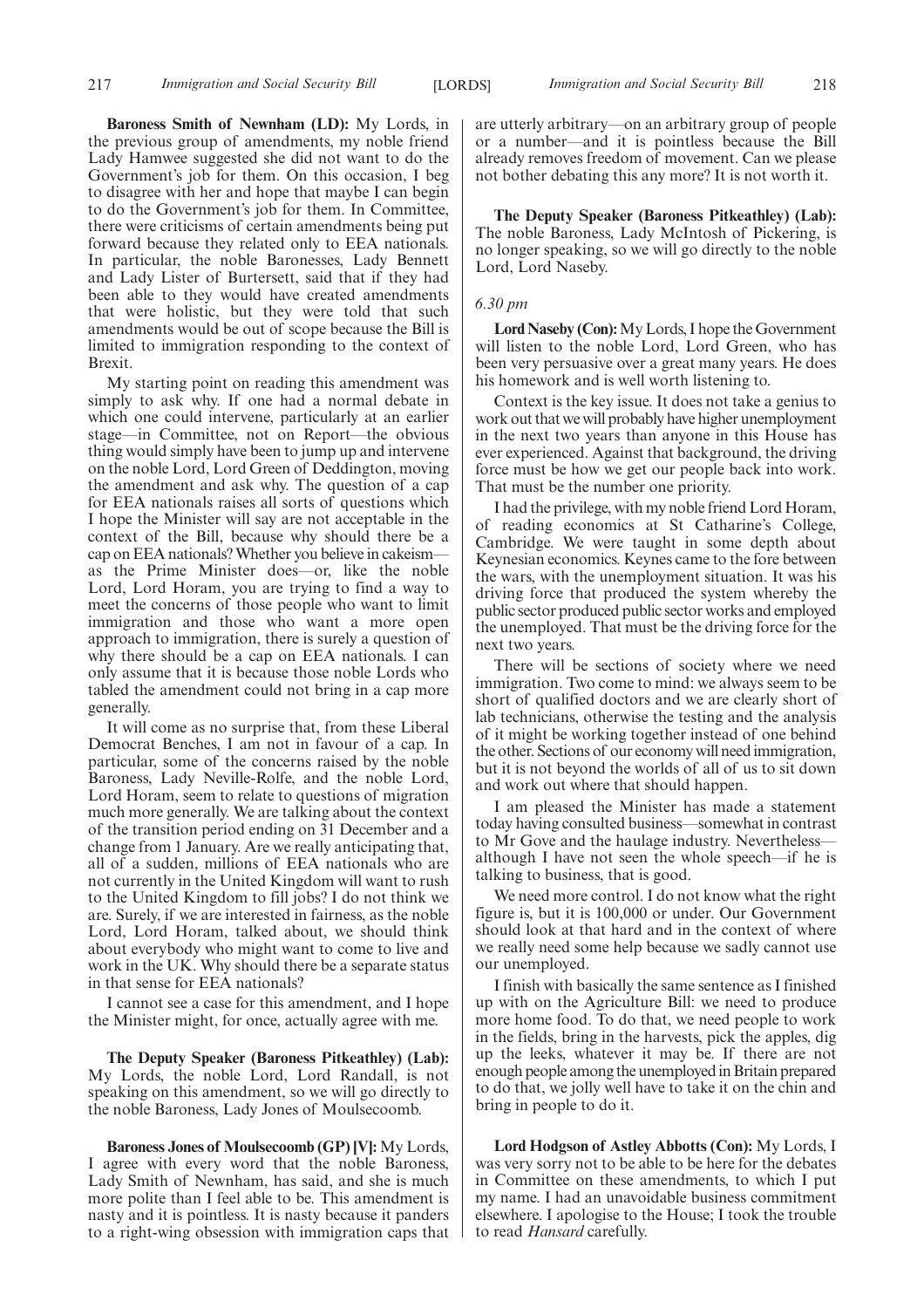**Baroness Smith of Newnham (LD):** My Lords, in the previous group of amendments, my noble friend Lady Hamwee suggested she did not want to do the Government's job for them. On this occasion, I beg to disagree with her and hope that maybe I can begin to do the Government's job for them. In Committee, there were criticisms of certain amendments being put forward because they related only to EEA nationals. In particular, the noble Baronesses, Lady Bennett and Lady Lister of Burtersett, said that if they had been able to they would have created amendments that were holistic, but they were told that such amendments would be out of scope because the Bill is limited to immigration responding to the context of Brexit.

My starting point on reading this amendment was simply to ask why. If one had a normal debate in which one could intervene, particularly at an earlier stage—in Committee, not on Report—the obvious thing would simply have been to jump up and intervene on the noble Lord, Lord Green of Deddington, moving the amendment and ask why. The question of a cap for EEA nationals raises all sorts of questions which I hope the Minister will say are not acceptable in the context of the Bill, because why should there be a cap on EEA nationals? Whether you believe in cakeism—as the Prime Minister does—or, like the noble Lord, Lord Horam, you are trying to find a way to meet the concerns of those people who want to limit immigration and those who want a more open approach to immigration, there is surely a question of why there should be a cap on EEA nationals. I can only assume that it is because those noble Lords who tabled the amendment could not bring in a cap more generally.

It will come as no surprise that, from these Liberal Democrat Benches, I am not in favour of a cap. In particular, some of the concerns raised by the noble Baroness, Lady Neville-Rolfe, and the noble Lord, Lord Horam, seem to relate to questions of migration much more generally. We are talking about the context of the transition period ending on 31 December and a change from 1 January. Are we really anticipating that, all of a sudden, millions of EEA nationals who are not currently in the United Kingdom will want to rush to the United Kingdom to fill jobs? I do not think we are. Surely, if we are interested in fairness, as the noble Lord, Lord Horam, talked about, we should think about everybody who might want to come to live and work in the UK. Why should there be a separate status in that sense for EEA nationals?

I cannot see a case for this amendment, and I hope the Minister might, for once, actually agree with me.

**The Deputy Speaker (Baroness Pitkeathley) (Lab):** My Lords, the noble Lord, Lord Randall, is not speaking on this amendment, so we will go directly to the noble Baroness, Lady Jones of Moulsecoomb.

**Baroness Jones of Moulsecoomb (GP) [V]:** My Lords, I agree with every word that the noble Baroness, Lady Smith of Newnham, has said, and she is much more polite than I feel able to be. This amendment is nasty and it is pointless. It is nasty because it panders to a right-wing obsession with immigration caps that are utterly arbitrary—on an arbitrary group of people or a number—and it is pointless because the Bill already removes freedom of movement. Can we please not bother debating this any more? It is not worth it.

**The Deputy Speaker (Baroness Pitkeathley) (Lab):** The noble Baroness, Lady McIntosh of Pickering, is no longer speaking, so we will go directly to the noble Lord, Lord Naseby.

*6.30 pm*

**Lord Naseby (Con):** My Lords, I hope the Government will listen to the noble Lord, Lord Green, who has been very persuasive over a great many years. He does his homework and is well worth listening to.

Context is the key issue. It does not take a genius to work out that we will probably have higher unemployment in the next two years than anyone in this House has ever experienced. Against that background, the driving force must be how we get our people back into work. That must be the number one priority.

I had the privilege, with my noble friend Lord Horam, of reading economics at St Catharine's College, Cambridge. We were taught in some depth about Keynesian economics. Keynes came to the fore between the wars, with the unemployment situation. It was his driving force that produced the system whereby the public sector produced public sector works and employed the unemployed. That must be the driving force for the next two years.

There will be sections of society where we need immigration. Two come to mind: we always seem to be short of qualified doctors and we are clearly short of lab technicians, otherwise the testing and the analysis of it might be working together instead of one behind the other. Sections of our economy will need immigration, but it is not beyond the worlds of all of us to sit down and work out where that should happen.

I am pleased the Minister has made a statement today having consulted business—somewhat in contrast to Mr Gove and the haulage industry. Nevertheless—although I have not seen the whole speech—if he is talking to business, that is good.

We need more control. I do not know what the right figure is, but it is 100,000 or under. Our Government should look at that hard and in the context of where we really need some help because we sadly cannot use our unemployed.

I finish with basically the same sentence as I finished up with on the Agriculture Bill: we need to produce more home food. To do that, we need people to work in the fields, bring in the harvests, pick the apples, dig up the leeks, whatever it may be. If there are not enough people among the unemployed in Britain prepared to do that, we jolly well have to take it on the chin and bring in people to do it.

**Lord Hodgson of Astley Abbotts (Con):** My Lords, I was very sorry not to be able to be here for the debates in Committee on these amendments, to which I put my name. I had an unavoidable business commitment elsewhere. I apologise to the House; I took the trouble to read *Hansard* carefully.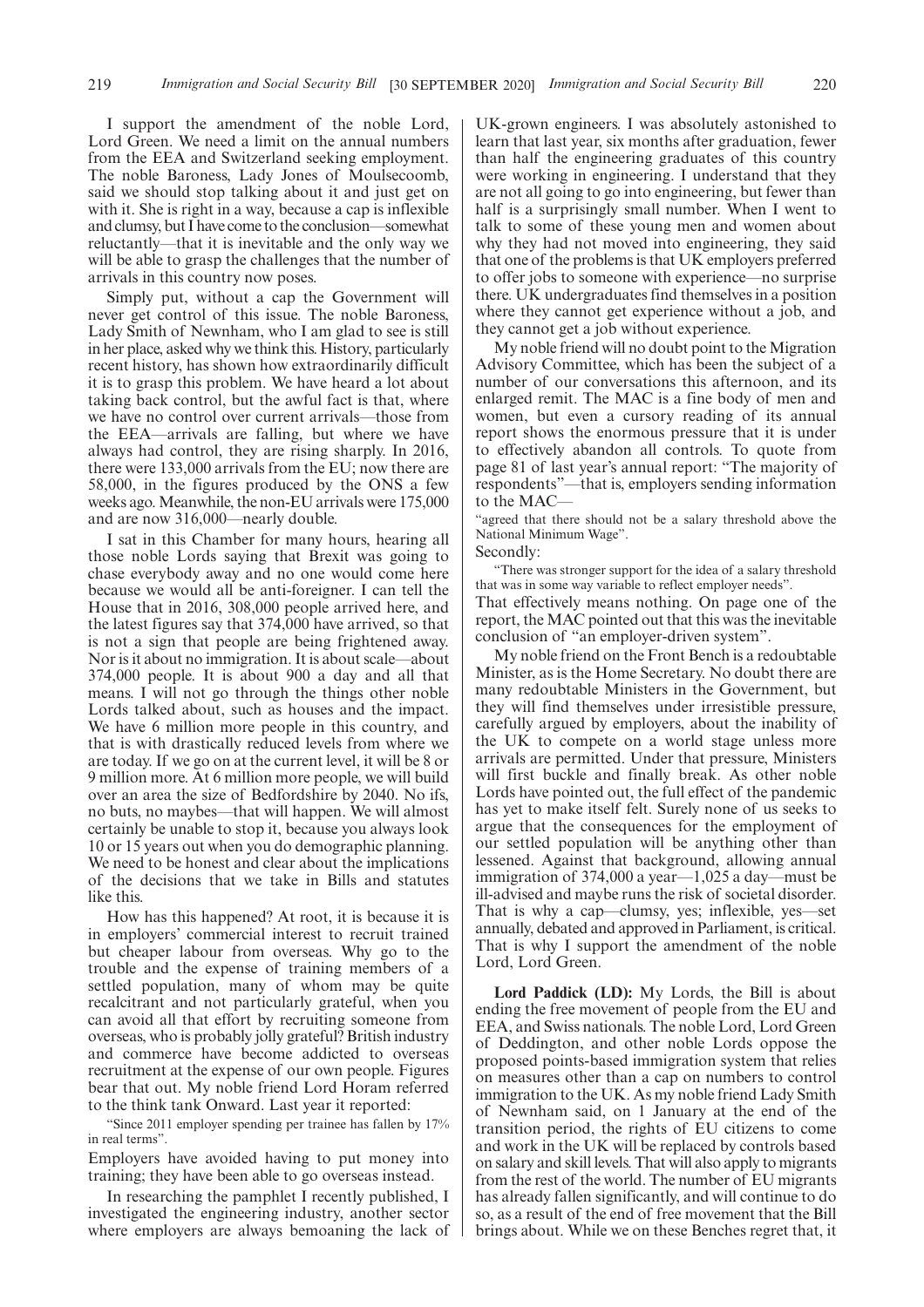I support the amendment of the noble Lord, Lord Green. We need a limit on the annual numbers from the EEA and Switzerland seeking employment. The noble Baroness, Lady Jones of Moulsecoomb, said we should stop talking about it and just get on with it. She is right in a way, because a cap is inflexible and clumsy, but I have come to the conclusion—somewhat reluctantly—that it is inevitable and the only way we will be able to grasp the challenges that the number of arrivals in this country now poses.

Simply put, without a cap the Government will never get control of this issue. The noble Baroness, Lady Smith of Newnham, who I am glad to see is still in her place, asked why we think this. History, particularly recent history, has shown how extraordinarily difficult it is to grasp this problem. We have heard a lot about taking back control, but the awful fact is that, where we have no control over current arrivals—those from the EEA—arrivals are falling, but where we have always had control, they are rising sharply. In 2016, there were 133,000 arrivals from the EU; now there are 58,000, in the figures produced by the ONS a few weeks ago. Meanwhile, the non-EU arrivals were 175,000 and are now 316,000—nearly double.

I sat in this Chamber for many hours, hearing all those noble Lords saying that Brexit was going to chase everybody away and no one would come here because we would all be anti-foreigner. I can tell the House that in 2016, 308,000 people arrived here, and the latest figures say that 374,000 have arrived, so that is not a sign that people are being frightened away. Nor is it about no immigration. It is about scale—about 374,000 people. It is about 900 a day and all that means. I will not go through the things other noble Lords talked about, such as houses and the impact. We have 6 million more people in this country, and that is with drastically reduced levels from where we are today. If we go on at the current level, it will be 8 or 9 million more. At 6 million more people, we will build over an area the size of Bedfordshire by 2040. No ifs, no buts, no maybes—that will happen. We will almost certainly be unable to stop it, because you always look 10 or 15 years out when you do demographic planning. We need to be honest and clear about the implications of the decisions that we take in Bills and statutes like this.

How has this happened? At root, it is because it is in employers' commercial interest to recruit trained but cheaper labour from overseas. Why go to the trouble and the expense of training members of a settled population, many of whom may be quite recalcitrant and not particularly grateful, when you can avoid all that effort by recruiting someone from overseas, who is probably jolly grateful? British industry and commerce have become addicted to overseas recruitment at the expense of our own people. Figures bear that out. My noble friend Lord Horam referred to the think tank Onward. Last year it reported:

"Since 2011 employer spending per trainee has fallen by 17% in real terms".

Employers have avoided having to put money into training; they have been able to go overseas instead.

In researching the pamphlet I recently published, I investigated the engineering industry, another sector where employers are always bemoaning the lack of UK-grown engineers. I was absolutely astonished to learn that last year, six months after graduation, fewer than half the engineering graduates of this country were working in engineering. I understand that they are not all going to go into engineering, but fewer than half is a surprisingly small number. When I went to talk to some of these young men and women about why they had not moved into engineering, they said that one of the problems is that UK employers preferred to offer jobs to someone with experience—no surprise there. UK undergraduates find themselves in a position where they cannot get experience without a job, and they cannot get a job without experience.

My noble friend will no doubt point to the Migration Advisory Committee, which has been the subject of a number of our conversations this afternoon, and its enlarged remit. The MAC is a fine body of men and women, but even a cursory reading of its annual report shows the enormous pressure that it is under to effectively abandon all controls. To quote from page 81 of last year's annual report: "The majority of respondents"—that is, employers sending information to the MAC—

"agreed that there should not be a salary threshold above the National Minimum Wage".

Secondly:

"There was stronger support for the idea of a salary threshold that was in some way variable to reflect employer needs".

That effectively means nothing. On page one of the report, the MAC pointed out that this was the inevitable conclusion of "an employer-driven system".

My noble friend on the Front Bench is a redoubtable Minister, as is the Home Secretary. No doubt there are many redoubtable Ministers in the Government, but they will find themselves under irresistible pressure, carefully argued by employers, about the inability of the UK to compete on a world stage unless more arrivals are permitted. Under that pressure, Ministers will first buckle and finally break. As other noble Lords have pointed out, the full effect of the pandemic has yet to make itself felt. Surely none of us seeks to argue that the consequences for the employment of our settled population will be anything other than lessened. Against that background, allowing annual immigration of 374,000 a year—1,025 a day—must be ill-advised and maybe runs the risk of societal disorder. That is why a cap—clumsy, yes; inflexible, yes—set annually, debated and approved in Parliament, is critical. That is why I support the amendment of the noble Lord, Lord Green.

**Lord Paddick (LD):** My Lords, the Bill is about ending the free movement of people from the EU and EEA, and Swiss nationals. The noble Lord, Lord Green of Deddington, and other noble Lords oppose the proposed points-based immigration system that relies on measures other than a cap on numbers to control immigration to the UK. As my noble friend Lady Smith of Newnham said, on 1 January at the end of the transition period, the rights of EU citizens to come and work in the UK will be replaced by controls based on salary and skill levels. That will also apply to migrants from the rest of the world. The number of EU migrants has already fallen significantly, and will continue to do so, as a result of the end of free movement that the Bill brings about. While we on these Benches regret that, it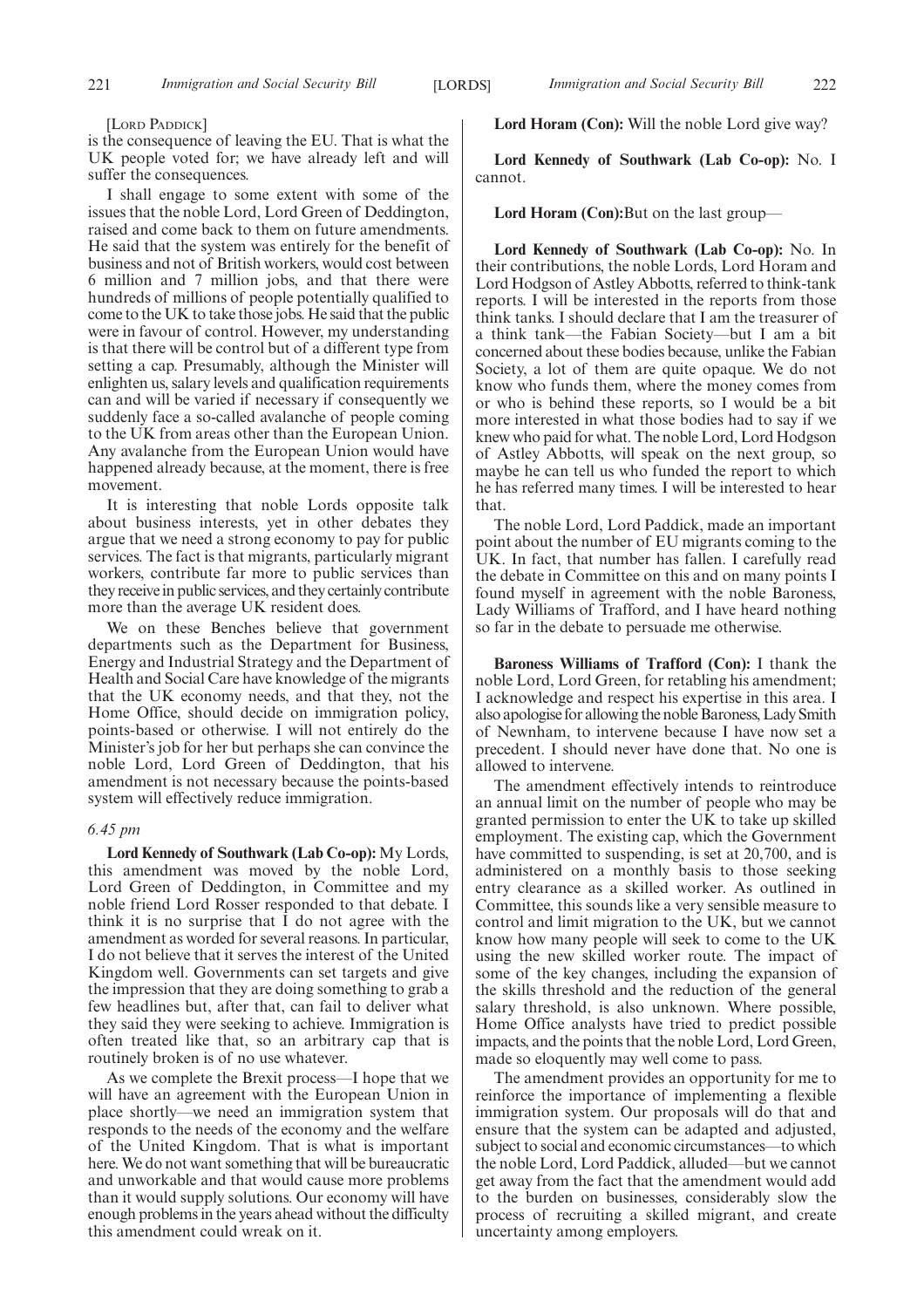[Lord Paddick]

is the consequence of leaving the EU. That is what the UK people voted for; we have already left and will suffer the consequences.

I shall engage to some extent with some of the issues that the noble Lord, Lord Green of Deddington, raised and come back to them on future amendments. He said that the system was entirely for the benefit of business and not of British workers, would cost between 6 million and 7 million jobs, and that there were hundreds of millions of people potentially qualified to come to the UK to take those jobs. He said that the public were in favour of control. However, my understanding is that there will be control but of a different type from setting a cap. Presumably, although the Minister will enlighten us, salary levels and qualification requirements can and will be varied if necessary if consequently we suddenly face a so-called avalanche of people coming to the UK from areas other than the European Union. Any avalanche from the European Union would have happened already because, at the moment, there is free movement.

It is interesting that noble Lords opposite talk about business interests, yet in other debates they argue that we need a strong economy to pay for public services. The fact is that migrants, particularly migrant workers, contribute far more to public services than they receive in public services, and they certainly contribute more than the average UK resident does.

We on these Benches believe that government departments such as the Department for Business, Energy and Industrial Strategy and the Department of Health and Social Care have knowledge of the migrants that the UK economy needs, and that they, not the Home Office, should decide on immigration policy, points-based or otherwise. I will not entirely do the Minister's job for her but perhaps she can convince the noble Lord, Lord Green of Deddington, that his amendment is not necessary because the points-based system will effectively reduce immigration.

*6.45 pm*

**Lord Kennedy of Southwark (Lab Co-op):** My Lords, this amendment was moved by the noble Lord, Lord Green of Deddington, in Committee and my noble friend Lord Rosser responded to that debate. I think it is no surprise that I do not agree with the amendment as worded for several reasons. In particular, I do not believe that it serves the interest of the United Kingdom well. Governments can set targets and give the impression that they are doing something to grab a few headlines but, after that, can fail to deliver what they said they were seeking to achieve. Immigration is often treated like that, so an arbitrary cap that is routinely broken is of no use whatever.

As we complete the Brexit process—I hope that we will have an agreement with the European Union in place shortly—we need an immigration system that responds to the needs of the economy and the welfare of the United Kingdom. That is what is important here. We do not want something that will be bureaucratic and unworkable and that would cause more problems than it would supply solutions. Our economy will have enough problems in the years ahead without the difficulty this amendment could wreak on it.

**Lord Horam (Con):** Will the noble Lord give way?

**Lord Kennedy of Southwark (Lab Co-op):** No. I cannot.

**Lord Horam (Con):** But on the last group—

**Lord Kennedy of Southwark (Lab Co-op):** No. In their contributions, the noble Lords, Lord Horam and Lord Hodgson of Astley Abbotts, referred to think-tank reports. I will be interested in the reports from those think tanks. I should declare that I am the treasurer of a think tank—the Fabian Society—but I am a bit concerned about these bodies because, unlike the Fabian Society, a lot of them are quite opaque. We do not know who funds them, where the money comes from or who is behind these reports, so I would be a bit more interested in what those bodies had to say if we knew who paid for what. The noble Lord, Lord Hodgson of Astley Abbotts, will speak on the next group, so maybe he can tell us who funded the report to which he has referred many times. I will be interested to hear that.

The noble Lord, Lord Paddick, made an important point about the number of EU migrants coming to the UK. In fact, that number has fallen. I carefully read the debate in Committee on this and on many points I found myself in agreement with the noble Baroness, Lady Williams of Trafford, and I have heard nothing so far in the debate to persuade me otherwise.

**Baroness Williams of Trafford (Con):** I thank the noble Lord, Lord Green, for retabling his amendment; I acknowledge and respect his expertise in this area. I also apologise for allowing the noble Baroness, Lady Smith of Newnham, to intervene because I have now set a precedent. I should never have done that. No one is allowed to intervene.

The amendment effectively intends to reintroduce an annual limit on the number of people who may be granted permission to enter the UK to take up skilled employment. The existing cap, which the Government have committed to suspending, is set at 20,700, and is administered on a monthly basis to those seeking entry clearance as a skilled worker. As outlined in Committee, this sounds like a very sensible measure to control and limit migration to the UK, but we cannot know how many people will seek to come to the UK using the new skilled worker route. The impact of some of the key changes, including the expansion of the skills threshold and the reduction of the general salary threshold, is also unknown. Where possible, Home Office analysts have tried to predict possible impacts, and the points that the noble Lord, Lord Green, made so eloquently may well come to pass.

The amendment provides an opportunity for me to reinforce the importance of implementing a flexible immigration system. Our proposals will do that and ensure that the system can be adapted and adjusted, subject to social and economic circumstances—to which the noble Lord, Lord Paddick, alluded—but we cannot get away from the fact that the amendment would add to the burden on businesses, considerably slow the process of recruiting a skilled migrant, and create uncertainty among employers.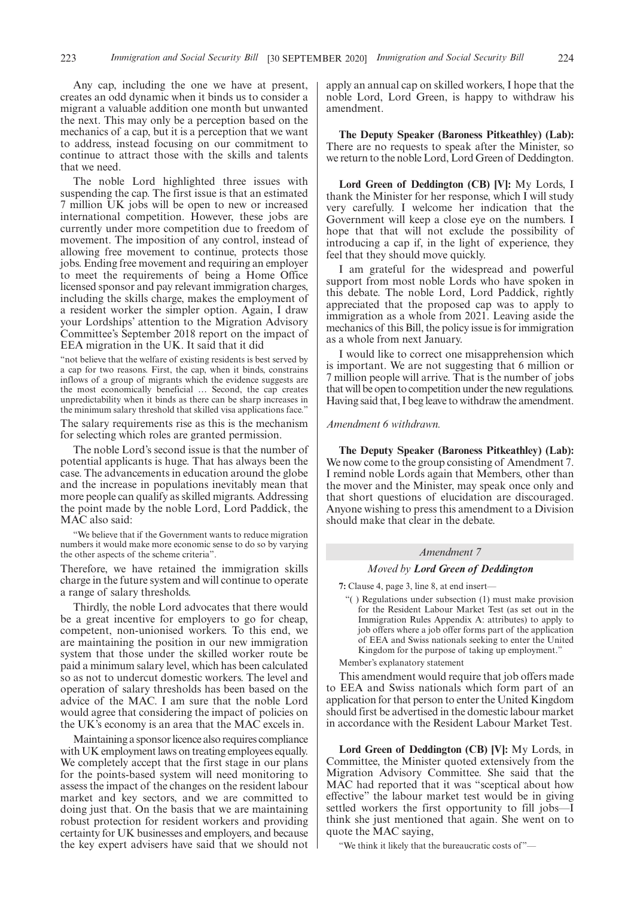Any cap, including the one we have at present, creates an odd dynamic when it binds us to consider a migrant a valuable addition one month but unwanted the next. This may only be a perception based on the mechanics of a cap, but it is a perception that we want to address, instead focusing on our commitment to continue to attract those with the skills and talents that we need.

The noble Lord highlighted three issues with suspending the cap. The first issue is that an estimated 7 million UK jobs will be open to new or increased international competition. However, these jobs are currently under more competition due to freedom of movement. The imposition of any control, instead of allowing free movement to continue, protects those jobs. Ending free movement and requiring an employer to meet the requirements of being a Home Office licensed sponsor and pay relevant immigration charges, including the skills charge, makes the employment of a resident worker the simpler option. Again, I draw your Lordships' attention to the Migration Advisory Committee's September 2018 report on the impact of EEA migration in the UK. It said that it did

> "not believe that the welfare of existing residents is best served by a cap for two reasons. First, the cap, when it binds, constrains inflows of a group of migrants which the evidence suggests are the most economically beneficial … Second, the cap creates unpredictability when it binds as there can be sharp increases in the minimum salary threshold that skilled visa applications face."

The salary requirements rise as this is the mechanism for selecting which roles are granted permission.

The noble Lord's second issue is that the number of potential applicants is huge. That has always been the case. The advancements in education around the globe and the increase in populations inevitably mean that more people can qualify as skilled migrants. Addressing the point made by the noble Lord, Lord Paddick, the MAC also said:

> "We believe that if the Government wants to reduce migration numbers it would make more economic sense to do so by varying the other aspects of the scheme criteria".

Therefore, we have retained the immigration skills charge in the future system and will continue to operate a range of salary thresholds.

Thirdly, the noble Lord advocates that there would be a great incentive for employers to go for cheap, competent, non-unionised workers. To this end, we are maintaining the position in our new immigration system that those under the skilled worker route be paid a minimum salary level, which has been calculated so as not to undercut domestic workers. The level and operation of salary thresholds has been based on the advice of the MAC. I am sure that the noble Lord would agree that considering the impact of policies on the UK's economy is an area that the MAC excels in.

Maintaining a sponsor licence also requires compliance with UK employment laws on treating employees equally. We completely accept that the first stage in our plans for the points-based system will need monitoring to assess the impact of the changes on the resident labour market and key sectors, and we are committed to doing just that. On the basis that we are maintaining robust protection for resident workers and providing certainty for UK businesses and employers, and because the key expert advisers have said that we should not apply an annual cap on skilled workers, I hope that the noble Lord, Lord Green, is happy to withdraw his amendment.

**The Deputy Speaker (Baroness Pitkeathley) (Lab):** There are no requests to speak after the Minister, so we return to the noble Lord, Lord Green of Deddington.

**Lord Green of Deddington (CB) [V]:** My Lords, I thank the Minister for her response, which I will study very carefully. I welcome her indication that the Government will keep a close eye on the numbers. I hope that that will not exclude the possibility of introducing a cap if, in the light of experience, they feel that they should move quickly.

I am grateful for the widespread and powerful support from most noble Lords who have spoken in this debate. The noble Lord, Lord Paddick, rightly appreciated that the proposed cap was to apply to immigration as a whole from 2021. Leaving aside the mechanics of this Bill, the policy issue is for immigration as a whole from next January.

I would like to correct one misapprehension which is important. We are not suggesting that 6 million or 7 million people will arrive. That is the number of jobs that will be open to competition under the new regulations. Having said that, I beg leave to withdraw the amendment.

*Amendment 6 withdrawn.*

**The Deputy Speaker (Baroness Pitkeathley) (Lab):** We now come to the group consisting of Amendment 7. I remind noble Lords again that Members, other than the mover and the Minister, may speak once only and that short questions of elucidation are discouraged. Anyone wishing to press this amendment to a Division should make that clear in the debate.

*Amendment 7*

*Moved by* ***Lord Green of Deddington***

**7:** Clause 4, page 3, line 8, at end insert—

"( ) Regulations under subsection (1) must make provision for the Resident Labour Market Test (as set out in the Immigration Rules Appendix A: attributes) to apply to job offers where a job offer forms part of the application of EEA and Swiss nationals seeking to enter the United Kingdom for the purpose of taking up employment."

Member's explanatory statement

This amendment would require that job offers made to EEA and Swiss nationals which form part of an application for that person to enter the United Kingdom should first be advertised in the domestic labour market in accordance with the Resident Labour Market Test.

**Lord Green of Deddington (CB) [V]:** My Lords, in Committee, the Minister quoted extensively from the Migration Advisory Committee. She said that the MAC had reported that it was "sceptical about how effective" the labour market test would be in giving settled workers the first opportunity to fill jobs—I think she just mentioned that again. She went on to quote the MAC saying,

"We think it likely that the bureaucratic costs of"—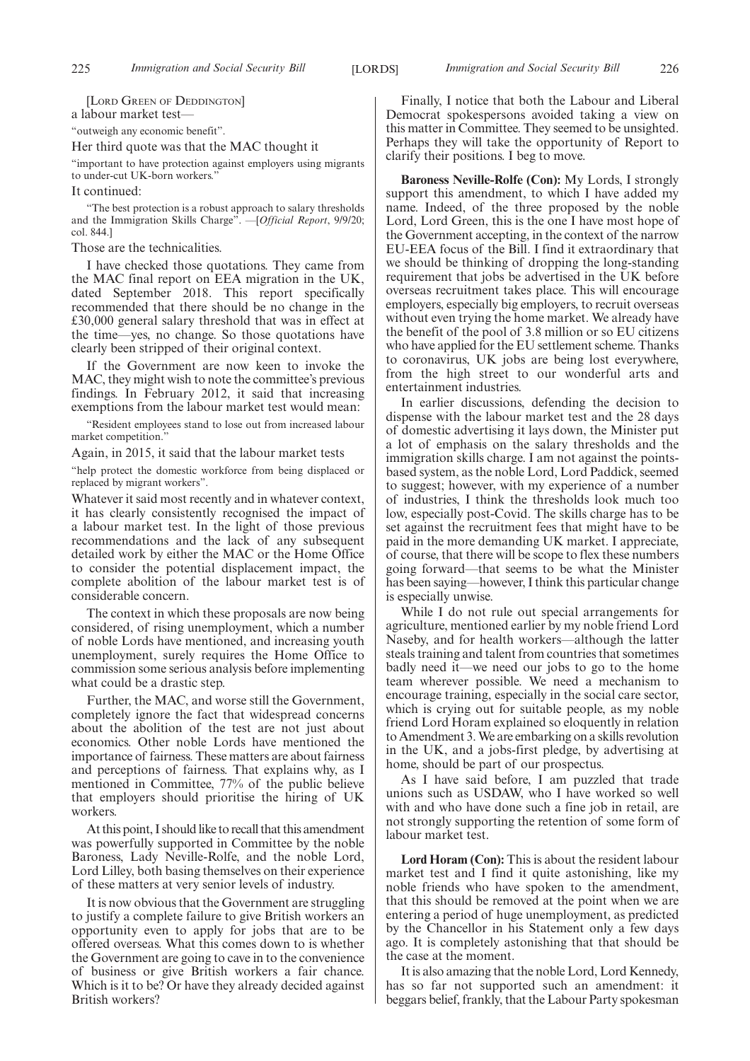[LORD GREEN OF DEDDINGTON]

a labour market test—

"outweigh any economic benefit".

Her third quote was that the MAC thought it

"important to have protection against employers using migrants to under-cut UK-born workers."

It continued:

"The best protection is a robust approach to salary thresholds and the Immigration Skills Charge". —[*Official Report*, 9/9/20; col. 844.]

Those are the technicalities.

I have checked those quotations. They came from the MAC final report on EEA migration in the UK, dated September 2018. This report specifically recommended that there should be no change in the £30,000 general salary threshold that was in effect at the time—yes, no change. So those quotations have clearly been stripped of their original context.

If the Government are now keen to invoke the MAC, they might wish to note the committee's previous findings. In February 2012, it said that increasing exemptions from the labour market test would mean:

"Resident employees stand to lose out from increased labour market competition."

Again, in 2015, it said that the labour market tests

"help protect the domestic workforce from being displaced or replaced by migrant workers".

Whatever it said most recently and in whatever context, it has clearly consistently recognised the impact of a labour market test. In the light of those previous recommendations and the lack of any subsequent detailed work by either the MAC or the Home Office to consider the potential displacement impact, the complete abolition of the labour market test is of considerable concern.

The context in which these proposals are now being considered, of rising unemployment, which a number of noble Lords have mentioned, and increasing youth unemployment, surely requires the Home Office to commission some serious analysis before implementing what could be a drastic step.

Further, the MAC, and worse still the Government, completely ignore the fact that widespread concerns about the abolition of the test are not just about economics. Other noble Lords have mentioned the importance of fairness. These matters are about fairness and perceptions of fairness. That explains why, as I mentioned in Committee, 77% of the public believe that employers should prioritise the hiring of UK workers.

At this point, I should like to recall that this amendment was powerfully supported in Committee by the noble Baroness, Lady Neville-Rolfe, and the noble Lord, Lord Lilley, both basing themselves on their experience of these matters at very senior levels of industry.

It is now obvious that the Government are struggling to justify a complete failure to give British workers an opportunity even to apply for jobs that are to be offered overseas. What this comes down to is whether the Government are going to cave in to the convenience of business or give British workers a fair chance. Which is it to be? Or have they already decided against British workers?

Finally, I notice that both the Labour and Liberal Democrat spokespersons avoided taking a view on this matter in Committee. They seemed to be unsighted. Perhaps they will take the opportunity of Report to clarify their positions. I beg to move.

**Baroness Neville-Rolfe (Con):** My Lords, I strongly support this amendment, to which I have added my name. Indeed, of the three proposed by the noble Lord, Lord Green, this is the one I have most hope of the Government accepting, in the context of the narrow EU-EEA focus of the Bill. I find it extraordinary that we should be thinking of dropping the long-standing requirement that jobs be advertised in the UK before overseas recruitment takes place. This will encourage employers, especially big employers, to recruit overseas without even trying the home market. We already have the benefit of the pool of 3.8 million or so EU citizens who have applied for the EU settlement scheme. Thanks to coronavirus, UK jobs are being lost everywhere, from the high street to our wonderful arts and entertainment industries.

In earlier discussions, defending the decision to dispense with the labour market test and the 28 days of domestic advertising it lays down, the Minister put a lot of emphasis on the salary thresholds and the immigration skills charge. I am not against the points-based system, as the noble Lord, Lord Paddick, seemed to suggest; however, with my experience of a number of industries, I think the thresholds look much too low, especially post-Covid. The skills charge has to be set against the recruitment fees that might have to be paid in the more demanding UK market. I appreciate, of course, that there will be scope to flex these numbers going forward—that seems to be what the Minister has been saying—however, I think this particular change is especially unwise.

While I do not rule out special arrangements for agriculture, mentioned earlier by my noble friend Lord Naseby, and for health workers—although the latter steals training and talent from countries that sometimes badly need it—we need our jobs to go to the home team wherever possible. We need a mechanism to encourage training, especially in the social care sector, which is crying out for suitable people, as my noble friend Lord Horam explained so eloquently in relation to Amendment 3. We are embarking on a skills revolution in the UK, and a jobs-first pledge, by advertising at home, should be part of our prospectus.

As I have said before, I am puzzled that trade unions such as USDAW, who I have worked so well with and who have done such a fine job in retail, are not strongly supporting the retention of some form of labour market test.

**Lord Horam (Con):** This is about the resident labour market test and I find it quite astonishing, like my noble friends who have spoken to the amendment, that this should be removed at the point when we are entering a period of huge unemployment, as predicted by the Chancellor in his Statement only a few days ago. It is completely astonishing that that should be the case at the moment.

It is also amazing that the noble Lord, Lord Kennedy, has so far not supported such an amendment: it beggars belief, frankly, that the Labour Party spokesman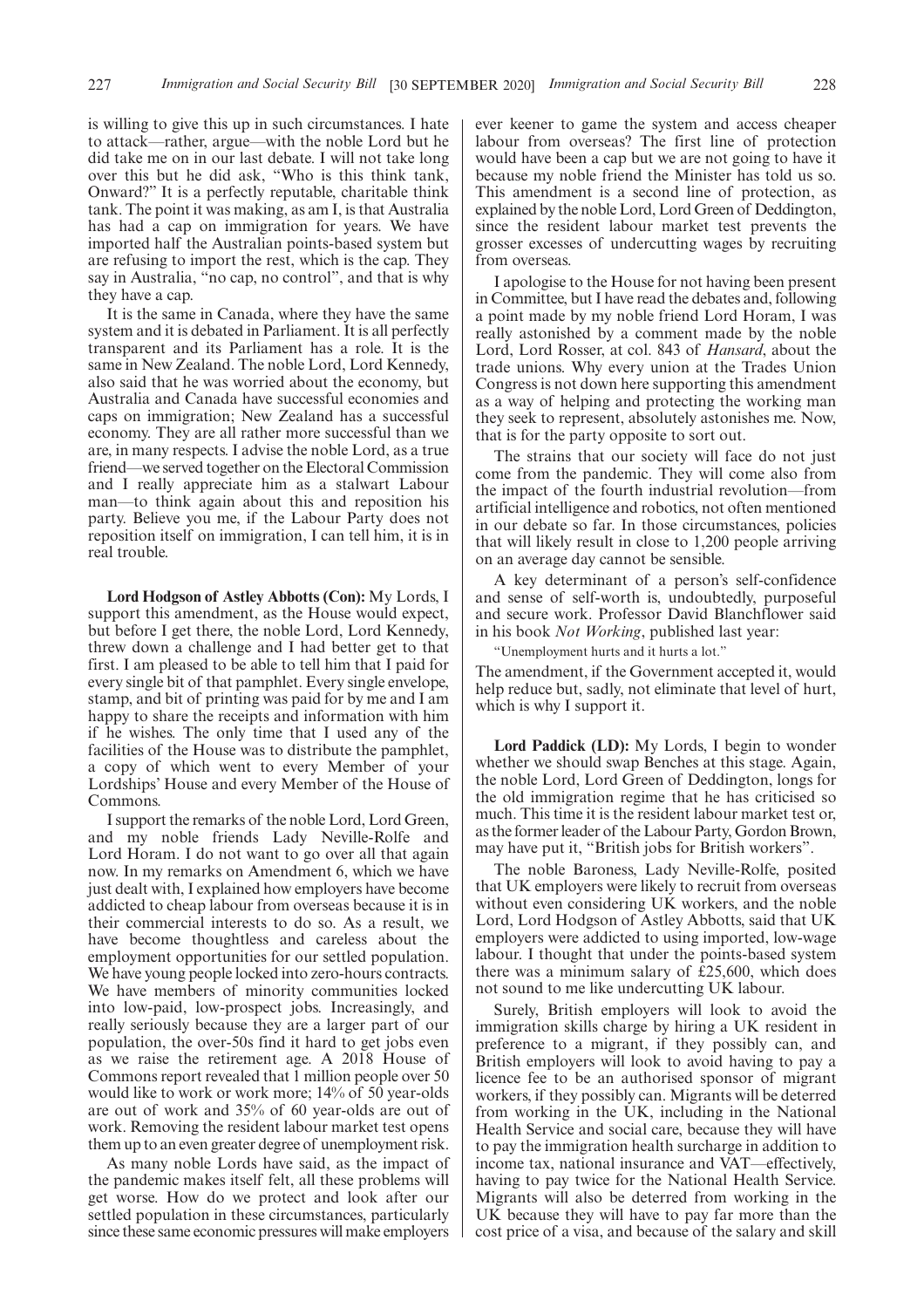is willing to give this up in such circumstances. I hate to attack—rather, argue—with the noble Lord but he did take me on in our last debate. I will not take long over this but he did ask, "Who is this think tank, Onward?" It is a perfectly reputable, charitable think tank. The point it was making, as am I, is that Australia has had a cap on immigration for years. We have imported half the Australian points-based system but are refusing to import the rest, which is the cap. They say in Australia, "no cap, no control", and that is why they have a cap.

It is the same in Canada, where they have the same system and it is debated in Parliament. It is all perfectly transparent and its Parliament has a role. It is the same in New Zealand. The noble Lord, Lord Kennedy, also said that he was worried about the economy, but Australia and Canada have successful economies and caps on immigration; New Zealand has a successful economy. They are all rather more successful than we are, in many respects. I advise the noble Lord, as a true friend—we served together on the Electoral Commission and I really appreciate him as a stalwart Labour man—to think again about this and reposition his party. Believe you me, if the Labour Party does not reposition itself on immigration, I can tell him, it is in real trouble.

**Lord Hodgson of Astley Abbotts (Con):** My Lords, I support this amendment, as the House would expect, but before I get there, the noble Lord, Lord Kennedy, threw down a challenge and I had better get to that first. I am pleased to be able to tell him that I paid for every single bit of that pamphlet. Every single envelope, stamp, and bit of printing was paid for by me and I am happy to share the receipts and information with him if he wishes. The only time that I used any of the facilities of the House was to distribute the pamphlet, a copy of which went to every Member of your Lordships' House and every Member of the House of Commons.

I support the remarks of the noble Lord, Lord Green, and my noble friends Lady Neville-Rolfe and Lord Horam. I do not want to go over all that again now. In my remarks on Amendment 6, which we have just dealt with, I explained how employers have become addicted to cheap labour from overseas because it is in their commercial interests to do so. As a result, we have become thoughtless and careless about the employment opportunities for our settled population. We have young people locked into zero-hours contracts. We have members of minority communities locked into low-paid, low-prospect jobs. Increasingly, and really seriously because they are a larger part of our population, the over-50s find it hard to get jobs even as we raise the retirement age. A 2018 House of Commons report revealed that 1 million people over 50 would like to work or work more; 14% of 50 year-olds are out of work and 35% of 60 year-olds are out of work. Removing the resident labour market test opens them up to an even greater degree of unemployment risk.

As many noble Lords have said, as the impact of the pandemic makes itself felt, all these problems will get worse. How do we protect and look after our settled population in these circumstances, particularly since these same economic pressures will make employers ever keener to game the system and access cheaper labour from overseas? The first line of protection would have been a cap but we are not going to have it because my noble friend the Minister has told us so. This amendment is a second line of protection, as explained by the noble Lord, Lord Green of Deddington, since the resident labour market test prevents the grosser excesses of undercutting wages by recruiting from overseas.

I apologise to the House for not having been present in Committee, but I have read the debates and, following a point made by my noble friend Lord Horam, I was really astonished by a comment made by the noble Lord, Lord Rosser, at col. 843 of *Hansard*, about the trade unions. Why every union at the Trades Union Congress is not down here supporting this amendment as a way of helping and protecting the working man they seek to represent, absolutely astonishes me. Now, that is for the party opposite to sort out.

The strains that our society will face do not just come from the pandemic. They will come also from the impact of the fourth industrial revolution—from artificial intelligence and robotics, not often mentioned in our debate so far. In those circumstances, policies that will likely result in close to 1,200 people arriving on an average day cannot be sensible.

A key determinant of a person's self-confidence and sense of self-worth is, undoubtedly, purposeful and secure work. Professor David Blanchflower said in his book *Not Working*, published last year:

"Unemployment hurts and it hurts a lot."

The amendment, if the Government accepted it, would help reduce but, sadly, not eliminate that level of hurt, which is why I support it.

**Lord Paddick (LD):** My Lords, I begin to wonder whether we should swap Benches at this stage. Again, the noble Lord, Lord Green of Deddington, longs for the old immigration regime that he has criticised so much. This time it is the resident labour market test or, as the former leader of the Labour Party, Gordon Brown, may have put it, "British jobs for British workers".

The noble Baroness, Lady Neville-Rolfe, posited that UK employers were likely to recruit from overseas without even considering UK workers, and the noble Lord, Lord Hodgson of Astley Abbotts, said that UK employers were addicted to using imported, low-wage labour. I thought that under the points-based system there was a minimum salary of £25,600, which does not sound to me like undercutting UK labour.

Surely, British employers will look to avoid the immigration skills charge by hiring a UK resident in preference to a migrant, if they possibly can, and British employers will look to avoid having to pay a licence fee to be an authorised sponsor of migrant workers, if they possibly can. Migrants will be deterred from working in the UK, including in the National Health Service and social care, because they will have to pay the immigration health surcharge in addition to income tax, national insurance and VAT—effectively, having to pay twice for the National Health Service. Migrants will also be deterred from working in the UK because they will have to pay far more than the cost price of a visa, and because of the salary and skill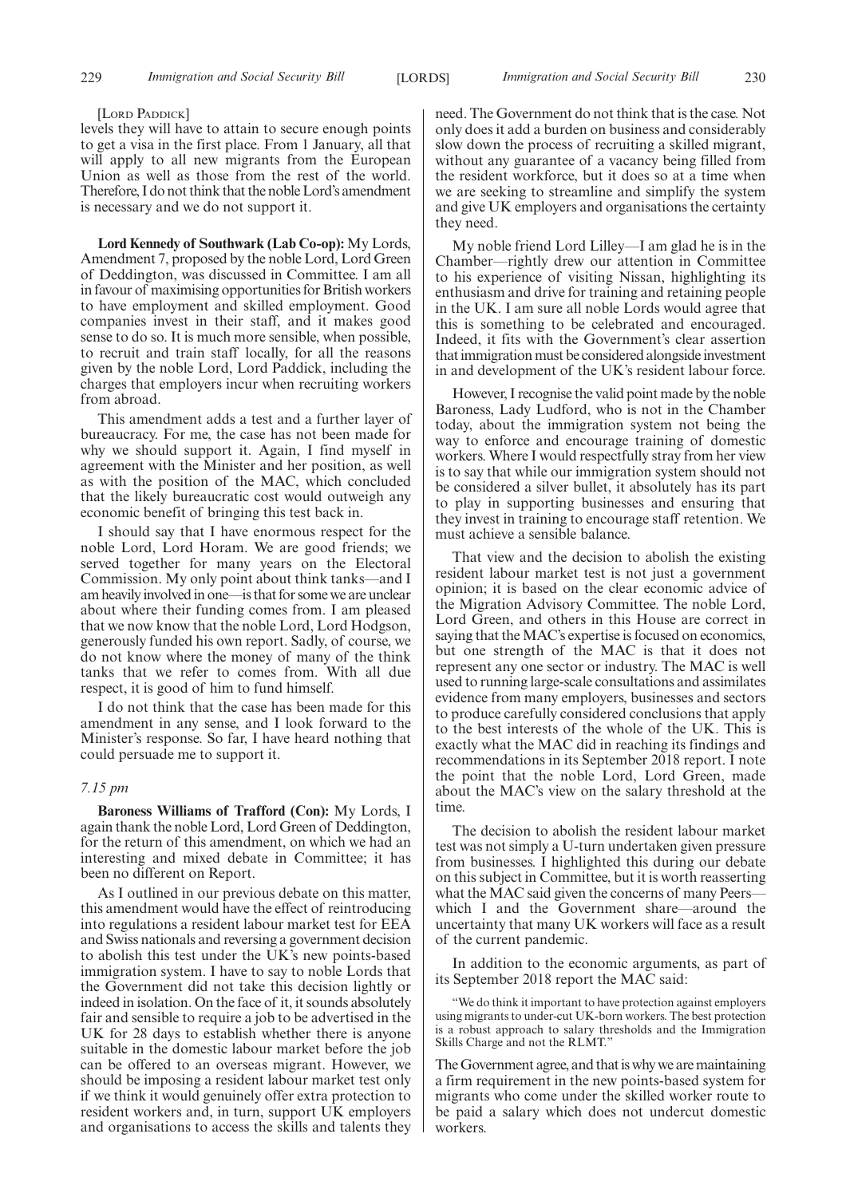[Lord Paddick]

levels they will have to attain to secure enough points to get a visa in the first place. From 1 January, all that will apply to all new migrants from the European Union as well as those from the rest of the world. Therefore, I do not think that the noble Lord's amendment is necessary and we do not support it.

**Lord Kennedy of Southwark (Lab Co-op):** My Lords, Amendment 7, proposed by the noble Lord, Lord Green of Deddington, was discussed in Committee. I am all in favour of maximising opportunities for British workers to have employment and skilled employment. Good companies invest in their staff, and it makes good sense to do so. It is much more sensible, when possible, to recruit and train staff locally, for all the reasons given by the noble Lord, Lord Paddick, including the charges that employers incur when recruiting workers from abroad.

This amendment adds a test and a further layer of bureaucracy. For me, the case has not been made for why we should support it. Again, I find myself in agreement with the Minister and her position, as well as with the position of the MAC, which concluded that the likely bureaucratic cost would outweigh any economic benefit of bringing this test back in.

I should say that I have enormous respect for the noble Lord, Lord Horam. We are good friends; we served together for many years on the Electoral Commission. My only point about think tanks—and I am heavily involved in one—is that for some we are unclear about where their funding comes from. I am pleased that we now know that the noble Lord, Lord Hodgson, generously funded his own report. Sadly, of course, we do not know where the money of many of the think tanks that we refer to comes from. With all due respect, it is good of him to fund himself.

I do not think that the case has been made for this amendment in any sense, and I look forward to the Minister's response. So far, I have heard nothing that could persuade me to support it.

*7.15 pm*

**Baroness Williams of Trafford (Con):** My Lords, I again thank the noble Lord, Lord Green of Deddington, for the return of this amendment, on which we had an interesting and mixed debate in Committee; it has been no different on Report.

As I outlined in our previous debate on this matter, this amendment would have the effect of reintroducing into regulations a resident labour market test for EEA and Swiss nationals and reversing a government decision to abolish this test under the UK's new points-based immigration system. I have to say to noble Lords that the Government did not take this decision lightly or indeed in isolation. On the face of it, it sounds absolutely fair and sensible to require a job to be advertised in the UK for 28 days to establish whether there is anyone suitable in the domestic labour market before the job can be offered to an overseas migrant. However, we should be imposing a resident labour market test only if we think it would genuinely offer extra protection to resident workers and, in turn, support UK employers and organisations to access the skills and talents they need. The Government do not think that is the case. Not only does it add a burden on business and considerably slow down the process of recruiting a skilled migrant, without any guarantee of a vacancy being filled from the resident workforce, but it does so at a time when we are seeking to streamline and simplify the system and give UK employers and organisations the certainty they need.

My noble friend Lord Lilley—I am glad he is in the Chamber—rightly drew our attention in Committee to his experience of visiting Nissan, highlighting its enthusiasm and drive for training and retaining people in the UK. I am sure all noble Lords would agree that this is something to be celebrated and encouraged. Indeed, it fits with the Government's clear assertion that immigration must be considered alongside investment in and development of the UK's resident labour force.

However, I recognise the valid point made by the noble Baroness, Lady Ludford, who is not in the Chamber today, about the immigration system not being the way to enforce and encourage training of domestic workers. Where I would respectfully stray from her view is to say that while our immigration system should not be considered a silver bullet, it absolutely has its part to play in supporting businesses and ensuring that they invest in training to encourage staff retention. We must achieve a sensible balance.

That view and the decision to abolish the existing resident labour market test is not just a government opinion; it is based on the clear economic advice of the Migration Advisory Committee. The noble Lord, Lord Green, and others in this House are correct in saying that the MAC's expertise is focused on economics, but one strength of the MAC is that it does not represent any one sector or industry. The MAC is well used to running large-scale consultations and assimilates evidence from many employers, businesses and sectors to produce carefully considered conclusions that apply to the best interests of the whole of the UK. This is exactly what the MAC did in reaching its findings and recommendations in its September 2018 report. I note the point that the noble Lord, Lord Green, made about the MAC's view on the salary threshold at the time.

The decision to abolish the resident labour market test was not simply a U-turn undertaken given pressure from businesses. I highlighted this during our debate on this subject in Committee, but it is worth reasserting what the MAC said given the concerns of many Peers—which I and the Government share—around the uncertainty that many UK workers will face as a result of the current pandemic.

In addition to the economic arguments, as part of its September 2018 report the MAC said:

> "We do think it important to have protection against employers using migrants to under-cut UK-born workers. The best protection is a robust approach to salary thresholds and the Immigration Skills Charge and not the RLMT."

The Government agree, and that is why we are maintaining a firm requirement in the new points-based system for migrants who come under the skilled worker route to be paid a salary which does not undercut domestic workers.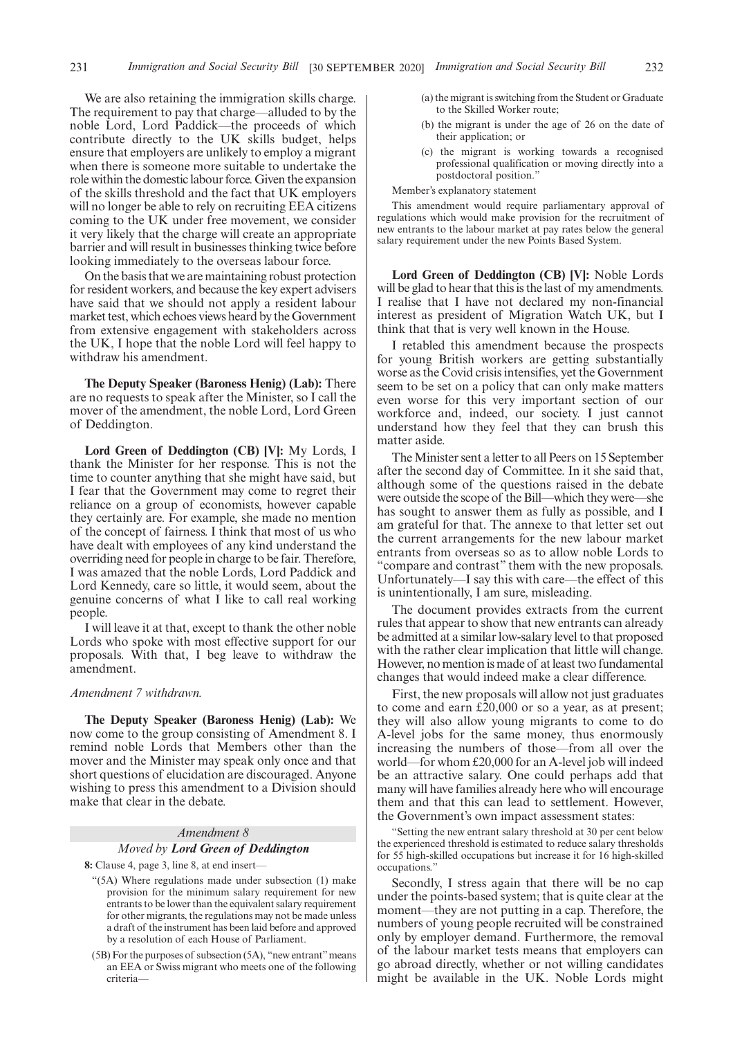We are also retaining the immigration skills charge. The requirement to pay that charge—alluded to by the noble Lord, Lord Paddick—the proceeds of which contribute directly to the UK skills budget, helps ensure that employers are unlikely to employ a migrant when there is someone more suitable to undertake the role within the domestic labour force. Given the expansion of the skills threshold and the fact that UK employers will no longer be able to rely on recruiting EEA citizens coming to the UK under free movement, we consider it very likely that the charge will create an appropriate barrier and will result in businesses thinking twice before looking immediately to the overseas labour force.

On the basis that we are maintaining robust protection for resident workers, and because the key expert advisers have said that we should not apply a resident labour market test, which echoes views heard by the Government from extensive engagement with stakeholders across the UK, I hope that the noble Lord will feel happy to withdraw his amendment.

**The Deputy Speaker (Baroness Henig) (Lab):** There are no requests to speak after the Minister, so I call the mover of the amendment, the noble Lord, Lord Green of Deddington.

**Lord Green of Deddington (CB) [V]:** My Lords, I thank the Minister for her response. This is not the time to counter anything that she might have said, but I fear that the Government may come to regret their reliance on a group of economists, however capable they certainly are. For example, she made no mention of the concept of fairness. I think that most of us who have dealt with employees of any kind understand the overriding need for people in charge to be fair. Therefore, I was amazed that the noble Lords, Lord Paddick and Lord Kennedy, care so little, it would seem, about the genuine concerns of what I like to call real working people.

I will leave it at that, except to thank the other noble Lords who spoke with most effective support for our proposals. With that, I beg leave to withdraw the amendment.

*Amendment 7 withdrawn.*

**The Deputy Speaker (Baroness Henig) (Lab):** We now come to the group consisting of Amendment 8. I remind noble Lords that Members other than the mover and the Minister may speak only once and that short questions of elucidation are discouraged. Anyone wishing to press this amendment to a Division should make that clear in the debate.

*Amendment 8*

*Moved by* ***Lord Green of Deddington***

**8:** Clause 4, page 3, line 8, at end insert—

"(5A) Where regulations made under subsection (1) make provision for the minimum salary requirement for new entrants to be lower than the equivalent salary requirement for other migrants, the regulations may not be made unless a draft of the instrument has been laid before and approved by a resolution of each House of Parliament.

(5B) For the purposes of subsection (5A), "new entrant" means an EEA or Swiss migrant who meets one of the following criteria—

(a) the migrant is switching from the Student or Graduate to the Skilled Worker route;

(b) the migrant is under the age of 26 on the date of their application; or

(c) the migrant is working towards a recognised professional qualification or moving directly into a postdoctoral position."

Member's explanatory statement

This amendment would require parliamentary approval of regulations which would make provision for the recruitment of new entrants to the labour market at pay rates below the general salary requirement under the new Points Based System.

**Lord Green of Deddington (CB) [V]:** Noble Lords will be glad to hear that this is the last of my amendments. I realise that I have not declared my non-financial interest as president of Migration Watch UK, but I think that that is very well known in the House.

I retabled this amendment because the prospects for young British workers are getting substantially worse as the Covid crisis intensifies, yet the Government seem to be set on a policy that can only make matters even worse for this very important section of our workforce and, indeed, our society. I just cannot understand how they feel that they can brush this matter aside.

The Minister sent a letter to all Peers on 15 September after the second day of Committee. In it she said that, although some of the questions raised in the debate were outside the scope of the Bill—which they were—she has sought to answer them as fully as possible, and I am grateful for that. The annexe to that letter set out the current arrangements for the new labour market entrants from overseas so as to allow noble Lords to "compare and contrast" them with the new proposals. Unfortunately—I say this with care—the effect of this is unintentionally, I am sure, misleading.

The document provides extracts from the current rules that appear to show that new entrants can already be admitted at a similar low-salary level to that proposed with the rather clear implication that little will change. However, no mention is made of at least two fundamental changes that would indeed make a clear difference.

First, the new proposals will allow not just graduates to come and earn £20,000 or so a year, as at present; they will also allow young migrants to come to do A-level jobs for the same money, thus enormously increasing the numbers of those—from all over the world—for whom £20,000 for an A-level job will indeed be an attractive salary. One could perhaps add that many will have families already here who will encourage them and that this can lead to settlement. However, the Government's own impact assessment states:

"Setting the new entrant salary threshold at 30 per cent below the experienced threshold is estimated to reduce salary thresholds for 55 high-skilled occupations but increase it for 16 high-skilled occupations."

Secondly, I stress again that there will be no cap under the points-based system; that is quite clear at the moment—they are not putting in a cap. Therefore, the numbers of young people recruited will be constrained only by employer demand. Furthermore, the removal of the labour market tests means that employers can go abroad directly, whether or not willing candidates might be available in the UK. Noble Lords might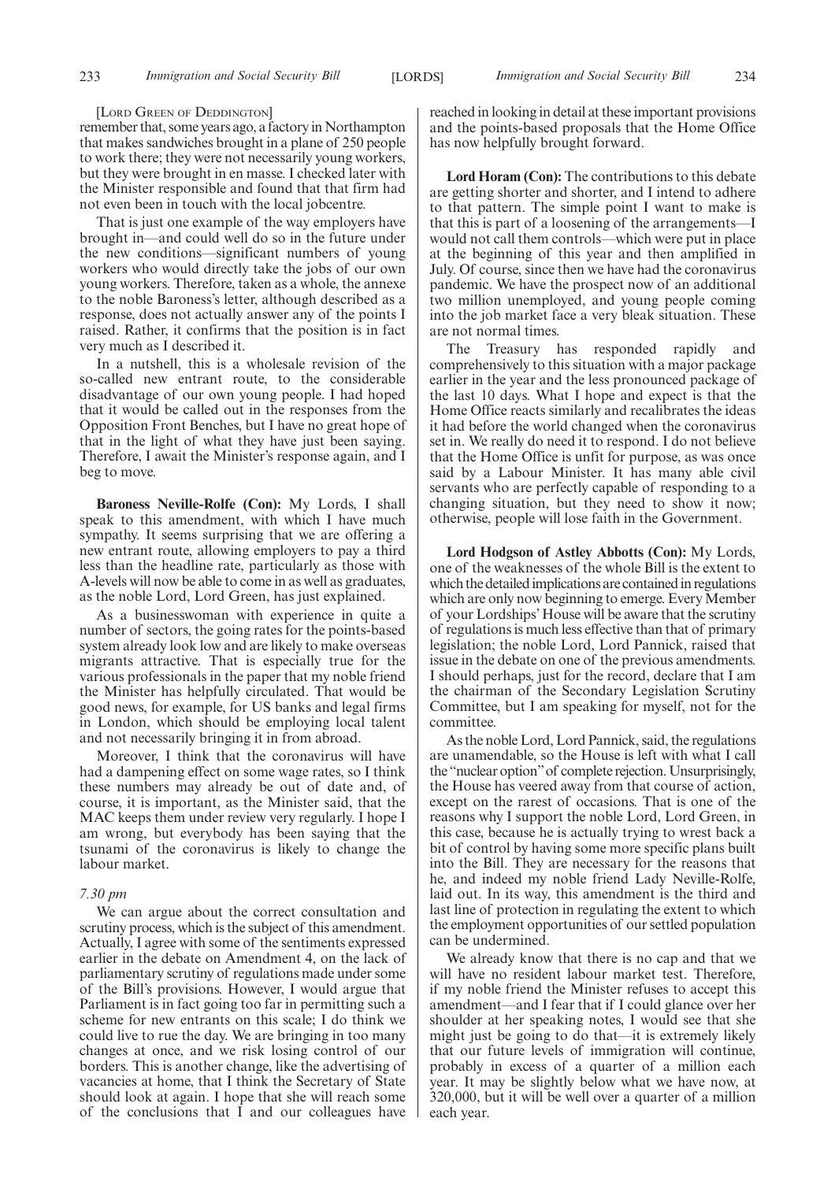[LORD GREEN OF DEDDINGTON]

remember that, some years ago, a factory in Northampton that makes sandwiches brought in a plane of 250 people to work there; they were not necessarily young workers, but they were brought in en masse. I checked later with the Minister responsible and found that that firm had not even been in touch with the local jobcentre.

That is just one example of the way employers have brought in—and could well do so in the future under the new conditions—significant numbers of young workers who would directly take the jobs of our own young workers. Therefore, taken as a whole, the annexe to the noble Baroness's letter, although described as a response, does not actually answer any of the points I raised. Rather, it confirms that the position is in fact very much as I described it.

In a nutshell, this is a wholesale revision of the so-called new entrant route, to the considerable disadvantage of our own young people. I had hoped that it would be called out in the responses from the Opposition Front Benches, but I have no great hope of that in the light of what they have just been saying. Therefore, I await the Minister's response again, and I beg to move.

**Baroness Neville-Rolfe (Con):** My Lords, I shall speak to this amendment, with which I have much sympathy. It seems surprising that we are offering a new entrant route, allowing employers to pay a third less than the headline rate, particularly as those with A-levels will now be able to come in as well as graduates, as the noble Lord, Lord Green, has just explained.

As a businesswoman with experience in quite a number of sectors, the going rates for the points-based system already look low and are likely to make overseas migrants attractive. That is especially true for the various professionals in the paper that my noble friend the Minister has helpfully circulated. That would be good news, for example, for US banks and legal firms in London, which should be employing local talent and not necessarily bringing it in from abroad.

Moreover, I think that the coronavirus will have had a dampening effect on some wage rates, so I think these numbers may already be out of date and, of course, it is important, as the Minister said, that the MAC keeps them under review very regularly. I hope I am wrong, but everybody has been saying that the tsunami of the coronavirus is likely to change the labour market.

*7.30 pm*

We can argue about the correct consultation and scrutiny process, which is the subject of this amendment. Actually, I agree with some of the sentiments expressed earlier in the debate on Amendment 4, on the lack of parliamentary scrutiny of regulations made under some of the Bill's provisions. However, I would argue that Parliament is in fact going too far in permitting such a scheme for new entrants on this scale; I do think we could live to rue the day. We are bringing in too many changes at once, and we risk losing control of our borders. This is another change, like the advertising of vacancies at home, that I think the Secretary of State should look at again. I hope that she will reach some of the conclusions that I and our colleagues have reached in looking in detail at these important provisions and the points-based proposals that the Home Office has now helpfully brought forward.

**Lord Horam (Con):** The contributions to this debate are getting shorter and shorter, and I intend to adhere to that pattern. The simple point I want to make is that this is part of a loosening of the arrangements—I would not call them controls—which were put in place at the beginning of this year and then amplified in July. Of course, since then we have had the coronavirus pandemic. We have the prospect now of an additional two million unemployed, and young people coming into the job market face a very bleak situation. These are not normal times.

The Treasury has responded rapidly and comprehensively to this situation with a major package earlier in the year and the less pronounced package of the last 10 days. What I hope and expect is that the Home Office reacts similarly and recalibrates the ideas it had before the world changed when the coronavirus set in. We really do need it to respond. I do not believe that the Home Office is unfit for purpose, as was once said by a Labour Minister. It has many able civil servants who are perfectly capable of responding to a changing situation, but they need to show it now; otherwise, people will lose faith in the Government.

**Lord Hodgson of Astley Abbotts (Con):** My Lords, one of the weaknesses of the whole Bill is the extent to which the detailed implications are contained in regulations which are only now beginning to emerge. Every Member of your Lordships' House will be aware that the scrutiny of regulations is much less effective than that of primary legislation; the noble Lord, Lord Pannick, raised that issue in the debate on one of the previous amendments. I should perhaps, just for the record, declare that I am the chairman of the Secondary Legislation Scrutiny Committee, but I am speaking for myself, not for the committee.

As the noble Lord, Lord Pannick, said, the regulations are unamendable, so the House is left with what I call the "nuclear option" of complete rejection. Unsurprisingly, the House has veered away from that course of action, except on the rarest of occasions. That is one of the reasons why I support the noble Lord, Lord Green, in this case, because he is actually trying to wrest back a bit of control by having some more specific plans built into the Bill. They are necessary for the reasons that he, and indeed my noble friend Lady Neville-Rolfe, laid out. In its way, this amendment is the third and last line of protection in regulating the extent to which the employment opportunities of our settled population can be undermined.

We already know that there is no cap and that we will have no resident labour market test. Therefore, if my noble friend the Minister refuses to accept this amendment—and I fear that if I could glance over her shoulder at her speaking notes, I would see that she might just be going to do that—it is extremely likely that our future levels of immigration will continue, probably in excess of a quarter of a million each year. It may be slightly below what we have now, at 320,000, but it will be well over a quarter of a million each year.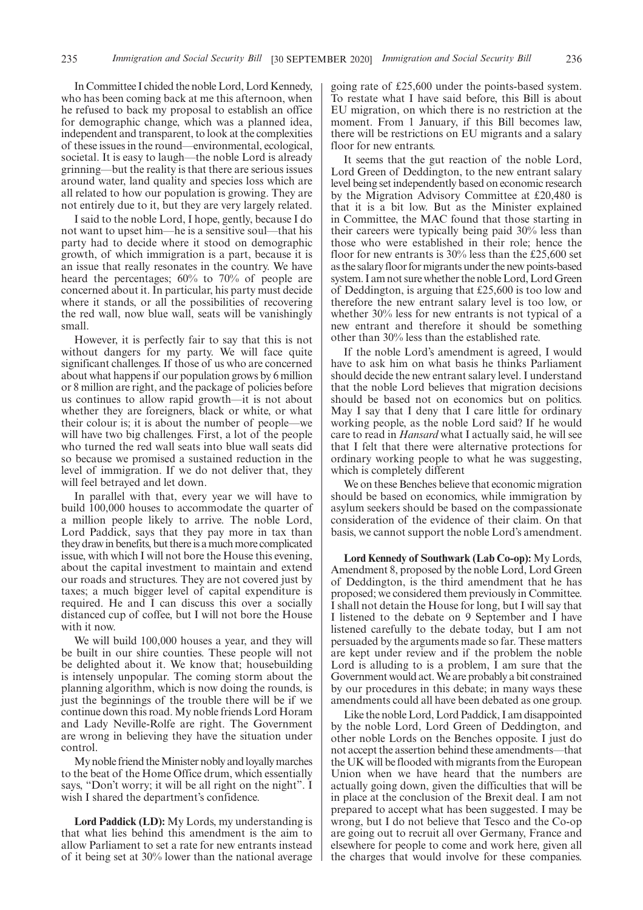In Committee I chided the noble Lord, Lord Kennedy, who has been coming back at me this afternoon, when he refused to back my proposal to establish an office for demographic change, which was a planned idea, independent and transparent, to look at the complexities of these issues in the round—environmental, ecological, societal. It is easy to laugh—the noble Lord is already grinning—but the reality is that there are serious issues around water, land quality and species loss which are all related to how our population is growing. They are not entirely due to it, but they are very largely related.

I said to the noble Lord, I hope, gently, because I do not want to upset him—he is a sensitive soul—that his party had to decide where it stood on demographic growth, of which immigration is a part, because it is an issue that really resonates in the country. We have heard the percentages; 60% to 70% of people are concerned about it. In particular, his party must decide where it stands, or all the possibilities of recovering the red wall, now blue wall, seats will be vanishingly small.

However, it is perfectly fair to say that this is not without dangers for my party. We will face quite significant challenges. If those of us who are concerned about what happens if our population grows by 6 million or 8 million are right, and the package of policies before us continues to allow rapid growth—it is not about whether they are foreigners, black or white, or what their colour is; it is about the number of people—we will have two big challenges. First, a lot of the people who turned the red wall seats into blue wall seats did so because we promised a sustained reduction in the level of immigration. If we do not deliver that, they will feel betrayed and let down.

In parallel with that, every year we will have to build 100,000 houses to accommodate the quarter of a million people likely to arrive. The noble Lord, Lord Paddick, says that they pay more in tax than they draw in benefits, but there is a much more complicated issue, with which I will not bore the House this evening, about the capital investment to maintain and extend our roads and structures. They are not covered just by taxes; a much bigger level of capital expenditure is required. He and I can discuss this over a socially distanced cup of coffee, but I will not bore the House with it now.

We will build 100,000 houses a year, and they will be built in our shire counties. These people will not be delighted about it. We know that; housebuilding is intensely unpopular. The coming storm about the planning algorithm, which is now doing the rounds, is just the beginnings of the trouble there will be if we continue down this road. My noble friends Lord Horam and Lady Neville-Rolfe are right. The Government are wrong in believing they have the situation under control.

My noble friend the Minister nobly and loyally marches to the beat of the Home Office drum, which essentially says, "Don't worry; it will be all right on the night". I wish I shared the department's confidence.

**Lord Paddick (LD):** My Lords, my understanding is that what lies behind this amendment is the aim to allow Parliament to set a rate for new entrants instead of it being set at 30% lower than the national average going rate of £25,600 under the points-based system. To restate what I have said before, this Bill is about EU migration, on which there is no restriction at the moment. From 1 January, if this Bill becomes law, there will be restrictions on EU migrants and a salary floor for new entrants.

It seems that the gut reaction of the noble Lord, Lord Green of Deddington, to the new entrant salary level being set independently based on economic research by the Migration Advisory Committee at £20,480 is that it is a bit low. But as the Minister explained in Committee, the MAC found that those starting in their careers were typically being paid 30% less than those who were established in their role; hence the floor for new entrants is 30% less than the £25,600 set as the salary floor for migrants under the new points-based system. I am not sure whether the noble Lord, Lord Green of Deddington, is arguing that £25,600 is too low and therefore the new entrant salary level is too low, or whether 30% less for new entrants is not typical of a new entrant and therefore it should be something other than 30% less than the established rate.

If the noble Lord's amendment is agreed, I would have to ask him on what basis he thinks Parliament should decide the new entrant salary level. I understand that the noble Lord believes that migration decisions should be based not on economics but on politics. May I say that I deny that I care little for ordinary working people, as the noble Lord said? If he would care to read in *Hansard* what I actually said, he will see that I felt that there were alternative protections for ordinary working people to what he was suggesting, which is completely different

We on these Benches believe that economic migration should be based on economics, while immigration by asylum seekers should be based on the compassionate consideration of the evidence of their claim. On that basis, we cannot support the noble Lord's amendment.

**Lord Kennedy of Southwark (Lab Co-op):** My Lords, Amendment 8, proposed by the noble Lord, Lord Green of Deddington, is the third amendment that he has proposed; we considered them previously in Committee. I shall not detain the House for long, but I will say that I listened to the debate on 9 September and I have listened carefully to the debate today, but I am not persuaded by the arguments made so far. These matters are kept under review and if the problem the noble Lord is alluding to is a problem, I am sure that the Government would act. We are probably a bit constrained by our procedures in this debate; in many ways these amendments could all have been debated as one group.

Like the noble Lord, Lord Paddick, I am disappointed by the noble Lord, Lord Green of Deddington, and other noble Lords on the Benches opposite. I just do not accept the assertion behind these amendments—that the UK will be flooded with migrants from the European Union when we have heard that the numbers are actually going down, given the difficulties that will be in place at the conclusion of the Brexit deal. I am not prepared to accept what has been suggested. I may be wrong, but I do not believe that Tesco and the Co-op are going out to recruit all over Germany, France and elsewhere for people to come and work here, given all the charges that would involve for these companies.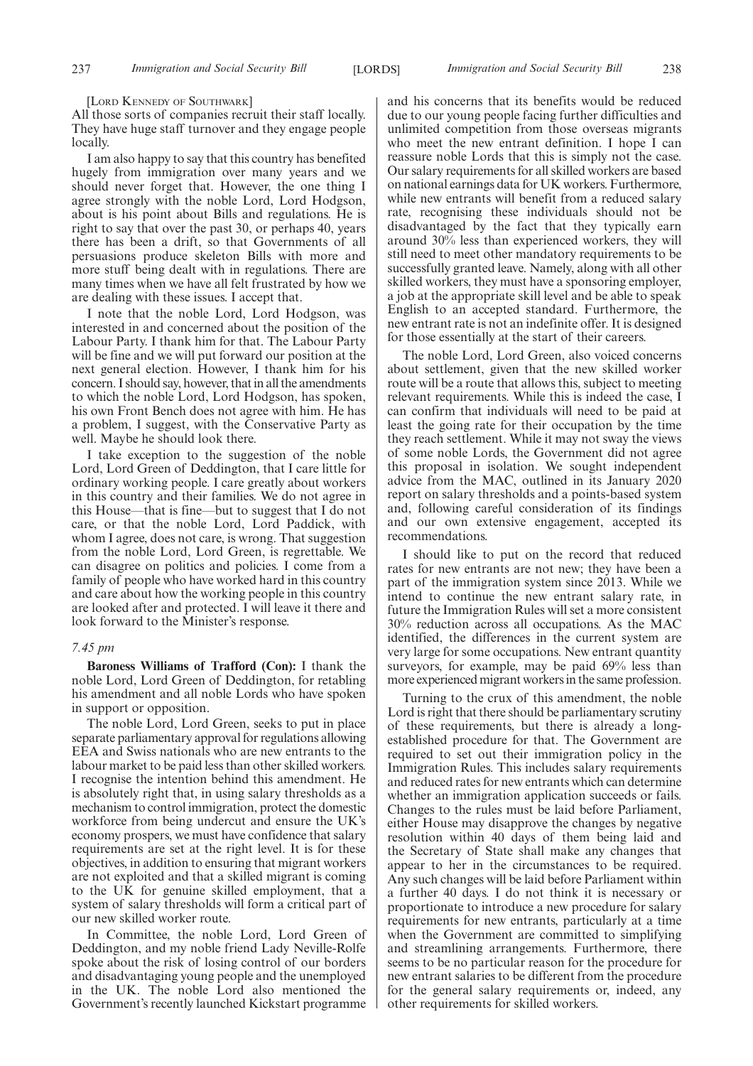[LORD KENNEDY OF SOUTHWARK]

All those sorts of companies recruit their staff locally. They have huge staff turnover and they engage people locally.

I am also happy to say that this country has benefited hugely from immigration over many years and we should never forget that. However, the one thing I agree strongly with the noble Lord, Lord Hodgson, about is his point about Bills and regulations. He is right to say that over the past 30, or perhaps 40, years there has been a drift, so that Governments of all persuasions produce skeleton Bills with more and more stuff being dealt with in regulations. There are many times when we have all felt frustrated by how we are dealing with these issues. I accept that.

I note that the noble Lord, Lord Hodgson, was interested in and concerned about the position of the Labour Party. I thank him for that. The Labour Party will be fine and we will put forward our position at the next general election. However, I thank him for his concern. I should say, however, that in all the amendments to which the noble Lord, Lord Hodgson, has spoken, his own Front Bench does not agree with him. He has a problem, I suggest, with the Conservative Party as well. Maybe he should look there.

I take exception to the suggestion of the noble Lord, Lord Green of Deddington, that I care little for ordinary working people. I care greatly about workers in this country and their families. We do not agree in this House—that is fine—but to suggest that I do not care, or that the noble Lord, Lord Paddick, with whom I agree, does not care, is wrong. That suggestion from the noble Lord, Lord Green, is regrettable. We can disagree on politics and policies. I come from a family of people who have worked hard in this country and care about how the working people in this country are looked after and protected. I will leave it there and look forward to the Minister's response.

*7.45 pm*

**Baroness Williams of Trafford (Con):** I thank the noble Lord, Lord Green of Deddington, for retabling his amendment and all noble Lords who have spoken in support or opposition.

The noble Lord, Lord Green, seeks to put in place separate parliamentary approval for regulations allowing EEA and Swiss nationals who are new entrants to the labour market to be paid less than other skilled workers. I recognise the intention behind this amendment. He is absolutely right that, in using salary thresholds as a mechanism to control immigration, protect the domestic workforce from being undercut and ensure the UK's economy prospers, we must have confidence that salary requirements are set at the right level. It is for these objectives, in addition to ensuring that migrant workers are not exploited and that a skilled migrant is coming to the UK for genuine skilled employment, that a system of salary thresholds will form a critical part of our new skilled worker route.

In Committee, the noble Lord, Lord Green of Deddington, and my noble friend Lady Neville-Rolfe spoke about the risk of losing control of our borders and disadvantaging young people and the unemployed in the UK. The noble Lord also mentioned the Government's recently launched Kickstart programme and his concerns that its benefits would be reduced due to our young people facing further difficulties and unlimited competition from those overseas migrants who meet the new entrant definition. I hope I can reassure noble Lords that this is simply not the case. Our salary requirements for all skilled workers are based on national earnings data for UK workers. Furthermore, while new entrants will benefit from a reduced salary rate, recognising these individuals should not be disadvantaged by the fact that they typically earn around 30% less than experienced workers, they will still need to meet other mandatory requirements to be successfully granted leave. Namely, along with all other skilled workers, they must have a sponsoring employer, a job at the appropriate skill level and be able to speak English to an accepted standard. Furthermore, the new entrant rate is not an indefinite offer. It is designed for those essentially at the start of their careers.

The noble Lord, Lord Green, also voiced concerns about settlement, given that the new skilled worker route will be a route that allows this, subject to meeting relevant requirements. While this is indeed the case, I can confirm that individuals will need to be paid at least the going rate for their occupation by the time they reach settlement. While it may not sway the views of some noble Lords, the Government did not agree this proposal in isolation. We sought independent advice from the MAC, outlined in its January 2020 report on salary thresholds and a points-based system and, following careful consideration of its findings and our own extensive engagement, accepted its recommendations.

I should like to put on the record that reduced rates for new entrants are not new; they have been a part of the immigration system since 2013. While we intend to continue the new entrant salary rate, in future the Immigration Rules will set a more consistent 30% reduction across all occupations. As the MAC identified, the differences in the current system are very large for some occupations. New entrant quantity surveyors, for example, may be paid 69% less than more experienced migrant workers in the same profession.

Turning to the crux of this amendment, the noble Lord is right that there should be parliamentary scrutiny of these requirements, but there is already a long-established procedure for that. The Government are required to set out their immigration policy in the Immigration Rules. This includes salary requirements and reduced rates for new entrants which can determine whether an immigration application succeeds or fails. Changes to the rules must be laid before Parliament, either House may disapprove the changes by negative resolution within 40 days of them being laid and the Secretary of State shall make any changes that appear to her in the circumstances to be required. Any such changes will be laid before Parliament within a further 40 days. I do not think it is necessary or proportionate to introduce a new procedure for salary requirements for new entrants, particularly at a time when the Government are committed to simplifying and streamlining arrangements. Furthermore, there seems to be no particular reason for the procedure for new entrant salaries to be different from the procedure for the general salary requirements or, indeed, any other requirements for skilled workers.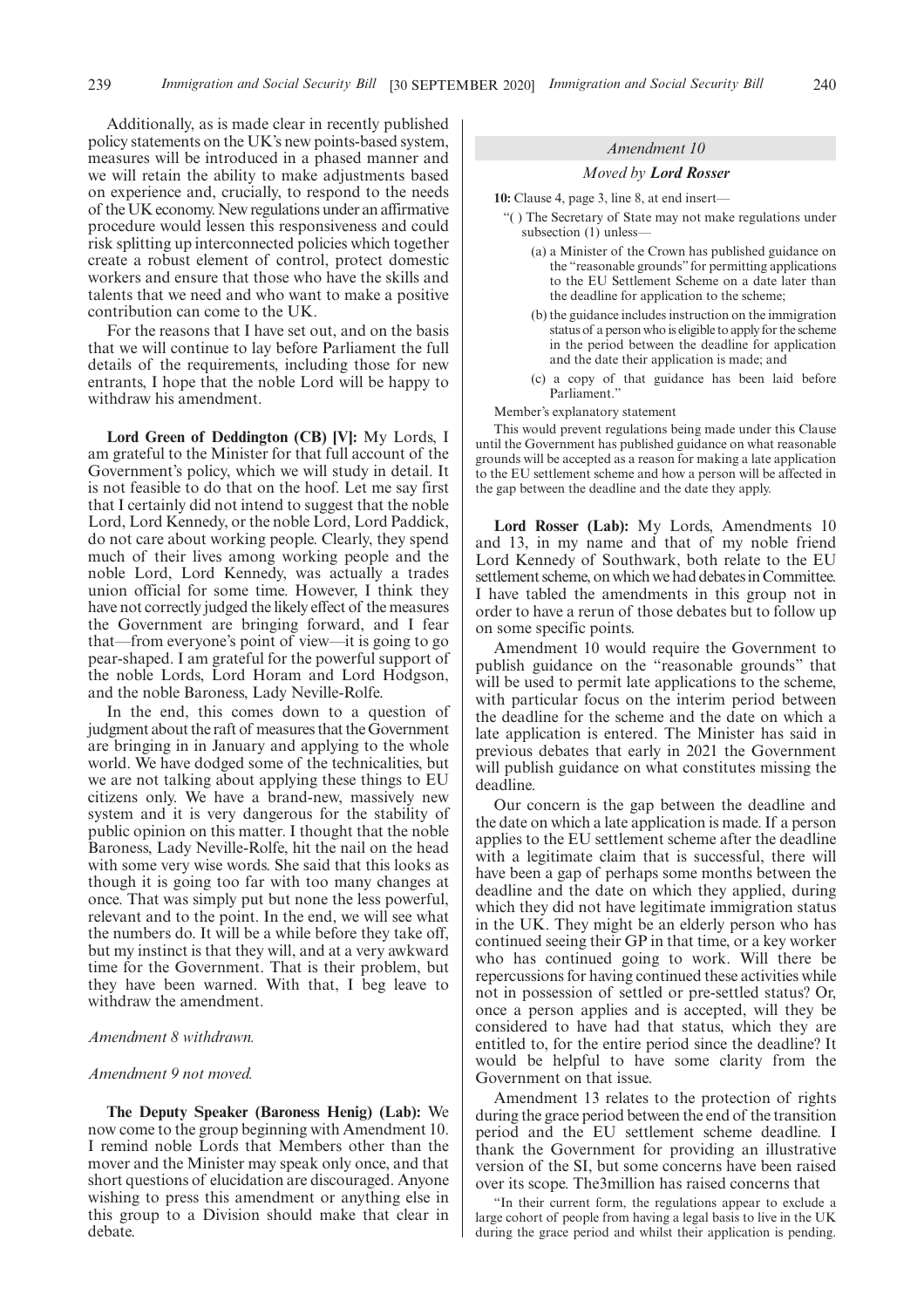Additionally, as is made clear in recently published policy statements on the UK's new points-based system, measures will be introduced in a phased manner and we will retain the ability to make adjustments based on experience and, crucially, to respond to the needs of the UK economy. New regulations under an affirmative procedure would lessen this responsiveness and could risk splitting up interconnected policies which together create a robust element of control, protect domestic workers and ensure that those who have the skills and talents that we need and who want to make a positive contribution can come to the UK.

For the reasons that I have set out, and on the basis that we will continue to lay before Parliament the full details of the requirements, including those for new entrants, I hope that the noble Lord will be happy to withdraw his amendment.

**Lord Green of Deddington (CB) [V]:** My Lords, I am grateful to the Minister for that full account of the Government's policy, which we will study in detail. It is not feasible to do that on the hoof. Let me say first that I certainly did not intend to suggest that the noble Lord, Lord Kennedy, or the noble Lord, Lord Paddick, do not care about working people. Clearly, they spend much of their lives among working people and the noble Lord, Lord Kennedy, was actually a trades union official for some time. However, I think they have not correctly judged the likely effect of the measures the Government are bringing forward, and I fear that—from everyone's point of view—it is going to go pear-shaped. I am grateful for the powerful support of the noble Lords, Lord Horam and Lord Hodgson, and the noble Baroness, Lady Neville-Rolfe.

In the end, this comes down to a question of judgment about the raft of measures that the Government are bringing in in January and applying to the whole world. We have dodged some of the technicalities, but we are not talking about applying these things to EU citizens only. We have a brand-new, massively new system and it is very dangerous for the stability of public opinion on this matter. I thought that the noble Baroness, Lady Neville-Rolfe, hit the nail on the head with some very wise words. She said that this looks as though it is going too far with too many changes at once. That was simply put but none the less powerful, relevant and to the point. In the end, we will see what the numbers do. It will be a while before they take off, but my instinct is that they will, and at a very awkward time for the Government. That is their problem, but they have been warned. With that, I beg leave to withdraw the amendment.

*Amendment 8 withdrawn.*

*Amendment 9 not moved.*

**The Deputy Speaker (Baroness Henig) (Lab):** We now come to the group beginning with Amendment 10. I remind noble Lords that Members other than the mover and the Minister may speak only once, and that short questions of elucidation are discouraged. Anyone wishing to press this amendment or anything else in this group to a Division should make that clear in debate.

*Amendment 10*

*Moved by* ***Lord Rosser***

**10:** Clause 4, page 3, line 8, at end insert—

"( ) The Secretary of State may not make regulations under subsection (1) unless—

(a) a Minister of the Crown has published guidance on the "reasonable grounds" for permitting applications to the EU Settlement Scheme on a date later than the deadline for application to the scheme;

(b) the guidance includes instruction on the immigration status of a person who is eligible to apply for the scheme in the period between the deadline for application and the date their application is made; and

(c) a copy of that guidance has been laid before Parliament."

Member's explanatory statement

This would prevent regulations being made under this Clause until the Government has published guidance on what reasonable grounds will be accepted as a reason for making a late application to the EU settlement scheme and how a person will be affected in the gap between the deadline and the date they apply.

**Lord Rosser (Lab):** My Lords, Amendments 10 and 13, in my name and that of my noble friend Lord Kennedy of Southwark, both relate to the EU settlement scheme, on which we had debates in Committee. I have tabled the amendments in this group not in order to have a rerun of those debates but to follow up on some specific points.

Amendment 10 would require the Government to publish guidance on the "reasonable grounds" that will be used to permit late applications to the scheme, with particular focus on the interim period between the deadline for the scheme and the date on which a late application is entered. The Minister has said in previous debates that early in 2021 the Government will publish guidance on what constitutes missing the deadline.

Our concern is the gap between the deadline and the date on which a late application is made. If a person applies to the EU settlement scheme after the deadline with a legitimate claim that is successful, there will have been a gap of perhaps some months between the deadline and the date on which they applied, during which they did not have legitimate immigration status in the UK. They might be an elderly person who has continued seeing their GP in that time, or a key worker who has continued going to work. Will there be repercussions for having continued these activities while not in possession of settled or pre-settled status? Or, once a person applies and is accepted, will they be considered to have had that status, which they are entitled to, for the entire period since the deadline? It would be helpful to have some clarity from the Government on that issue.

Amendment 13 relates to the protection of rights during the grace period between the end of the transition period and the EU settlement scheme deadline. I thank the Government for providing an illustrative version of the SI, but some concerns have been raised over its scope. The3million has raised concerns that

"In their current form, the regulations appear to exclude a large cohort of people from having a legal basis to live in the UK during the grace period and whilst their application is pending.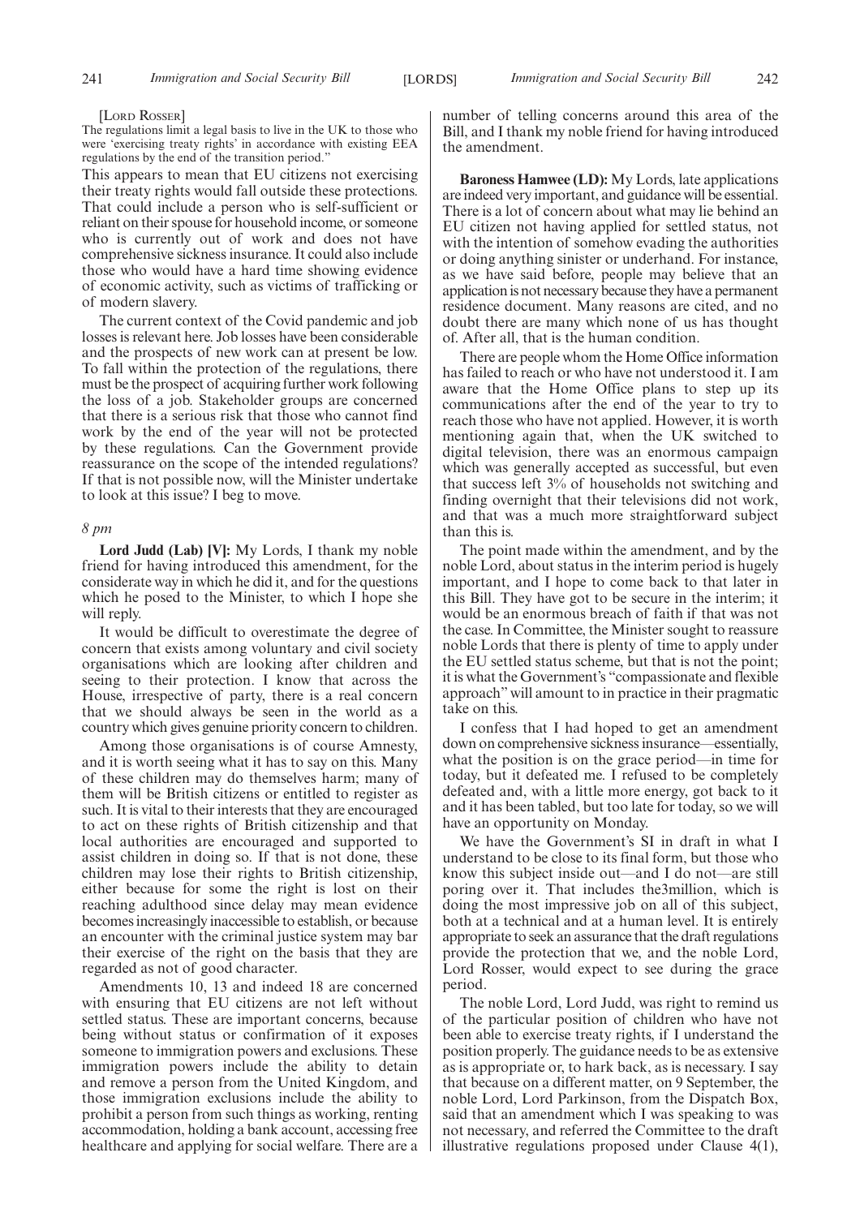[LORD ROSSER]

The regulations limit a legal basis to live in the UK to those who were 'exercising treaty rights' in accordance with existing EEA regulations by the end of the transition period."

This appears to mean that EU citizens not exercising their treaty rights would fall outside these protections. That could include a person who is self-sufficient or reliant on their spouse for household income, or someone who is currently out of work and does not have comprehensive sickness insurance. It could also include those who would have a hard time showing evidence of economic activity, such as victims of trafficking or of modern slavery.

The current context of the Covid pandemic and job losses is relevant here. Job losses have been considerable and the prospects of new work can at present be low. To fall within the protection of the regulations, there must be the prospect of acquiring further work following the loss of a job. Stakeholder groups are concerned that there is a serious risk that those who cannot find work by the end of the year will not be protected by these regulations. Can the Government provide reassurance on the scope of the intended regulations? If that is not possible now, will the Minister undertake to look at this issue? I beg to move.

*8 pm*

**Lord Judd (Lab) [V]:** My Lords, I thank my noble friend for having introduced this amendment, for the considerate way in which he did it, and for the questions which he posed to the Minister, to which I hope she will reply.

It would be difficult to overestimate the degree of concern that exists among voluntary and civil society organisations which are looking after children and seeing to their protection. I know that across the House, irrespective of party, there is a real concern that we should always be seen in the world as a country which gives genuine priority concern to children.

Among those organisations is of course Amnesty, and it is worth seeing what it has to say on this. Many of these children may do themselves harm; many of them will be British citizens or entitled to register as such. It is vital to their interests that they are encouraged to act on these rights of British citizenship and that local authorities are encouraged and supported to assist children in doing so. If that is not done, these children may lose their rights to British citizenship, either because for some the right is lost on their reaching adulthood since delay may mean evidence becomes increasingly inaccessible to establish, or because an encounter with the criminal justice system may bar their exercise of the right on the basis that they are regarded as not of good character.

Amendments 10, 13 and indeed 18 are concerned with ensuring that EU citizens are not left without settled status. These are important concerns, because being without status or confirmation of it exposes someone to immigration powers and exclusions. These immigration powers include the ability to detain and remove a person from the United Kingdom, and those immigration exclusions include the ability to prohibit a person from such things as working, renting accommodation, holding a bank account, accessing free healthcare and applying for social welfare. There are a number of telling concerns around this area of the Bill, and I thank my noble friend for having introduced the amendment.

**Baroness Hamwee (LD):** My Lords, late applications are indeed very important, and guidance will be essential. There is a lot of concern about what may lie behind an EU citizen not having applied for settled status, not with the intention of somehow evading the authorities or doing anything sinister or underhand. For instance, as we have said before, people may believe that an application is not necessary because they have a permanent residence document. Many reasons are cited, and no doubt there are many which none of us has thought of. After all, that is the human condition.

There are people whom the Home Office information has failed to reach or who have not understood it. I am aware that the Home Office plans to step up its communications after the end of the year to try to reach those who have not applied. However, it is worth mentioning again that, when the UK switched to digital television, there was an enormous campaign which was generally accepted as successful, but even that success left 3% of households not switching and finding overnight that their televisions did not work, and that was a much more straightforward subject than this is.

The point made within the amendment, and by the noble Lord, about status in the interim period is hugely important, and I hope to come back to that later in this Bill. They have got to be secure in the interim; it would be an enormous breach of faith if that was not the case. In Committee, the Minister sought to reassure noble Lords that there is plenty of time to apply under the EU settled status scheme, but that is not the point; it is what the Government's "compassionate and flexible approach" will amount to in practice in their pragmatic take on this.

I confess that I had hoped to get an amendment down on comprehensive sickness insurance—essentially, what the position is on the grace period—in time for today, but it defeated me. I refused to be completely defeated and, with a little more energy, got back to it and it has been tabled, but too late for today, so we will have an opportunity on Monday.

We have the Government's SI in draft in what I understand to be close to its final form, but those who know this subject inside out—and I do not—are still poring over it. That includes the3million, which is doing the most impressive job on all of this subject, both at a technical and at a human level. It is entirely appropriate to seek an assurance that the draft regulations provide the protection that we, and the noble Lord, Lord Rosser, would expect to see during the grace period.

The noble Lord, Lord Judd, was right to remind us of the particular position of children who have not been able to exercise treaty rights, if I understand the position properly. The guidance needs to be as extensive as is appropriate or, to hark back, as is necessary. I say that because on a different matter, on 9 September, the noble Lord, Lord Parkinson, from the Dispatch Box, said that an amendment which I was speaking to was not necessary, and referred the Committee to the draft illustrative regulations proposed under Clause 4(1),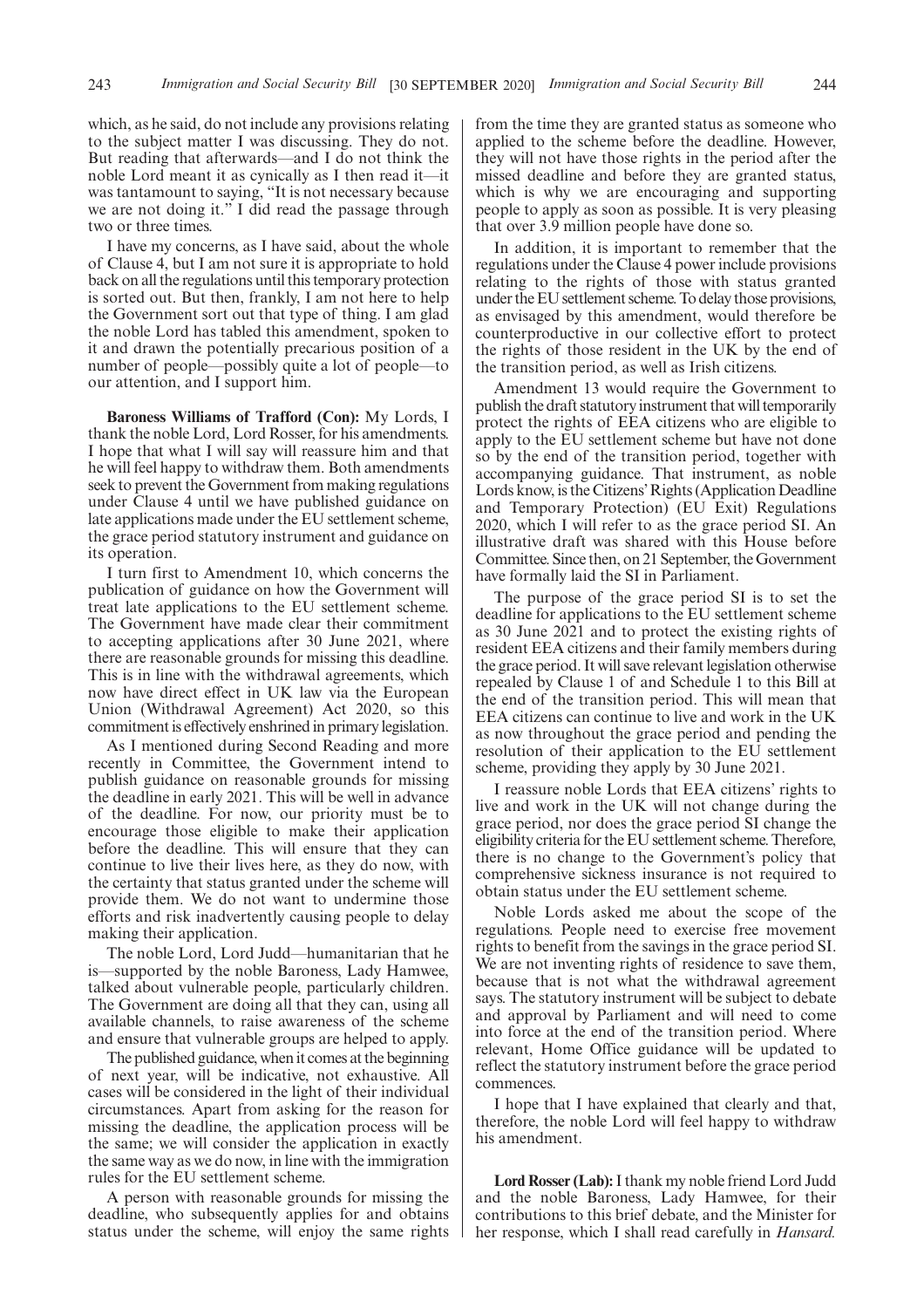which, as he said, do not include any provisions relating to the subject matter I was discussing. They do not. But reading that afterwards—and I do not think the noble Lord meant it as cynically as I then read it—it was tantamount to saying, "It is not necessary because we are not doing it." I did read the passage through two or three times.

I have my concerns, as I have said, about the whole of Clause 4, but I am not sure it is appropriate to hold back on all the regulations until this temporary protection is sorted out. But then, frankly, I am not here to help the Government sort out that type of thing. I am glad the noble Lord has tabled this amendment, spoken to it and drawn the potentially precarious position of a number of people—possibly quite a lot of people—to our attention, and I support him.

**Baroness Williams of Trafford (Con):** My Lords, I thank the noble Lord, Lord Rosser, for his amendments. I hope that what I will say will reassure him and that he will feel happy to withdraw them. Both amendments seek to prevent the Government from making regulations under Clause 4 until we have published guidance on late applications made under the EU settlement scheme, the grace period statutory instrument and guidance on its operation.

I turn first to Amendment 10, which concerns the publication of guidance on how the Government will treat late applications to the EU settlement scheme. The Government have made clear their commitment to accepting applications after 30 June 2021, where there are reasonable grounds for missing this deadline. This is in line with the withdrawal agreements, which now have direct effect in UK law via the European Union (Withdrawal Agreement) Act 2020, so this commitment is effectively enshrined in primary legislation.

As I mentioned during Second Reading and more recently in Committee, the Government intend to publish guidance on reasonable grounds for missing the deadline in early 2021. This will be well in advance of the deadline. For now, our priority must be to encourage those eligible to make their application before the deadline. This will ensure that they can continue to live their lives here, as they do now, with the certainty that status granted under the scheme will provide them. We do not want to undermine those efforts and risk inadvertently causing people to delay making their application.

The noble Lord, Lord Judd—humanitarian that he is—supported by the noble Baroness, Lady Hamwee, talked about vulnerable people, particularly children. The Government are doing all that they can, using all available channels, to raise awareness of the scheme and ensure that vulnerable groups are helped to apply.

The published guidance, when it comes at the beginning of next year, will be indicative, not exhaustive. All cases will be considered in the light of their individual circumstances. Apart from asking for the reason for missing the deadline, the application process will be the same; we will consider the application in exactly the same way as we do now, in line with the immigration rules for the EU settlement scheme.

A person with reasonable grounds for missing the deadline, who subsequently applies for and obtains status under the scheme, will enjoy the same rights from the time they are granted status as someone who applied to the scheme before the deadline. However, they will not have those rights in the period after the missed deadline and before they are granted status, which is why we are encouraging and supporting people to apply as soon as possible. It is very pleasing that over 3.9 million people have done so.

In addition, it is important to remember that the regulations under the Clause 4 power include provisions relating to the rights of those with status granted under the EU settlement scheme. To delay those provisions, as envisaged by this amendment, would therefore be counterproductive in our collective effort to protect the rights of those resident in the UK by the end of the transition period, as well as Irish citizens.

Amendment 13 would require the Government to publish the draft statutory instrument that will temporarily protect the rights of EEA citizens who are eligible to apply to the EU settlement scheme but have not done so by the end of the transition period, together with accompanying guidance. That instrument, as noble Lords know, is the Citizens' Rights (Application Deadline and Temporary Protection) (EU Exit) Regulations 2020, which I will refer to as the grace period SI. An illustrative draft was shared with this House before Committee. Since then, on 21 September, the Government have formally laid the SI in Parliament.

The purpose of the grace period SI is to set the deadline for applications to the EU settlement scheme as 30 June 2021 and to protect the existing rights of resident EEA citizens and their family members during the grace period. It will save relevant legislation otherwise repealed by Clause 1 of and Schedule 1 to this Bill at the end of the transition period. This will mean that EEA citizens can continue to live and work in the UK as now throughout the grace period and pending the resolution of their application to the EU settlement scheme, providing they apply by 30 June 2021.

I reassure noble Lords that EEA citizens' rights to live and work in the UK will not change during the grace period, nor does the grace period SI change the eligibility criteria for the EU settlement scheme. Therefore, there is no change to the Government's policy that comprehensive sickness insurance is not required to obtain status under the EU settlement scheme.

Noble Lords asked me about the scope of the regulations. People need to exercise free movement rights to benefit from the savings in the grace period SI. We are not inventing rights of residence to save them, because that is not what the withdrawal agreement says. The statutory instrument will be subject to debate and approval by Parliament and will need to come into force at the end of the transition period. Where relevant, Home Office guidance will be updated to reflect the statutory instrument before the grace period commences.

I hope that I have explained that clearly and that, therefore, the noble Lord will feel happy to withdraw his amendment.

**Lord Rosser (Lab):** I thank my noble friend Lord Judd and the noble Baroness, Lady Hamwee, for their contributions to this brief debate, and the Minister for her response, which I shall read carefully in *Hansard.*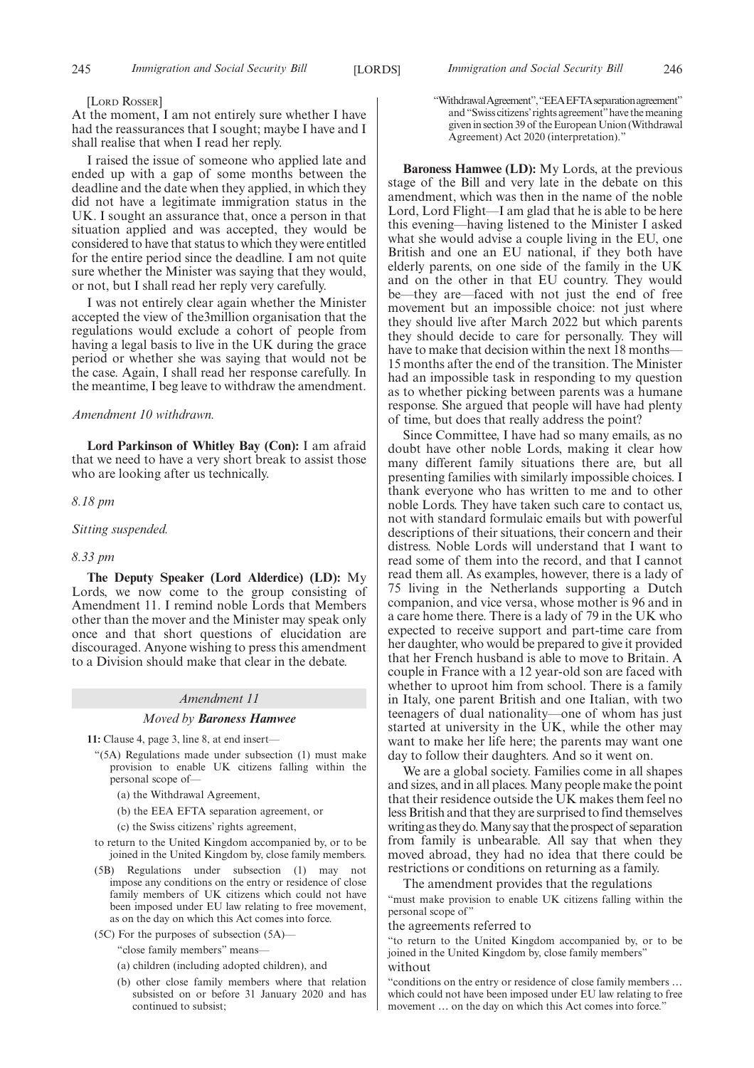[LORD ROSSER]

At the moment, I am not entirely sure whether I have had the reassurances that I sought; maybe I have and I shall realise that when I read her reply.

I raised the issue of someone who applied late and ended up with a gap of some months between the deadline and the date when they applied, in which they did not have a legitimate immigration status in the UK. I sought an assurance that, once a person in that situation applied and was accepted, they would be considered to have that status to which they were entitled for the entire period since the deadline. I am not quite sure whether the Minister was saying that they would, or not, but I shall read her reply very carefully.

I was not entirely clear again whether the Minister accepted the view of the3million organisation that the regulations would exclude a cohort of people from having a legal basis to live in the UK during the grace period or whether she was saying that would not be the case. Again, I shall read her response carefully. In the meantime, I beg leave to withdraw the amendment.

*Amendment 10 withdrawn.*

**Lord Parkinson of Whitley Bay (Con):** I am afraid that we need to have a very short break to assist those who are looking after us technically.

*8.18 pm*

*Sitting suspended.*

*8.33 pm*

**The Deputy Speaker (Lord Alderdice) (LD):** My Lords, we now come to the group consisting of Amendment 11. I remind noble Lords that Members other than the mover and the Minister may speak only once and that short questions of elucidation are discouraged. Anyone wishing to press this amendment to a Division should make that clear in the debate.

## *Amendment 11*

### *Moved by* ***Baroness Hamwee***

**11:** Clause 4, page 3, line 8, at end insert—

"(5A) Regulations made under subsection (1) must make provision to enable UK citizens falling within the personal scope of—

(a) the Withdrawal Agreement,

(b) the EEA EFTA separation agreement, or

(c) the Swiss citizens' rights agreement,

to return to the United Kingdom accompanied by, or to be joined in the United Kingdom by, close family members.

(5B) Regulations under subsection (1) may not impose any conditions on the entry or residence of close family members of UK citizens which could not have been imposed under EU law relating to free movement, as on the day on which this Act comes into force.

(5C) For the purposes of subsection (5A)—

"close family members" means—

(a) children (including adopted children), and

(b) other close family members where that relation subsisted on or before 31 January 2020 and has continued to subsist;

"Withdrawal Agreement", "EEA EFTA separation agreement" and "Swiss citizens' rights agreement" have the meaning given in section 39 of the European Union (Withdrawal Agreement) Act 2020 (interpretation)."

**Baroness Hamwee (LD):** My Lords, at the previous stage of the Bill and very late in the debate on this amendment, which was then in the name of the noble Lord, Lord Flight—I am glad that he is able to be here this evening—having listened to the Minister I asked what she would advise a couple living in the EU, one British and one an EU national, if they both have elderly parents, on one side of the family in the UK and on the other in that EU country. They would be—they are—faced with not just the end of free movement but an impossible choice: not just where they should live after March 2022 but which parents they should decide to care for personally. They will have to make that decision within the next 18 months—15 months after the end of the transition. The Minister had an impossible task in responding to my question as to whether picking between parents was a humane response. She argued that people will have had plenty of time, but does that really address the point?

Since Committee, I have had so many emails, as no doubt have other noble Lords, making it clear how many different family situations there are, but all presenting families with similarly impossible choices. I thank everyone who has written to me and to other noble Lords. They have taken such care to contact us, not with standard formulaic emails but with powerful descriptions of their situations, their concern and their distress. Noble Lords will understand that I want to read some of them into the record, and that I cannot read them all. As examples, however, there is a lady of 75 living in the Netherlands supporting a Dutch companion, and vice versa, whose mother is 96 and in a care home there. There is a lady of 79 in the UK who expected to receive support and part-time care from her daughter, who would be prepared to give it provided that her French husband is able to move to Britain. A couple in France with a 12 year-old son are faced with whether to uproot him from school. There is a family in Italy, one parent British and one Italian, with two teenagers of dual nationality—one of whom has just started at university in the UK, while the other may want to make her life here; the parents may want one day to follow their daughters. And so it went on.

We are a global society. Families come in all shapes and sizes, and in all places. Many people make the point that their residence outside the UK makes them feel no less British and that they are surprised to find themselves writing as they do. Many say that the prospect of separation from family is unbearable. All say that when they moved abroad, they had no idea that there could be restrictions or conditions on returning as a family.

The amendment provides that the regulations

"must make provision to enable UK citizens falling within the personal scope of"

the agreements referred to

"to return to the United Kingdom accompanied by, or to be joined in the United Kingdom by, close family members"

without

"conditions on the entry or residence of close family members … which could not have been imposed under EU law relating to free movement … on the day on which this Act comes into force."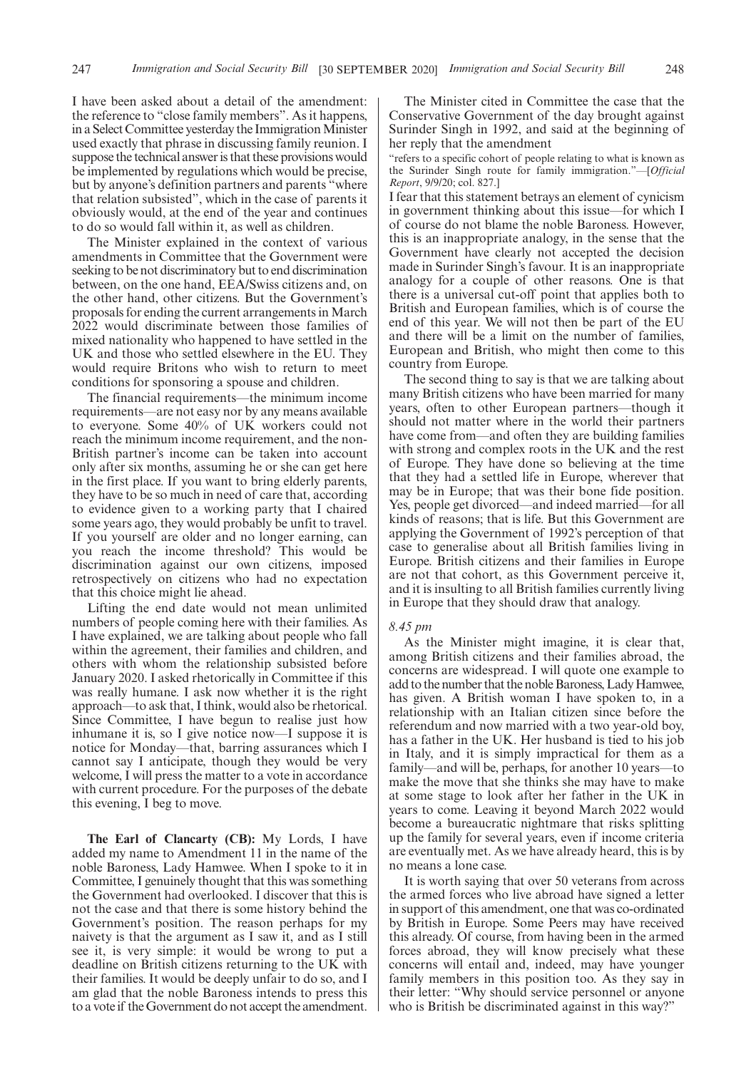I have been asked about a detail of the amendment: the reference to "close family members". As it happens, in a Select Committee yesterday the Immigration Minister used exactly that phrase in discussing family reunion. I suppose the technical answer is that these provisions would be implemented by regulations which would be precise, but by anyone's definition partners and parents "where that relation subsisted", which in the case of parents it obviously would, at the end of the year and continues to do so would fall within it, as well as children.

The Minister explained in the context of various amendments in Committee that the Government were seeking to be not discriminatory but to end discrimination between, on the one hand, EEA/Swiss citizens and, on the other hand, other citizens. But the Government's proposals for ending the current arrangements in March 2022 would discriminate between those families of mixed nationality who happened to have settled in the UK and those who settled elsewhere in the EU. They would require Britons who wish to return to meet conditions for sponsoring a spouse and children.

The financial requirements—the minimum income requirements—are not easy nor by any means available to everyone. Some 40% of UK workers could not reach the minimum income requirement, and the non-British partner's income can be taken into account only after six months, assuming he or she can get here in the first place. If you want to bring elderly parents, they have to be so much in need of care that, according to evidence given to a working party that I chaired some years ago, they would probably be unfit to travel. If you yourself are older and no longer earning, can you reach the income threshold? This would be discrimination against our own citizens, imposed retrospectively on citizens who had no expectation that this choice might lie ahead.

Lifting the end date would not mean unlimited numbers of people coming here with their families. As I have explained, we are talking about people who fall within the agreement, their families and children, and others with whom the relationship subsisted before January 2020. I asked rhetorically in Committee if this was really humane. I ask now whether it is the right approach—to ask that, I think, would also be rhetorical. Since Committee, I have begun to realise just how inhumane it is, so I give notice now—I suppose it is notice for Monday—that, barring assurances which I cannot say I anticipate, though they would be very welcome, I will press the matter to a vote in accordance with current procedure. For the purposes of the debate this evening, I beg to move.

**The Earl of Clancarty (CB):** My Lords, I have added my name to Amendment 11 in the name of the noble Baroness, Lady Hamwee. When I spoke to it in Committee, I genuinely thought that this was something the Government had overlooked. I discover that this is not the case and that there is some history behind the Government's position. The reason perhaps for my naivety is that the argument as I saw it, and as I still see it, is very simple: it would be wrong to put a deadline on British citizens returning to the UK with their families. It would be deeply unfair to do so, and I am glad that the noble Baroness intends to press this to a vote if the Government do not accept the amendment.

The Minister cited in Committee the case that the Conservative Government of the day brought against Surinder Singh in 1992, and said at the beginning of her reply that the amendment

"refers to a specific cohort of people relating to what is known as the Surinder Singh route for family immigration."—[*Official Report*, 9/9/20; col. 827.]

I fear that this statement betrays an element of cynicism in government thinking about this issue—for which I of course do not blame the noble Baroness. However, this is an inappropriate analogy, in the sense that the Government have clearly not accepted the decision made in Surinder Singh's favour. It is an inappropriate analogy for a couple of other reasons. One is that there is a universal cut-off point that applies both to British and European families, which is of course the end of this year. We will not then be part of the EU and there will be a limit on the number of families, European and British, who might then come to this country from Europe.

The second thing to say is that we are talking about many British citizens who have been married for many years, often to other European partners—though it should not matter where in the world their partners have come from—and often they are building families with strong and complex roots in the UK and the rest of Europe. They have done so believing at the time that they had a settled life in Europe, wherever that may be in Europe; that was their bone fide position. Yes, people get divorced—and indeed married—for all kinds of reasons; that is life. But this Government are applying the Government of 1992's perception of that case to generalise about all British families living in Europe. British citizens and their families in Europe are not that cohort, as this Government perceive it, and it is insulting to all British families currently living in Europe that they should draw that analogy.

*8.45 pm*

As the Minister might imagine, it is clear that, among British citizens and their families abroad, the concerns are widespread. I will quote one example to add to the number that the noble Baroness, Lady Hamwee, has given. A British woman I have spoken to, in a relationship with an Italian citizen since before the referendum and now married with a two year-old boy, has a father in the UK. Her husband is tied to his job in Italy, and it is simply impractical for them as a family—and will be, perhaps, for another 10 years—to make the move that she thinks she may have to make at some stage to look after her father in the UK in years to come. Leaving it beyond March 2022 would become a bureaucratic nightmare that risks splitting up the family for several years, even if income criteria are eventually met. As we have already heard, this is by no means a lone case.

It is worth saying that over 50 veterans from across the armed forces who live abroad have signed a letter in support of this amendment, one that was co-ordinated by British in Europe. Some Peers may have received this already. Of course, from having been in the armed forces abroad, they will know precisely what these concerns will entail and, indeed, may have younger family members in this position too. As they say in their letter: "Why should service personnel or anyone who is British be discriminated against in this way?"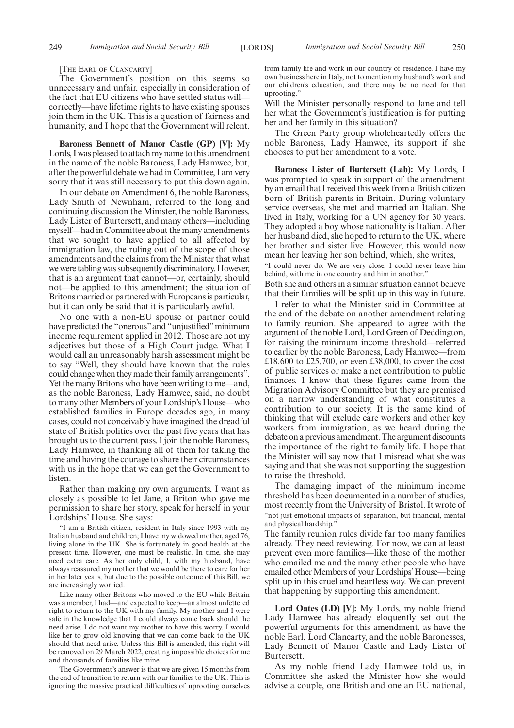[THE EARL OF CLANCARTY]

The Government's position on this seems so unnecessary and unfair, especially in consideration of the fact that EU citizens who have settled status will—correctly—have lifetime rights to have existing spouses join them in the UK. This is a question of fairness and humanity, and I hope that the Government will relent.

**Baroness Bennett of Manor Castle (GP) [V]:** My Lords, I was pleased to attach my name to this amendment in the name of the noble Baroness, Lady Hamwee, but, after the powerful debate we had in Committee, I am very sorry that it was still necessary to put this down again.

In our debate on Amendment 6, the noble Baroness, Lady Smith of Newnham, referred to the long and continuing discussion the Minister, the noble Baroness, Lady Lister of Burtersett, and many others—including myself—had in Committee about the many amendments that we sought to have applied to all affected by immigration law, the ruling out of the scope of those amendments and the claims from the Minister that what we were tabling was subsequently discriminatory. However, that is an argument that cannot—or, certainly, should not—be applied to this amendment; the situation of Britons married or partnered with Europeans is particular, but it can only be said that it is particularly awful.

No one with a non-EU spouse or partner could have predicted the "onerous" and "unjustified" minimum income requirement applied in 2012. Those are not my adjectives but those of a High Court judge. What I would call an unreasonably harsh assessment might be to say "Well, they should have known that the rules could change when they made their family arrangements". Yet the many Britons who have been writing to me—and, as the noble Baroness, Lady Hamwee, said, no doubt to many other Members of your Lordship's House—who established families in Europe decades ago, in many cases, could not conceivably have imagined the dreadful state of British politics over the past five years that has brought us to the current pass. I join the noble Baroness, Lady Hamwee, in thanking all of them for taking the time and having the courage to share their circumstances with us in the hope that we can get the Government to listen.

Rather than making my own arguments, I want as closely as possible to let Jane, a Briton who gave me permission to share her story, speak for herself in your Lordships' House. She says:

"I am a British citizen, resident in Italy since 1993 with my Italian husband and children; I have my widowed mother, aged 76, living alone in the UK. She is fortunately in good health at the present time. However, one must be realistic. In time, she may need extra care. As her only child, I, with my husband, have always reassured my mother that we would be there to care for her in her later years, but due to the possible outcome of this Bill, we are increasingly worried.

Like many other Britons who moved to the EU while Britain was a member, I had—and expected to keep—an almost unfettered right to return to the UK with my family. My mother and I were safe in the knowledge that I could always come back should the need arise. I do not want my mother to have this worry. I would like her to grow old knowing that we can come back to the UK should that need arise. Unless this Bill is amended, this right will be removed on 29 March 2022, creating impossible choices for me and thousands of families like mine.

The Government's answer is that we are given 15 months from the end of transition to return with our families to the UK. This is ignoring the massive practical difficulties of uprooting ourselves from family life and work in our country of residence. I have my own business here in Italy, not to mention my husband's work and our children's education, and there may be no need for that uprooting."

Will the Minister personally respond to Jane and tell her what the Government's justification is for putting her and her family in this situation?

The Green Party group wholeheartedly offers the noble Baroness, Lady Hamwee, its support if she chooses to put her amendment to a vote.

**Baroness Lister of Burtersett (Lab):** My Lords, I was prompted to speak in support of the amendment by an email that I received this week from a British citizen born of British parents in Britain. During voluntary service overseas, she met and married an Italian. She lived in Italy, working for a UN agency for 30 years. They adopted a boy whose nationality is Italian. After her husband died, she hoped to return to the UK, where her brother and sister live. However, this would now mean her leaving her son behind, which, she writes,

"I could never do. We are very close. I could never leave him behind, with me in one country and him in another."

Both she and others in a similar situation cannot believe that their families will be split up in this way in future.

I refer to what the Minister said in Committee at the end of the debate on another amendment relating to family reunion. She appeared to agree with the argument of the noble Lord, Lord Green of Deddington, for raising the minimum income threshold—referred to earlier by the noble Baroness, Lady Hamwee—from £18,600 to £25,700, or even £38,000, to cover the cost of public services or make a net contribution to public finances. I know that these figures came from the Migration Advisory Committee but they are premised on a narrow understanding of what constitutes a contribution to our society. It is the same kind of thinking that will exclude care workers and other key workers from immigration, as we heard during the debate on a previous amendment. The argument discounts the importance of the right to family life. I hope that the Minister will say now that I misread what she was saying and that she was not supporting the suggestion to raise the threshold.

The damaging impact of the minimum income threshold has been documented in a number of studies, most recently from the University of Bristol. It wrote of

"not just emotional impacts of separation, but financial, mental and physical hardship."

The family reunion rules divide far too many families already. They need reviewing. For now, we can at least prevent even more families—like those of the mother who emailed me and the many other people who have emailed other Members of your Lordships' House—being split up in this cruel and heartless way. We can prevent that happening by supporting this amendment.

**Lord Oates (LD) [V]:** My Lords, my noble friend Lady Hamwee has already eloquently set out the powerful arguments for this amendment, as have the noble Earl, Lord Clancarty, and the noble Baronesses, Lady Bennett of Manor Castle and Lady Lister of Burtersett.

As my noble friend Lady Hamwee told us, in Committee she asked the Minister how she would advise a couple, one British and one an EU national,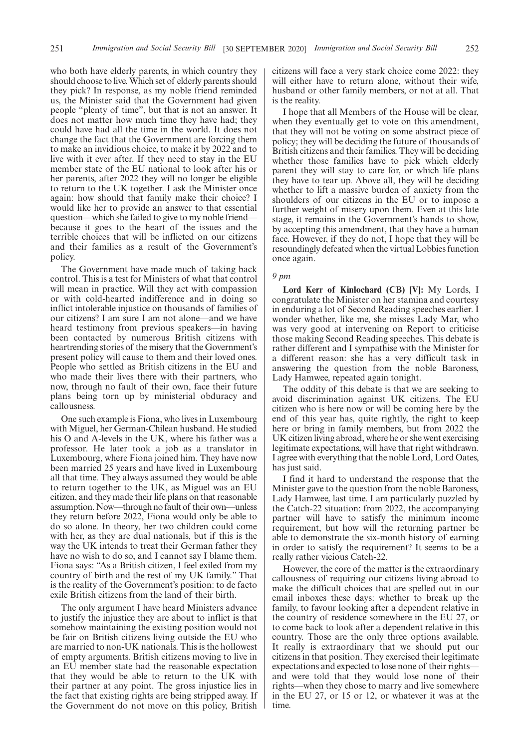who both have elderly parents, in which country they should choose to live. Which set of elderly parents should they pick? In response, as my noble friend reminded us, the Minister said that the Government had given people "plenty of time", but that is not an answer. It does not matter how much time they have had; they could have had all the time in the world. It does not change the fact that the Government are forcing them to make an invidious choice, to make it by 2022 and to live with it ever after. If they need to stay in the EU member state of the EU national to look after his or her parents, after 2022 they will no longer be eligible to return to the UK together. I ask the Minister once again: how should that family make their choice? I would like her to provide an answer to that essential question—which she failed to give to my noble friend—because it goes to the heart of the issues and the terrible choices that will be inflicted on our citizens and their families as a result of the Government's policy.

The Government have made much of taking back control. This is a test for Ministers of what that control will mean in practice. Will they act with compassion or with cold-hearted indifference and in doing so inflict intolerable injustice on thousands of families of our citizens? I am sure I am not alone—and we have heard testimony from previous speakers—in having been contacted by numerous British citizens with heartrending stories of the misery that the Government's present policy will cause to them and their loved ones. People who settled as British citizens in the EU and who made their lives there with their partners, who now, through no fault of their own, face their future plans being torn up by ministerial obduracy and callousness.

One such example is Fiona, who lives in Luxembourg with Miguel, her German-Chilean husband. He studied his O and A-levels in the UK, where his father was a professor. He later took a job as a translator in Luxembourg, where Fiona joined him. They have now been married 25 years and have lived in Luxembourg all that time. They always assumed they would be able to return together to the UK, as Miguel was an EU citizen, and they made their life plans on that reasonable assumption. Now—through no fault of their own—unless they return before 2022, Fiona would only be able to do so alone. In theory, her two children could come with her, as they are dual nationals, but if this is the way the UK intends to treat their German father they have no wish to do so, and I cannot say I blame them. Fiona says: "As a British citizen, I feel exiled from my country of birth and the rest of my UK family." That is the reality of the Government's position: to de facto exile British citizens from the land of their birth.

The only argument I have heard Ministers advance to justify the injustice they are about to inflict is that somehow maintaining the existing position would not be fair on British citizens living outside the EU who are married to non-UK nationals. This is the hollowest of empty arguments. British citizens moving to live in an EU member state had the reasonable expectation that they would be able to return to the UK with their partner at any point. The gross injustice lies in the fact that existing rights are being stripped away. If the Government do not move on this policy, British citizens will face a very stark choice come 2022: they will either have to return alone, without their wife, husband or other family members, or not at all. That is the reality.

I hope that all Members of the House will be clear, when they eventually get to vote on this amendment, that they will not be voting on some abstract piece of policy; they will be deciding the future of thousands of British citizens and their families. They will be deciding whether those families have to pick which elderly parent they will stay to care for, or which life plans they have to tear up. Above all, they will be deciding whether to lift a massive burden of anxiety from the shoulders of our citizens in the EU or to impose a further weight of misery upon them. Even at this late stage, it remains in the Government's hands to show, by accepting this amendment, that they have a human face. However, if they do not, I hope that they will be resoundingly defeated when the virtual Lobbies function once again.

*9 pm*

**Lord Kerr of Kinlochard (CB) [V]:** My Lords, I congratulate the Minister on her stamina and courtesy in enduring a lot of Second Reading speeches earlier. I wonder whether, like me, she misses Lady Mar, who was very good at intervening on Report to criticise those making Second Reading speeches. This debate is rather different and I sympathise with the Minister for a different reason: she has a very difficult task in answering the question from the noble Baroness, Lady Hamwee, repeated again tonight.

The oddity of this debate is that we are seeking to avoid discrimination against UK citizens. The EU citizen who is here now or will be coming here by the end of this year has, quite rightly, the right to keep here or bring in family members, but from 2022 the UK citizen living abroad, where he or she went exercising legitimate expectations, will have that right withdrawn. I agree with everything that the noble Lord, Lord Oates, has just said.

I find it hard to understand the response that the Minister gave to the question from the noble Baroness, Lady Hamwee, last time. I am particularly puzzled by the Catch-22 situation: from 2022, the accompanying partner will have to satisfy the minimum income requirement, but how will the returning partner be able to demonstrate the six-month history of earning in order to satisfy the requirement? It seems to be a really rather vicious Catch-22.

However, the core of the matter is the extraordinary callousness of requiring our citizens living abroad to make the difficult choices that are spelled out in our email inboxes these days: whether to break up the family, to favour looking after a dependent relative in the country of residence somewhere in the EU 27, or to come back to look after a dependent relative in this country. Those are the only three options available. It really is extraordinary that we should put our citizens in that position. They exercised their legitimate expectations and expected to lose none of their rights—and were told that they would lose none of their rights—when they chose to marry and live somewhere in the EU 27, or 15 or 12, or whatever it was at the time.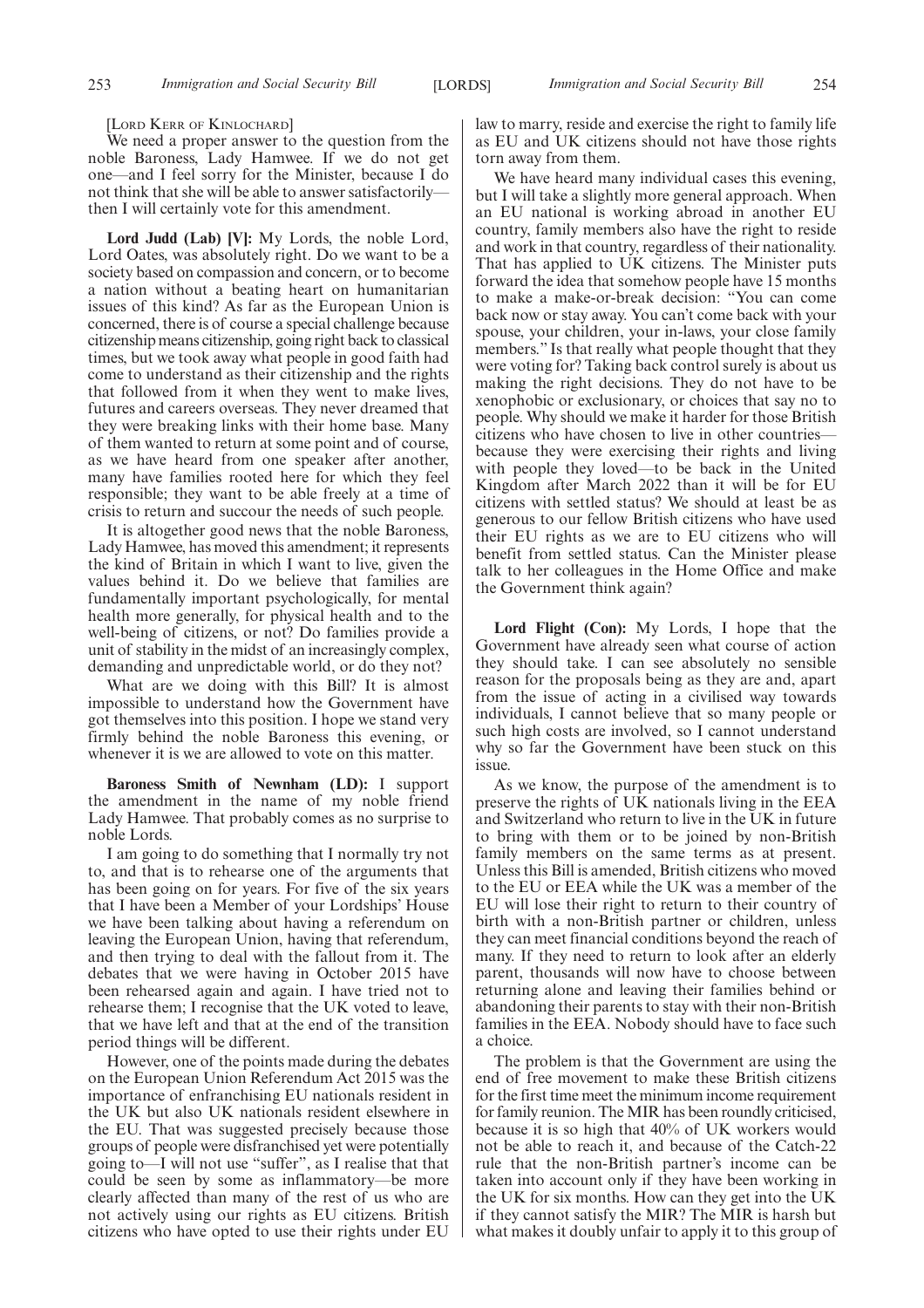[LORD KERR OF KINLOCHARD]

We need a proper answer to the question from the noble Baroness, Lady Hamwee. If we do not get one—and I feel sorry for the Minister, because I do not think that she will be able to answer satisfactorily—then I will certainly vote for this amendment.

**Lord Judd (Lab) [V]:** My Lords, the noble Lord, Lord Oates, was absolutely right. Do we want to be a society based on compassion and concern, or to become a nation without a beating heart on humanitarian issues of this kind? As far as the European Union is concerned, there is of course a special challenge because citizenship means citizenship, going right back to classical times, but we took away what people in good faith had come to understand as their citizenship and the rights that followed from it when they went to make lives, futures and careers overseas. They never dreamed that they were breaking links with their home base. Many of them wanted to return at some point and of course, as we have heard from one speaker after another, many have families rooted here for which they feel responsible; they want to be able freely at a time of crisis to return and succour the needs of such people.

It is altogether good news that the noble Baroness, Lady Hamwee, has moved this amendment; it represents the kind of Britain in which I want to live, given the values behind it. Do we believe that families are fundamentally important psychologically, for mental health more generally, for physical health and to the well-being of citizens, or not? Do families provide a unit of stability in the midst of an increasingly complex, demanding and unpredictable world, or do they not?

What are we doing with this Bill? It is almost impossible to understand how the Government have got themselves into this position. I hope we stand very firmly behind the noble Baroness this evening, or whenever it is we are allowed to vote on this matter.

**Baroness Smith of Newnham (LD):** I support the amendment in the name of my noble friend Lady Hamwee. That probably comes as no surprise to noble Lords.

I am going to do something that I normally try not to, and that is to rehearse one of the arguments that has been going on for years. For five of the six years that I have been a Member of your Lordships' House we have been talking about having a referendum on leaving the European Union, having that referendum, and then trying to deal with the fallout from it. The debates that we were having in October 2015 have been rehearsed again and again. I have tried not to rehearse them; I recognise that the UK voted to leave, that we have left and that at the end of the transition period things will be different.

However, one of the points made during the debates on the European Union Referendum Act 2015 was the importance of enfranchising EU nationals resident in the UK but also UK nationals resident elsewhere in the EU. That was suggested precisely because those groups of people were disfranchised yet were potentially going to—I will not use "suffer", as I realise that that could be seen by some as inflammatory—be more clearly affected than many of the rest of us who are not actively using our rights as EU citizens. British citizens who have opted to use their rights under EU law to marry, reside and exercise the right to family life as EU and UK citizens should not have those rights torn away from them.

We have heard many individual cases this evening, but I will take a slightly more general approach. When an EU national is working abroad in another EU country, family members also have the right to reside and work in that country, regardless of their nationality. That has applied to UK citizens. The Minister puts forward the idea that somehow people have 15 months to make a make-or-break decision: "You can come back now or stay away. You can't come back with your spouse, your children, your in-laws, your close family members." Is that really what people thought that they were voting for? Taking back control surely is about us making the right decisions. They do not have to be xenophobic or exclusionary, or choices that say no to people. Why should we make it harder for those British citizens who have chosen to live in other countries—because they were exercising their rights and living with people they loved—to be back in the United Kingdom after March 2022 than it will be for EU citizens with settled status? We should at least be as generous to our fellow British citizens who have used their EU rights as we are to EU citizens who will benefit from settled status. Can the Minister please talk to her colleagues in the Home Office and make the Government think again?

**Lord Flight (Con):** My Lords, I hope that the Government have already seen what course of action they should take. I can see absolutely no sensible reason for the proposals being as they are and, apart from the issue of acting in a civilised way towards individuals, I cannot believe that so many people or such high costs are involved, so I cannot understand why so far the Government have been stuck on this issue.

As we know, the purpose of the amendment is to preserve the rights of UK nationals living in the EEA and Switzerland who return to live in the UK in future to bring with them or to be joined by non-British family members on the same terms as at present. Unless this Bill is amended, British citizens who moved to the EU or EEA while the UK was a member of the EU will lose their right to return to their country of birth with a non-British partner or children, unless they can meet financial conditions beyond the reach of many. If they need to return to look after an elderly parent, thousands will now have to choose between returning alone and leaving their families behind or abandoning their parents to stay with their non-British families in the EEA. Nobody should have to face such a choice.

The problem is that the Government are using the end of free movement to make these British citizens for the first time meet the minimum income requirement for family reunion. The MIR has been roundly criticised, because it is so high that 40% of UK workers would not be able to reach it, and because of the Catch-22 rule that the non-British partner's income can be taken into account only if they have been working in the UK for six months. How can they get into the UK if they cannot satisfy the MIR? The MIR is harsh but what makes it doubly unfair to apply it to this group of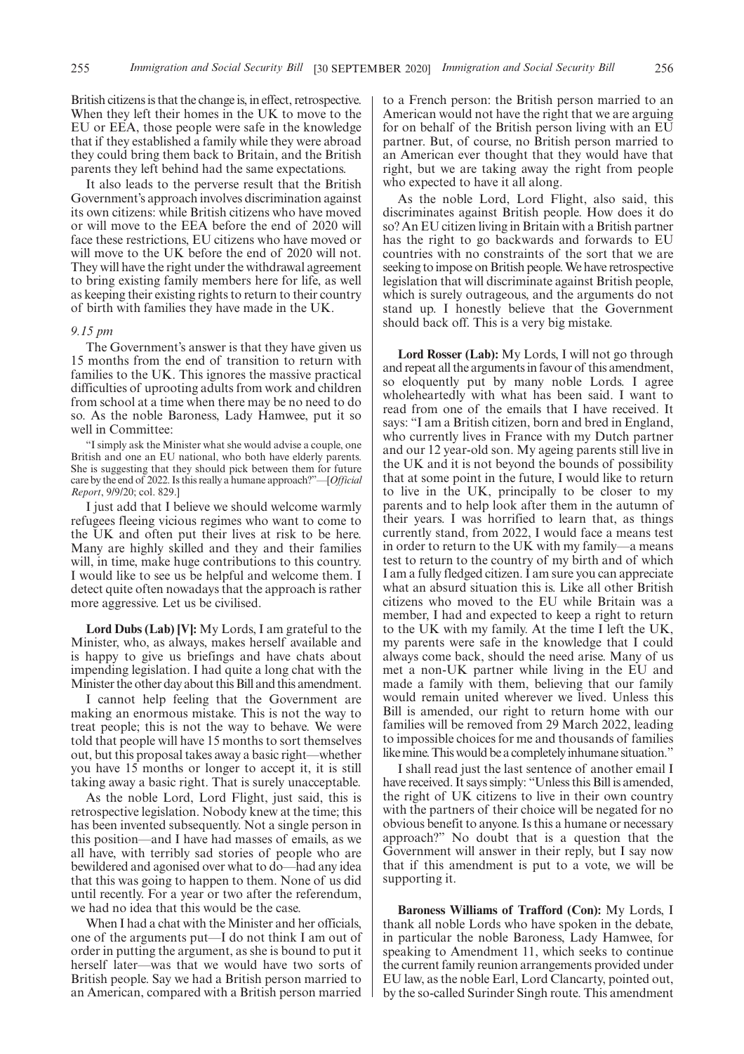British citizens is that the change is, in effect, retrospective. When they left their homes in the UK to move to the EU or EEA, those people were safe in the knowledge that if they established a family while they were abroad they could bring them back to Britain, and the British parents they left behind had the same expectations.

It also leads to the perverse result that the British Government's approach involves discrimination against its own citizens: while British citizens who have moved or will move to the EEA before the end of 2020 will face these restrictions, EU citizens who have moved or will move to the UK before the end of 2020 will not. They will have the right under the withdrawal agreement to bring existing family members here for life, as well as keeping their existing rights to return to their country of birth with families they have made in the UK.

*9.15 pm*

The Government's answer is that they have given us 15 months from the end of transition to return with families to the UK. This ignores the massive practical difficulties of uprooting adults from work and children from school at a time when there may be no need to do so. As the noble Baroness, Lady Hamwee, put it so well in Committee:

"I simply ask the Minister what she would advise a couple, one British and one an EU national, who both have elderly parents. She is suggesting that they should pick between them for future care by the end of 2022. Is this really a humane approach?"—[*Official Report*, 9/9/20; col. 829.]

I just add that I believe we should welcome warmly refugees fleeing vicious regimes who want to come to the UK and often put their lives at risk to be here. Many are highly skilled and they and their families will, in time, make huge contributions to this country. I would like to see us be helpful and welcome them. I detect quite often nowadays that the approach is rather more aggressive. Let us be civilised.

**Lord Dubs (Lab) [V]:** My Lords, I am grateful to the Minister, who, as always, makes herself available and is happy to give us briefings and have chats about impending legislation. I had quite a long chat with the Minister the other day about this Bill and this amendment.

I cannot help feeling that the Government are making an enormous mistake. This is not the way to treat people; this is not the way to behave. We were told that people will have 15 months to sort themselves out, but this proposal takes away a basic right—whether you have 15 months or longer to accept it, it is still taking away a basic right. That is surely unacceptable.

As the noble Lord, Lord Flight, just said, this is retrospective legislation. Nobody knew at the time; this has been invented subsequently. Not a single person in this position—and I have had masses of emails, as we all have, with terribly sad stories of people who are bewildered and agonised over what to do—had any idea that this was going to happen to them. None of us did until recently. For a year or two after the referendum, we had no idea that this would be the case.

When I had a chat with the Minister and her officials, one of the arguments put—I do not think I am out of order in putting the argument, as she is bound to put it herself later—was that we would have two sorts of British people. Say we had a British person married to an American, compared with a British person married to a French person: the British person married to an American would not have the right that we are arguing for on behalf of the British person living with an EU partner. But, of course, no British person married to an American ever thought that they would have that right, but we are taking away the right from people who expected to have it all along.

As the noble Lord, Lord Flight, also said, this discriminates against British people. How does it do so? An EU citizen living in Britain with a British partner has the right to go backwards and forwards to EU countries with no constraints of the sort that we are seeking to impose on British people. We have retrospective legislation that will discriminate against British people, which is surely outrageous, and the arguments do not stand up. I honestly believe that the Government should back off. This is a very big mistake.

**Lord Rosser (Lab):** My Lords, I will not go through and repeat all the arguments in favour of this amendment, so eloquently put by many noble Lords. I agree wholeheartedly with what has been said. I want to read from one of the emails that I have received. It says: "I am a British citizen, born and bred in England, who currently lives in France with my Dutch partner and our 12 year-old son. My ageing parents still live in the UK and it is not beyond the bounds of possibility that at some point in the future, I would like to return to live in the UK, principally to be closer to my parents and to help look after them in the autumn of their years. I was horrified to learn that, as things currently stand, from 2022, I would face a means test in order to return to the UK with my family—a means test to return to the country of my birth and of which I am a fully fledged citizen. I am sure you can appreciate what an absurd situation this is. Like all other British citizens who moved to the EU while Britain was a member, I had and expected to keep a right to return to the UK with my family. At the time I left the UK, my parents were safe in the knowledge that I could always come back, should the need arise. Many of us met a non-UK partner while living in the EU and made a family with them, believing that our family would remain united wherever we lived. Unless this Bill is amended, our right to return home with our families will be removed from 29 March 2022, leading to impossible choices for me and thousands of families like mine. This would be a completely inhumane situation."

I shall read just the last sentence of another email I have received. It says simply: "Unless this Bill is amended, the right of UK citizens to live in their own country with the partners of their choice will be negated for no obvious benefit to anyone. Is this a humane or necessary approach?" No doubt that is a question that the Government will answer in their reply, but I say now that if this amendment is put to a vote, we will be supporting it.

**Baroness Williams of Trafford (Con):** My Lords, I thank all noble Lords who have spoken in the debate, in particular the noble Baroness, Lady Hamwee, for speaking to Amendment 11, which seeks to continue the current family reunion arrangements provided under EU law, as the noble Earl, Lord Clancarty, pointed out, by the so-called Surinder Singh route. This amendment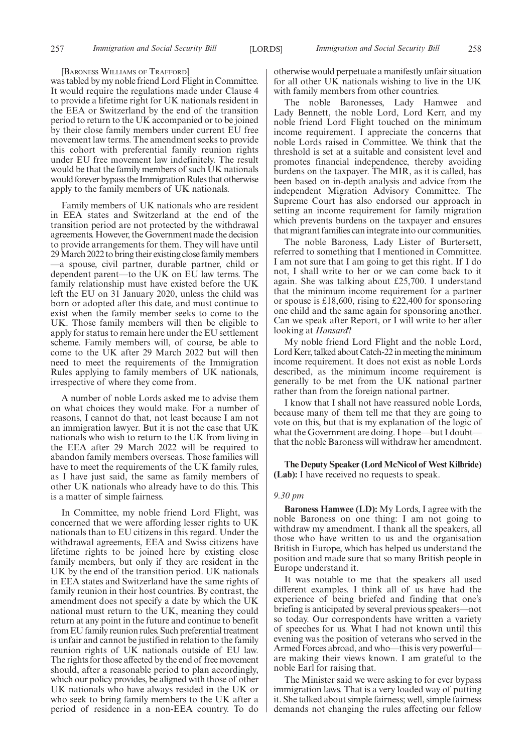[BARONESS WILLIAMS OF TRAFFORD]

was tabled by my noble friend Lord Flight in Committee. It would require the regulations made under Clause 4 to provide a lifetime right for UK nationals resident in the EEA or Switzerland by the end of the transition period to return to the UK accompanied or to be joined by their close family members under current EU free movement law terms. The amendment seeks to provide this cohort with preferential family reunion rights under EU free movement law indefinitely. The result would be that the family members of such UK nationals would forever bypass the Immigration Rules that otherwise apply to the family members of UK nationals.

Family members of UK nationals who are resident in EEA states and Switzerland at the end of the transition period are not protected by the withdrawal agreements. However, the Government made the decision to provide arrangements for them. They will have until 29 March 2022 to bring their existing close family members —a spouse, civil partner, durable partner, child or dependent parent—to the UK on EU law terms. The family relationship must have existed before the UK left the EU on 31 January 2020, unless the child was born or adopted after this date, and must continue to exist when the family member seeks to come to the UK. Those family members will then be eligible to apply for status to remain here under the EU settlement scheme. Family members will, of course, be able to come to the UK after 29 March 2022 but will then need to meet the requirements of the Immigration Rules applying to family members of UK nationals, irrespective of where they come from.

A number of noble Lords asked me to advise them on what choices they would make. For a number of reasons, I cannot do that, not least because I am not an immigration lawyer. But it is not the case that UK nationals who wish to return to the UK from living in the EEA after 29 March 2022 will be required to abandon family members overseas. Those families will have to meet the requirements of the UK family rules, as I have just said, the same as family members of other UK nationals who already have to do this. This is a matter of simple fairness.

In Committee, my noble friend Lord Flight, was concerned that we were affording lesser rights to UK nationals than to EU citizens in this regard. Under the withdrawal agreements, EEA and Swiss citizens have lifetime rights to be joined here by existing close family members, but only if they are resident in the UK by the end of the transition period. UK nationals in EEA states and Switzerland have the same rights of family reunion in their host countries. By contrast, the amendment does not specify a date by which the UK national must return to the UK, meaning they could return at any point in the future and continue to benefit from EU family reunion rules. Such preferential treatment is unfair and cannot be justified in relation to the family reunion rights of UK nationals outside of EU law. The rights for those affected by the end of free movement should, after a reasonable period to plan accordingly, which our policy provides, be aligned with those of other UK nationals who have always resided in the UK or who seek to bring family members to the UK after a period of residence in a non-EEA country. To do otherwise would perpetuate a manifestly unfair situation for all other UK nationals wishing to live in the UK with family members from other countries.

The noble Baronesses, Lady Hamwee and Lady Bennett, the noble Lord, Lord Kerr, and my noble friend Lord Flight touched on the minimum income requirement. I appreciate the concerns that noble Lords raised in Committee. We think that the threshold is set at a suitable and consistent level and promotes financial independence, thereby avoiding burdens on the taxpayer. The MIR, as it is called, has been based on in-depth analysis and advice from the independent Migration Advisory Committee. The Supreme Court has also endorsed our approach in setting an income requirement for family migration which prevents burdens on the taxpayer and ensures that migrant families can integrate into our communities.

The noble Baroness, Lady Lister of Burtersett, referred to something that I mentioned in Committee. I am not sure that I am going to get this right. If I do not, I shall write to her or we can come back to it again. She was talking about £25,700. I understand that the minimum income requirement for a partner or spouse is £18,600, rising to £22,400 for sponsoring one child and the same again for sponsoring another. Can we speak after Report, or I will write to her after looking at *Hansard*?

My noble friend Lord Flight and the noble Lord, Lord Kerr, talked about Catch-22 in meeting the minimum income requirement. It does not exist as noble Lords described, as the minimum income requirement is generally to be met from the UK national partner rather than from the foreign national partner.

I know that I shall not have reassured noble Lords, because many of them tell me that they are going to vote on this, but that is my explanation of the logic of what the Government are doing. I hope—but I doubt—that the noble Baroness will withdraw her amendment.

**The Deputy Speaker (Lord McNicol of West Kilbride) (Lab):** I have received no requests to speak.

*9.30 pm*

**Baroness Hamwee (LD):** My Lords, I agree with the noble Baroness on one thing: I am not going to withdraw my amendment. I thank all the speakers, all those who have written to us and the organisation British in Europe, which has helped us understand the position and made sure that so many British people in Europe understand it.

It was notable to me that the speakers all used different examples. I think all of us have had the experience of being briefed and finding that one's briefing is anticipated by several previous speakers—not so today. Our correspondents have written a variety of speeches for us. What I had not known until this evening was the position of veterans who served in the Armed Forces abroad, and who—this is very powerful—are making their views known. I am grateful to the noble Earl for raising that.

The Minister said we were asking to for ever bypass immigration laws. That is a very loaded way of putting it. She talked about simple fairness; well, simple fairness demands not changing the rules affecting our fellow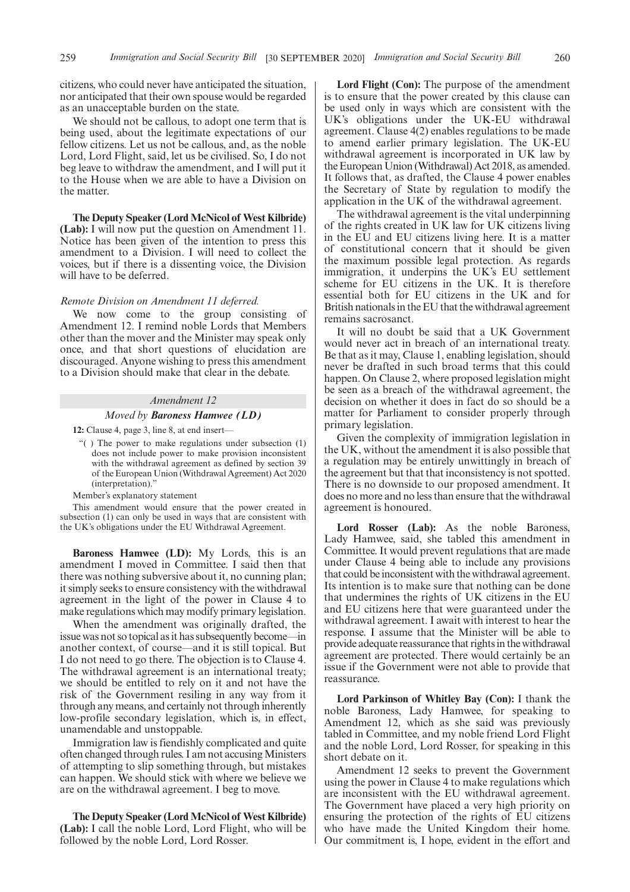citizens, who could never have anticipated the situation, nor anticipated that their own spouse would be regarded as an unacceptable burden on the state.

We should not be callous, to adopt one term that is being used, about the legitimate expectations of our fellow citizens. Let us not be callous, and, as the noble Lord, Lord Flight, said, let us be civilised. So, I do not beg leave to withdraw the amendment, and I will put it to the House when we are able to have a Division on the matter.

**The Deputy Speaker (Lord McNicol of West Kilbride) (Lab):** I will now put the question on Amendment 11. Notice has been given of the intention to press this amendment to a Division. I will need to collect the voices, but if there is a dissenting voice, the Division will have to be deferred.

*Remote Division on Amendment 11 deferred.*

We now come to the group consisting of Amendment 12. I remind noble Lords that Members other than the mover and the Minister may speak only once, and that short questions of elucidation are discouraged. Anyone wishing to press this amendment to a Division should make that clear in the debate.

*Amendment 12*

*Moved by* ***Baroness Hamwee (LD)***

**12:** Clause 4, page 3, line 8, at end insert—

"( ) The power to make regulations under subsection (1) does not include power to make provision inconsistent with the withdrawal agreement as defined by section 39 of the European Union (Withdrawal Agreement) Act 2020 (interpretation)."

Member's explanatory statement

This amendment would ensure that the power created in subsection (1) can only be used in ways that are consistent with the UK's obligations under the EU Withdrawal Agreement.

**Baroness Hamwee (LD):** My Lords, this is an amendment I moved in Committee. I said then that there was nothing subversive about it, no cunning plan; it simply seeks to ensure consistency with the withdrawal agreement in the light of the power in Clause 4 to make regulations which may modify primary legislation.

When the amendment was originally drafted, the issue was not so topical as it has subsequently become—in another context, of course—and it is still topical. But I do not need to go there. The objection is to Clause 4. The withdrawal agreement is an international treaty; we should be entitled to rely on it and not have the risk of the Government resiling in any way from it through any means, and certainly not through inherently low-profile secondary legislation, which is, in effect, unamendable and unstoppable.

Immigration law is fiendishly complicated and quite often changed through rules. I am not accusing Ministers of attempting to slip something through, but mistakes can happen. We should stick with where we believe we are on the withdrawal agreement. I beg to move.

**The Deputy Speaker (Lord McNicol of West Kilbride) (Lab):** I call the noble Lord, Lord Flight, who will be followed by the noble Lord, Lord Rosser.

**Lord Flight (Con):** The purpose of the amendment is to ensure that the power created by this clause can be used only in ways which are consistent with the UK's obligations under the UK-EU withdrawal agreement. Clause 4(2) enables regulations to be made to amend earlier primary legislation. The UK-EU withdrawal agreement is incorporated in UK law by the European Union (Withdrawal) Act 2018, as amended. It follows that, as drafted, the Clause 4 power enables the Secretary of State by regulation to modify the application in the UK of the withdrawal agreement.

The withdrawal agreement is the vital underpinning of the rights created in UK law for UK citizens living in the EU and EU citizens living here. It is a matter of constitutional concern that it should be given the maximum possible legal protection. As regards immigration, it underpins the UK's EU settlement scheme for EU citizens in the UK. It is therefore essential both for EU citizens in the UK and for British nationals in the EU that the withdrawal agreement remains sacrosanct.

It will no doubt be said that a UK Government would never act in breach of an international treaty. Be that as it may, Clause 1, enabling legislation, should never be drafted in such broad terms that this could happen. On Clause 2, where proposed legislation might be seen as a breach of the withdrawal agreement, the decision on whether it does in fact do so should be a matter for Parliament to consider properly through primary legislation.

Given the complexity of immigration legislation in the UK, without the amendment it is also possible that a regulation may be entirely unwittingly in breach of the agreement but that that inconsistency is not spotted. There is no downside to our proposed amendment. It does no more and no less than ensure that the withdrawal agreement is honoured.

**Lord Rosser (Lab):** As the noble Baroness, Lady Hamwee, said, she tabled this amendment in Committee. It would prevent regulations that are made under Clause 4 being able to include any provisions that could be inconsistent with the withdrawal agreement. Its intention is to make sure that nothing can be done that undermines the rights of UK citizens in the EU and EU citizens here that were guaranteed under the withdrawal agreement. I await with interest to hear the response. I assume that the Minister will be able to provide adequate reassurance that rights in the withdrawal agreement are protected. There would certainly be an issue if the Government were not able to provide that reassurance.

**Lord Parkinson of Whitley Bay (Con):** I thank the noble Baroness, Lady Hamwee, for speaking to Amendment 12, which as she said was previously tabled in Committee, and my noble friend Lord Flight and the noble Lord, Lord Rosser, for speaking in this short debate on it.

Amendment 12 seeks to prevent the Government using the power in Clause 4 to make regulations which are inconsistent with the EU withdrawal agreement. The Government have placed a very high priority on ensuring the protection of the rights of EU citizens who have made the United Kingdom their home. Our commitment is, I hope, evident in the effort and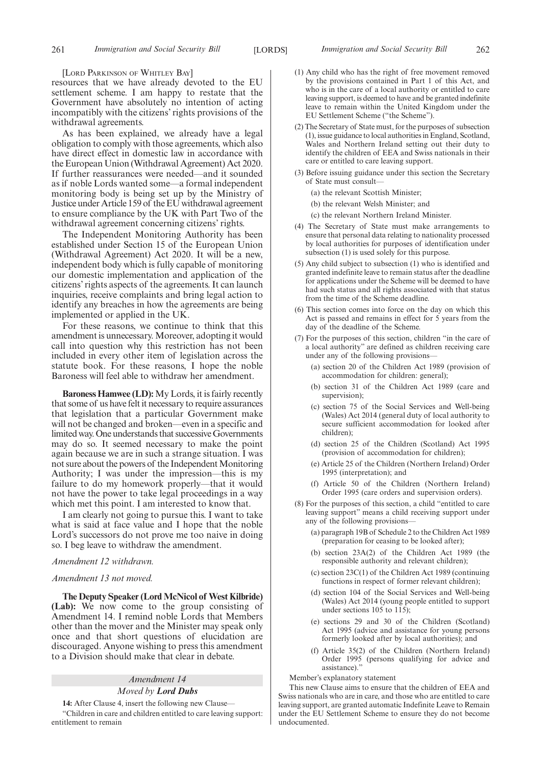[LORD PARKINSON OF WHITLEY BAY]

resources that we have already devoted to the EU settlement scheme. I am happy to restate that the Government have absolutely no intention of acting incompatibly with the citizens' rights provisions of the withdrawal agreements.

As has been explained, we already have a legal obligation to comply with those agreements, which also have direct effect in domestic law in accordance with the European Union (Withdrawal Agreement) Act 2020. If further reassurances were needed—and it sounded as if noble Lords wanted some—a formal independent monitoring body is being set up by the Ministry of Justice under Article 159 of the EU withdrawal agreement to ensure compliance by the UK with Part Two of the withdrawal agreement concerning citizens' rights.

The Independent Monitoring Authority has been established under Section 15 of the European Union (Withdrawal Agreement) Act 2020. It will be a new, independent body which is fully capable of monitoring our domestic implementation and application of the citizens' rights aspects of the agreements. It can launch inquiries, receive complaints and bring legal action to identify any breaches in how the agreements are being implemented or applied in the UK.

For these reasons, we continue to think that this amendment is unnecessary. Moreover, adopting it would call into question why this restriction has not been included in every other item of legislation across the statute book. For these reasons, I hope the noble Baroness will feel able to withdraw her amendment.

**Baroness Hamwee (LD):** My Lords, it is fairly recently that some of us have felt it necessary to require assurances that legislation that a particular Government make will not be changed and broken—even in a specific and limited way. One understands that successive Governments may do so. It seemed necessary to make the point again because we are in such a strange situation. I was not sure about the powers of the Independent Monitoring Authority; I was under the impression—this is my failure to do my homework properly—that it would not have the power to take legal proceedings in a way which met this point. I am interested to know that.

I am clearly not going to pursue this. I want to take what is said at face value and I hope that the noble Lord's successors do not prove me too naive in doing so. I beg leave to withdraw the amendment.

*Amendment 12 withdrawn.*

*Amendment 13 not moved.*

**The Deputy Speaker (Lord McNicol of West Kilbride) (Lab):** We now come to the group consisting of Amendment 14. I remind noble Lords that Members other than the mover and the Minister may speak only once and that short questions of elucidation are discouraged. Anyone wishing to press this amendment to a Division should make that clear in debate.

*Amendment 14*

*Moved by **Lord Dubs***

**14:** After Clause 4, insert the following new Clause—

"Children in care and children entitled to care leaving support: entitlement to remain

(1) Any child who has the right of free movement removed by the provisions contained in Part 1 of this Act, and who is in the care of a local authority or entitled to care leaving support, is deemed to have and be granted indefinite leave to remain within the United Kingdom under the EU Settlement Scheme ("the Scheme").

(2) The Secretary of State must, for the purposes of subsection (1), issue guidance to local authorities in England, Scotland, Wales and Northern Ireland setting out their duty to identify the children of EEA and Swiss nationals in their care or entitled to care leaving support.

(3) Before issuing guidance under this section the Secretary of State must consult—

(a) the relevant Scottish Minister;

(b) the relevant Welsh Minister; and

(c) the relevant Northern Ireland Minister.

(4) The Secretary of State must make arrangements to ensure that personal data relating to nationality processed by local authorities for purposes of identification under subsection (1) is used solely for this purpose.

(5) Any child subject to subsection (1) who is identified and granted indefinite leave to remain status after the deadline for applications under the Scheme will be deemed to have had such status and all rights associated with that status from the time of the Scheme deadline.

(6) This section comes into force on the day on which this Act is passed and remains in effect for 5 years from the day of the deadline of the Scheme.

(7) For the purposes of this section, children "in the care of a local authority" are defined as children receiving care under any of the following provisions—

(a) section 20 of the Children Act 1989 (provision of accommodation for children: general);

(b) section 31 of the Children Act 1989 (care and supervision);

(c) section 75 of the Social Services and Well-being (Wales) Act 2014 (general duty of local authority to secure sufficient accommodation for looked after children);

(d) section 25 of the Children (Scotland) Act 1995 (provision of accommodation for children);

(e) Article 25 of the Children (Northern Ireland) Order 1995 (interpretation); and

(f) Article 50 of the Children (Northern Ireland) Order 1995 (care orders and supervision orders).

(8) For the purposes of this section, a child "entitled to care leaving support" means a child receiving support under any of the following provisions—

(a) paragraph 19B of Schedule 2 to the Children Act 1989 (preparation for ceasing to be looked after);

(b) section 23A(2) of the Children Act 1989 (the responsible authority and relevant children);

(c) section 23C(1) of the Children Act 1989 (continuing functions in respect of former relevant children);

(d) section 104 of the Social Services and Well-being (Wales) Act 2014 (young people entitled to support under sections 105 to 115);

(e) sections 29 and 30 of the Children (Scotland) Act 1995 (advice and assistance for young persons formerly looked after by local authorities); and

(f) Article 35(2) of the Children (Northern Ireland) Order 1995 (persons qualifying for advice and assistance)."

Member's explanatory statement

This new Clause aims to ensure that the children of EEA and Swiss nationals who are in care, and those who are entitled to care leaving support, are granted automatic Indefinite Leave to Remain under the EU Settlement Scheme to ensure they do not become undocumented.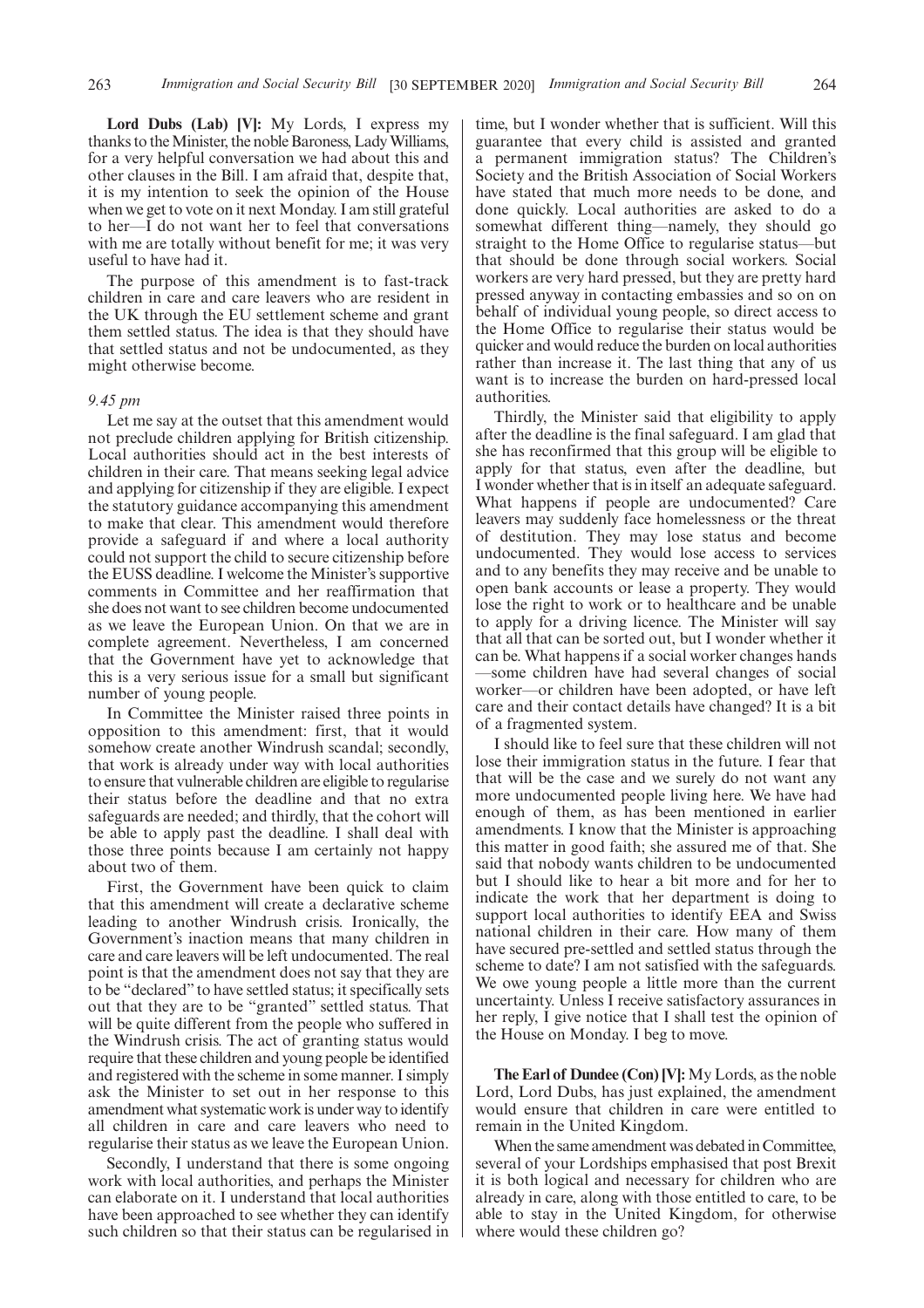**Lord Dubs (Lab) [V]:** My Lords, I express my thanks to the Minister, the noble Baroness, Lady Williams, for a very helpful conversation we had about this and other clauses in the Bill. I am afraid that, despite that, it is my intention to seek the opinion of the House when we get to vote on it next Monday. I am still grateful to her—I do not want her to feel that conversations with me are totally without benefit for me; it was very useful to have had it.

The purpose of this amendment is to fast-track children in care and care leavers who are resident in the UK through the EU settlement scheme and grant them settled status. The idea is that they should have that settled status and not be undocumented, as they might otherwise become.

*9.45 pm*

Let me say at the outset that this amendment would not preclude children applying for British citizenship. Local authorities should act in the best interests of children in their care. That means seeking legal advice and applying for citizenship if they are eligible. I expect the statutory guidance accompanying this amendment to make that clear. This amendment would therefore provide a safeguard if and where a local authority could not support the child to secure citizenship before the EUSS deadline. I welcome the Minister's supportive comments in Committee and her reaffirmation that she does not want to see children become undocumented as we leave the European Union. On that we are in complete agreement. Nevertheless, I am concerned that the Government have yet to acknowledge that this is a very serious issue for a small but significant number of young people.

In Committee the Minister raised three points in opposition to this amendment: first, that it would somehow create another Windrush scandal; secondly, that work is already under way with local authorities to ensure that vulnerable children are eligible to regularise their status before the deadline and that no extra safeguards are needed; and thirdly, that the cohort will be able to apply past the deadline. I shall deal with those three points because I am certainly not happy about two of them.

First, the Government have been quick to claim that this amendment will create a declarative scheme leading to another Windrush crisis. Ironically, the Government's inaction means that many children in care and care leavers will be left undocumented. The real point is that the amendment does not say that they are to be "declared" to have settled status; it specifically sets out that they are to be "granted" settled status. That will be quite different from the people who suffered in the Windrush crisis. The act of granting status would require that these children and young people be identified and registered with the scheme in some manner. I simply ask the Minister to set out in her response to this amendment what systematic work is under way to identify all children in care and care leavers who need to regularise their status as we leave the European Union.

Secondly, I understand that there is some ongoing work with local authorities, and perhaps the Minister can elaborate on it. I understand that local authorities have been approached to see whether they can identify such children so that their status can be regularised in time, but I wonder whether that is sufficient. Will this guarantee that every child is assisted and granted a permanent immigration status? The Children's Society and the British Association of Social Workers have stated that much more needs to be done, and done quickly. Local authorities are asked to do a somewhat different thing—namely, they should go straight to the Home Office to regularise status—but that should be done through social workers. Social workers are very hard pressed, but they are pretty hard pressed anyway in contacting embassies and so on on behalf of individual young people, so direct access to the Home Office to regularise their status would be quicker and would reduce the burden on local authorities rather than increase it. The last thing that any of us want is to increase the burden on hard-pressed local authorities.

Thirdly, the Minister said that eligibility to apply after the deadline is the final safeguard. I am glad that she has reconfirmed that this group will be eligible to apply for that status, even after the deadline, but I wonder whether that is in itself an adequate safeguard. What happens if people are undocumented? Care leavers may suddenly face homelessness or the threat of destitution. They may lose status and become undocumented. They would lose access to services and to any benefits they may receive and be unable to open bank accounts or lease a property. They would lose the right to work or to healthcare and be unable to apply for a driving licence. The Minister will say that all that can be sorted out, but I wonder whether it can be. What happens if a social worker changes hands—some children have had several changes of social worker—or children have been adopted, or have left care and their contact details have changed? It is a bit of a fragmented system.

I should like to feel sure that these children will not lose their immigration status in the future. I fear that that will be the case and we surely do not want any more undocumented people living here. We have had enough of them, as has been mentioned in earlier amendments. I know that the Minister is approaching this matter in good faith; she assured me of that. She said that nobody wants children to be undocumented but I should like to hear a bit more and for her to indicate the work that her department is doing to support local authorities to identify EEA and Swiss national children in their care. How many of them have secured pre-settled and settled status through the scheme to date? I am not satisfied with the safeguards. We owe young people a little more than the current uncertainty. Unless I receive satisfactory assurances in her reply, I give notice that I shall test the opinion of the House on Monday. I beg to move.

**The Earl of Dundee (Con) [V]:** My Lords, as the noble Lord, Lord Dubs, has just explained, the amendment would ensure that children in care were entitled to remain in the United Kingdom.

When the same amendment was debated in Committee, several of your Lordships emphasised that post Brexit it is both logical and necessary for children who are already in care, along with those entitled to care, to be able to stay in the United Kingdom, for otherwise where would these children go?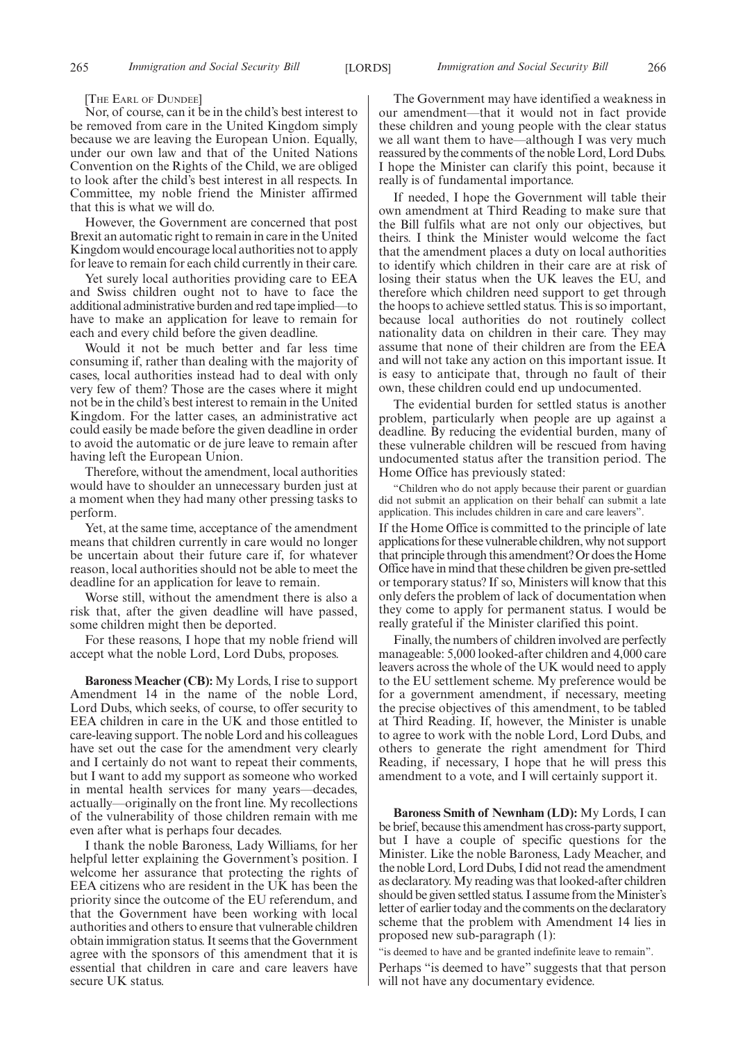[THE EARL OF DUNDEE]

Nor, of course, can it be in the child's best interest to be removed from care in the United Kingdom simply because we are leaving the European Union. Equally, under our own law and that of the United Nations Convention on the Rights of the Child, we are obliged to look after the child's best interest in all respects. In Committee, my noble friend the Minister affirmed that this is what we will do.

However, the Government are concerned that post Brexit an automatic right to remain in care in the United Kingdom would encourage local authorities not to apply for leave to remain for each child currently in their care.

Yet surely local authorities providing care to EEA and Swiss children ought not to have to face the additional administrative burden and red tape implied—to have to make an application for leave to remain for each and every child before the given deadline.

Would it not be much better and far less time consuming if, rather than dealing with the majority of cases, local authorities instead had to deal with only very few of them? Those are the cases where it might not be in the child's best interest to remain in the United Kingdom. For the latter cases, an administrative act could easily be made before the given deadline in order to avoid the automatic or de jure leave to remain after having left the European Union.

Therefore, without the amendment, local authorities would have to shoulder an unnecessary burden just at a moment when they had many other pressing tasks to perform.

Yet, at the same time, acceptance of the amendment means that children currently in care would no longer be uncertain about their future care if, for whatever reason, local authorities should not be able to meet the deadline for an application for leave to remain.

Worse still, without the amendment there is also a risk that, after the given deadline will have passed, some children might then be deported.

For these reasons, I hope that my noble friend will accept what the noble Lord, Lord Dubs, proposes.

**Baroness Meacher (CB):** My Lords, I rise to support Amendment 14 in the name of the noble Lord, Lord Dubs, which seeks, of course, to offer security to EEA children in care in the UK and those entitled to care-leaving support. The noble Lord and his colleagues have set out the case for the amendment very clearly and I certainly do not want to repeat their comments, but I want to add my support as someone who worked in mental health services for many years—decades, actually—originally on the front line. My recollections of the vulnerability of those children remain with me even after what is perhaps four decades.

I thank the noble Baroness, Lady Williams, for her helpful letter explaining the Government's position. I welcome her assurance that protecting the rights of EEA citizens who are resident in the UK has been the priority since the outcome of the EU referendum, and that the Government have been working with local authorities and others to ensure that vulnerable children obtain immigration status. It seems that the Government agree with the sponsors of this amendment that it is essential that children in care and care leavers have secure UK status.

The Government may have identified a weakness in our amendment—that it would not in fact provide these children and young people with the clear status we all want them to have—although I was very much reassured by the comments of the noble Lord, Lord Dubs. I hope the Minister can clarify this point, because it really is of fundamental importance.

If needed, I hope the Government will table their own amendment at Third Reading to make sure that the Bill fulfils what are not only our objectives, but theirs. I think the Minister would welcome the fact that the amendment places a duty on local authorities to identify which children in their care are at risk of losing their status when the UK leaves the EU, and therefore which children need support to get through the hoops to achieve settled status. This is so important, because local authorities do not routinely collect nationality data on children in their care. They may assume that none of their children are from the EEA and will not take any action on this important issue. It is easy to anticipate that, through no fault of their own, these children could end up undocumented.

The evidential burden for settled status is another problem, particularly when people are up against a deadline. By reducing the evidential burden, many of these vulnerable children will be rescued from having undocumented status after the transition period. The Home Office has previously stated:

"Children who do not apply because their parent or guardian did not submit an application on their behalf can submit a late application. This includes children in care and care leavers".

If the Home Office is committed to the principle of late applications for these vulnerable children, why not support that principle through this amendment? Or does the Home Office have in mind that these children be given pre-settled or temporary status? If so, Ministers will know that this only defers the problem of lack of documentation when they come to apply for permanent status. I would be really grateful if the Minister clarified this point.

Finally, the numbers of children involved are perfectly manageable: 5,000 looked-after children and 4,000 care leavers across the whole of the UK would need to apply to the EU settlement scheme. My preference would be for a government amendment, if necessary, meeting the precise objectives of this amendment, to be tabled at Third Reading. If, however, the Minister is unable to agree to work with the noble Lord, Lord Dubs, and others to generate the right amendment for Third Reading, if necessary, I hope that he will press this amendment to a vote, and I will certainly support it.

**Baroness Smith of Newnham (LD):** My Lords, I can be brief, because this amendment has cross-party support, but I have a couple of specific questions for the Minister. Like the noble Baroness, Lady Meacher, and the noble Lord, Lord Dubs, I did not read the amendment as declaratory. My reading was that looked-after children should be given settled status. I assume from the Minister's letter of earlier today and the comments on the declaratory scheme that the problem with Amendment 14 lies in proposed new sub-paragraph (1):

"is deemed to have and be granted indefinite leave to remain".

Perhaps "is deemed to have" suggests that that person will not have any documentary evidence.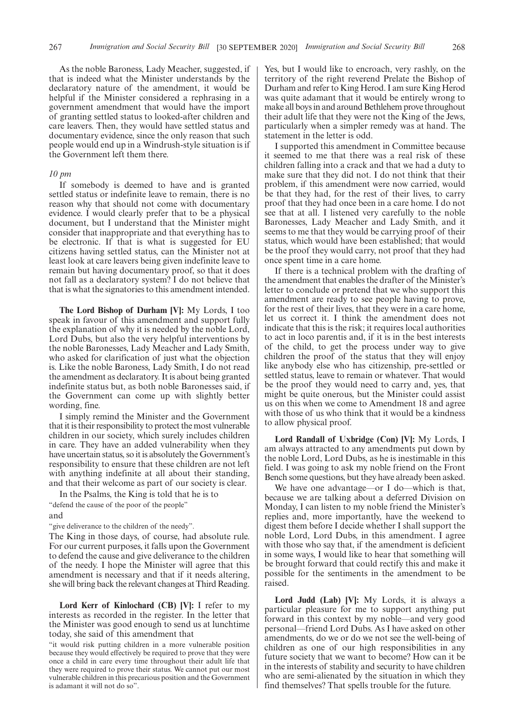As the noble Baroness, Lady Meacher, suggested, if that is indeed what the Minister understands by the declaratory nature of the amendment, it would be helpful if the Minister considered a rephrasing in a government amendment that would have the import of granting settled status to looked-after children and care leavers. Then, they would have settled status and documentary evidence, since the only reason that such people would end up in a Windrush-style situation is if the Government left them there.

*10 pm*

If somebody is deemed to have and is granted settled status or indefinite leave to remain, there is no reason why that should not come with documentary evidence. I would clearly prefer that to be a physical document, but I understand that the Minister might consider that inappropriate and that everything has to be electronic. If that is what is suggested for EU citizens having settled status, can the Minister not at least look at care leavers being given indefinite leave to remain but having documentary proof, so that it does not fall as a declaratory system? I do not believe that that is what the signatories to this amendment intended.

**The Lord Bishop of Durham [V]:** My Lords, I too speak in favour of this amendment and support fully the explanation of why it is needed by the noble Lord, Lord Dubs, but also the very helpful interventions by the noble Baronesses, Lady Meacher and Lady Smith, who asked for clarification of just what the objection is. Like the noble Baroness, Lady Smith, I do not read the amendment as declaratory. It is about being granted indefinite status but, as both noble Baronesses said, if the Government can come up with slightly better wording, fine.

I simply remind the Minister and the Government that it is their responsibility to protect the most vulnerable children in our society, which surely includes children in care. They have an added vulnerability when they have uncertain status, so it is absolutely the Government's responsibility to ensure that these children are not left with anything indefinite at all about their standing, and that their welcome as part of our society is clear.

In the Psalms, the King is told that he is to

"defend the cause of the poor of the people"

and

"give deliverance to the children of the needy".

The King in those days, of course, had absolute rule. For our current purposes, it falls upon the Government to defend the cause and give deliverance to the children of the needy. I hope the Minister will agree that this amendment is necessary and that if it needs altering, she will bring back the relevant changes at Third Reading.

**Lord Kerr of Kinlochard (CB) [V]:** I refer to my interests as recorded in the register. In the letter that the Minister was good enough to send us at lunchtime today, she said of this amendment that

"it would risk putting children in a more vulnerable position because they would effectively be required to prove that they were once a child in care every time throughout their adult life that they were required to prove their status. We cannot put our most vulnerable children in this precarious position and the Government is adamant it will not do so".

Yes, but I would like to encroach, very rashly, on the territory of the right reverend Prelate the Bishop of Durham and refer to King Herod. I am sure King Herod was quite adamant that it would be entirely wrong to make all boys in and around Bethlehem prove throughout their adult life that they were not the King of the Jews, particularly when a simpler remedy was at hand. The statement in the letter is odd.

I supported this amendment in Committee because it seemed to me that there was a real risk of these children falling into a crack and that we had a duty to make sure that they did not. I do not think that their problem, if this amendment were now carried, would be that they had, for the rest of their lives, to carry proof that they had once been in a care home. I do not see that at all. I listened very carefully to the noble Baronesses, Lady Meacher and Lady Smith, and it seems to me that they would be carrying proof of their status, which would have been established; that would be the proof they would carry, not proof that they had once spent time in a care home.

If there is a technical problem with the drafting of the amendment that enables the drafter of the Minister's letter to conclude or pretend that we who support this amendment are ready to see people having to prove, for the rest of their lives, that they were in a care home, let us correct it. I think the amendment does not indicate that this is the risk; it requires local authorities to act in loco parentis and, if it is in the best interests of the child, to get the process under way to give children the proof of the status that they will enjoy like anybody else who has citizenship, pre-settled or settled status, leave to remain or whatever. That would be the proof they would need to carry and, yes, that might be quite onerous, but the Minister could assist us on this when we come to Amendment 18 and agree with those of us who think that it would be a kindness to allow physical proof.

**Lord Randall of Uxbridge (Con) [V]:** My Lords, I am always attracted to any amendments put down by the noble Lord, Lord Dubs, as he is inestimable in this field. I was going to ask my noble friend on the Front Bench some questions, but they have already been asked.

We have one advantage—or I do—which is that, because we are talking about a deferred Division on Monday, I can listen to my noble friend the Minister's replies and, more importantly, have the weekend to digest them before I decide whether I shall support the noble Lord, Lord Dubs, in this amendment. I agree with those who say that, if the amendment is deficient in some ways, I would like to hear that something will be brought forward that could rectify this and make it possible for the sentiments in the amendment to be raised.

**Lord Judd (Lab) [V]:** My Lords, it is always a particular pleasure for me to support anything put forward in this context by my noble—and very good personal—friend Lord Dubs. As I have asked on other amendments, do we or do we not see the well-being of children as one of our high responsibilities in any future society that we want to become? How can it be in the interests of stability and security to have children who are semi-alienated by the situation in which they find themselves? That spells trouble for the future.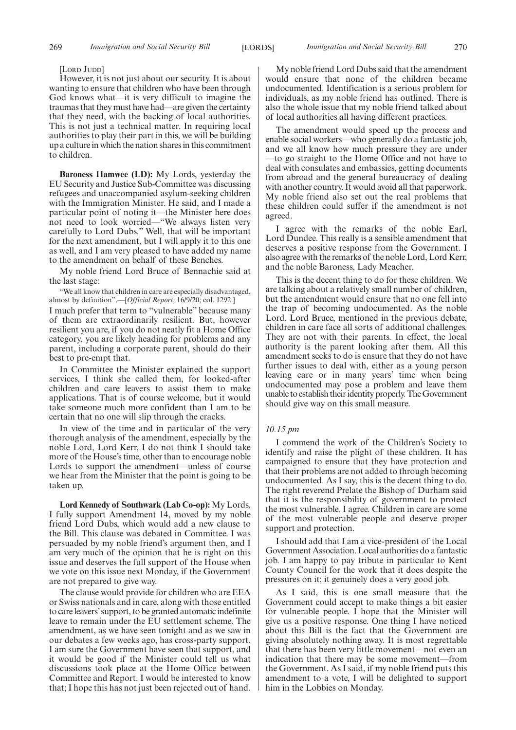[Lord Judd]

However, it is not just about our security. It is about wanting to ensure that children who have been through God knows what—it is very difficult to imagine the traumas that they must have had—are given the certainty that they need, with the backing of local authorities. This is not just a technical matter. In requiring local authorities to play their part in this, we will be building up a culture in which the nation shares in this commitment to children.

**Baroness Hamwee (LD):** My Lords, yesterday the EU Security and Justice Sub-Committee was discussing refugees and unaccompanied asylum-seeking children with the Immigration Minister. He said, and I made a particular point of noting it—the Minister here does not need to look worried—"We always listen very carefully to Lord Dubs." Well, that will be important for the next amendment, but I will apply it to this one as well, and I am very pleased to have added my name to the amendment on behalf of these Benches.

My noble friend Lord Bruce of Bennachie said at the last stage:

"We all know that children in care are especially disadvantaged, almost by definition".—[*Official Report*, 16/9/20; col. 1292.]

I much prefer that term to "vulnerable" because many of them are extraordinarily resilient. But, however resilient you are, if you do not neatly fit a Home Office category, you are likely heading for problems and any parent, including a corporate parent, should do their best to pre-empt that.

In Committee the Minister explained the support services, I think she called them, for looked-after children and care leavers to assist them to make applications. That is of course welcome, but it would take someone much more confident than I am to be certain that no one will slip through the cracks.

In view of the time and in particular of the very thorough analysis of the amendment, especially by the noble Lord, Lord Kerr, I do not think I should take more of the House's time, other than to encourage noble Lords to support the amendment—unless of course we hear from the Minister that the point is going to be taken up.

**Lord Kennedy of Southwark (Lab Co-op):** My Lords, I fully support Amendment 14, moved by my noble friend Lord Dubs, which would add a new clause to the Bill. This clause was debated in Committee. I was persuaded by my noble friend's argument then, and I am very much of the opinion that he is right on this issue and deserves the full support of the House when we vote on this issue next Monday, if the Government are not prepared to give way.

The clause would provide for children who are EEA or Swiss nationals and in care, along with those entitled to care leavers' support, to be granted automatic indefinite leave to remain under the EU settlement scheme. The amendment, as we have seen tonight and as we saw in our debates a few weeks ago, has cross-party support. I am sure the Government have seen that support, and it would be good if the Minister could tell us what discussions took place at the Home Office between Committee and Report. I would be interested to know that; I hope this has not just been rejected out of hand.

My noble friend Lord Dubs said that the amendment would ensure that none of the children became undocumented. Identification is a serious problem for individuals, as my noble friend has outlined. There is also the whole issue that my noble friend talked about of local authorities all having different practices.

The amendment would speed up the process and enable social workers—who generally do a fantastic job, and we all know how much pressure they are under—to go straight to the Home Office and not have to deal with consulates and embassies, getting documents from abroad and the general bureaucracy of dealing with another country. It would avoid all that paperwork. My noble friend also set out the real problems that these children could suffer if the amendment is not agreed.

I agree with the remarks of the noble Earl, Lord Dundee. This really is a sensible amendment that deserves a positive response from the Government. I also agree with the remarks of the noble Lord, Lord Kerr, and the noble Baroness, Lady Meacher.

This is the decent thing to do for these children. We are talking about a relatively small number of children, but the amendment would ensure that no one fell into the trap of becoming undocumented. As the noble Lord, Lord Bruce, mentioned in the previous debate, children in care face all sorts of additional challenges. They are not with their parents. In effect, the local authority is the parent looking after them. All this amendment seeks to do is ensure that they do not have further issues to deal with, either as a young person leaving care or in many years' time when being undocumented may pose a problem and leave them unable to establish their identity properly. The Government should give way on this small measure.

*10.15 pm*

I commend the work of the Children's Society to identify and raise the plight of these children. It has campaigned to ensure that they have protection and that their problems are not added to through becoming undocumented. As I say, this is the decent thing to do. The right reverend Prelate the Bishop of Durham said that it is the responsibility of government to protect the most vulnerable. I agree. Children in care are some of the most vulnerable people and deserve proper support and protection.

I should add that I am a vice-president of the Local Government Association. Local authorities do a fantastic job. I am happy to pay tribute in particular to Kent County Council for the work that it does despite the pressures on it; it genuinely does a very good job.

As I said, this is one small measure that the Government could accept to make things a bit easier for vulnerable people. I hope that the Minister will give us a positive response. One thing I have noticed about this Bill is the fact that the Government are giving absolutely nothing away. It is most regrettable that there has been very little movement—not even an indication that there may be some movement—from the Government. As I said, if my noble friend puts this amendment to a vote, I will be delighted to support him in the Lobbies on Monday.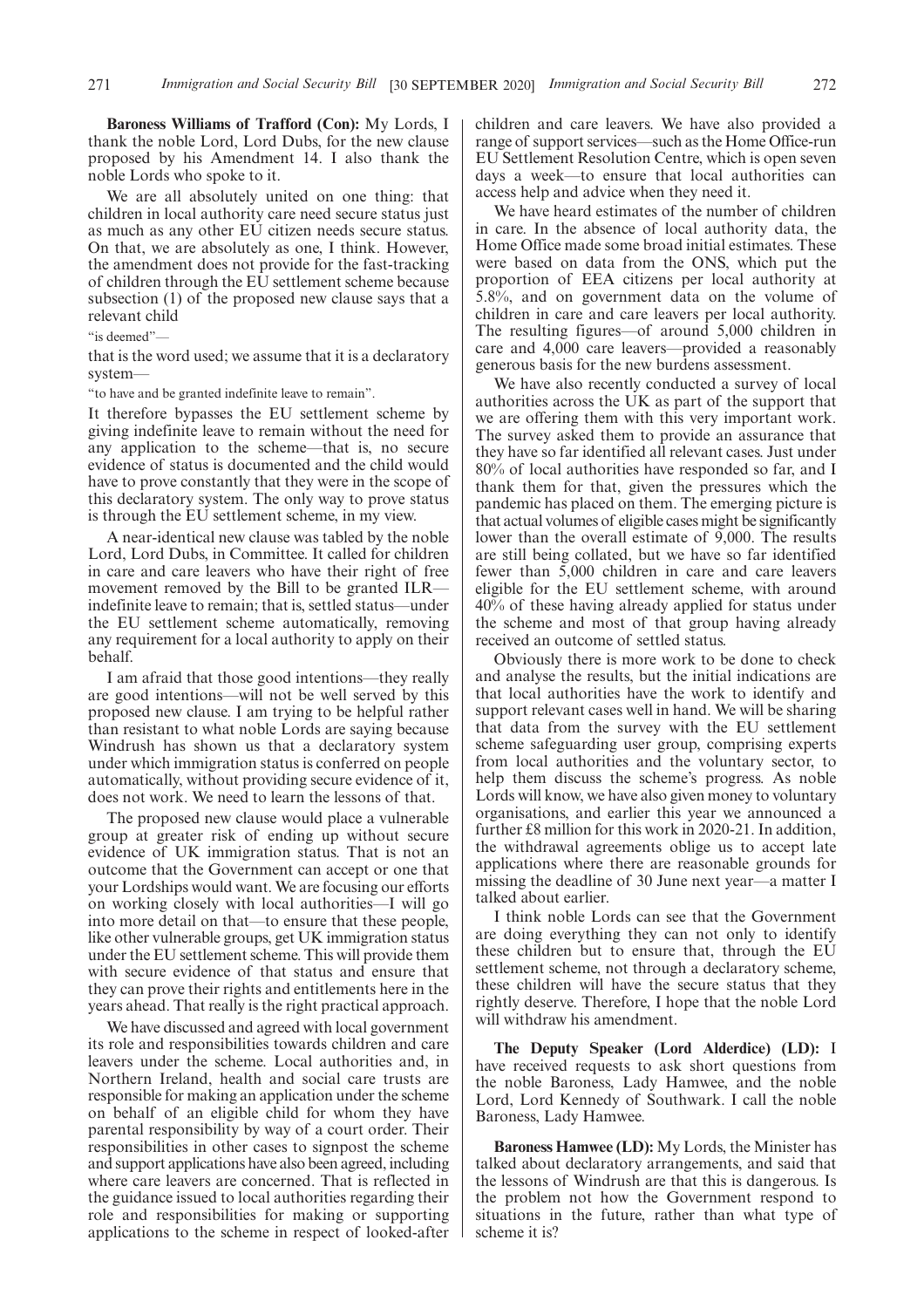**Baroness Williams of Trafford (Con):** My Lords, I thank the noble Lord, Lord Dubs, for the new clause proposed by his Amendment 14. I also thank the noble Lords who spoke to it.

We are all absolutely united on one thing: that children in local authority care need secure status just as much as any other EU citizen needs secure status. On that, we are absolutely as one, I think. However, the amendment does not provide for the fast-tracking of children through the EU settlement scheme because subsection (1) of the proposed new clause says that a relevant child

"is deemed"—

that is the word used; we assume that it is a declaratory system—

"to have and be granted indefinite leave to remain".

It therefore bypasses the EU settlement scheme by giving indefinite leave to remain without the need for any application to the scheme—that is, no secure evidence of status is documented and the child would have to prove constantly that they were in the scope of this declaratory system. The only way to prove status is through the EU settlement scheme, in my view.

A near-identical new clause was tabled by the noble Lord, Lord Dubs, in Committee. It called for children in care and care leavers who have their right of free movement removed by the Bill to be granted ILR—indefinite leave to remain; that is, settled status—under the EU settlement scheme automatically, removing any requirement for a local authority to apply on their behalf.

I am afraid that those good intentions—they really are good intentions—will not be well served by this proposed new clause. I am trying to be helpful rather than resistant to what noble Lords are saying because Windrush has shown us that a declaratory system under which immigration status is conferred on people automatically, without providing secure evidence of it, does not work. We need to learn the lessons of that.

The proposed new clause would place a vulnerable group at greater risk of ending up without secure evidence of UK immigration status. That is not an outcome that the Government can accept or one that your Lordships would want. We are focusing our efforts on working closely with local authorities—I will go into more detail on that—to ensure that these people, like other vulnerable groups, get UK immigration status under the EU settlement scheme. This will provide them with secure evidence of that status and ensure that they can prove their rights and entitlements here in the years ahead. That really is the right practical approach.

We have discussed and agreed with local government its role and responsibilities towards children and care leavers under the scheme. Local authorities and, in Northern Ireland, health and social care trusts are responsible for making an application under the scheme on behalf of an eligible child for whom they have parental responsibility by way of a court order. Their responsibilities in other cases to signpost the scheme and support applications have also been agreed, including where care leavers are concerned. That is reflected in the guidance issued to local authorities regarding their role and responsibilities for making or supporting applications to the scheme in respect of looked-after children and care leavers. We have also provided a range of support services—such as the Home Office-run EU Settlement Resolution Centre, which is open seven days a week—to ensure that local authorities can access help and advice when they need it.

We have heard estimates of the number of children in care. In the absence of local authority data, the Home Office made some broad initial estimates. These were based on data from the ONS, which put the proportion of EEA citizens per local authority at 5.8%, and on government data on the volume of children in care and care leavers per local authority. The resulting figures—of around 5,000 children in care and 4,000 care leavers—provided a reasonably generous basis for the new burdens assessment.

We have also recently conducted a survey of local authorities across the UK as part of the support that we are offering them with this very important work. The survey asked them to provide an assurance that they have so far identified all relevant cases. Just under 80% of local authorities have responded so far, and I thank them for that, given the pressures which the pandemic has placed on them. The emerging picture is that actual volumes of eligible cases might be significantly lower than the overall estimate of 9,000. The results are still being collated, but we have so far identified fewer than 5,000 children in care and care leavers eligible for the EU settlement scheme, with around 40% of these having already applied for status under the scheme and most of that group having already received an outcome of settled status.

Obviously there is more work to be done to check and analyse the results, but the initial indications are that local authorities have the work to identify and support relevant cases well in hand. We will be sharing that data from the survey with the EU settlement scheme safeguarding user group, comprising experts from local authorities and the voluntary sector, to help them discuss the scheme's progress. As noble Lords will know, we have also given money to voluntary organisations, and earlier this year we announced a further £8 million for this work in 2020-21. In addition, the withdrawal agreements oblige us to accept late applications where there are reasonable grounds for missing the deadline of 30 June next year—a matter I talked about earlier.

I think noble Lords can see that the Government are doing everything they can not only to identify these children but to ensure that, through the EU settlement scheme, not through a declaratory scheme, these children will have the secure status that they rightly deserve. Therefore, I hope that the noble Lord will withdraw his amendment.

**The Deputy Speaker (Lord Alderdice) (LD):** I have received requests to ask short questions from the noble Baroness, Lady Hamwee, and the noble Lord, Lord Kennedy of Southwark. I call the noble Baroness, Lady Hamwee.

**Baroness Hamwee (LD):** My Lords, the Minister has talked about declaratory arrangements, and said that the lessons of Windrush are that this is dangerous. Is the problem not how the Government respond to situations in the future, rather than what type of scheme it is?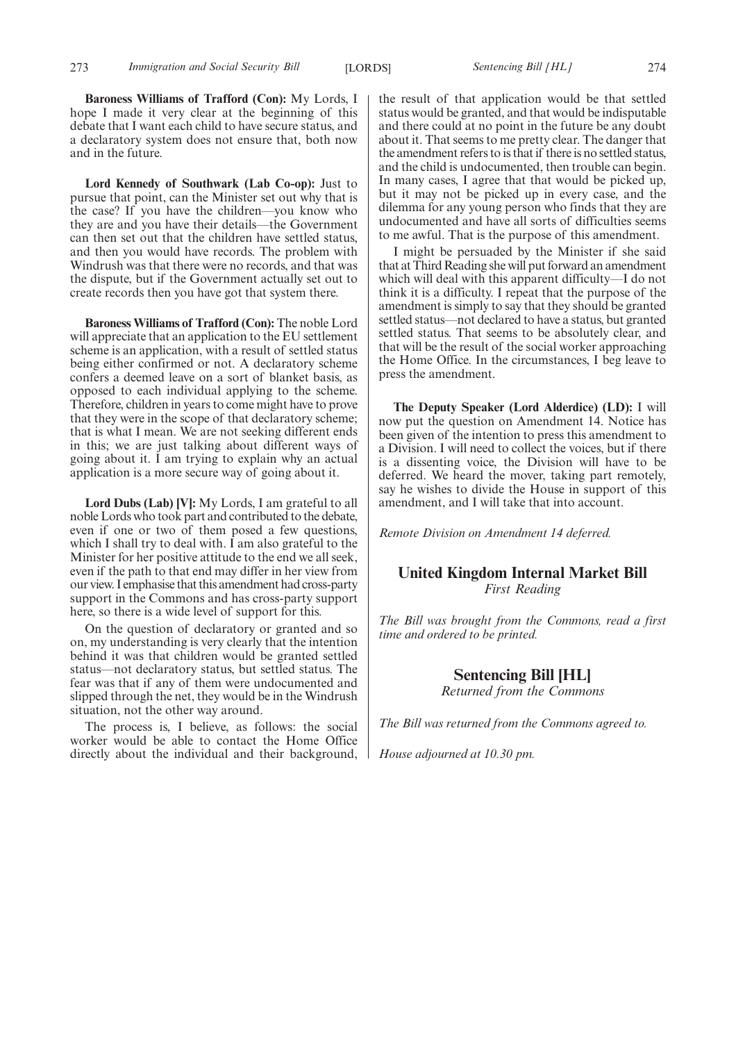**Baroness Williams of Trafford (Con):** My Lords, I hope I made it very clear at the beginning of this debate that I want each child to have secure status, and a declaratory system does not ensure that, both now and in the future.

**Lord Kennedy of Southwark (Lab Co-op):** Just to pursue that point, can the Minister set out why that is the case? If you have the children—you know who they are and you have their details—the Government can then set out that the children have settled status, and then you would have records. The problem with Windrush was that there were no records, and that was the dispute, but if the Government actually set out to create records then you have got that system there.

**Baroness Williams of Trafford (Con):** The noble Lord will appreciate that an application to the EU settlement scheme is an application, with a result of settled status being either confirmed or not. A declaratory scheme confers a deemed leave on a sort of blanket basis, as opposed to each individual applying to the scheme. Therefore, children in years to come might have to prove that they were in the scope of that declaratory scheme; that is what I mean. We are not seeking different ends in this; we are just talking about different ways of going about it. I am trying to explain why an actual application is a more secure way of going about it.

**Lord Dubs (Lab) [V]:** My Lords, I am grateful to all noble Lords who took part and contributed to the debate, even if one or two of them posed a few questions, which I shall try to deal with. I am also grateful to the Minister for her positive attitude to the end we all seek, even if the path to that end may differ in her view from our view. I emphasise that this amendment had cross-party support in the Commons and has cross-party support here, so there is a wide level of support for this.

On the question of declaratory or granted and so on, my understanding is very clearly that the intention behind it was that children would be granted settled status—not declaratory status, but settled status. The fear was that if any of them were undocumented and slipped through the net, they would be in the Windrush situation, not the other way around.

The process is, I believe, as follows: the social worker would be able to contact the Home Office directly about the individual and their background, the result of that application would be that settled status would be granted, and that would be indisputable and there could at no point in the future be any doubt about it. That seems to me pretty clear. The danger that the amendment refers to is that if there is no settled status, and the child is undocumented, then trouble can begin. In many cases, I agree that that would be picked up, but it may not be picked up in every case, and the dilemma for any young person who finds that they are undocumented and have all sorts of difficulties seems to me awful. That is the purpose of this amendment.

I might be persuaded by the Minister if she said that at Third Reading she will put forward an amendment which will deal with this apparent difficulty—I do not think it is a difficulty. I repeat that the purpose of the amendment is simply to say that they should be granted settled status—not declared to have a status, but granted settled status. That seems to be absolutely clear, and that will be the result of the social worker approaching the Home Office. In the circumstances, I beg leave to press the amendment.

**The Deputy Speaker (Lord Alderdice) (LD):** I will now put the question on Amendment 14. Notice has been given of the intention to press this amendment to a Division. I will need to collect the voices, but if there is a dissenting voice, the Division will have to be deferred. We heard the mover, taking part remotely, say he wishes to divide the House in support of this amendment, and I will take that into account.

*Remote Division on Amendment 14 deferred.*

## United Kingdom Internal Market Bill

*First Reading*

*The Bill was brought from the Commons, read a first time and ordered to be printed.*

## Sentencing Bill [HL]

*Returned from the Commons*

*The Bill was returned from the Commons agreed to.*

*House adjourned at 10.30 pm.*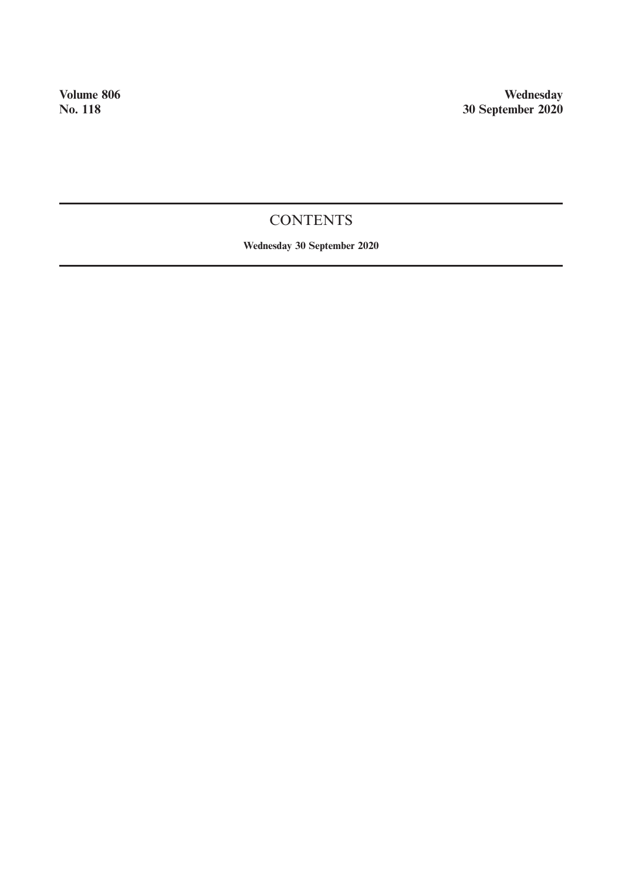Volume 806
No. 118

Wednesday
30 September 2020

## CONTENTS

**Wednesday 30 September 2020**